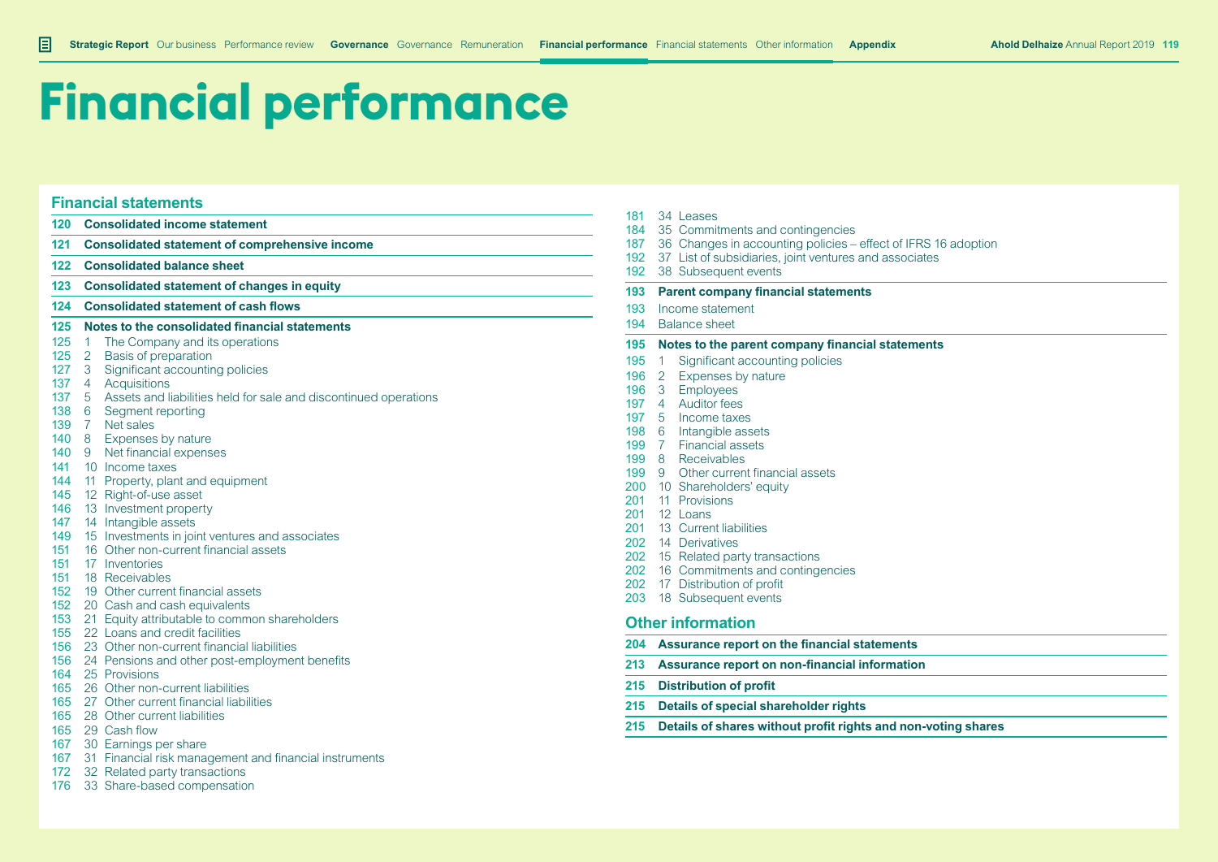# Financial performance

## Financial statements

| | |
|---|---|
| **120** | **Consolidated income statement** |
| **121** | **Consolidated statement of comprehensive income** |
| **122** | **Consolidated balance sheet** |
| **123** | **Consolidated statement of changes in equity** |
| **124** | **Consolidated statement of cash flows** |

**125 Notes to the consolidated financial statements**

125 1 The Company and its operations
125 2 Basis of preparation
127 3 Significant accounting policies
137 4 Acquisitions
137 5 Assets and liabilities held for sale and discontinued operations
138 6 Segment reporting
139 7 Net sales
140 8 Expenses by nature
140 9 Net financial expenses
141 10 Income taxes
144 11 Property, plant and equipment
145 12 Right-of-use asset
146 13 Investment property
147 14 Intangible assets
149 15 Investments in joint ventures and associates
151 16 Other non-current financial assets
151 17 Inventories
151 18 Receivables
152 19 Other current financial assets
152 20 Cash and cash equivalents
153 21 Equity attributable to common shareholders
155 22 Loans and credit facilities
156 23 Other non-current financial liabilities
156 24 Pensions and other post-employment benefits
164 25 Provisions
165 26 Other non-current liabilities
165 27 Other current financial liabilities
165 28 Other current liabilities
165 29 Cash flow
167 30 Earnings per share
167 31 Financial risk management and financial instruments
172 32 Related party transactions
176 33 Share-based compensation
181 34 Leases
184 35 Commitments and contingencies
187 36 Changes in accounting policies – effect of IFRS 16 adoption
192 37 List of subsidiaries, joint ventures and associates
192 38 Subsequent events

**193 Parent company financial statements**

193 Income statement
194 Balance sheet

**195 Notes to the parent company financial statements**

195 1 Significant accounting policies
196 2 Expenses by nature
196 3 Employees
197 4 Auditor fees
197 5 Income taxes
198 6 Intangible assets
199 7 Financial assets
199 8 Receivables
199 9 Other current financial assets
200 10 Shareholders' equity
201 11 Provisions
201 12 Loans
201 13 Current liabilities
202 14 Derivatives
202 15 Related party transactions
202 16 Commitments and contingencies
202 17 Distribution of profit
203 18 Subsequent events

## Other information

| | |
|---|---|
| **204** | **Assurance report on the financial statements** |
| **213** | **Assurance report on non-financial information** |
| **215** | **Distribution of profit** |
| **215** | **Details of special shareholder rights** |
| **215** | **Details of shares without profit rights and non-voting shares** |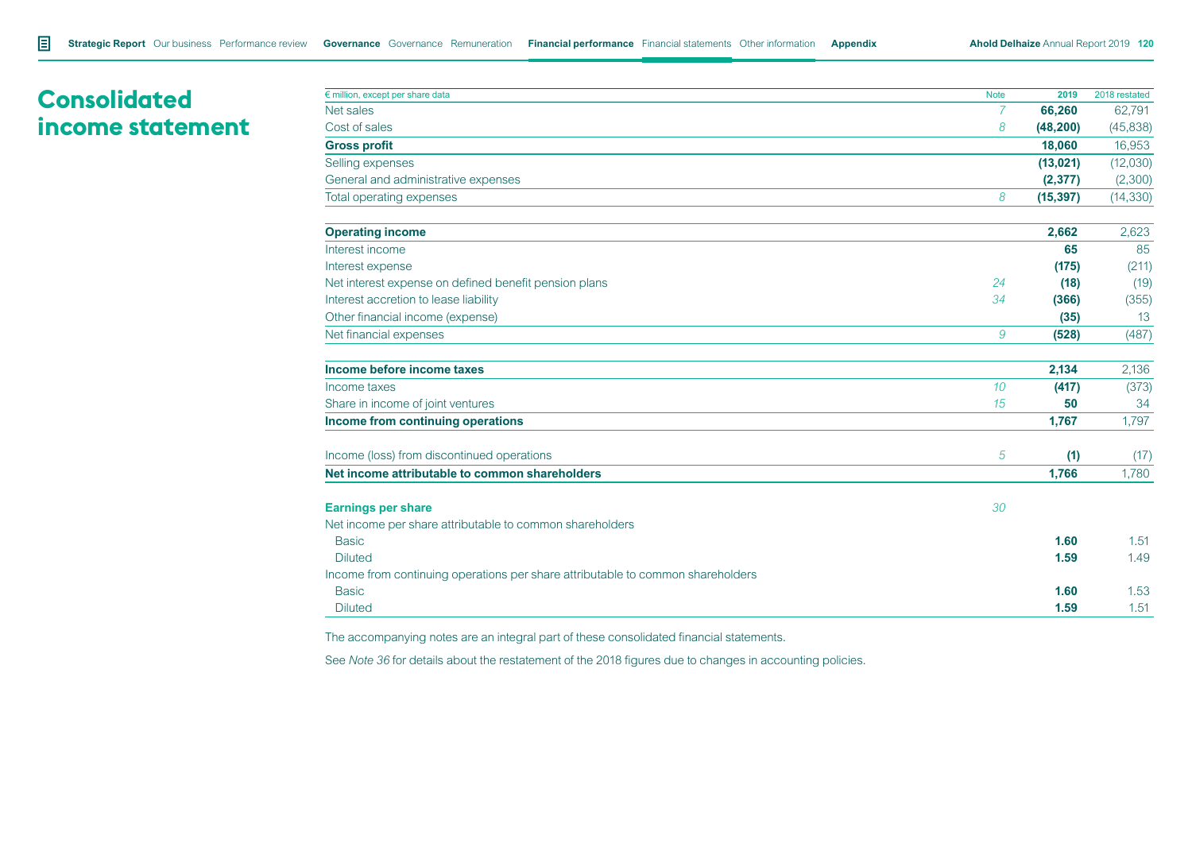# Consolidated income statement

| € million, except per share data | Note | 2019 | 2018 restated |
|---|---|---|---|
| Net sales | *7* | **66,260** | 62,791 |
| Cost of sales | *8* | **(48,200)** | (45,838) |
| **Gross profit** | | **18,060** | 16,953 |
| Selling expenses | | **(13,021)** | (12,030) |
| General and administrative expenses | | **(2,377)** | (2,300) |
| Total operating expenses | *8* | **(15,397)** | (14,330) |
| | | | |
| **Operating income** | | **2,662** | 2,623 |
| Interest income | | **65** | 85 |
| Interest expense | | **(175)** | (211) |
| Net interest expense on defined benefit pension plans | *24* | **(18)** | (19) |
| Interest accretion to lease liability | *34* | **(366)** | (355) |
| Other financial income (expense) | | **(35)** | 13 |
| Net financial expenses | *9* | **(528)** | (487) |
| | | | |
| **Income before income taxes** | | **2,134** | 2,136 |
| Income taxes | *10* | **(417)** | (373) |
| Share in income of joint ventures | *15* | **50** | 34 |
| **Income from continuing operations** | | **1,767** | 1,797 |
| | | | |
| Income (loss) from discontinued operations | *5* | **(1)** | (17) |
| **Net income attributable to common shareholders** | | **1,766** | 1,780 |
| | | | |
| **Earnings per share** | *30* | | |
| Net income per share attributable to common shareholders | | | |
| Basic | | **1.60** | 1.51 |
| Diluted | | **1.59** | 1.49 |
| Income from continuing operations per share attributable to common shareholders | | | |
| Basic | | **1.60** | 1.53 |
| Diluted | | **1.59** | 1.51 |

The accompanying notes are an integral part of these consolidated financial statements.

See *Note 36* for details about the restatement of the 2018 figures due to changes in accounting policies.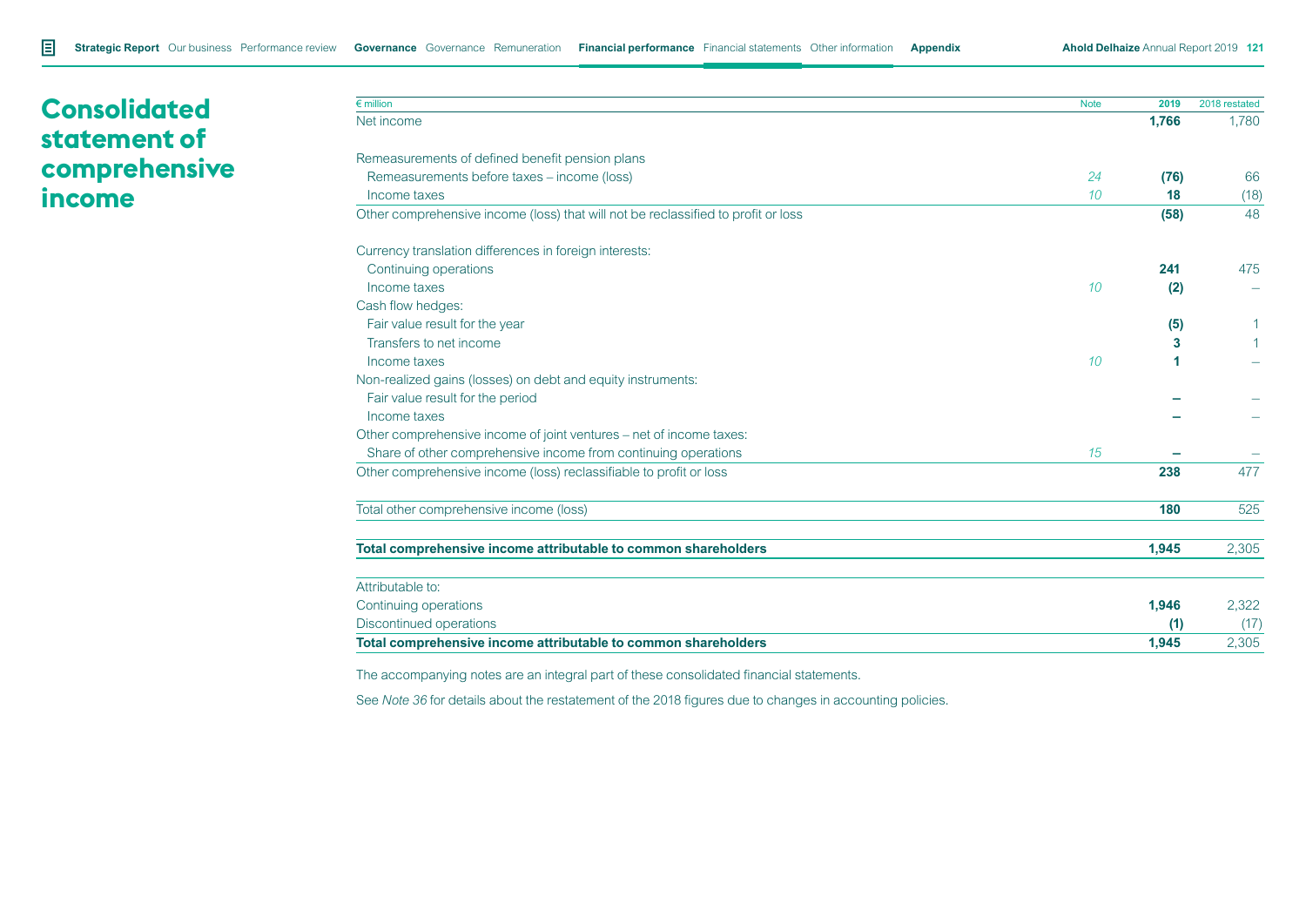# Consolidated statement of comprehensive income

| € million | Note | 2019 | 2018 restated |
|---|---|---|---|
| Net income | | **1,766** | 1,780 |
| | | | |
| Remeasurements of defined benefit pension plans | | | |
| Remeasurements before taxes – income (loss) | *24* | **(76)** | 66 |
| Income taxes | *10* | **18** | (18) |
| Other comprehensive income (loss) that will not be reclassified to profit or loss | | **(58)** | 48 |
| | | | |
| Currency translation differences in foreign interests: | | | |
| Continuing operations | | **241** | 475 |
| Income taxes | *10* | **(2)** | – |
| Cash flow hedges: | | | |
| Fair value result for the year | | **(5)** | 1 |
| Transfers to net income | | **3** | 1 |
| Income taxes | *10* | **1** | – |
| Non-realized gains (losses) on debt and equity instruments: | | | |
| Fair value result for the period | | **–** | – |
| Income taxes | | **–** | – |
| Other comprehensive income of joint ventures – net of income taxes: | | | |
| Share of other comprehensive income from continuing operations | *15* | **–** | – |
| Other comprehensive income (loss) reclassifiable to profit or loss | | **238** | 477 |
| | | | |
| Total other comprehensive income (loss) | | **180** | 525 |
| | | | |
| **Total comprehensive income attributable to common shareholders** | | **1,945** | 2,305 |
| | | | |
| Attributable to: | | | |
| Continuing operations | | **1,946** | 2,322 |
| Discontinued operations | | **(1)** | (17) |
| **Total comprehensive income attributable to common shareholders** | | **1,945** | 2,305 |

The accompanying notes are an integral part of these consolidated financial statements.

See *Note 36* for details about the restatement of the 2018 figures due to changes in accounting policies.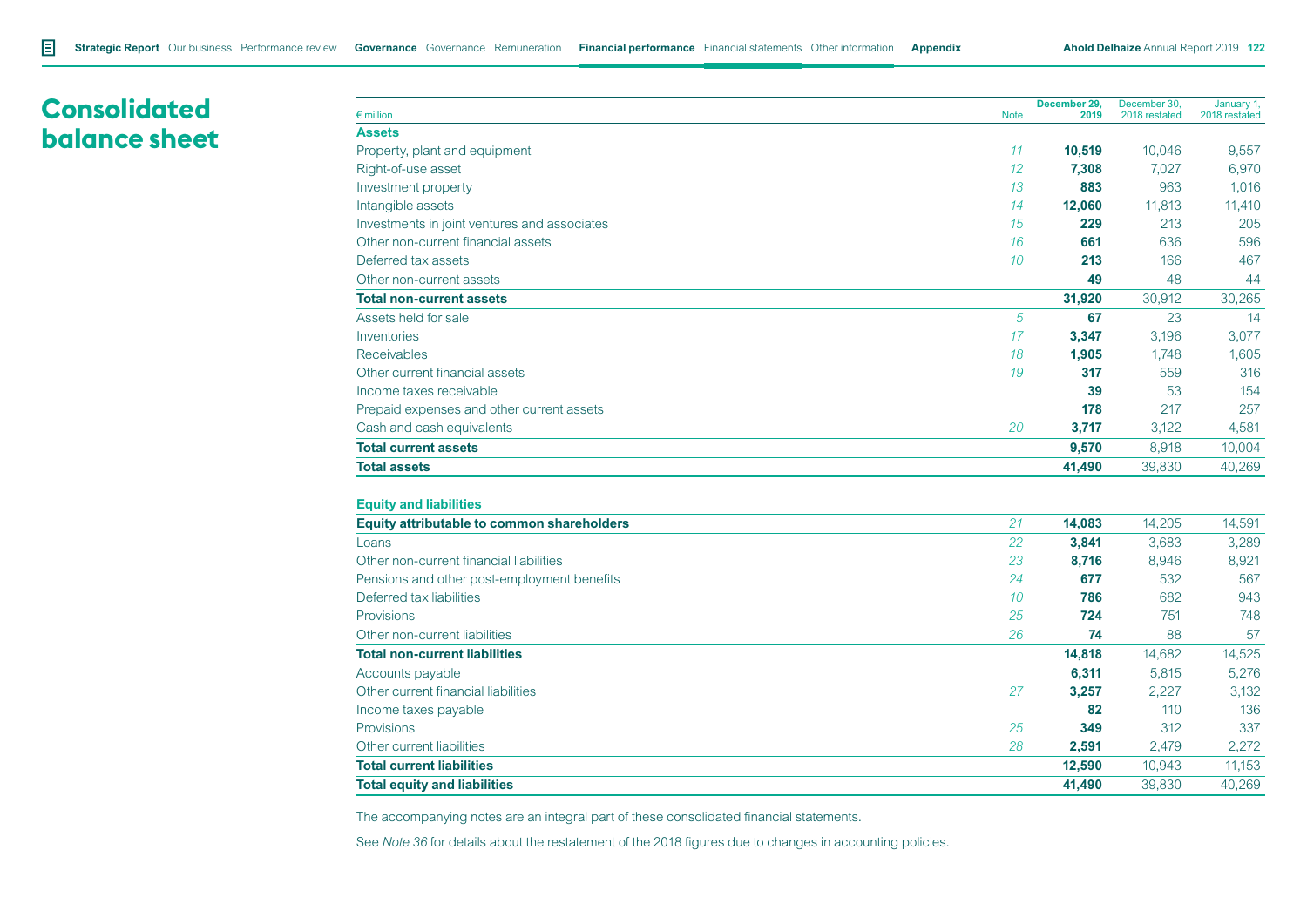# Consolidated balance sheet

| € million | Note | December 29, 2019 | December 30, 2018 restated | January 1, 2018 restated |
|---|---|---|---|---|
| **Assets** | | | | |
| Property, plant and equipment | 11 | **10,519** | 10,046 | 9,557 |
| Right-of-use asset | 12 | **7,308** | 7,027 | 6,970 |
| Investment property | 13 | **883** | 963 | 1,016 |
| Intangible assets | 14 | **12,060** | 11,813 | 11,410 |
| Investments in joint ventures and associates | 15 | **229** | 213 | 205 |
| Other non-current financial assets | 16 | **661** | 636 | 596 |
| Deferred tax assets | 10 | **213** | 166 | 467 |
| Other non-current assets | | **49** | 48 | 44 |
| **Total non-current assets** | | **31,920** | 30,912 | 30,265 |
| Assets held for sale | 5 | **67** | 23 | 14 |
| Inventories | 17 | **3,347** | 3,196 | 3,077 |
| Receivables | 18 | **1,905** | 1,748 | 1,605 |
| Other current financial assets | 19 | **317** | 559 | 316 |
| Income taxes receivable | | **39** | 53 | 154 |
| Prepaid expenses and other current assets | | **178** | 217 | 257 |
| Cash and cash equivalents | 20 | **3,717** | 3,122 | 4,581 |
| **Total current assets** | | **9,570** | 8,918 | 10,004 |
| **Total assets** | | **41,490** | 39,830 | 40,269 |
| | | | | |
| **Equity and liabilities** | | | | |
| **Equity attributable to common shareholders** | 21 | **14,083** | 14,205 | 14,591 |
| Loans | 22 | **3,841** | 3,683 | 3,289 |
| Other non-current financial liabilities | 23 | **8,716** | 8,946 | 8,921 |
| Pensions and other post-employment benefits | 24 | **677** | 532 | 567 |
| Deferred tax liabilities | 10 | **786** | 682 | 943 |
| Provisions | 25 | **724** | 751 | 748 |
| Other non-current liabilities | 26 | **74** | 88 | 57 |
| **Total non-current liabilities** | | **14,818** | 14,682 | 14,525 |
| Accounts payable | | **6,311** | 5,815 | 5,276 |
| Other current financial liabilities | 27 | **3,257** | 2,227 | 3,132 |
| Income taxes payable | | **82** | 110 | 136 |
| Provisions | 25 | **349** | 312 | 337 |
| Other current liabilities | 28 | **2,591** | 2,479 | 2,272 |
| **Total current liabilities** | | **12,590** | 10,943 | 11,153 |
| **Total equity and liabilities** | | **41,490** | 39,830 | 40,269 |

The accompanying notes are an integral part of these consolidated financial statements.

See *Note 36* for details about the restatement of the 2018 figures due to changes in accounting policies.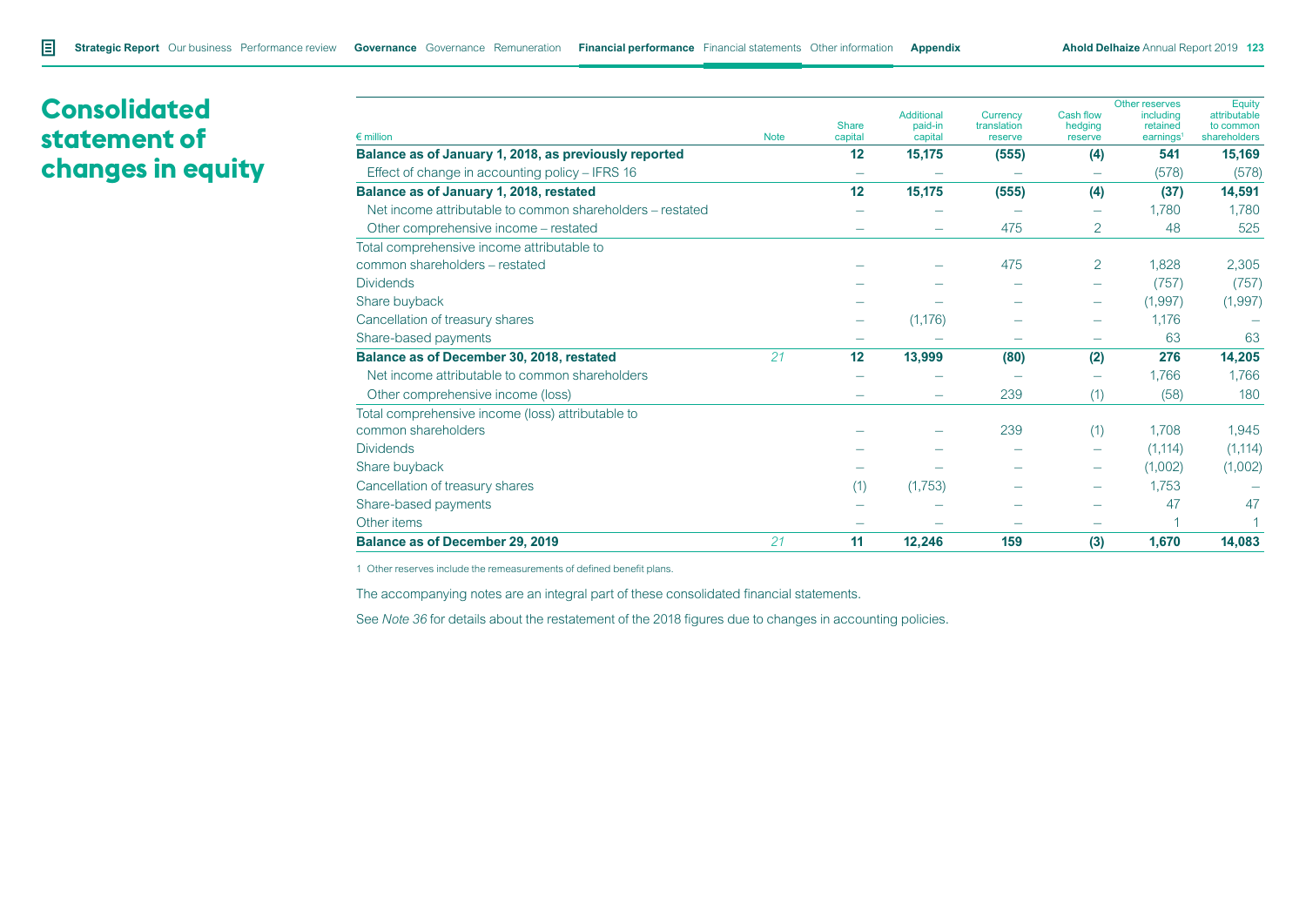# Consolidated statement of changes in equity

| € million | Note | Share capital | Additional paid-in capital | Currency translation reserve | Cash flow hedging reserve | Other reserves including retained earnings[1] | Equity attributable to common shareholders |
|---|---|---|---|---|---|---|---|
| **Balance as of January 1, 2018, as previously reported** | | **12** | **15,175** | **(555)** | **(4)** | **541** | **15,169** |
| Effect of change in accounting policy – IFRS 16 | | – | – | – | – | (578) | (578) |
| **Balance as of January 1, 2018, restated** | | **12** | **15,175** | **(555)** | **(4)** | **(37)** | **14,591** |
| Net income attributable to common shareholders – restated | | – | – | – | – | 1,780 | 1,780 |
| Other comprehensive income – restated | | – | – | 475 | 2 | 48 | 525 |
| Total comprehensive income attributable to common shareholders – restated | | – | – | 475 | 2 | 1,828 | 2,305 |
| Dividends | | – | – | – | – | (757) | (757) |
| Share buyback | | – | – | – | – | (1,997) | (1,997) |
| Cancellation of treasury shares | | – | (1,176) | – | – | 1,176 | – |
| Share-based payments | | – | – | – | – | 63 | 63 |
| **Balance as of December 30, 2018, restated** | *21* | **12** | **13,999** | **(80)** | **(2)** | **276** | **14,205** |
| Net income attributable to common shareholders | | – | – | – | – | 1,766 | 1,766 |
| Other comprehensive income (loss) | | – | – | 239 | (1) | (58) | 180 |
| Total comprehensive income (loss) attributable to common shareholders | | – | – | 239 | (1) | 1,708 | 1,945 |
| Dividends | | – | – | – | – | (1,114) | (1,114) |
| Share buyback | | – | – | – | – | (1,002) | (1,002) |
| Cancellation of treasury shares | | (1) | (1,753) | – | – | 1,753 | – |
| Share-based payments | | – | – | – | – | 47 | 47 |
| Other items | | – | – | – | – | 1 | 1 |
| **Balance as of December 29, 2019** | *21* | **11** | **12,246** | **159** | **(3)** | **1,670** | **14,083** |

1 Other reserves include the remeasurements of defined benefit plans.

The accompanying notes are an integral part of these consolidated financial statements.

See *Note 36* for details about the restatement of the 2018 figures due to changes in accounting policies.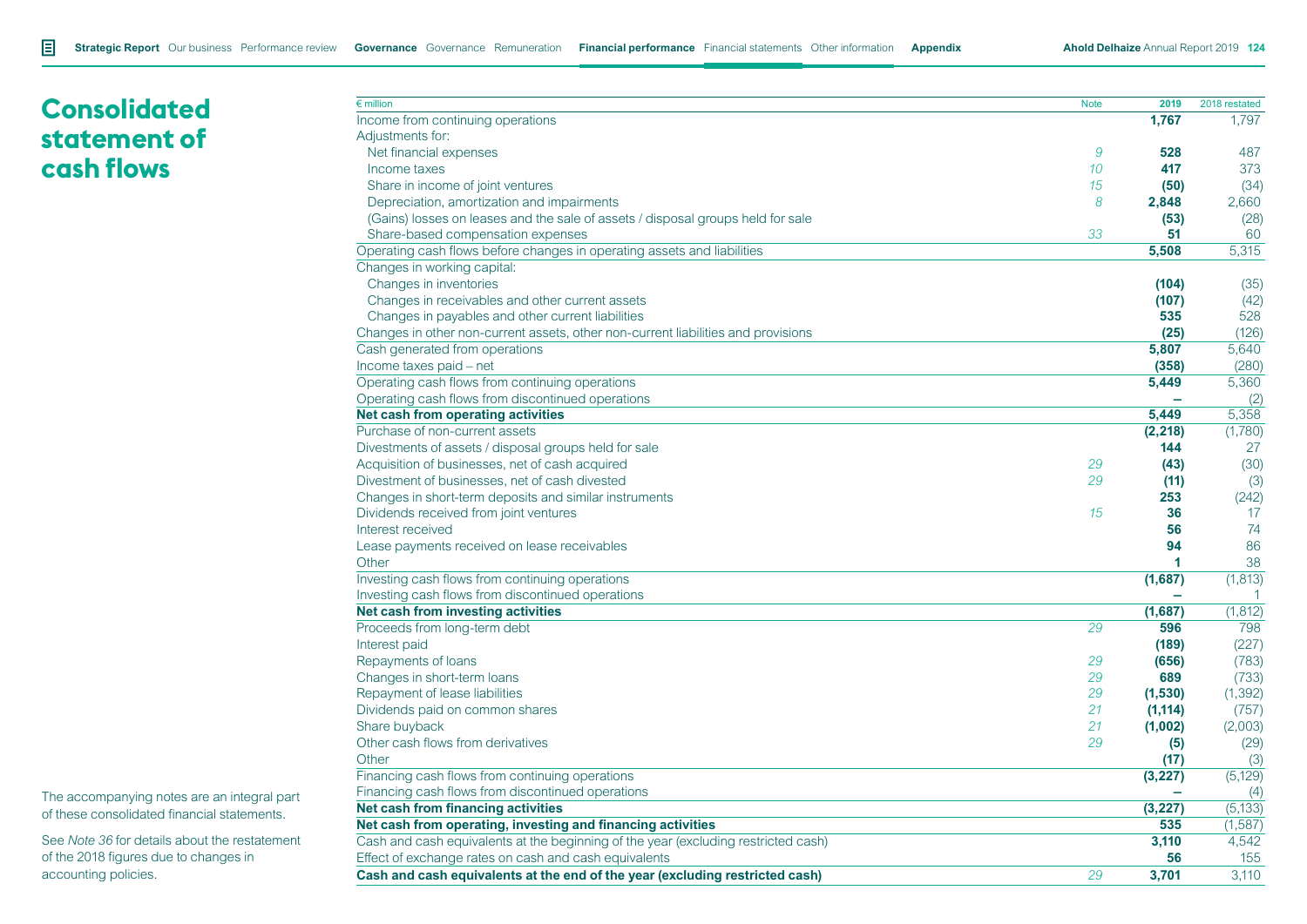# Consolidated statement of cash flows

| € million | Note | 2019 | 2018 restated |
|---|---|---|---|
| Income from continuing operations | | **1,767** | 1,797 |
| Adjustments for: | | | |
| Net financial expenses | *9* | **528** | 487 |
| Income taxes | *10* | **417** | 373 |
| Share in income of joint ventures | *15* | **(50)** | (34) |
| Depreciation, amortization and impairments | *8* | **2,848** | 2,660 |
| (Gains) losses on leases and the sale of assets / disposal groups held for sale | | **(53)** | (28) |
| Share-based compensation expenses | *33* | **51** | 60 |
| Operating cash flows before changes in operating assets and liabilities | | **5,508** | 5,315 |
| Changes in working capital: | | | |
| Changes in inventories | | **(104)** | (35) |
| Changes in receivables and other current assets | | **(107)** | (42) |
| Changes in payables and other current liabilities | | **535** | 528 |
| Changes in other non-current assets, other non-current liabilities and provisions | | **(25)** | (126) |
| Cash generated from operations | | **5,807** | 5,640 |
| Income taxes paid – net | | **(358)** | (280) |
| Operating cash flows from continuing operations | | **5,449** | 5,360 |
| Operating cash flows from discontinued operations | | **–** | (2) |
| **Net cash from operating activities** | | **5,449** | 5,358 |
| Purchase of non-current assets | | **(2,218)** | (1,780) |
| Divestments of assets / disposal groups held for sale | | **144** | 27 |
| Acquisition of businesses, net of cash acquired | *29* | **(43)** | (30) |
| Divestment of businesses, net of cash divested | *29* | **(11)** | (3) |
| Changes in short-term deposits and similar instruments | | **253** | (242) |
| Dividends received from joint ventures | *15* | **36** | 17 |
| Interest received | | **56** | 74 |
| Lease payments received on lease receivables | | **94** | 86 |
| Other | | **1** | 38 |
| Investing cash flows from continuing operations | | **(1,687)** | (1,813) |
| Investing cash flows from discontinued operations | | **–** | 1 |
| **Net cash from investing activities** | | **(1,687)** | (1,812) |
| Proceeds from long-term debt | *29* | **596** | 798 |
| Interest paid | | **(189)** | (227) |
| Repayments of loans | *29* | **(656)** | (783) |
| Changes in short-term loans | *29* | **689** | (733) |
| Repayment of lease liabilities | *29* | **(1,530)** | (1,392) |
| Dividends paid on common shares | *21* | **(1,114)** | (757) |
| Share buyback | *21* | **(1,002)** | (2,003) |
| Other cash flows from derivatives | *29* | **(5)** | (29) |
| Other | | **(17)** | (3) |
| Financing cash flows from continuing operations | | **(3,227)** | (5,129) |
| Financing cash flows from discontinued operations | | **–** | (4) |
| **Net cash from financing activities** | | **(3,227)** | (5,133) |
| **Net cash from operating, investing and financing activities** | | **535** | (1,587) |
| Cash and cash equivalents at the beginning of the year (excluding restricted cash) | | **3,110** | 4,542 |
| Effect of exchange rates on cash and cash equivalents | | **56** | 155 |
| **Cash and cash equivalents at the end of the year (excluding restricted cash)** | *29* | **3,701** | 3,110 |

The accompanying notes are an integral part of these consolidated financial statements.

See *Note 36* for details about the restatement of the 2018 figures due to changes in accounting policies.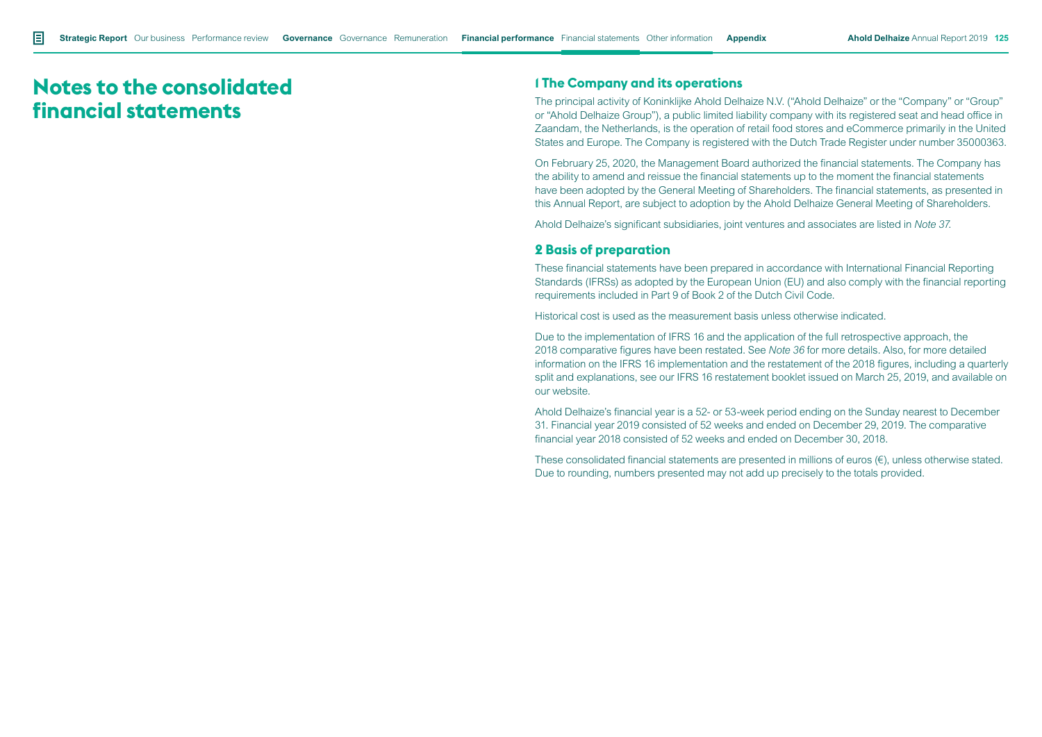# Notes to the consolidated financial statements

## 1 The Company and its operations

The principal activity of Koninklijke Ahold Delhaize N.V. ("Ahold Delhaize" or the "Company" or "Group" or "Ahold Delhaize Group"), a public limited liability company with its registered seat and head office in Zaandam, the Netherlands, is the operation of retail food stores and eCommerce primarily in the United States and Europe. The Company is registered with the Dutch Trade Register under number 35000363.

On February 25, 2020, the Management Board authorized the financial statements. The Company has the ability to amend and reissue the financial statements up to the moment the financial statements have been adopted by the General Meeting of Shareholders. The financial statements, as presented in this Annual Report, are subject to adoption by the Ahold Delhaize General Meeting of Shareholders.

Ahold Delhaize's significant subsidiaries, joint ventures and associates are listed in *Note 37*.

## 2 Basis of preparation

These financial statements have been prepared in accordance with International Financial Reporting Standards (IFRSs) as adopted by the European Union (EU) and also comply with the financial reporting requirements included in Part 9 of Book 2 of the Dutch Civil Code.

Historical cost is used as the measurement basis unless otherwise indicated.

Due to the implementation of IFRS 16 and the application of the full retrospective approach, the 2018 comparative figures have been restated. See *Note 36* for more details. Also, for more detailed information on the IFRS 16 implementation and the restatement of the 2018 figures, including a quarterly split and explanations, see our IFRS 16 restatement booklet issued on March 25, 2019, and available on our website.

Ahold Delhaize's financial year is a 52- or 53-week period ending on the Sunday nearest to December 31. Financial year 2019 consisted of 52 weeks and ended on December 29, 2019. The comparative financial year 2018 consisted of 52 weeks and ended on December 30, 2018.

These consolidated financial statements are presented in millions of euros (€), unless otherwise stated. Due to rounding, numbers presented may not add up precisely to the totals provided.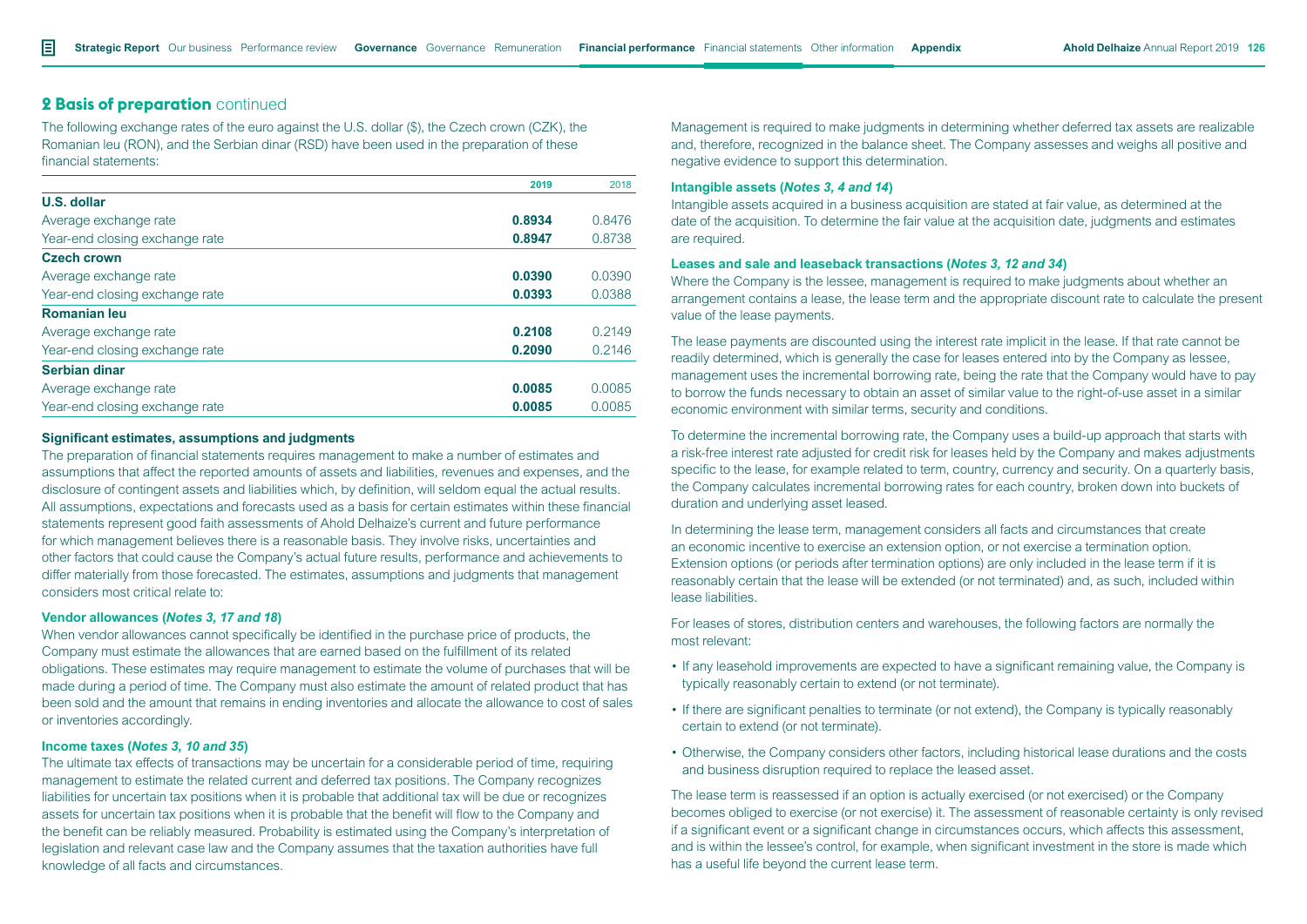## 2 Basis of preparation continued

The following exchange rates of the euro against the U.S. dollar ($), the Czech crown (CZK), the Romanian leu (RON), and the Serbian dinar (RSD) have been used in the preparation of these financial statements:

| | 2019 | 2018 |
|---|---|---|
| **U.S. dollar** | | |
| Average exchange rate | **0.8934** | 0.8476 |
| Year-end closing exchange rate | **0.8947** | 0.8738 |
| **Czech crown** | | |
| Average exchange rate | **0.0390** | 0.0390 |
| Year-end closing exchange rate | **0.0393** | 0.0388 |
| **Romanian leu** | | |
| Average exchange rate | **0.2108** | 0.2149 |
| Year-end closing exchange rate | **0.2090** | 0.2146 |
| **Serbian dinar** | | |
| Average exchange rate | **0.0085** | 0.0085 |
| Year-end closing exchange rate | **0.0085** | 0.0085 |

**Significant estimates, assumptions and judgments**

The preparation of financial statements requires management to make a number of estimates and assumptions that affect the reported amounts of assets and liabilities, revenues and expenses, and the disclosure of contingent assets and liabilities which, by definition, will seldom equal the actual results. All assumptions, expectations and forecasts used as a basis for certain estimates within these financial statements represent good faith assessments of Ahold Delhaize's current and future performance for which management believes there is a reasonable basis. They involve risks, uncertainties and other factors that could cause the Company's actual future results, performance and achievements to differ materially from those forecasted. The estimates, assumptions and judgments that management considers most critical relate to:

**Vendor allowances (*Notes 3, 17 and 18*)**

When vendor allowances cannot specifically be identified in the purchase price of products, the Company must estimate the allowances that are earned based on the fulfillment of its related obligations. These estimates may require management to estimate the volume of purchases that will be made during a period of time. The Company must also estimate the amount of related product that has been sold and the amount that remains in ending inventories and allocate the allowance to cost of sales or inventories accordingly.

**Income taxes (*Notes 3, 10 and 35*)**

The ultimate tax effects of transactions may be uncertain for a considerable period of time, requiring management to estimate the related current and deferred tax positions. The Company recognizes liabilities for uncertain tax positions when it is probable that additional tax will be due or recognizes assets for uncertain tax positions when it is probable that the benefit will flow to the Company and the benefit can be reliably measured. Probability is estimated using the Company's interpretation of legislation and relevant case law and the Company assumes that the taxation authorities have full knowledge of all facts and circumstances.

Management is required to make judgments in determining whether deferred tax assets are realizable and, therefore, recognized in the balance sheet. The Company assesses and weighs all positive and negative evidence to support this determination.

**Intangible assets (*Notes 3, 4 and 14*)**

Intangible assets acquired in a business acquisition are stated at fair value, as determined at the date of the acquisition. To determine the fair value at the acquisition date, judgments and estimates are required.

**Leases and sale and leaseback transactions (*Notes 3, 12 and 34*)**

Where the Company is the lessee, management is required to make judgments about whether an arrangement contains a lease, the lease term and the appropriate discount rate to calculate the present value of the lease payments.

The lease payments are discounted using the interest rate implicit in the lease. If that rate cannot be readily determined, which is generally the case for leases entered into by the Company as lessee, management uses the incremental borrowing rate, being the rate that the Company would have to pay to borrow the funds necessary to obtain an asset of similar value to the right-of-use asset in a similar economic environment with similar terms, security and conditions.

To determine the incremental borrowing rate, the Company uses a build-up approach that starts with a risk-free interest rate adjusted for credit risk for leases held by the Company and makes adjustments specific to the lease, for example related to term, country, currency and security. On a quarterly basis, the Company calculates incremental borrowing rates for each country, broken down into buckets of duration and underlying asset leased.

In determining the lease term, management considers all facts and circumstances that create an economic incentive to exercise an extension option, or not exercise a termination option. Extension options (or periods after termination options) are only included in the lease term if it is reasonably certain that the lease will be extended (or not terminated) and, as such, included within lease liabilities.

For leases of stores, distribution centers and warehouses, the following factors are normally the most relevant:

- If any leasehold improvements are expected to have a significant remaining value, the Company is typically reasonably certain to extend (or not terminate).
- If there are significant penalties to terminate (or not extend), the Company is typically reasonably certain to extend (or not terminate).
- Otherwise, the Company considers other factors, including historical lease durations and the costs and business disruption required to replace the leased asset.

The lease term is reassessed if an option is actually exercised (or not exercised) or the Company becomes obliged to exercise (or not exercise) it. The assessment of reasonable certainty is only revised if a significant event or a significant change in circumstances occurs, which affects this assessment, and is within the lessee's control, for example, when significant investment in the store is made which has a useful life beyond the current lease term.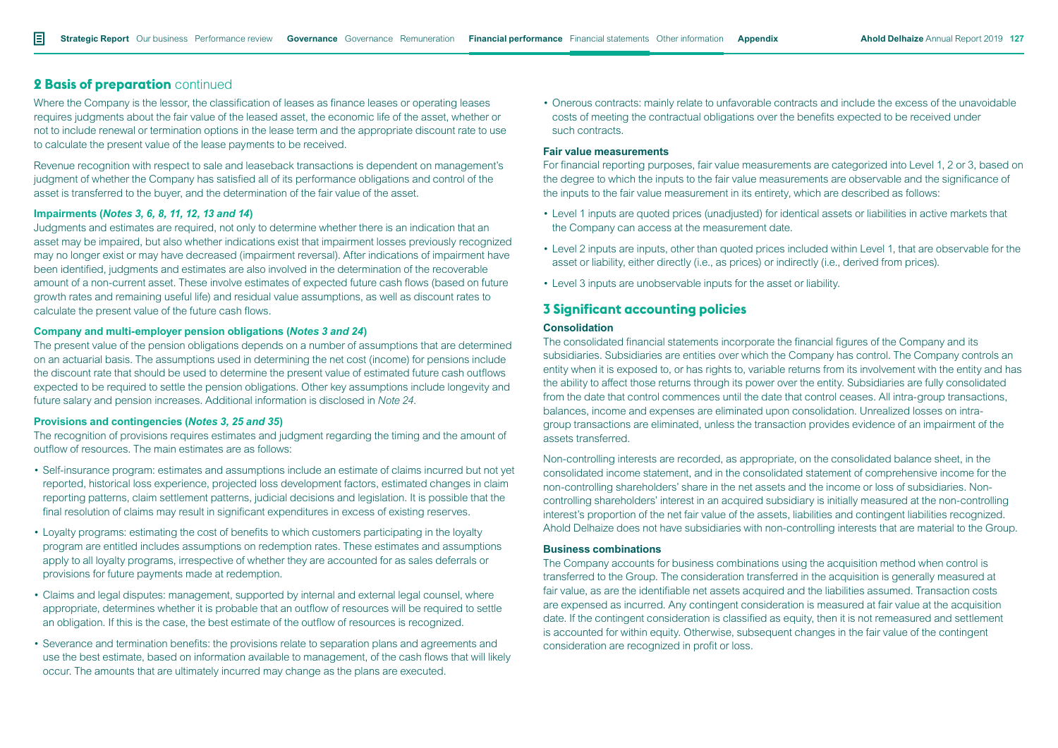## 2 Basis of preparation continued

Where the Company is the lessor, the classification of leases as finance leases or operating leases requires judgments about the fair value of the leased asset, the economic life of the asset, whether or not to include renewal or termination options in the lease term and the appropriate discount rate to use to calculate the present value of the lease payments to be received.

Revenue recognition with respect to sale and leaseback transactions is dependent on management's judgment of whether the Company has satisfied all of its performance obligations and control of the asset is transferred to the buyer, and the determination of the fair value of the asset.

#### Impairments (*Notes 3, 6, 8, 11, 12, 13 and 14*)

Judgments and estimates are required, not only to determine whether there is an indication that an asset may be impaired, but also whether indications exist that impairment losses previously recognized may no longer exist or may have decreased (impairment reversal). After indications of impairment have been identified, judgments and estimates are also involved in the determination of the recoverable amount of a non-current asset. These involve estimates of expected future cash flows (based on future growth rates and remaining useful life) and residual value assumptions, as well as discount rates to calculate the present value of the future cash flows.

#### Company and multi-employer pension obligations (*Notes 3 and 24*)

The present value of the pension obligations depends on a number of assumptions that are determined on an actuarial basis. The assumptions used in determining the net cost (income) for pensions include the discount rate that should be used to determine the present value of estimated future cash outflows expected to be required to settle the pension obligations. Other key assumptions include longevity and future salary and pension increases. Additional information is disclosed in *Note 24*.

#### Provisions and contingencies (*Notes 3, 25 and 35*)

The recognition of provisions requires estimates and judgment regarding the timing and the amount of outflow of resources. The main estimates are as follows:

- Self-insurance program: estimates and assumptions include an estimate of claims incurred but not yet reported, historical loss experience, projected loss development factors, estimated changes in claim reporting patterns, claim settlement patterns, judicial decisions and legislation. It is possible that the final resolution of claims may result in significant expenditures in excess of existing reserves.
- Loyalty programs: estimating the cost of benefits to which customers participating in the loyalty program are entitled includes assumptions on redemption rates. These estimates and assumptions apply to all loyalty programs, irrespective of whether they are accounted for as sales deferrals or provisions for future payments made at redemption.
- Claims and legal disputes: management, supported by internal and external legal counsel, where appropriate, determines whether it is probable that an outflow of resources will be required to settle an obligation. If this is the case, the best estimate of the outflow of resources is recognized.
- Severance and termination benefits: the provisions relate to separation plans and agreements and use the best estimate, based on information available to management, of the cash flows that will likely occur. The amounts that are ultimately incurred may change as the plans are executed.
- Onerous contracts: mainly relate to unfavorable contracts and include the excess of the unavoidable costs of meeting the contractual obligations over the benefits expected to be received under such contracts.

#### Fair value measurements

For financial reporting purposes, fair value measurements are categorized into Level 1, 2 or 3, based on the degree to which the inputs to the fair value measurements are observable and the significance of the inputs to the fair value measurement in its entirety, which are described as follows:

- Level 1 inputs are quoted prices (unadjusted) for identical assets or liabilities in active markets that the Company can access at the measurement date.
- Level 2 inputs are inputs, other than quoted prices included within Level 1, that are observable for the asset or liability, either directly (i.e., as prices) or indirectly (i.e., derived from prices).
- Level 3 inputs are unobservable inputs for the asset or liability.

## 3 Significant accounting policies

#### Consolidation

The consolidated financial statements incorporate the financial figures of the Company and its subsidiaries. Subsidiaries are entities over which the Company has control. The Company controls an entity when it is exposed to, or has rights to, variable returns from its involvement with the entity and has the ability to affect those returns through its power over the entity. Subsidiaries are fully consolidated from the date that control commences until the date that control ceases. All intra-group transactions, balances, income and expenses are eliminated upon consolidation. Unrealized losses on intra-group transactions are eliminated, unless the transaction provides evidence of an impairment of the assets transferred.

Non-controlling interests are recorded, as appropriate, on the consolidated balance sheet, in the consolidated income statement, and in the consolidated statement of comprehensive income for the non-controlling shareholders' share in the net assets and the income or loss of subsidiaries. Non-controlling shareholders' interest in an acquired subsidiary is initially measured at the non-controlling interest's proportion of the net fair value of the assets, liabilities and contingent liabilities recognized. Ahold Delhaize does not have subsidiaries with non-controlling interests that are material to the Group.

#### Business combinations

The Company accounts for business combinations using the acquisition method when control is transferred to the Group. The consideration transferred in the acquisition is generally measured at fair value, as are the identifiable net assets acquired and the liabilities assumed. Transaction costs are expensed as incurred. Any contingent consideration is measured at fair value at the acquisition date. If the contingent consideration is classified as equity, then it is not remeasured and settlement is accounted for within equity. Otherwise, subsequent changes in the fair value of the contingent consideration are recognized in profit or loss.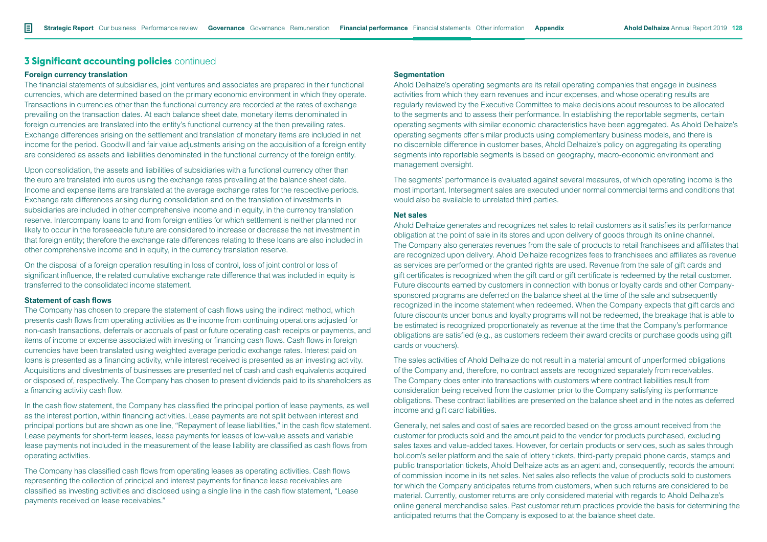## 3 Significant accounting policies continued

### Foreign currency translation

The financial statements of subsidiaries, joint ventures and associates are prepared in their functional currencies, which are determined based on the primary economic environment in which they operate. Transactions in currencies other than the functional currency are recorded at the rates of exchange prevailing on the transaction dates. At each balance sheet date, monetary items denominated in foreign currencies are translated into the entity's functional currency at the then prevailing rates. Exchange differences arising on the settlement and translation of monetary items are included in net income for the period. Goodwill and fair value adjustments arising on the acquisition of a foreign entity are considered as assets and liabilities denominated in the functional currency of the foreign entity.

Upon consolidation, the assets and liabilities of subsidiaries with a functional currency other than the euro are translated into euros using the exchange rates prevailing at the balance sheet date. Income and expense items are translated at the average exchange rates for the respective periods. Exchange rate differences arising during consolidation and on the translation of investments in subsidiaries are included in other comprehensive income and in equity, in the currency translation reserve. Intercompany loans to and from foreign entities for which settlement is neither planned nor likely to occur in the foreseeable future are considered to increase or decrease the net investment in that foreign entity; therefore the exchange rate differences relating to these loans are also included in other comprehensive income and in equity, in the currency translation reserve.

On the disposal of a foreign operation resulting in loss of control, loss of joint control or loss of significant influence, the related cumulative exchange rate difference that was included in equity is transferred to the consolidated income statement.

### Statement of cash flows

The Company has chosen to prepare the statement of cash flows using the indirect method, which presents cash flows from operating activities as the income from continuing operations adjusted for non-cash transactions, deferrals or accruals of past or future operating cash receipts or payments, and items of income or expense associated with investing or financing cash flows. Cash flows in foreign currencies have been translated using weighted average periodic exchange rates. Interest paid on loans is presented as a financing activity, while interest received is presented as an investing activity. Acquisitions and divestments of businesses are presented net of cash and cash equivalents acquired or disposed of, respectively. The Company has chosen to present dividends paid to its shareholders as a financing activity cash flow.

In the cash flow statement, the Company has classified the principal portion of lease payments, as well as the interest portion, within financing activities. Lease payments are not split between interest and principal portions but are shown as one line, "Repayment of lease liabilities," in the cash flow statement. Lease payments for short-term leases, lease payments for leases of low-value assets and variable lease payments not included in the measurement of the lease liability are classified as cash flows from operating activities.

The Company has classified cash flows from operating leases as operating activities. Cash flows representing the collection of principal and interest payments for finance lease receivables are classified as investing activities and disclosed using a single line in the cash flow statement, "Lease payments received on lease receivables."

### Segmentation

Ahold Delhaize's operating segments are its retail operating companies that engage in business activities from which they earn revenues and incur expenses, and whose operating results are regularly reviewed by the Executive Committee to make decisions about resources to be allocated to the segments and to assess their performance. In establishing the reportable segments, certain operating segments with similar economic characteristics have been aggregated. As Ahold Delhaize's operating segments offer similar products using complementary business models, and there is no discernible difference in customer bases, Ahold Delhaize's policy on aggregating its operating segments into reportable segments is based on geography, macro-economic environment and management oversight.

The segments' performance is evaluated against several measures, of which operating income is the most important. Intersegment sales are executed under normal commercial terms and conditions that would also be available to unrelated third parties.

### Net sales

Ahold Delhaize generates and recognizes net sales to retail customers as it satisfies its performance obligation at the point of sale in its stores and upon delivery of goods through its online channel. The Company also generates revenues from the sale of products to retail franchisees and affiliates that are recognized upon delivery. Ahold Delhaize recognizes fees to franchisees and affiliates as revenue as services are performed or the granted rights are used. Revenue from the sale of gift cards and gift certificates is recognized when the gift card or gift certificate is redeemed by the retail customer. Future discounts earned by customers in connection with bonus or loyalty cards and other Company-sponsored programs are deferred on the balance sheet at the time of the sale and subsequently recognized in the income statement when redeemed. When the Company expects that gift cards and future discounts under bonus and loyalty programs will not be redeemed, the breakage that is able to be estimated is recognized proportionately as revenue at the time that the Company's performance obligations are satisfied (e.g., as customers redeem their award credits or purchase goods using gift cards or vouchers).

The sales activities of Ahold Delhaize do not result in a material amount of unperformed obligations of the Company and, therefore, no contract assets are recognized separately from receivables. The Company does enter into transactions with customers where contract liabilities result from consideration being received from the customer prior to the Company satisfying its performance obligations. These contract liabilities are presented on the balance sheet and in the notes as deferred income and gift card liabilities.

Generally, net sales and cost of sales are recorded based on the gross amount received from the customer for products sold and the amount paid to the vendor for products purchased, excluding sales taxes and value-added taxes. However, for certain products or services, such as sales through bol.com's seller platform and the sale of lottery tickets, third-party prepaid phone cards, stamps and public transportation tickets, Ahold Delhaize acts as an agent and, consequently, records the amount of commission income in its net sales. Net sales also reflects the value of products sold to customers for which the Company anticipates returns from customers, when such returns are considered to be material. Currently, customer returns are only considered material with regards to Ahold Delhaize's online general merchandise sales. Past customer return practices provide the basis for determining the anticipated returns that the Company is exposed to at the balance sheet date.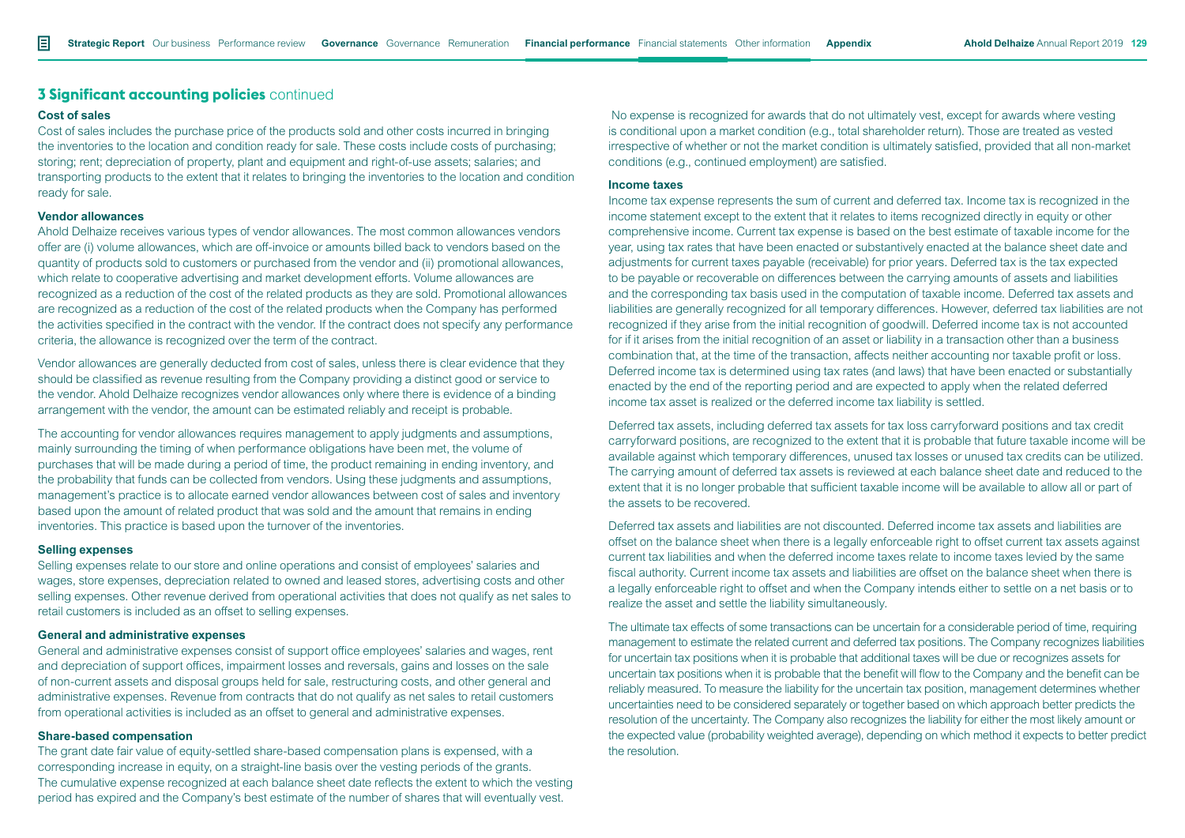## 3 Significant accounting policies continued

### Cost of sales

Cost of sales includes the purchase price of the products sold and other costs incurred in bringing the inventories to the location and condition ready for sale. These costs include costs of purchasing; storing; rent; depreciation of property, plant and equipment and right-of-use assets; salaries; and transporting products to the extent that it relates to bringing the inventories to the location and condition ready for sale.

### Vendor allowances

Ahold Delhaize receives various types of vendor allowances. The most common allowances vendors offer are (i) volume allowances, which are off-invoice or amounts billed back to vendors based on the quantity of products sold to customers or purchased from the vendor and (ii) promotional allowances, which relate to cooperative advertising and market development efforts. Volume allowances are recognized as a reduction of the cost of the related products as they are sold. Promotional allowances are recognized as a reduction of the cost of the related products when the Company has performed the activities specified in the contract with the vendor. If the contract does not specify any performance criteria, the allowance is recognized over the term of the contract.

Vendor allowances are generally deducted from cost of sales, unless there is clear evidence that they should be classified as revenue resulting from the Company providing a distinct good or service to the vendor. Ahold Delhaize recognizes vendor allowances only where there is evidence of a binding arrangement with the vendor, the amount can be estimated reliably and receipt is probable.

The accounting for vendor allowances requires management to apply judgments and assumptions, mainly surrounding the timing of when performance obligations have been met, the volume of purchases that will be made during a period of time, the product remaining in ending inventory, and the probability that funds can be collected from vendors. Using these judgments and assumptions, management's practice is to allocate earned vendor allowances between cost of sales and inventory based upon the amount of related product that was sold and the amount that remains in ending inventories. This practice is based upon the turnover of the inventories.

### Selling expenses

Selling expenses relate to our store and online operations and consist of employees' salaries and wages, store expenses, depreciation related to owned and leased stores, advertising costs and other selling expenses. Other revenue derived from operational activities that does not qualify as net sales to retail customers is included as an offset to selling expenses.

### General and administrative expenses

General and administrative expenses consist of support office employees' salaries and wages, rent and depreciation of support offices, impairment losses and reversals, gains and losses on the sale of non-current assets and disposal groups held for sale, restructuring costs, and other general and administrative expenses. Revenue from contracts that do not qualify as net sales to retail customers from operational activities is included as an offset to general and administrative expenses.

### Share-based compensation

The grant date fair value of equity-settled share-based compensation plans is expensed, with a corresponding increase in equity, on a straight-line basis over the vesting periods of the grants. The cumulative expense recognized at each balance sheet date reflects the extent to which the vesting period has expired and the Company's best estimate of the number of shares that will eventually vest.

No expense is recognized for awards that do not ultimately vest, except for awards where vesting is conditional upon a market condition (e.g., total shareholder return). Those are treated as vested irrespective of whether or not the market condition is ultimately satisfied, provided that all non-market conditions (e.g., continued employment) are satisfied.

### Income taxes

Income tax expense represents the sum of current and deferred tax. Income tax is recognized in the income statement except to the extent that it relates to items recognized directly in equity or other comprehensive income. Current tax expense is based on the best estimate of taxable income for the year, using tax rates that have been enacted or substantively enacted at the balance sheet date and adjustments for current taxes payable (receivable) for prior years. Deferred tax is the tax expected to be payable or recoverable on differences between the carrying amounts of assets and liabilities and the corresponding tax basis used in the computation of taxable income. Deferred tax assets and liabilities are generally recognized for all temporary differences. However, deferred tax liabilities are not recognized if they arise from the initial recognition of goodwill. Deferred income tax is not accounted for if it arises from the initial recognition of an asset or liability in a transaction other than a business combination that, at the time of the transaction, affects neither accounting nor taxable profit or loss. Deferred income tax is determined using tax rates (and laws) that have been enacted or substantially enacted by the end of the reporting period and are expected to apply when the related deferred income tax asset is realized or the deferred income tax liability is settled.

Deferred tax assets, including deferred tax assets for tax loss carryforward positions and tax credit carryforward positions, are recognized to the extent that it is probable that future taxable income will be available against which temporary differences, unused tax losses or unused tax credits can be utilized. The carrying amount of deferred tax assets is reviewed at each balance sheet date and reduced to the extent that it is no longer probable that sufficient taxable income will be available to allow all or part of the assets to be recovered.

Deferred tax assets and liabilities are not discounted. Deferred income tax assets and liabilities are offset on the balance sheet when there is a legally enforceable right to offset current tax assets against current tax liabilities and when the deferred income taxes relate to income taxes levied by the same fiscal authority. Current income tax assets and liabilities are offset on the balance sheet when there is a legally enforceable right to offset and when the Company intends either to settle on a net basis or to realize the asset and settle the liability simultaneously.

The ultimate tax effects of some transactions can be uncertain for a considerable period of time, requiring management to estimate the related current and deferred tax positions. The Company recognizes liabilities for uncertain tax positions when it is probable that additional taxes will be due or recognizes assets for uncertain tax positions when it is probable that the benefit will flow to the Company and the benefit can be reliably measured. To measure the liability for the uncertain tax position, management determines whether uncertainties need to be considered separately or together based on which approach better predicts the resolution of the uncertainty. The Company also recognizes the liability for either the most likely amount or the expected value (probability weighted average), depending on which method it expects to better predict the resolution.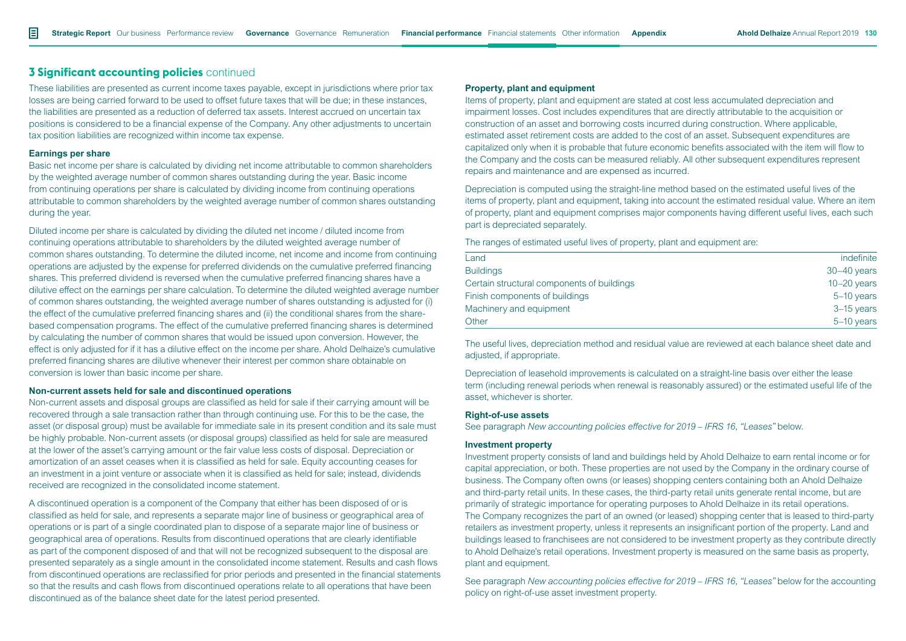## 3 Significant accounting policies continued

These liabilities are presented as current income taxes payable, except in jurisdictions where prior tax losses are being carried forward to be used to offset future taxes that will be due; in these instances, the liabilities are presented as a reduction of deferred tax assets. Interest accrued on uncertain tax positions is considered to be a financial expense of the Company. Any other adjustments to uncertain tax position liabilities are recognized within income tax expense.

### Earnings per share

Basic net income per share is calculated by dividing net income attributable to common shareholders by the weighted average number of common shares outstanding during the year. Basic income from continuing operations per share is calculated by dividing income from continuing operations attributable to common shareholders by the weighted average number of common shares outstanding during the year.

Diluted income per share is calculated by dividing the diluted net income / diluted income from continuing operations attributable to shareholders by the diluted weighted average number of common shares outstanding. To determine the diluted income, net income and income from continuing operations are adjusted by the expense for preferred dividends on the cumulative preferred financing shares. This preferred dividend is reversed when the cumulative preferred financing shares have a dilutive effect on the earnings per share calculation. To determine the diluted weighted average number of common shares outstanding, the weighted average number of shares outstanding is adjusted for (i) the effect of the cumulative preferred financing shares and (ii) the conditional shares from the share-based compensation programs. The effect of the cumulative preferred financing shares is determined by calculating the number of common shares that would be issued upon conversion. However, the effect is only adjusted for if it has a dilutive effect on the income per share. Ahold Delhaize's cumulative preferred financing shares are dilutive whenever their interest per common share obtainable on conversion is lower than basic income per share.

### Non-current assets held for sale and discontinued operations

Non-current assets and disposal groups are classified as held for sale if their carrying amount will be recovered through a sale transaction rather than through continuing use. For this to be the case, the asset (or disposal group) must be available for immediate sale in its present condition and its sale must be highly probable. Non-current assets (or disposal groups) classified as held for sale are measured at the lower of the asset's carrying amount or the fair value less costs of disposal. Depreciation or amortization of an asset ceases when it is classified as held for sale. Equity accounting ceases for an investment in a joint venture or associate when it is classified as held for sale; instead, dividends received are recognized in the consolidated income statement.

A discontinued operation is a component of the Company that either has been disposed of or is classified as held for sale, and represents a separate major line of business or geographical area of operations or is part of a single coordinated plan to dispose of a separate major line of business or geographical area of operations. Results from discontinued operations that are clearly identifiable as part of the component disposed of and that will not be recognized subsequent to the disposal are presented separately as a single amount in the consolidated income statement. Results and cash flows from discontinued operations are reclassified for prior periods and presented in the financial statements so that the results and cash flows from discontinued operations relate to all operations that have been discontinued as of the balance sheet date for the latest period presented.

### Property, plant and equipment

Items of property, plant and equipment are stated at cost less accumulated depreciation and impairment losses. Cost includes expenditures that are directly attributable to the acquisition or construction of an asset and borrowing costs incurred during construction. Where applicable, estimated asset retirement costs are added to the cost of an asset. Subsequent expenditures are capitalized only when it is probable that future economic benefits associated with the item will flow to the Company and the costs can be measured reliably. All other subsequent expenditures represent repairs and maintenance and are expensed as incurred.

Depreciation is computed using the straight-line method based on the estimated useful lives of the items of property, plant and equipment, taking into account the estimated residual value. Where an item of property, plant and equipment comprises major components having different useful lives, each such part is depreciated separately.

The ranges of estimated useful lives of property, plant and equipment are:

| | |
|---|---|
| Land | indefinite |
| Buildings | 30–40 years |
| Certain structural components of buildings | 10–20 years |
| Finish components of buildings | 5–10 years |
| Machinery and equipment | 3–15 years |
| Other | 5–10 years |

The useful lives, depreciation method and residual value are reviewed at each balance sheet date and adjusted, if appropriate.

Depreciation of leasehold improvements is calculated on a straight-line basis over either the lease term (including renewal periods when renewal is reasonably assured) or the estimated useful life of the asset, whichever is shorter.

### Right-of-use assets

See paragraph *New accounting policies effective for 2019 – IFRS 16, "Leases"* below.

### Investment property

Investment property consists of land and buildings held by Ahold Delhaize to earn rental income or for capital appreciation, or both. These properties are not used by the Company in the ordinary course of business. The Company often owns (or leases) shopping centers containing both an Ahold Delhaize and third-party retail units. In these cases, the third-party retail units generate rental income, but are primarily of strategic importance for operating purposes to Ahold Delhaize in its retail operations. The Company recognizes the part of an owned (or leased) shopping center that is leased to third-party retailers as investment property, unless it represents an insignificant portion of the property. Land and buildings leased to franchisees are not considered to be investment property as they contribute directly to Ahold Delhaize's retail operations. Investment property is measured on the same basis as property, plant and equipment.

See paragraph *New accounting policies effective for 2019 – IFRS 16, "Leases"* below for the accounting policy on right-of-use asset investment property.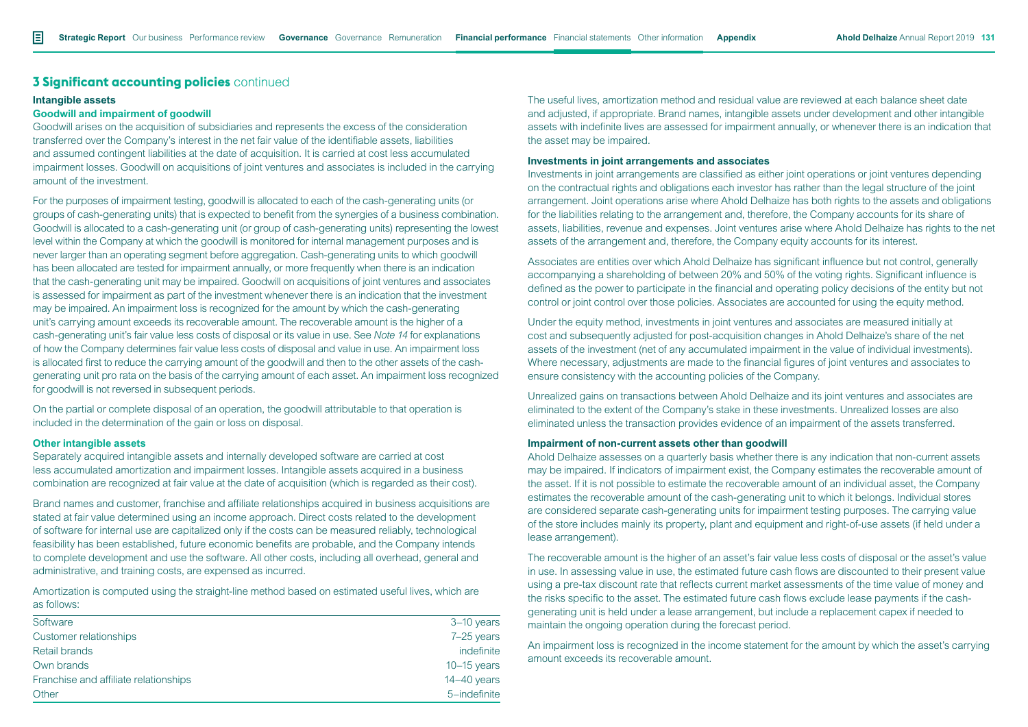## 3 Significant accounting policies continued

### Intangible assets

#### Goodwill and impairment of goodwill

Goodwill arises on the acquisition of subsidiaries and represents the excess of the consideration transferred over the Company's interest in the net fair value of the identifiable assets, liabilities and assumed contingent liabilities at the date of acquisition. It is carried at cost less accumulated impairment losses. Goodwill on acquisitions of joint ventures and associates is included in the carrying amount of the investment.

For the purposes of impairment testing, goodwill is allocated to each of the cash-generating units (or groups of cash-generating units) that is expected to benefit from the synergies of a business combination. Goodwill is allocated to a cash-generating unit (or group of cash-generating units) representing the lowest level within the Company at which the goodwill is monitored for internal management purposes and is never larger than an operating segment before aggregation. Cash-generating units to which goodwill has been allocated are tested for impairment annually, or more frequently when there is an indication that the cash-generating unit may be impaired. Goodwill on acquisitions of joint ventures and associates is assessed for impairment as part of the investment whenever there is an indication that the investment may be impaired. An impairment loss is recognized for the amount by which the cash-generating unit's carrying amount exceeds its recoverable amount. The recoverable amount is the higher of a cash-generating unit's fair value less costs of disposal or its value in use. See *Note 14* for explanations of how the Company determines fair value less costs of disposal and value in use. An impairment loss is allocated first to reduce the carrying amount of the goodwill and then to the other assets of the cash-generating unit pro rata on the basis of the carrying amount of each asset. An impairment loss recognized for goodwill is not reversed in subsequent periods.

On the partial or complete disposal of an operation, the goodwill attributable to that operation is included in the determination of the gain or loss on disposal.

#### Other intangible assets

Separately acquired intangible assets and internally developed software are carried at cost less accumulated amortization and impairment losses. Intangible assets acquired in a business combination are recognized at fair value at the date of acquisition (which is regarded as their cost).

Brand names and customer, franchise and affiliate relationships acquired in business acquisitions are stated at fair value determined using an income approach. Direct costs related to the development of software for internal use are capitalized only if the costs can be measured reliably, technological feasibility has been established, future economic benefits are probable, and the Company intends to complete development and use the software. All other costs, including all overhead, general and administrative, and training costs, are expensed as incurred.

Amortization is computed using the straight-line method based on estimated useful lives, which are as follows:

| | |
|---|---|
| Software | 3–10 years |
| Customer relationships | 7–25 years |
| Retail brands | indefinite |
| Own brands | 10–15 years |
| Franchise and affiliate relationships | 14–40 years |
| Other | 5–indefinite |

The useful lives, amortization method and residual value are reviewed at each balance sheet date and adjusted, if appropriate. Brand names, intangible assets under development and other intangible assets with indefinite lives are assessed for impairment annually, or whenever there is an indication that the asset may be impaired.

### Investments in joint arrangements and associates

Investments in joint arrangements are classified as either joint operations or joint ventures depending on the contractual rights and obligations each investor has rather than the legal structure of the joint arrangement. Joint operations arise where Ahold Delhaize has both rights to the assets and obligations for the liabilities relating to the arrangement and, therefore, the Company accounts for its share of assets, liabilities, revenue and expenses. Joint ventures arise where Ahold Delhaize has rights to the net assets of the arrangement and, therefore, the Company equity accounts for its interest.

Associates are entities over which Ahold Delhaize has significant influence but not control, generally accompanying a shareholding of between 20% and 50% of the voting rights. Significant influence is defined as the power to participate in the financial and operating policy decisions of the entity but not control or joint control over those policies. Associates are accounted for using the equity method.

Under the equity method, investments in joint ventures and associates are measured initially at cost and subsequently adjusted for post-acquisition changes in Ahold Delhaize's share of the net assets of the investment (net of any accumulated impairment in the value of individual investments). Where necessary, adjustments are made to the financial figures of joint ventures and associates to ensure consistency with the accounting policies of the Company.

Unrealized gains on transactions between Ahold Delhaize and its joint ventures and associates are eliminated to the extent of the Company's stake in these investments. Unrealized losses are also eliminated unless the transaction provides evidence of an impairment of the assets transferred.

### Impairment of non-current assets other than goodwill

Ahold Delhaize assesses on a quarterly basis whether there is any indication that non-current assets may be impaired. If indicators of impairment exist, the Company estimates the recoverable amount of the asset. If it is not possible to estimate the recoverable amount of an individual asset, the Company estimates the recoverable amount of the cash-generating unit to which it belongs. Individual stores are considered separate cash-generating units for impairment testing purposes. The carrying value of the store includes mainly its property, plant and equipment and right-of-use assets (if held under a lease arrangement).

The recoverable amount is the higher of an asset's fair value less costs of disposal or the asset's value in use. In assessing value in use, the estimated future cash flows are discounted to their present value using a pre-tax discount rate that reflects current market assessments of the time value of money and the risks specific to the asset. The estimated future cash flows exclude lease payments if the cash-generating unit is held under a lease arrangement, but include a replacement capex if needed to maintain the ongoing operation during the forecast period.

An impairment loss is recognized in the income statement for the amount by which the asset's carrying amount exceeds its recoverable amount.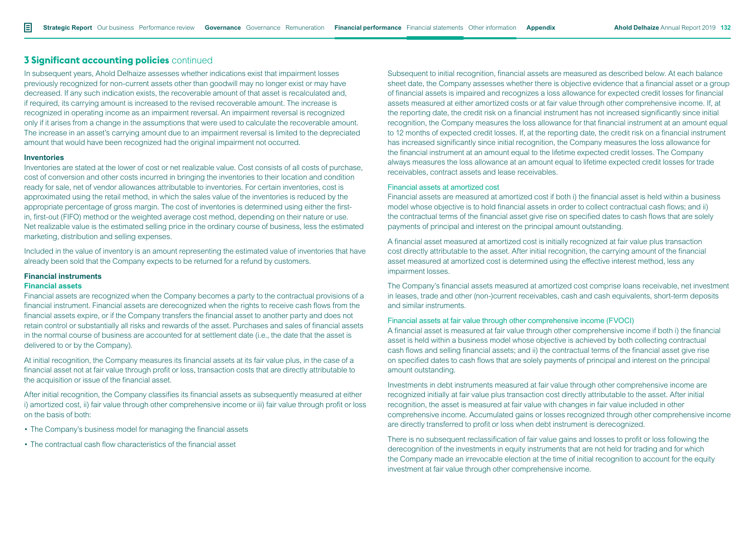## 3 Significant accounting policies continued

In subsequent years, Ahold Delhaize assesses whether indications exist that impairment losses previously recognized for non-current assets other than goodwill may no longer exist or may have decreased. If any such indication exists, the recoverable amount of that asset is recalculated and, if required, its carrying amount is increased to the revised recoverable amount. The increase is recognized in operating income as an impairment reversal. An impairment reversal is recognized only if it arises from a change in the assumptions that were used to calculate the recoverable amount. The increase in an asset's carrying amount due to an impairment reversal is limited to the depreciated amount that would have been recognized had the original impairment not occurred.

**Inventories**

Inventories are stated at the lower of cost or net realizable value. Cost consists of all costs of purchase, cost of conversion and other costs incurred in bringing the inventories to their location and condition ready for sale, net of vendor allowances attributable to inventories. For certain inventories, cost is approximated using the retail method, in which the sales value of the inventories is reduced by the appropriate percentage of gross margin. The cost of inventories is determined using either the first-in, first-out (FIFO) method or the weighted average cost method, depending on their nature or use. Net realizable value is the estimated selling price in the ordinary course of business, less the estimated marketing, distribution and selling expenses.

Included in the value of inventory is an amount representing the estimated value of inventories that have already been sold that the Company expects to be returned for a refund by customers.

**Financial instruments**

**Financial assets**

Financial assets are recognized when the Company becomes a party to the contractual provisions of a financial instrument. Financial assets are derecognized when the rights to receive cash flows from the financial assets expire, or if the Company transfers the financial asset to another party and does not retain control or substantially all risks and rewards of the asset. Purchases and sales of financial assets in the normal course of business are accounted for at settlement date (i.e., the date that the asset is delivered to or by the Company).

At initial recognition, the Company measures its financial assets at its fair value plus, in the case of a financial asset not at fair value through profit or loss, transaction costs that are directly attributable to the acquisition or issue of the financial asset.

After initial recognition, the Company classifies its financial assets as subsequently measured at either i) amortized cost, ii) fair value through other comprehensive income or iii) fair value through profit or loss on the basis of both:

- The Company's business model for managing the financial assets
- The contractual cash flow characteristics of the financial asset

Subsequent to initial recognition, financial assets are measured as described below. At each balance sheet date, the Company assesses whether there is objective evidence that a financial asset or a group of financial assets is impaired and recognizes a loss allowance for expected credit losses for financial assets measured at either amortized costs or at fair value through other comprehensive income. If, at the reporting date, the credit risk on a financial instrument has not increased significantly since initial recognition, the Company measures the loss allowance for that financial instrument at an amount equal to 12 months of expected credit losses. If, at the reporting date, the credit risk on a financial instrument has increased significantly since initial recognition, the Company measures the loss allowance for the financial instrument at an amount equal to the lifetime expected credit losses. The Company always measures the loss allowance at an amount equal to lifetime expected credit losses for trade receivables, contract assets and lease receivables.

Financial assets at amortized cost

Financial assets are measured at amortized cost if both i) the financial asset is held within a business model whose objective is to hold financial assets in order to collect contractual cash flows; and ii) the contractual terms of the financial asset give rise on specified dates to cash flows that are solely payments of principal and interest on the principal amount outstanding.

A financial asset measured at amortized cost is initially recognized at fair value plus transaction cost directly attributable to the asset. After initial recognition, the carrying amount of the financial asset measured at amortized cost is determined using the effective interest method, less any impairment losses.

The Company's financial assets measured at amortized cost comprise loans receivable, net investment in leases, trade and other (non-)current receivables, cash and cash equivalents, short-term deposits and similar instruments.

Financial assets at fair value through other comprehensive income (FVOCI)

A financial asset is measured at fair value through other comprehensive income if both i) the financial asset is held within a business model whose objective is achieved by both collecting contractual cash flows and selling financial assets; and ii) the contractual terms of the financial asset give rise on specified dates to cash flows that are solely payments of principal and interest on the principal amount outstanding.

Investments in debt instruments measured at fair value through other comprehensive income are recognized initially at fair value plus transaction cost directly attributable to the asset. After initial recognition, the asset is measured at fair value with changes in fair value included in other comprehensive income. Accumulated gains or losses recognized through other comprehensive income are directly transferred to profit or loss when debt instrument is derecognized.

There is no subsequent reclassification of fair value gains and losses to profit or loss following the derecognition of the investments in equity instruments that are not held for trading and for which the Company made an irrevocable election at the time of initial recognition to account for the equity investment at fair value through other comprehensive income.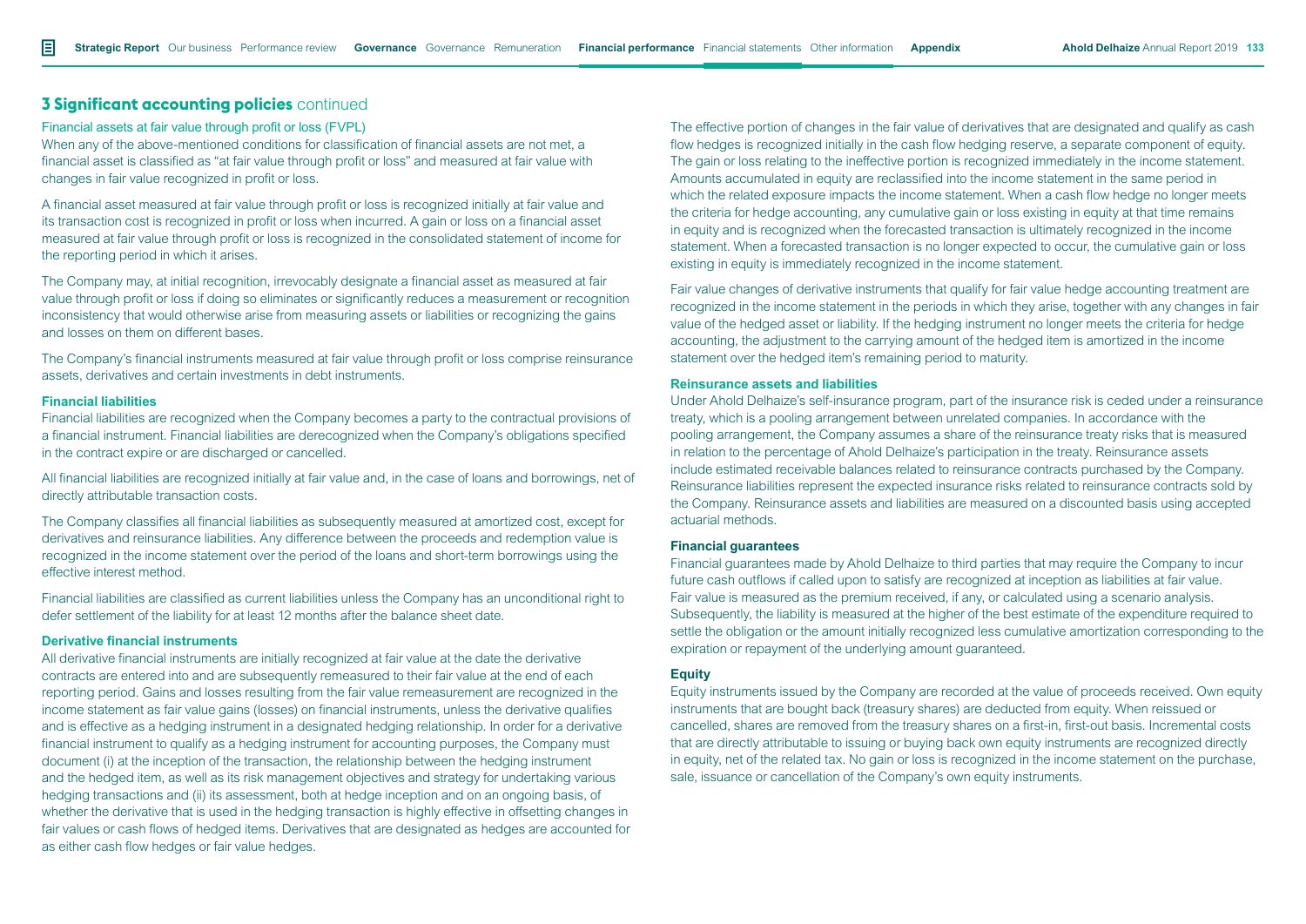## 3 Significant accounting policies continued

### Financial assets at fair value through profit or loss (FVPL)

When any of the above-mentioned conditions for classification of financial assets are not met, a financial asset is classified as "at fair value through profit or loss" and measured at fair value with changes in fair value recognized in profit or loss.

A financial asset measured at fair value through profit or loss is recognized initially at fair value and its transaction cost is recognized in profit or loss when incurred. A gain or loss on a financial asset measured at fair value through profit or loss is recognized in the consolidated statement of income for the reporting period in which it arises.

The Company may, at initial recognition, irrevocably designate a financial asset as measured at fair value through profit or loss if doing so eliminates or significantly reduces a measurement or recognition inconsistency that would otherwise arise from measuring assets or liabilities or recognizing the gains and losses on them on different bases.

The Company's financial instruments measured at fair value through profit or loss comprise reinsurance assets, derivatives and certain investments in debt instruments.

### Financial liabilities

Financial liabilities are recognized when the Company becomes a party to the contractual provisions of a financial instrument. Financial liabilities are derecognized when the Company's obligations specified in the contract expire or are discharged or cancelled.

All financial liabilities are recognized initially at fair value and, in the case of loans and borrowings, net of directly attributable transaction costs.

The Company classifies all financial liabilities as subsequently measured at amortized cost, except for derivatives and reinsurance liabilities. Any difference between the proceeds and redemption value is recognized in the income statement over the period of the loans and short-term borrowings using the effective interest method.

Financial liabilities are classified as current liabilities unless the Company has an unconditional right to defer settlement of the liability for at least 12 months after the balance sheet date.

### Derivative financial instruments

All derivative financial instruments are initially recognized at fair value at the date the derivative contracts are entered into and are subsequently remeasured to their fair value at the end of each reporting period. Gains and losses resulting from the fair value remeasurement are recognized in the income statement as fair value gains (losses) on financial instruments, unless the derivative qualifies and is effective as a hedging instrument in a designated hedging relationship. In order for a derivative financial instrument to qualify as a hedging instrument for accounting purposes, the Company must document (i) at the inception of the transaction, the relationship between the hedging instrument and the hedged item, as well as its risk management objectives and strategy for undertaking various hedging transactions and (ii) its assessment, both at hedge inception and on an ongoing basis, of whether the derivative that is used in the hedging transaction is highly effective in offsetting changes in fair values or cash flows of hedged items. Derivatives that are designated as hedges are accounted for as either cash flow hedges or fair value hedges.

The effective portion of changes in the fair value of derivatives that are designated and qualify as cash flow hedges is recognized initially in the cash flow hedging reserve, a separate component of equity. The gain or loss relating to the ineffective portion is recognized immediately in the income statement. Amounts accumulated in equity are reclassified into the income statement in the same period in which the related exposure impacts the income statement. When a cash flow hedge no longer meets the criteria for hedge accounting, any cumulative gain or loss existing in equity at that time remains in equity and is recognized when the forecasted transaction is ultimately recognized in the income statement. When a forecasted transaction is no longer expected to occur, the cumulative gain or loss existing in equity is immediately recognized in the income statement.

Fair value changes of derivative instruments that qualify for fair value hedge accounting treatment are recognized in the income statement in the periods in which they arise, together with any changes in fair value of the hedged asset or liability. If the hedging instrument no longer meets the criteria for hedge accounting, the adjustment to the carrying amount of the hedged item is amortized in the income statement over the hedged item's remaining period to maturity.

### Reinsurance assets and liabilities

Under Ahold Delhaize's self-insurance program, part of the insurance risk is ceded under a reinsurance treaty, which is a pooling arrangement between unrelated companies. In accordance with the pooling arrangement, the Company assumes a share of the reinsurance treaty risks that is measured in relation to the percentage of Ahold Delhaize's participation in the treaty. Reinsurance assets include estimated receivable balances related to reinsurance contracts purchased by the Company. Reinsurance liabilities represent the expected insurance risks related to reinsurance contracts sold by the Company. Reinsurance assets and liabilities are measured on a discounted basis using accepted actuarial methods.

### Financial guarantees

Financial guarantees made by Ahold Delhaize to third parties that may require the Company to incur future cash outflows if called upon to satisfy are recognized at inception as liabilities at fair value. Fair value is measured as the premium received, if any, or calculated using a scenario analysis. Subsequently, the liability is measured at the higher of the best estimate of the expenditure required to settle the obligation or the amount initially recognized less cumulative amortization corresponding to the expiration or repayment of the underlying amount guaranteed.

### Equity

Equity instruments issued by the Company are recorded at the value of proceeds received. Own equity instruments that are bought back (treasury shares) are deducted from equity. When reissued or cancelled, shares are removed from the treasury shares on a first-in, first-out basis. Incremental costs that are directly attributable to issuing or buying back own equity instruments are recognized directly in equity, net of the related tax. No gain or loss is recognized in the income statement on the purchase, sale, issuance or cancellation of the Company's own equity instruments.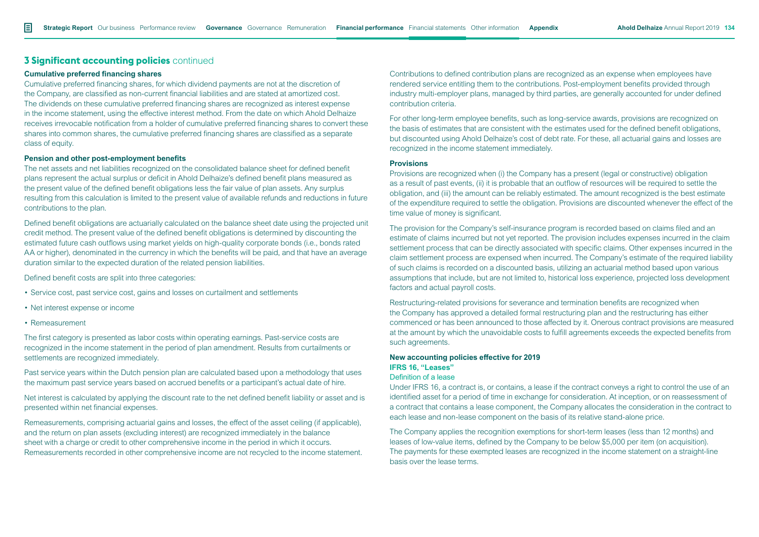## 3 Significant accounting policies continued

### Cumulative preferred financing shares

Cumulative preferred financing shares, for which dividend payments are not at the discretion of the Company, are classified as non-current financial liabilities and are stated at amortized cost. The dividends on these cumulative preferred financing shares are recognized as interest expense in the income statement, using the effective interest method. From the date on which Ahold Delhaize receives irrevocable notification from a holder of cumulative preferred financing shares to convert these shares into common shares, the cumulative preferred financing shares are classified as a separate class of equity.

### Pension and other post-employment benefits

The net assets and net liabilities recognized on the consolidated balance sheet for defined benefit plans represent the actual surplus or deficit in Ahold Delhaize's defined benefit plans measured as the present value of the defined benefit obligations less the fair value of plan assets. Any surplus resulting from this calculation is limited to the present value of available refunds and reductions in future contributions to the plan.

Defined benefit obligations are actuarially calculated on the balance sheet date using the projected unit credit method. The present value of the defined benefit obligations is determined by discounting the estimated future cash outflows using market yields on high-quality corporate bonds (i.e., bonds rated AA or higher), denominated in the currency in which the benefits will be paid, and that have an average duration similar to the expected duration of the related pension liabilities.

Defined benefit costs are split into three categories:

- Service cost, past service cost, gains and losses on curtailment and settlements
- Net interest expense or income
- Remeasurement

The first category is presented as labor costs within operating earnings. Past-service costs are recognized in the income statement in the period of plan amendment. Results from curtailments or settlements are recognized immediately.

Past service years within the Dutch pension plan are calculated based upon a methodology that uses the maximum past service years based on accrued benefits or a participant's actual date of hire.

Net interest is calculated by applying the discount rate to the net defined benefit liability or asset and is presented within net financial expenses.

Remeasurements, comprising actuarial gains and losses, the effect of the asset ceiling (if applicable), and the return on plan assets (excluding interest) are recognized immediately in the balance sheet with a charge or credit to other comprehensive income in the period in which it occurs. Remeasurements recorded in other comprehensive income are not recycled to the income statement.

Contributions to defined contribution plans are recognized as an expense when employees have rendered service entitling them to the contributions. Post-employment benefits provided through industry multi-employer plans, managed by third parties, are generally accounted for under defined contribution criteria.

For other long-term employee benefits, such as long-service awards, provisions are recognized on the basis of estimates that are consistent with the estimates used for the defined benefit obligations, but discounted using Ahold Delhaize's cost of debt rate. For these, all actuarial gains and losses are recognized in the income statement immediately.

### Provisions

Provisions are recognized when (i) the Company has a present (legal or constructive) obligation as a result of past events, (ii) it is probable that an outflow of resources will be required to settle the obligation, and (iii) the amount can be reliably estimated. The amount recognized is the best estimate of the expenditure required to settle the obligation. Provisions are discounted whenever the effect of the time value of money is significant.

The provision for the Company's self-insurance program is recorded based on claims filed and an estimate of claims incurred but not yet reported. The provision includes expenses incurred in the claim settlement process that can be directly associated with specific claims. Other expenses incurred in the claim settlement process are expensed when incurred. The Company's estimate of the required liability of such claims is recorded on a discounted basis, utilizing an actuarial method based upon various assumptions that include, but are not limited to, historical loss experience, projected loss development factors and actual payroll costs.

Restructuring-related provisions for severance and termination benefits are recognized when the Company has approved a detailed formal restructuring plan and the restructuring has either commenced or has been announced to those affected by it. Onerous contract provisions are measured at the amount by which the unavoidable costs to fulfill agreements exceeds the expected benefits from such agreements.

### New accounting policies effective for 2019

#### IFRS 16, "Leases"

Definition of a lease

Under IFRS 16, a contract is, or contains, a lease if the contract conveys a right to control the use of an identified asset for a period of time in exchange for consideration. At inception, or on reassessment of a contract that contains a lease component, the Company allocates the consideration in the contract to each lease and non-lease component on the basis of its relative stand-alone price.

The Company applies the recognition exemptions for short-term leases (less than 12 months) and leases of low-value items, defined by the Company to be below $5,000 per item (on acquisition). The payments for these exempted leases are recognized in the income statement on a straight-line basis over the lease terms.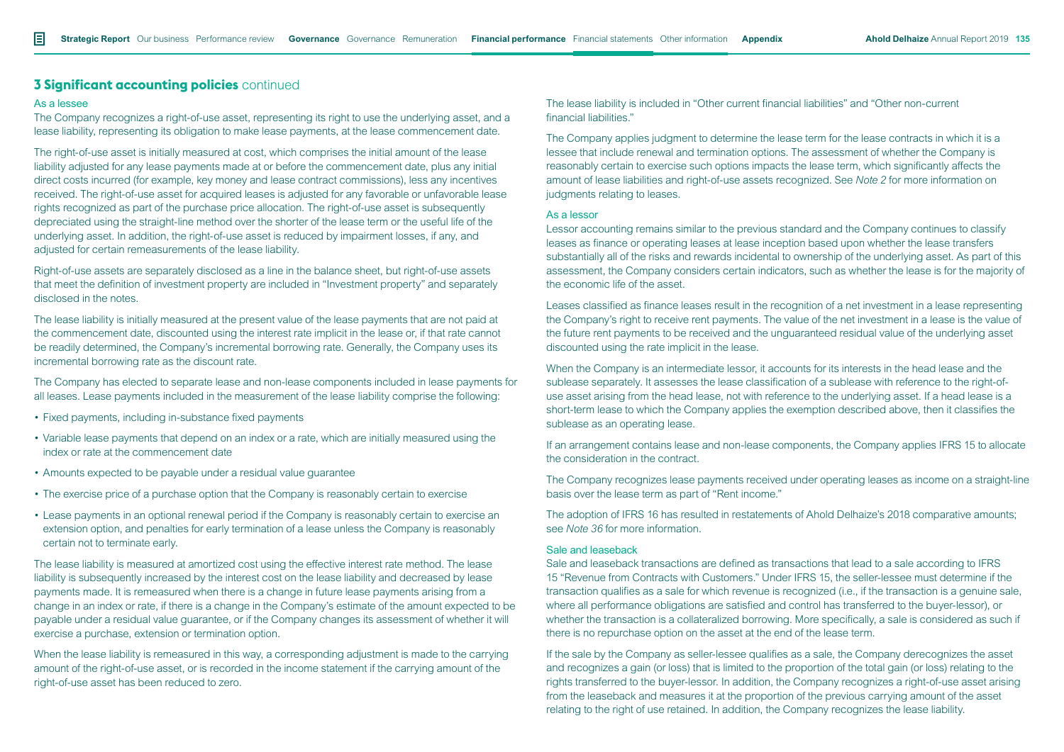## 3 Significant accounting policies continued

### As a lessee

The Company recognizes a right-of-use asset, representing its right to use the underlying asset, and a lease liability, representing its obligation to make lease payments, at the lease commencement date.

The right-of-use asset is initially measured at cost, which comprises the initial amount of the lease liability adjusted for any lease payments made at or before the commencement date, plus any initial direct costs incurred (for example, key money and lease contract commissions), less any incentives received. The right-of-use asset for acquired leases is adjusted for any favorable or unfavorable lease rights recognized as part of the purchase price allocation. The right-of-use asset is subsequently depreciated using the straight-line method over the shorter of the lease term or the useful life of the underlying asset. In addition, the right-of-use asset is reduced by impairment losses, if any, and adjusted for certain remeasurements of the lease liability.

Right-of-use assets are separately disclosed as a line in the balance sheet, but right-of-use assets that meet the definition of investment property are included in "Investment property" and separately disclosed in the notes.

The lease liability is initially measured at the present value of the lease payments that are not paid at the commencement date, discounted using the interest rate implicit in the lease or, if that rate cannot be readily determined, the Company's incremental borrowing rate. Generally, the Company uses its incremental borrowing rate as the discount rate.

The Company has elected to separate lease and non-lease components included in lease payments for all leases. Lease payments included in the measurement of the lease liability comprise the following:

- Fixed payments, including in-substance fixed payments
- Variable lease payments that depend on an index or a rate, which are initially measured using the index or rate at the commencement date
- Amounts expected to be payable under a residual value guarantee
- The exercise price of a purchase option that the Company is reasonably certain to exercise
- Lease payments in an optional renewal period if the Company is reasonably certain to exercise an extension option, and penalties for early termination of a lease unless the Company is reasonably certain not to terminate early.

The lease liability is measured at amortized cost using the effective interest rate method. The lease liability is subsequently increased by the interest cost on the lease liability and decreased by lease payments made. It is remeasured when there is a change in future lease payments arising from a change in an index or rate, if there is a change in the Company's estimate of the amount expected to be payable under a residual value guarantee, or if the Company changes its assessment of whether it will exercise a purchase, extension or termination option.

When the lease liability is remeasured in this way, a corresponding adjustment is made to the carrying amount of the right-of-use asset, or is recorded in the income statement if the carrying amount of the right-of-use asset has been reduced to zero.

The lease liability is included in "Other current financial liabilities" and "Other non-current financial liabilities."

The Company applies judgment to determine the lease term for the lease contracts in which it is a lessee that include renewal and termination options. The assessment of whether the Company is reasonably certain to exercise such options impacts the lease term, which significantly affects the amount of lease liabilities and right-of-use assets recognized. See *Note 2* for more information on judgments relating to leases.

### As a lessor

Lessor accounting remains similar to the previous standard and the Company continues to classify leases as finance or operating leases at lease inception based upon whether the lease transfers substantially all of the risks and rewards incidental to ownership of the underlying asset. As part of this assessment, the Company considers certain indicators, such as whether the lease is for the majority of the economic life of the asset.

Leases classified as finance leases result in the recognition of a net investment in a lease representing the Company's right to receive rent payments. The value of the net investment in a lease is the value of the future rent payments to be received and the unguaranteed residual value of the underlying asset discounted using the rate implicit in the lease.

When the Company is an intermediate lessor, it accounts for its interests in the head lease and the sublease separately. It assesses the lease classification of a sublease with reference to the right-of-use asset arising from the head lease, not with reference to the underlying asset. If a head lease is a short-term lease to which the Company applies the exemption described above, then it classifies the sublease as an operating lease.

If an arrangement contains lease and non-lease components, the Company applies IFRS 15 to allocate the consideration in the contract.

The Company recognizes lease payments received under operating leases as income on a straight-line basis over the lease term as part of "Rent income."

The adoption of IFRS 16 has resulted in restatements of Ahold Delhaize's 2018 comparative amounts; see *Note 36* for more information.

### Sale and leaseback

Sale and leaseback transactions are defined as transactions that lead to a sale according to IFRS 15 "Revenue from Contracts with Customers." Under IFRS 15, the seller-lessee must determine if the transaction qualifies as a sale for which revenue is recognized (i.e., if the transaction is a genuine sale, where all performance obligations are satisfied and control has transferred to the buyer-lessor), or whether the transaction is a collateralized borrowing. More specifically, a sale is considered as such if there is no repurchase option on the asset at the end of the lease term.

If the sale by the Company as seller-lessee qualifies as a sale, the Company derecognizes the asset and recognizes a gain (or loss) that is limited to the proportion of the total gain (or loss) relating to the rights transferred to the buyer-lessor. In addition, the Company recognizes a right-of-use asset arising from the leaseback and measures it at the proportion of the previous carrying amount of the asset relating to the right of use retained. In addition, the Company recognizes the lease liability.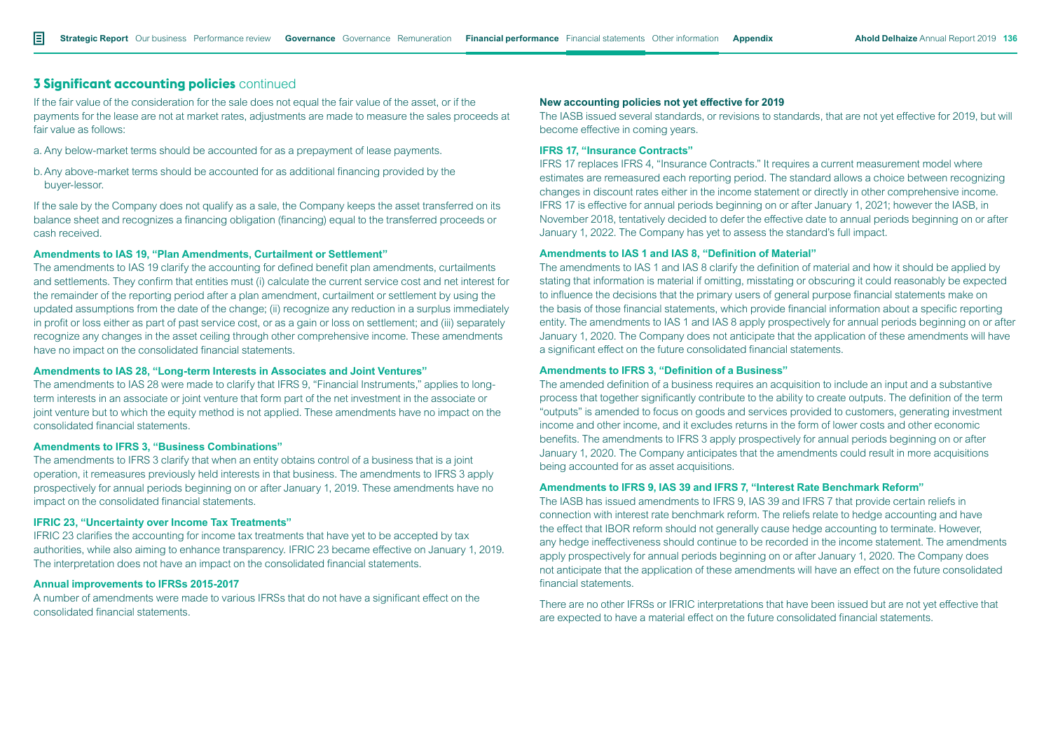## 3 Significant accounting policies continued

If the fair value of the consideration for the sale does not equal the fair value of the asset, or if the payments for the lease are not at market rates, adjustments are made to measure the sales proceeds at fair value as follows:

a. Any below-market terms should be accounted for as a prepayment of lease payments.

b. Any above-market terms should be accounted for as additional financing provided by the buyer-lessor.

If the sale by the Company does not qualify as a sale, the Company keeps the asset transferred on its balance sheet and recognizes a financing obligation (financing) equal to the transferred proceeds or cash received.

**Amendments to IAS 19, "Plan Amendments, Curtailment or Settlement"**

The amendments to IAS 19 clarify the accounting for defined benefit plan amendments, curtailments and settlements. They confirm that entities must (i) calculate the current service cost and net interest for the remainder of the reporting period after a plan amendment, curtailment or settlement by using the updated assumptions from the date of the change; (ii) recognize any reduction in a surplus immediately in profit or loss either as part of past service cost, or as a gain or loss on settlement; and (iii) separately recognize any changes in the asset ceiling through other comprehensive income. These amendments have no impact on the consolidated financial statements.

**Amendments to IAS 28, "Long-term Interests in Associates and Joint Ventures"**

The amendments to IAS 28 were made to clarify that IFRS 9, "Financial Instruments," applies to long-term interests in an associate or joint venture that form part of the net investment in the associate or joint venture but to which the equity method is not applied. These amendments have no impact on the consolidated financial statements.

**Amendments to IFRS 3, "Business Combinations"**

The amendments to IFRS 3 clarify that when an entity obtains control of a business that is a joint operation, it remeasures previously held interests in that business. The amendments to IFRS 3 apply prospectively for annual periods beginning on or after January 1, 2019. These amendments have no impact on the consolidated financial statements.

**IFRIC 23, "Uncertainty over Income Tax Treatments"**

IFRIC 23 clarifies the accounting for income tax treatments that have yet to be accepted by tax authorities, while also aiming to enhance transparency. IFRIC 23 became effective on January 1, 2019. The interpretation does not have an impact on the consolidated financial statements.

**Annual improvements to IFRSs 2015-2017**

A number of amendments were made to various IFRSs that do not have a significant effect on the consolidated financial statements.

**New accounting policies not yet effective for 2019**

The IASB issued several standards, or revisions to standards, that are not yet effective for 2019, but will become effective in coming years.

**IFRS 17, "Insurance Contracts"**

IFRS 17 replaces IFRS 4, "Insurance Contracts." It requires a current measurement model where estimates are remeasured each reporting period. The standard allows a choice between recognizing changes in discount rates either in the income statement or directly in other comprehensive income. IFRS 17 is effective for annual periods beginning on or after January 1, 2021; however the IASB, in November 2018, tentatively decided to defer the effective date to annual periods beginning on or after January 1, 2022. The Company has yet to assess the standard's full impact.

**Amendments to IAS 1 and IAS 8, "Definition of Material"**

The amendments to IAS 1 and IAS 8 clarify the definition of material and how it should be applied by stating that information is material if omitting, misstating or obscuring it could reasonably be expected to influence the decisions that the primary users of general purpose financial statements make on the basis of those financial statements, which provide financial information about a specific reporting entity. The amendments to IAS 1 and IAS 8 apply prospectively for annual periods beginning on or after January 1, 2020. The Company does not anticipate that the application of these amendments will have a significant effect on the future consolidated financial statements.

**Amendments to IFRS 3, "Definition of a Business"**

The amended definition of a business requires an acquisition to include an input and a substantive process that together significantly contribute to the ability to create outputs. The definition of the term "outputs" is amended to focus on goods and services provided to customers, generating investment income and other income, and it excludes returns in the form of lower costs and other economic benefits. The amendments to IFRS 3 apply prospectively for annual periods beginning on or after January 1, 2020. The Company anticipates that the amendments could result in more acquisitions being accounted for as asset acquisitions.

**Amendments to IFRS 9, IAS 39 and IFRS 7, "Interest Rate Benchmark Reform"**

The IASB has issued amendments to IFRS 9, IAS 39 and IFRS 7 that provide certain reliefs in connection with interest rate benchmark reform. The reliefs relate to hedge accounting and have the effect that IBOR reform should not generally cause hedge accounting to terminate. However, any hedge ineffectiveness should continue to be recorded in the income statement. The amendments apply prospectively for annual periods beginning on or after January 1, 2020. The Company does not anticipate that the application of these amendments will have an effect on the future consolidated financial statements.

There are no other IFRSs or IFRIC interpretations that have been issued but are not yet effective that are expected to have a material effect on the future consolidated financial statements.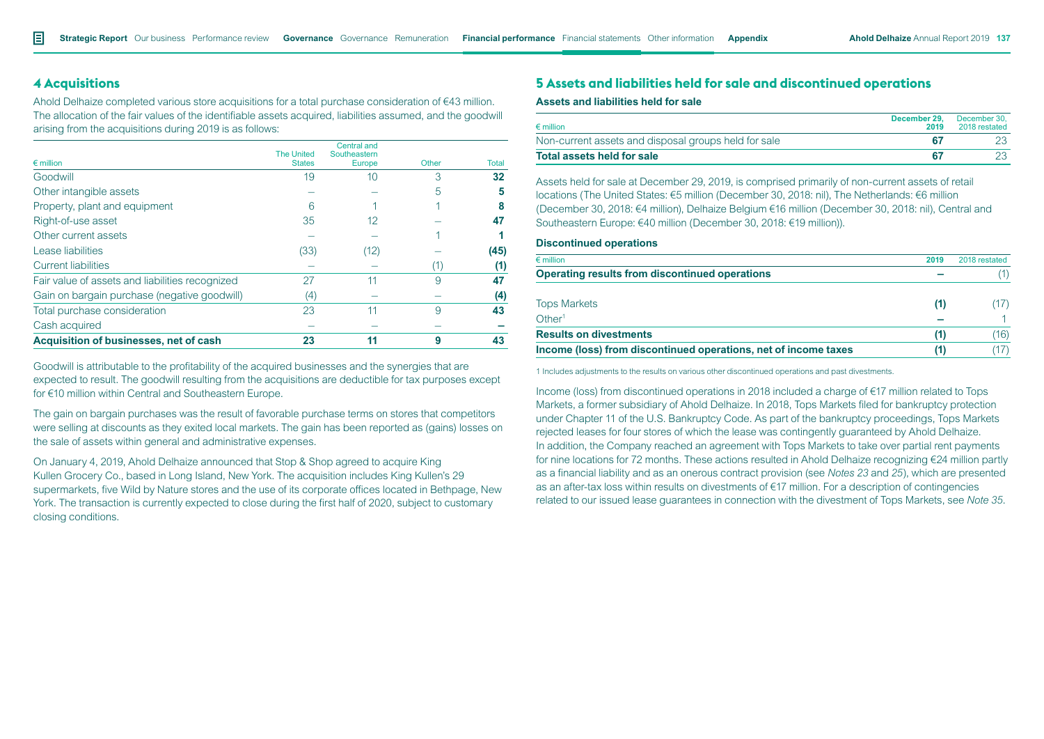## 4 Acquisitions

Ahold Delhaize completed various store acquisitions for a total purchase consideration of €43 million. The allocation of the fair values of the identifiable assets acquired, liabilities assumed, and the goodwill arising from the acquisitions during 2019 is as follows:

| € million | The United States | Central and Southeastern Europe | Other | Total |
|---|---|---|---|---|
| Goodwill | 19 | 10 | 3 | **32** |
| Other intangible assets | – | – | 5 | **5** |
| Property, plant and equipment | 6 | 1 | 1 | **8** |
| Right-of-use asset | 35 | 12 | – | **47** |
| Other current assets | – | – | 1 | **1** |
| Lease liabilities | (33) | (12) | – | **(45)** |
| Current liabilities | – | – | (1) | **(1)** |
| Fair value of assets and liabilities recognized | 27 | 11 | 9 | **47** |
| Gain on bargain purchase (negative goodwill) | (4) | – | – | **(4)** |
| Total purchase consideration | 23 | 11 | 9 | **43** |
| Cash acquired | – | – | – | **–** |
| **Acquisition of businesses, net of cash** | **23** | **11** | **9** | **43** |

Goodwill is attributable to the profitability of the acquired businesses and the synergies that are expected to result. The goodwill resulting from the acquisitions are deductible for tax purposes except for €10 million within Central and Southeastern Europe.

The gain on bargain purchases was the result of favorable purchase terms on stores that competitors were selling at discounts as they exited local markets. The gain has been reported as (gains) losses on the sale of assets within general and administrative expenses.

On January 4, 2019, Ahold Delhaize announced that Stop & Shop agreed to acquire King Kullen Grocery Co., based in Long Island, New York. The acquisition includes King Kullen's 29 supermarkets, five Wild by Nature stores and the use of its corporate offices located in Bethpage, New York. The transaction is currently expected to close during the first half of 2020, subject to customary closing conditions.

## 5 Assets and liabilities held for sale and discontinued operations

### Assets and liabilities held for sale

| € million | December 29, 2019 | December 30, 2018 restated |
|---|---|---|
| Non-current assets and disposal groups held for sale | **67** | 23 |
| **Total assets held for sale** | **67** | 23 |

Assets held for sale at December 29, 2019, is comprised primarily of non-current assets of retail locations (The United States: €5 million (December 30, 2018: nil), The Netherlands: €6 million (December 30, 2018: €4 million), Delhaize Belgium €16 million (December 30, 2018: nil), Central and Southeastern Europe: €40 million (December 30, 2018: €19 million)).

### Discontinued operations

| € million | 2019 | 2018 restated |
|---|---|---|
| **Operating results from discontinued operations** | **–** | (1) |
| | | |
| Tops Markets | **(1)** | (17) |
| Other[1] | **–** | 1 |
| **Results on divestments** | **(1)** | (16) |
| **Income (loss) from discontinued operations, net of income taxes** | **(1)** | (17) |

1 Includes adjustments to the results on various other discontinued operations and past divestments.

Income (loss) from discontinued operations in 2018 included a charge of €17 million related to Tops Markets, a former subsidiary of Ahold Delhaize. In 2018, Tops Markets filed for bankruptcy protection under Chapter 11 of the U.S. Bankruptcy Code. As part of the bankruptcy proceedings, Tops Markets rejected leases for four stores of which the lease was contingently guaranteed by Ahold Delhaize. In addition, the Company reached an agreement with Tops Markets to take over partial rent payments for nine locations for 72 months. These actions resulted in Ahold Delhaize recognizing €24 million partly as a financial liability and as an onerous contract provision (see *Notes 23* and *25*), which are presented as an after-tax loss within results on divestments of €17 million. For a description of contingencies related to our issued lease guarantees in connection with the divestment of Tops Markets, see *Note 35*.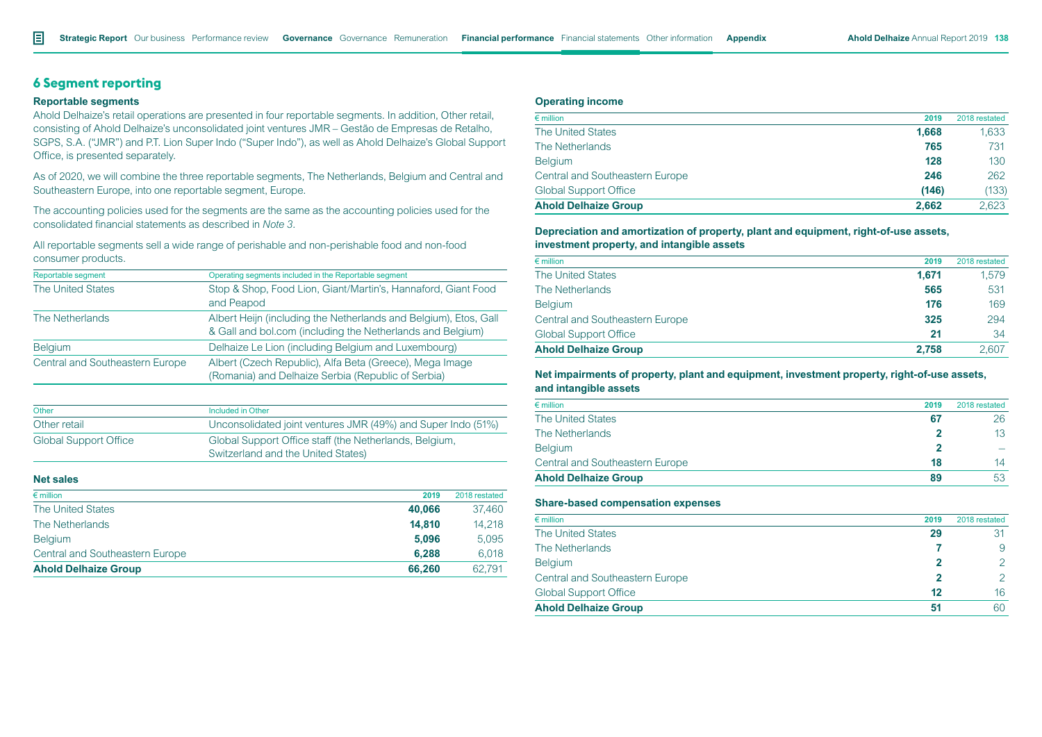## 6 Segment reporting

### Reportable segments

Ahold Delhaize's retail operations are presented in four reportable segments. In addition, Other retail, consisting of Ahold Delhaize's unconsolidated joint ventures JMR – Gestão de Empresas de Retalho, SGPS, S.A. ("JMR") and P.T. Lion Super Indo ("Super Indo"), as well as Ahold Delhaize's Global Support Office, is presented separately.

As of 2020, we will combine the three reportable segments, The Netherlands, Belgium and Central and Southeastern Europe, into one reportable segment, Europe.

The accounting policies used for the segments are the same as the accounting policies used for the consolidated financial statements as described in *Note 3*.

All reportable segments sell a wide range of perishable and non-perishable food and non-food consumer products.

| Reportable segment | Operating segments included in the Reportable segment |
|---|---|
| The United States | Stop & Shop, Food Lion, Giant/Martin's, Hannaford, Giant Food and Peapod |
| The Netherlands | Albert Heijn (including the Netherlands and Belgium), Etos, Gall & Gall and bol.com (including the Netherlands and Belgium) |
| Belgium | Delhaize Le Lion (including Belgium and Luxembourg) |
| Central and Southeastern Europe | Albert (Czech Republic), Alfa Beta (Greece), Mega Image (Romania) and Delhaize Serbia (Republic of Serbia) |

| Other | Included in Other |
|---|---|
| Other retail | Unconsolidated joint ventures JMR (49%) and Super Indo (51%) |
| Global Support Office | Global Support Office staff (the Netherlands, Belgium, Switzerland and the United States) |

### Net sales

| € million | 2019 | 2018 restated |
|---|---|---|
| The United States | **40,066** | 37,460 |
| The Netherlands | **14,810** | 14,218 |
| Belgium | **5,096** | 5,095 |
| Central and Southeastern Europe | **6,288** | 6,018 |
| **Ahold Delhaize Group** | **66,260** | 62,791 |

### Operating income

| € million | 2019 | 2018 restated |
|---|---|---|
| The United States | **1,668** | 1,633 |
| The Netherlands | **765** | 731 |
| Belgium | **128** | 130 |
| Central and Southeastern Europe | **246** | 262 |
| Global Support Office | **(146)** | (133) |
| **Ahold Delhaize Group** | **2,662** | 2,623 |

### Depreciation and amortization of property, plant and equipment, right-of-use assets, investment property, and intangible assets

| € million | 2019 | 2018 restated |
|---|---|---|
| The United States | **1,671** | 1,579 |
| The Netherlands | **565** | 531 |
| Belgium | **176** | 169 |
| Central and Southeastern Europe | **325** | 294 |
| Global Support Office | **21** | 34 |
| **Ahold Delhaize Group** | **2,758** | 2,607 |

### Net impairments of property, plant and equipment, investment property, right-of-use assets, and intangible assets

| € million | 2019 | 2018 restated |
|---|---|---|
| The United States | **67** | 26 |
| The Netherlands | **2** | 13 |
| Belgium | **2** | – |
| Central and Southeastern Europe | **18** | 14 |
| **Ahold Delhaize Group** | **89** | 53 |

### Share-based compensation expenses

| € million | 2019 | 2018 restated |
|---|---|---|
| The United States | **29** | 31 |
| The Netherlands | **7** | 9 |
| Belgium | **2** | 2 |
| Central and Southeastern Europe | **2** | 2 |
| Global Support Office | **12** | 16 |
| **Ahold Delhaize Group** | **51** | 60 |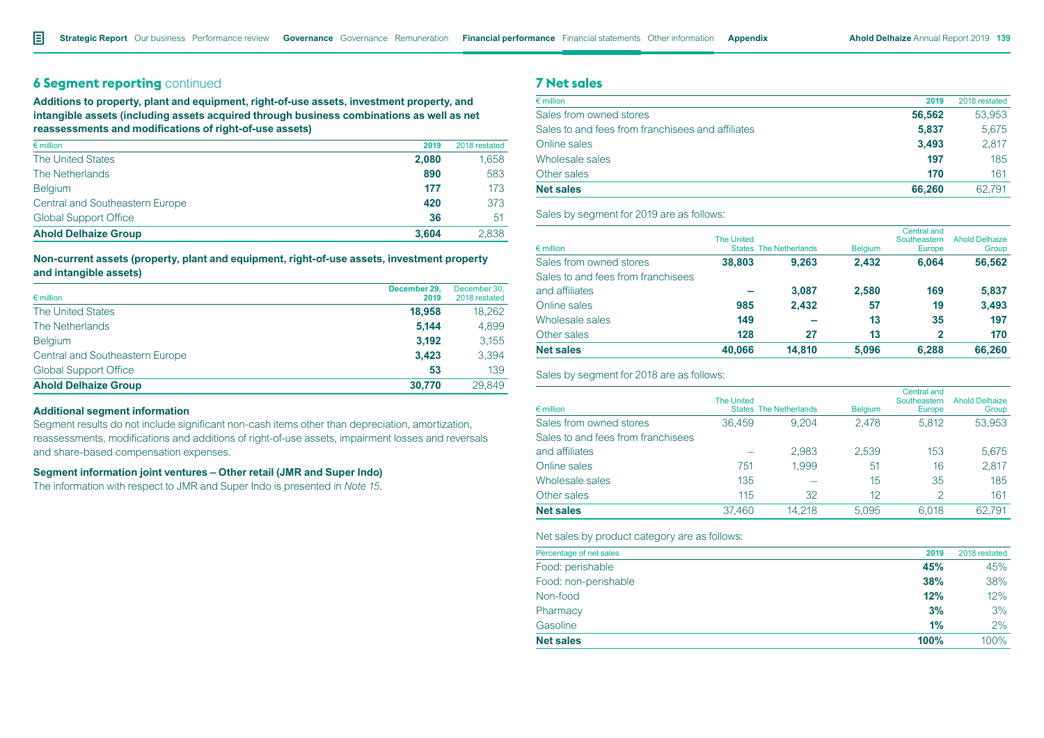## 6 Segment reporting continued

**Additions to property, plant and equipment, right-of-use assets, investment property, and intangible assets (including assets acquired through business combinations as well as net reassessments and modifications of right-of-use assets)**

| € million | 2019 | 2018 restated |
|---|---|---|
| The United States | **2,080** | 1,658 |
| The Netherlands | **890** | 583 |
| Belgium | **177** | 173 |
| Central and Southeastern Europe | **420** | 373 |
| Global Support Office | **36** | 51 |
| **Ahold Delhaize Group** | **3,604** | 2,838 |

**Non-current assets (property, plant and equipment, right-of-use assets, investment property and intangible assets)**

| € million | December 29, 2019 | December 30, 2018 restated |
|---|---|---|
| The United States | **18,958** | 18,262 |
| The Netherlands | **5,144** | 4,899 |
| Belgium | **3,192** | 3,155 |
| Central and Southeastern Europe | **3,423** | 3,394 |
| Global Support Office | **53** | 139 |
| **Ahold Delhaize Group** | **30,770** | 29,849 |

### Additional segment information

Segment results do not include significant non-cash items other than depreciation, amortization, reassessments, modifications and additions of right-of-use assets, impairment losses and reversals and share-based compensation expenses.

### Segment information joint ventures – Other retail (JMR and Super Indo)

The information with respect to JMR and Super Indo is presented in *Note 15*.

## 7 Net sales

| € million | 2019 | 2018 restated |
|---|---|---|
| Sales from owned stores | **56,562** | 53,953 |
| Sales to and fees from franchisees and affiliates | **5,837** | 5,675 |
| Online sales | **3,493** | 2,817 |
| Wholesale sales | **197** | 185 |
| Other sales | **170** | 161 |
| **Net sales** | **66,260** | 62,791 |

Sales by segment for 2019 are as follows:

| € million | The United States | The Netherlands | Belgium | Central and Southeastern Europe | Ahold Delhaize Group |
|---|---|---|---|---|---|
| Sales from owned stores | **38,803** | **9,263** | **2,432** | **6,064** | **56,562** |
| Sales to and fees from franchisees and affiliates | **–** | **3,087** | **2,580** | **169** | **5,837** |
| Online sales | **985** | **2,432** | **57** | **19** | **3,493** |
| Wholesale sales | **149** | **–** | **13** | **35** | **197** |
| Other sales | **128** | **27** | **13** | **2** | **170** |
| **Net sales** | **40,066** | **14,810** | **5,096** | **6,288** | **66,260** |

Sales by segment for 2018 are as follows:

| € million | The United States | The Netherlands | Belgium | Central and Southeastern Europe | Ahold Delhaize Group |
|---|---|---|---|---|---|
| Sales from owned stores | 36,459 | 9,204 | 2,478 | 5,812 | 53,953 |
| Sales to and fees from franchisees and affiliates | – | 2,983 | 2,539 | 153 | 5,675 |
| Online sales | 751 | 1,999 | 51 | 16 | 2,817 |
| Wholesale sales | 135 | – | 15 | 35 | 185 |
| Other sales | 115 | 32 | 12 | 2 | 161 |
| **Net sales** | 37,460 | 14,218 | 5,095 | 6,018 | 62,791 |

Net sales by product category are as follows:

| Percentage of net sales | 2019 | 2018 restated |
|---|---|---|
| Food: perishable | **45%** | 45% |
| Food: non-perishable | **38%** | 38% |
| Non-food | **12%** | 12% |
| Pharmacy | **3%** | 3% |
| Gasoline | **1%** | 2% |
| **Net sales** | **100%** | 100% |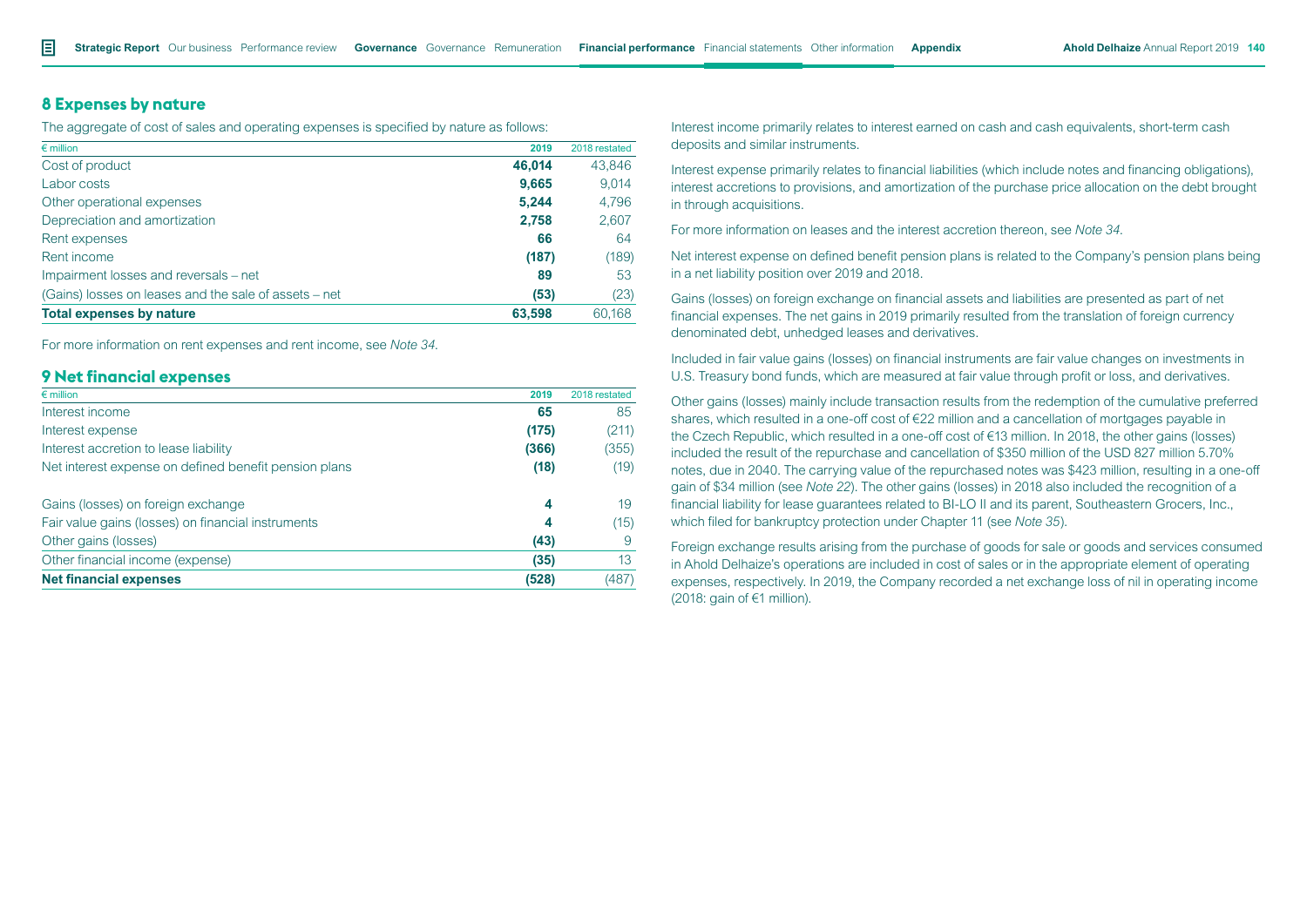## 8 Expenses by nature

The aggregate of cost of sales and operating expenses is specified by nature as follows:

| € million | 2019 | 2018 restated |
|---|---|---|
| Cost of product | **46,014** | 43,846 |
| Labor costs | **9,665** | 9,014 |
| Other operational expenses | **5,244** | 4,796 |
| Depreciation and amortization | **2,758** | 2,607 |
| Rent expenses | **66** | 64 |
| Rent income | **(187)** | (189) |
| Impairment losses and reversals – net | **89** | 53 |
| (Gains) losses on leases and the sale of assets – net | **(53)** | (23) |
| **Total expenses by nature** | **63,598** | 60,168 |

For more information on rent expenses and rent income, see *Note 34*.

## 9 Net financial expenses

| € million | 2019 | 2018 restated |
|---|---|---|
| Interest income | **65** | 85 |
| Interest expense | **(175)** | (211) |
| Interest accretion to lease liability | **(366)** | (355) |
| Net interest expense on defined benefit pension plans | **(18)** | (19) |
| | | |
| Gains (losses) on foreign exchange | **4** | 19 |
| Fair value gains (losses) on financial instruments | **4** | (15) |
| Other gains (losses) | **(43)** | 9 |
| Other financial income (expense) | **(35)** | 13 |
| **Net financial expenses** | **(528)** | (487) |

Interest income primarily relates to interest earned on cash and cash equivalents, short-term cash deposits and similar instruments.

Interest expense primarily relates to financial liabilities (which include notes and financing obligations), interest accretions to provisions, and amortization of the purchase price allocation on the debt brought in through acquisitions.

For more information on leases and the interest accretion thereon, see *Note 34*.

Net interest expense on defined benefit pension plans is related to the Company's pension plans being in a net liability position over 2019 and 2018.

Gains (losses) on foreign exchange on financial assets and liabilities are presented as part of net financial expenses. The net gains in 2019 primarily resulted from the translation of foreign currency denominated debt, unhedged leases and derivatives.

Included in fair value gains (losses) on financial instruments are fair value changes on investments in U.S. Treasury bond funds, which are measured at fair value through profit or loss, and derivatives.

Other gains (losses) mainly include transaction results from the redemption of the cumulative preferred shares, which resulted in a one-off cost of €22 million and a cancellation of mortgages payable in the Czech Republic, which resulted in a one-off cost of €13 million. In 2018, the other gains (losses) included the result of the repurchase and cancellation of $350 million of the USD 827 million 5.70% notes, due in 2040. The carrying value of the repurchased notes was $423 million, resulting in a one-off gain of $34 million (see *Note 22*). The other gains (losses) in 2018 also included the recognition of a financial liability for lease guarantees related to BI-LO II and its parent, Southeastern Grocers, Inc., which filed for bankruptcy protection under Chapter 11 (see *Note 35*).

Foreign exchange results arising from the purchase of goods for sale or goods and services consumed in Ahold Delhaize's operations are included in cost of sales or in the appropriate element of operating expenses, respectively. In 2019, the Company recorded a net exchange loss of nil in operating income (2018: gain of €1 million).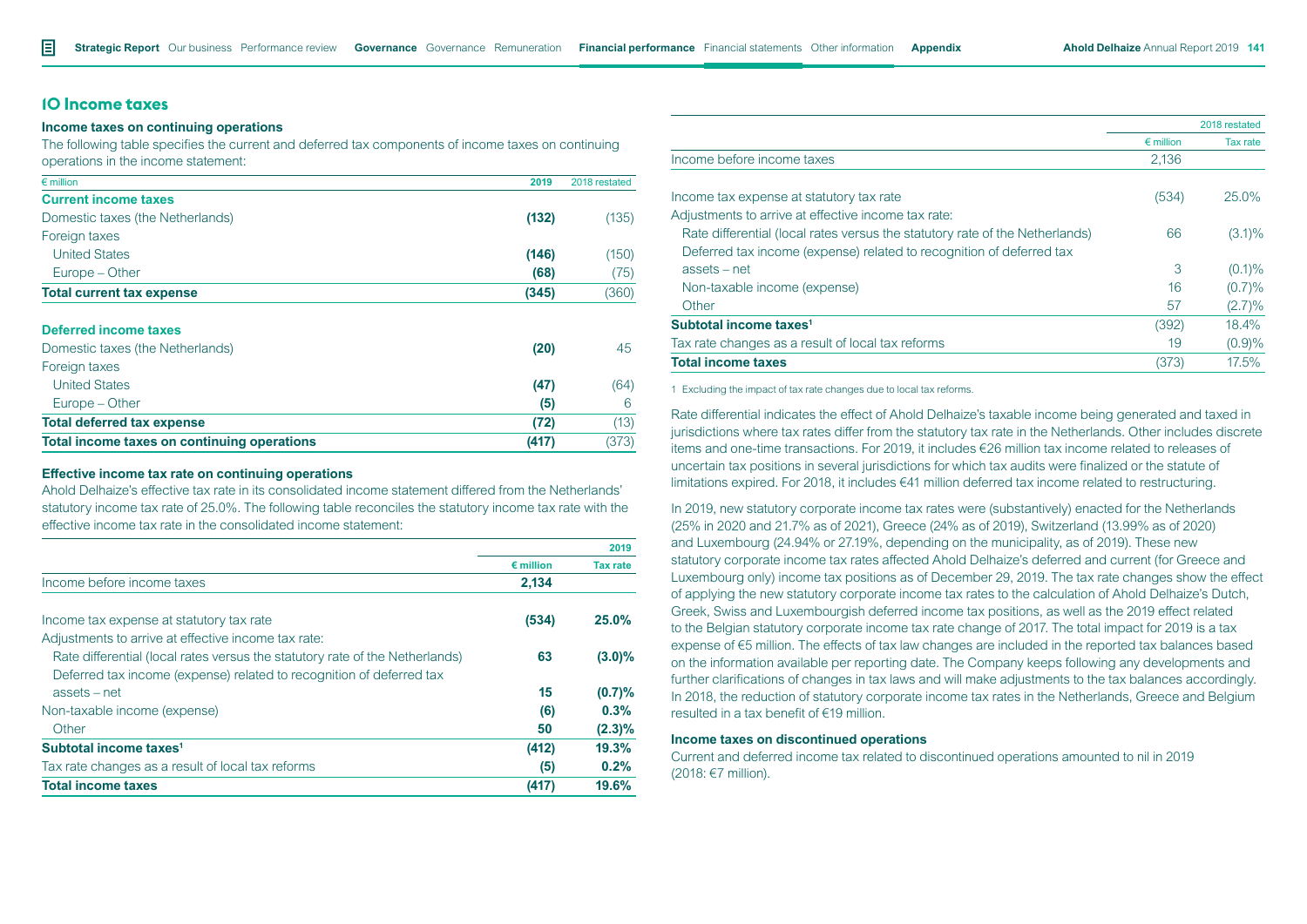## 10 Income taxes

### Income taxes on continuing operations

The following table specifies the current and deferred tax components of income taxes on continuing operations in the income statement:

| € million | 2019 | 2018 restated |
|---|---|---|
| **Current income taxes** | | |
| Domestic taxes (the Netherlands) | **(132)** | (135) |
| Foreign taxes | | |
| United States | **(146)** | (150) |
| Europe – Other | **(68)** | (75) |
| **Total current tax expense** | **(345)** | (360) |
| **Deferred income taxes** | | |
| Domestic taxes (the Netherlands) | **(20)** | 45 |
| Foreign taxes | | |
| United States | **(47)** | (64) |
| Europe – Other | **(5)** | 6 |
| **Total deferred tax expense** | **(72)** | (13) |
| **Total income taxes on continuing operations** | **(417)** | (373) |

### Effective income tax rate on continuing operations

Ahold Delhaize's effective tax rate in its consolidated income statement differed from the Netherlands' statutory income tax rate of 25.0%. The following table reconciles the statutory income tax rate with the effective income tax rate in the consolidated income statement:

| | 2019 | |
|---|---|---|
| | € million | Tax rate |
| Income before income taxes | **2,134** | |
| Income tax expense at statutory tax rate | **(534)** | **25.0%** |
| Adjustments to arrive at effective income tax rate: | | |
| Rate differential (local rates versus the statutory rate of the Netherlands) | **63** | **(3.0)%** |
| Deferred tax income (expense) related to recognition of deferred tax assets – net | **15** | **(0.7)%** |
| Non-taxable income (expense) | **(6)** | **0.3%** |
| Other | **50** | **(2.3)%** |
| **Subtotal income taxes[1]** | **(412)** | **19.3%** |
| Tax rate changes as a result of local tax reforms | **(5)** | **0.2%** |
| **Total income taxes** | **(417)** | **19.6%** |

| | 2018 restated | |
|---|---|---|
| | € million | Tax rate |
| Income before income taxes | 2,136 | |
| Income tax expense at statutory tax rate | (534) | 25.0% |
| Adjustments to arrive at effective income tax rate: | | |
| Rate differential (local rates versus the statutory rate of the Netherlands) | 66 | (3.1)% |
| Deferred tax income (expense) related to recognition of deferred tax assets – net | 3 | (0.1)% |
| Non-taxable income (expense) | 16 | (0.7)% |
| Other | 57 | (2.7)% |
| **Subtotal income taxes[1]** | (392) | 18.4% |
| Tax rate changes as a result of local tax reforms | 19 | (0.9)% |
| **Total income taxes** | (373) | 17.5% |

1 Excluding the impact of tax rate changes due to local tax reforms.

Rate differential indicates the effect of Ahold Delhaize's taxable income being generated and taxed in jurisdictions where tax rates differ from the statutory tax rate in the Netherlands. Other includes discrete items and one-time transactions. For 2019, it includes €26 million tax income related to releases of uncertain tax positions in several jurisdictions for which tax audits were finalized or the statute of limitations expired. For 2018, it includes €41 million deferred tax income related to restructuring.

In 2019, new statutory corporate income tax rates were (substantively) enacted for the Netherlands (25% in 2020 and 21.7% as of 2021), Greece (24% as of 2019), Switzerland (13.99% as of 2020) and Luxembourg (24.94% or 27.19%, depending on the municipality, as of 2019). These new statutory corporate income tax rates affected Ahold Delhaize's deferred and current (for Greece and Luxembourg only) income tax positions as of December 29, 2019. The tax rate changes show the effect of applying the new statutory corporate income tax rates to the calculation of Ahold Delhaize's Dutch, Greek, Swiss and Luxembourgish deferred income tax positions, as well as the 2019 effect related to the Belgian statutory corporate income tax rate change of 2017. The total impact for 2019 is a tax expense of €5 million. The effects of tax law changes are included in the reported tax balances based on the information available per reporting date. The Company keeps following any developments and further clarifications of changes in tax laws and will make adjustments to the tax balances accordingly. In 2018, the reduction of statutory corporate income tax rates in the Netherlands, Greece and Belgium resulted in a tax benefit of €19 million.

### Income taxes on discontinued operations

Current and deferred income tax related to discontinued operations amounted to nil in 2019 (2018: €7 million).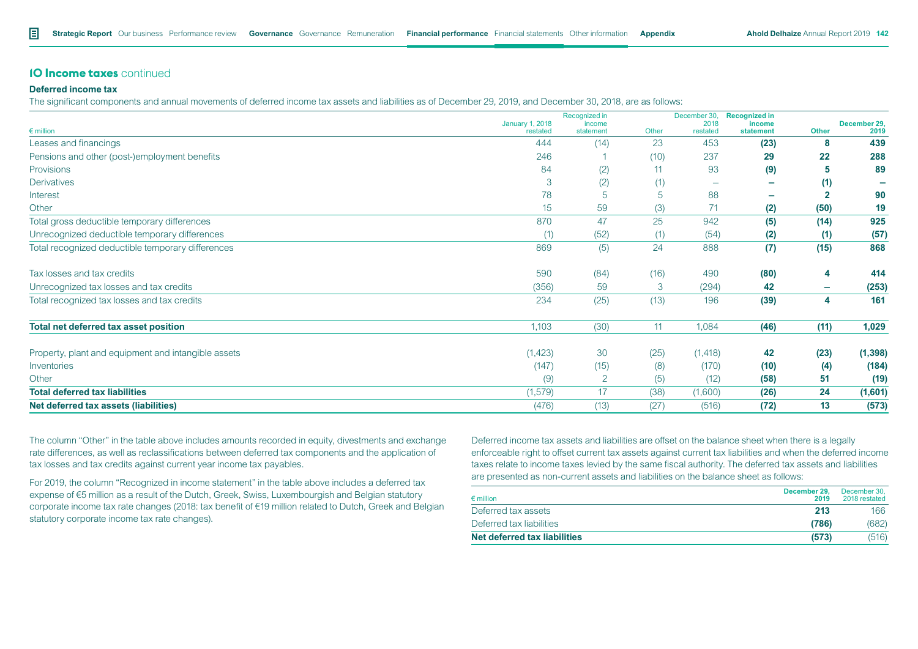## 10 Income taxes continued

### Deferred income tax

The significant components and annual movements of deferred income tax assets and liabilities as of December 29, 2019, and December 30, 2018, are as follows:

| € million | January 1, 2018 restated | Recognized in income statement | Other | December 30, 2018 restated | **Recognized in income statement** | **Other** | **December 29, 2019** |
|---|---|---|---|---|---|---|---|
| Leases and financings | 444 | (14) | 23 | 453 | **(23)** | **8** | **439** |
| Pensions and other (post-)employment benefits | 246 | 1 | (10) | 237 | **29** | **22** | **288** |
| Provisions | 84 | (2) | 11 | 93 | **(9)** | **5** | **89** |
| Derivatives | 3 | (2) | (1) | – | **–** | **(1)** | **–** |
| Interest | 78 | 5 | 5 | 88 | **–** | **2** | **90** |
| Other | 15 | 59 | (3) | 71 | **(2)** | **(50)** | **19** |
| Total gross deductible temporary differences | 870 | 47 | 25 | 942 | **(5)** | **(14)** | **925** |
| Unrecognized deductible temporary differences | (1) | (52) | (1) | (54) | **(2)** | **(1)** | **(57)** |
| Total recognized deductible temporary differences | 869 | (5) | 24 | 888 | **(7)** | **(15)** | **868** |
| Tax losses and tax credits | 590 | (84) | (16) | 490 | **(80)** | **4** | **414** |
| Unrecognized tax losses and tax credits | (356) | 59 | 3 | (294) | **42** | **–** | **(253)** |
| Total recognized tax losses and tax credits | 234 | (25) | (13) | 196 | **(39)** | **4** | **161** |
| **Total net deferred tax asset position** | 1,103 | (30) | 11 | 1,084 | **(46)** | **(11)** | **1,029** |
| Property, plant and equipment and intangible assets | (1,423) | 30 | (25) | (1,418) | **42** | **(23)** | **(1,398)** |
| Inventories | (147) | (15) | (8) | (170) | **(10)** | **(4)** | **(184)** |
| Other | (9) | 2 | (5) | (12) | **(58)** | **51** | **(19)** |
| **Total deferred tax liabilities** | (1,579) | 17 | (38) | (1,600) | **(26)** | **24** | **(1,601)** |
| **Net deferred tax assets (liabilities)** | (476) | (13) | (27) | (516) | **(72)** | **13** | **(573)** |

The column "Other" in the table above includes amounts recorded in equity, divestments and exchange rate differences, as well as reclassifications between deferred tax components and the application of tax losses and tax credits against current year income tax payables.

For 2019, the column "Recognized in income statement" in the table above includes a deferred tax expense of €5 million as a result of the Dutch, Greek, Swiss, Luxembourgish and Belgian statutory corporate income tax rate changes (2018: tax benefit of €19 million related to Dutch, Greek and Belgian statutory corporate income tax rate changes).

Deferred income tax assets and liabilities are offset on the balance sheet when there is a legally enforceable right to offset current tax assets against current tax liabilities and when the deferred income taxes relate to income taxes levied by the same fiscal authority. The deferred tax assets and liabilities are presented as non-current assets and liabilities on the balance sheet as follows:

| € million | **December 29, 2019** | December 30, 2018 restated |
|---|---|---|
| Deferred tax assets | **213** | 166 |
| Deferred tax liabilities | **(786)** | (682) |
| **Net deferred tax liabilities** | **(573)** | (516) |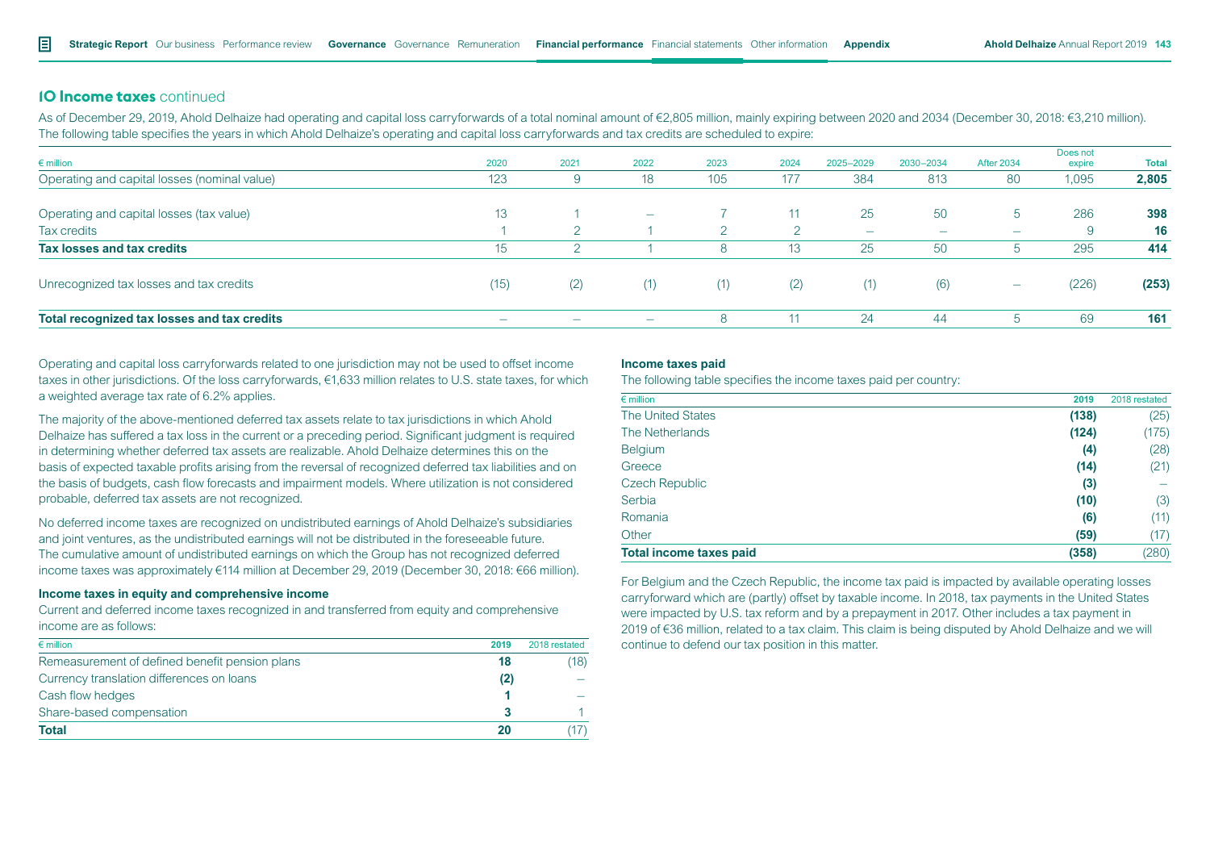## 10 Income taxes continued

As of December 29, 2019, Ahold Delhaize had operating and capital loss carryforwards of a total nominal amount of €2,805 million, mainly expiring between 2020 and 2034 (December 30, 2018: €3,210 million). The following table specifies the years in which Ahold Delhaize's operating and capital loss carryforwards and tax credits are scheduled to expire:

| € million | 2020 | 2021 | 2022 | 2023 | 2024 | 2025–2029 | 2030–2034 | After 2034 | Does not expire | Total |
|---|---|---|---|---|---|---|---|---|---|---|
| Operating and capital losses (nominal value) | 123 | 9 | 18 | 105 | 177 | 384 | 813 | 80 | 1,095 | **2,805** |
| Operating and capital losses (tax value) | 13 | 1 | – | 7 | 11 | 25 | 50 | 5 | 286 | **398** |
| Tax credits | 1 | 2 | 1 | 2 | 2 | – | – | – | 9 | **16** |
| **Tax losses and tax credits** | 15 | 2 | 1 | 8 | 13 | 25 | 50 | 5 | 295 | **414** |
| Unrecognized tax losses and tax credits | (15) | (2) | (1) | (1) | (2) | (1) | (6) | – | (226) | **(253)** |
| **Total recognized tax losses and tax credits** | – | – | – | 8 | 11 | 24 | 44 | 5 | 69 | **161** |

Operating and capital loss carryforwards related to one jurisdiction may not be used to offset income taxes in other jurisdictions. Of the loss carryforwards, €1,633 million relates to U.S. state taxes, for which a weighted average tax rate of 6.2% applies.

The majority of the above-mentioned deferred tax assets relate to tax jurisdictions in which Ahold Delhaize has suffered a tax loss in the current or a preceding period. Significant judgment is required in determining whether deferred tax assets are realizable. Ahold Delhaize determines this on the basis of expected taxable profits arising from the reversal of recognized deferred tax liabilities and on the basis of budgets, cash flow forecasts and impairment models. Where utilization is not considered probable, deferred tax assets are not recognized.

No deferred income taxes are recognized on undistributed earnings of Ahold Delhaize's subsidiaries and joint ventures, as the undistributed earnings will not be distributed in the foreseeable future. The cumulative amount of undistributed earnings on which the Group has not recognized deferred income taxes was approximately €114 million at December 29, 2019 (December 30, 2018: €66 million).

### Income taxes in equity and comprehensive income

Current and deferred income taxes recognized in and transferred from equity and comprehensive income are as follows:

| € million | 2019 | 2018 restated |
|---|---|---|
| Remeasurement of defined benefit pension plans | **18** | (18) |
| Currency translation differences on loans | **(2)** | – |
| Cash flow hedges | **1** | – |
| Share-based compensation | **3** | 1 |
| **Total** | **20** | (17) |

### Income taxes paid

The following table specifies the income taxes paid per country:

| € million | 2019 | 2018 restated |
|---|---|---|
| The United States | **(138)** | (25) |
| The Netherlands | **(124)** | (175) |
| Belgium | **(4)** | (28) |
| Greece | **(14)** | (21) |
| Czech Republic | **(3)** | – |
| Serbia | **(10)** | (3) |
| Romania | **(6)** | (11) |
| Other | **(59)** | (17) |
| **Total income taxes paid** | **(358)** | (280) |

For Belgium and the Czech Republic, the income tax paid is impacted by available operating losses carryforward which are (partly) offset by taxable income. In 2018, tax payments in the United States were impacted by U.S. tax reform and by a prepayment in 2017. Other includes a tax payment in 2019 of €36 million, related to a tax claim. This claim is being disputed by Ahold Delhaize and we will continue to defend our tax position in this matter.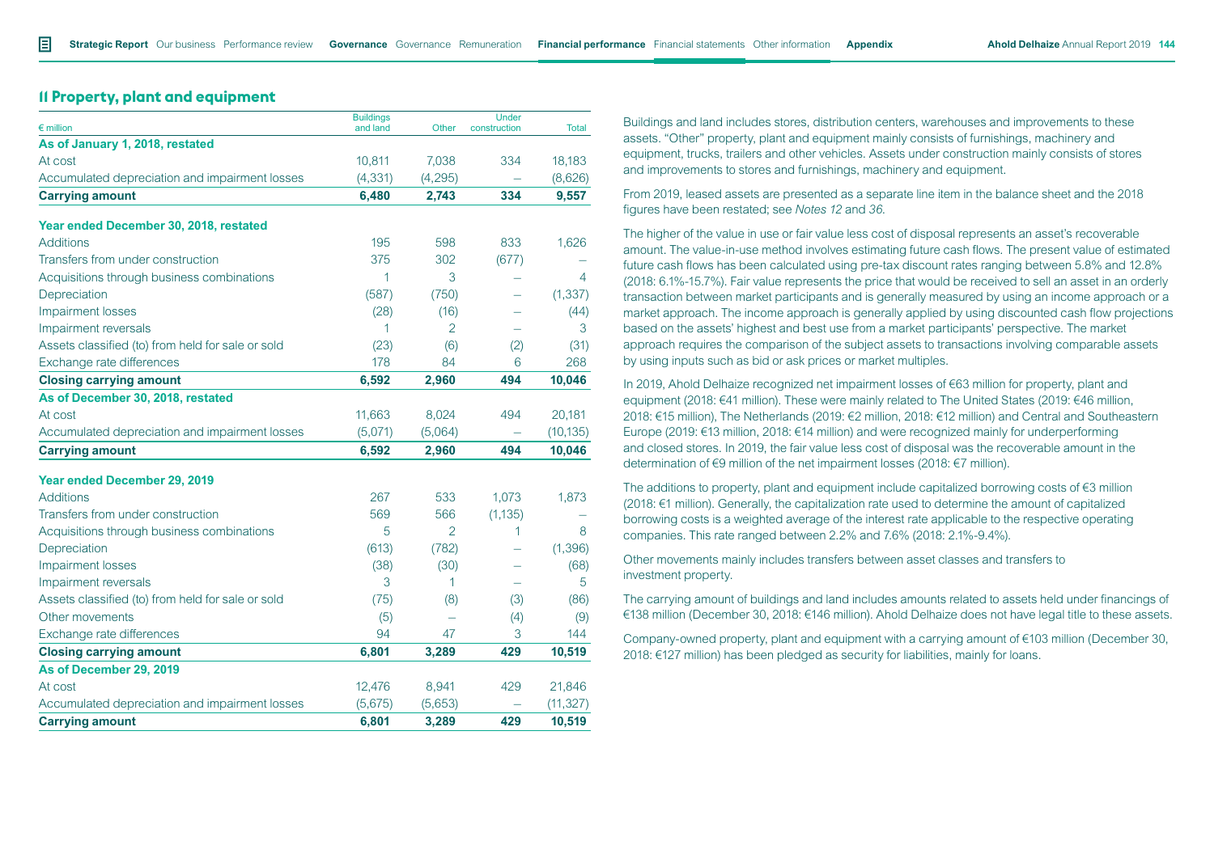## 11 Property, plant and equipment

| € million | Buildings and land | Other | Under construction | Total |
|---|---|---|---|---|
| **As of January 1, 2018, restated** | | | | |
| At cost | 10,811 | 7,038 | 334 | 18,183 |
| Accumulated depreciation and impairment losses | (4,331) | (4,295) | – | (8,626) |
| **Carrying amount** | **6,480** | **2,743** | **334** | **9,557** |
| **Year ended December 30, 2018, restated** | | | | |
| Additions | 195 | 598 | 833 | 1,626 |
| Transfers from under construction | 375 | 302 | (677) | – |
| Acquisitions through business combinations | 1 | 3 | – | 4 |
| Depreciation | (587) | (750) | – | (1,337) |
| Impairment losses | (28) | (16) | – | (44) |
| Impairment reversals | 1 | 2 | – | 3 |
| Assets classified (to) from held for sale or sold | (23) | (6) | (2) | (31) |
| Exchange rate differences | 178 | 84 | 6 | 268 |
| **Closing carrying amount** | **6,592** | **2,960** | **494** | **10,046** |
| **As of December 30, 2018, restated** | | | | |
| At cost | 11,663 | 8,024 | 494 | 20,181 |
| Accumulated depreciation and impairment losses | (5,071) | (5,064) | – | (10,135) |
| **Carrying amount** | **6,592** | **2,960** | **494** | **10,046** |
| **Year ended December 29, 2019** | | | | |
| Additions | 267 | 533 | 1,073 | 1,873 |
| Transfers from under construction | 569 | 566 | (1,135) | – |
| Acquisitions through business combinations | 5 | 2 | 1 | 8 |
| Depreciation | (613) | (782) | – | (1,396) |
| Impairment losses | (38) | (30) | – | (68) |
| Impairment reversals | 3 | 1 | – | 5 |
| Assets classified (to) from held for sale or sold | (75) | (8) | (3) | (86) |
| Other movements | (5) | – | (4) | (9) |
| Exchange rate differences | 94 | 47 | 3 | 144 |
| **Closing carrying amount** | **6,801** | **3,289** | **429** | **10,519** |
| **As of December 29, 2019** | | | | |
| At cost | 12,476 | 8,941 | 429 | 21,846 |
| Accumulated depreciation and impairment losses | (5,675) | (5,653) | – | (11,327) |
| **Carrying amount** | **6,801** | **3,289** | **429** | **10,519** |

Buildings and land includes stores, distribution centers, warehouses and improvements to these assets. "Other" property, plant and equipment mainly consists of furnishings, machinery and equipment, trucks, trailers and other vehicles. Assets under construction mainly consists of stores and improvements to stores and furnishings, machinery and equipment.

From 2019, leased assets are presented as a separate line item in the balance sheet and the 2018 figures have been restated; see *Notes 12* and *36*.

The higher of the value in use or fair value less cost of disposal represents an asset's recoverable amount. The value-in-use method involves estimating future cash flows. The present value of estimated future cash flows has been calculated using pre-tax discount rates ranging between 5.8% and 12.8% (2018: 6.1%-15.7%). Fair value represents the price that would be received to sell an asset in an orderly transaction between market participants and is generally measured by using an income approach or a market approach. The income approach is generally applied by using discounted cash flow projections based on the assets' highest and best use from a market participants' perspective. The market approach requires the comparison of the subject assets to transactions involving comparable assets by using inputs such as bid or ask prices or market multiples.

In 2019, Ahold Delhaize recognized net impairment losses of €63 million for property, plant and equipment (2018: €41 million). These were mainly related to The United States (2019: €46 million, 2018: €15 million), The Netherlands (2019: €2 million, 2018: €12 million) and Central and Southeastern Europe (2019: €13 million, 2018: €14 million) and were recognized mainly for underperforming and closed stores. In 2019, the fair value less cost of disposal was the recoverable amount in the determination of €9 million of the net impairment losses (2018: €7 million).

The additions to property, plant and equipment include capitalized borrowing costs of €3 million (2018: €1 million). Generally, the capitalization rate used to determine the amount of capitalized borrowing costs is a weighted average of the interest rate applicable to the respective operating companies. This rate ranged between 2.2% and 7.6% (2018: 2.1%-9.4%).

Other movements mainly includes transfers between asset classes and transfers to investment property.

The carrying amount of buildings and land includes amounts related to assets held under financings of €138 million (December 30, 2018: €146 million). Ahold Delhaize does not have legal title to these assets.

Company-owned property, plant and equipment with a carrying amount of €103 million (December 30, 2018: €127 million) has been pledged as security for liabilities, mainly for loans.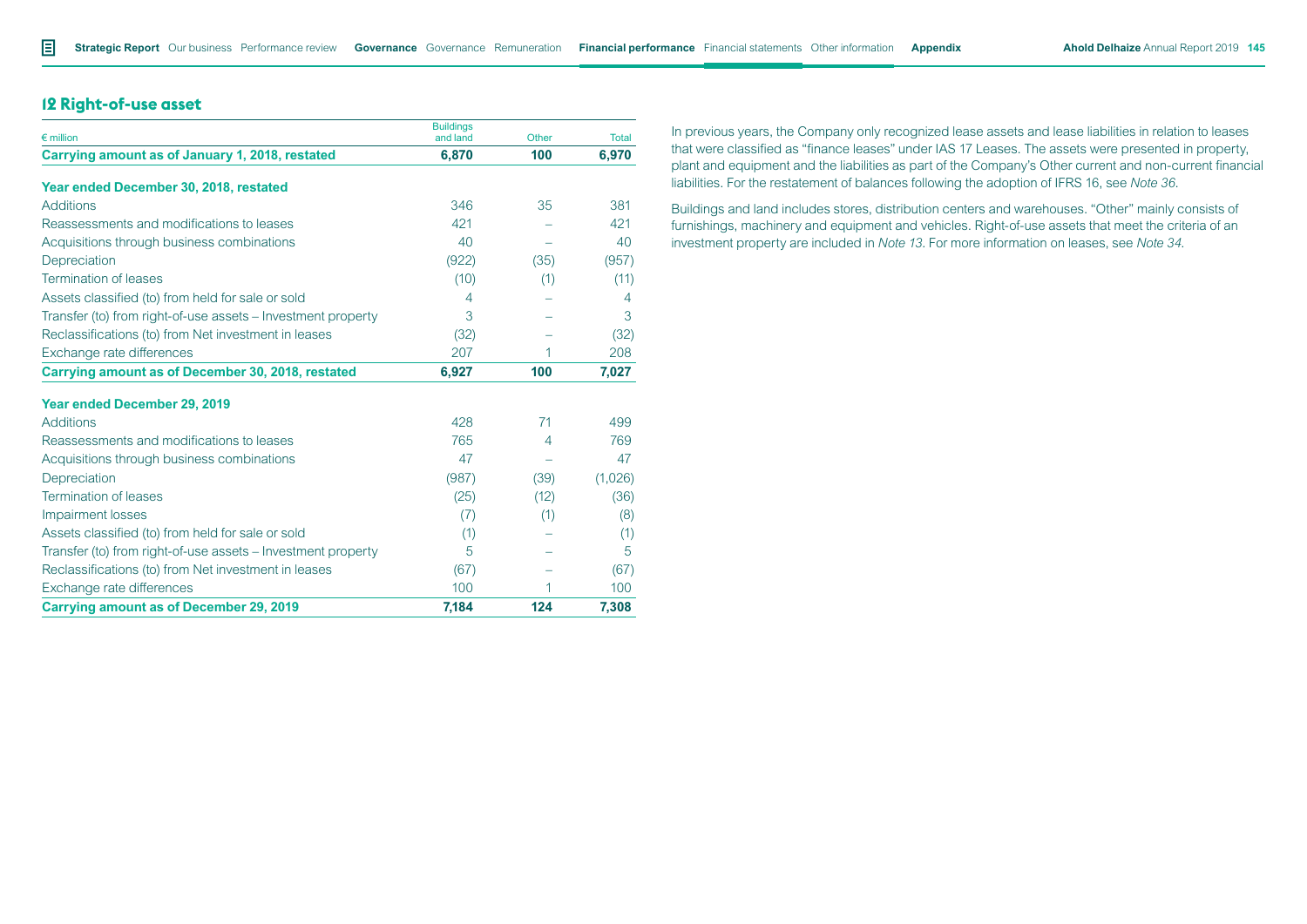## 12 Right-of-use asset

| € million | Buildings and land | Other | Total |
|---|---|---|---|
| **Carrying amount as of January 1, 2018, restated** | **6,870** | **100** | **6,970** |
| **Year ended December 30, 2018, restated** | | | |
| Additions | 346 | 35 | 381 |
| Reassessments and modifications to leases | 421 | – | 421 |
| Acquisitions through business combinations | 40 | – | 40 |
| Depreciation | (922) | (35) | (957) |
| Termination of leases | (10) | (1) | (11) |
| Assets classified (to) from held for sale or sold | 4 | – | 4 |
| Transfer (to) from right-of-use assets – Investment property | 3 | – | 3 |
| Reclassifications (to) from Net investment in leases | (32) | – | (32) |
| Exchange rate differences | 207 | 1 | 208 |
| **Carrying amount as of December 30, 2018, restated** | **6,927** | **100** | **7,027** |
| **Year ended December 29, 2019** | | | |
| Additions | 428 | 71 | 499 |
| Reassessments and modifications to leases | 765 | 4 | 769 |
| Acquisitions through business combinations | 47 | – | 47 |
| Depreciation | (987) | (39) | (1,026) |
| Termination of leases | (25) | (12) | (36) |
| Impairment losses | (7) | (1) | (8) |
| Assets classified (to) from held for sale or sold | (1) | – | (1) |
| Transfer (to) from right-of-use assets – Investment property | 5 | – | 5 |
| Reclassifications (to) from Net investment in leases | (67) | – | (67) |
| Exchange rate differences | 100 | 1 | 100 |
| **Carrying amount as of December 29, 2019** | **7,184** | **124** | **7,308** |

In previous years, the Company only recognized lease assets and lease liabilities in relation to leases that were classified as "finance leases" under IAS 17 Leases. The assets were presented in property, plant and equipment and the liabilities as part of the Company's Other current and non-current financial liabilities. For the restatement of balances following the adoption of IFRS 16, see *Note 36*.

Buildings and land includes stores, distribution centers and warehouses. "Other" mainly consists of furnishings, machinery and equipment and vehicles. Right-of-use assets that meet the criteria of an investment property are included in *Note 13*. For more information on leases, see *Note 34*.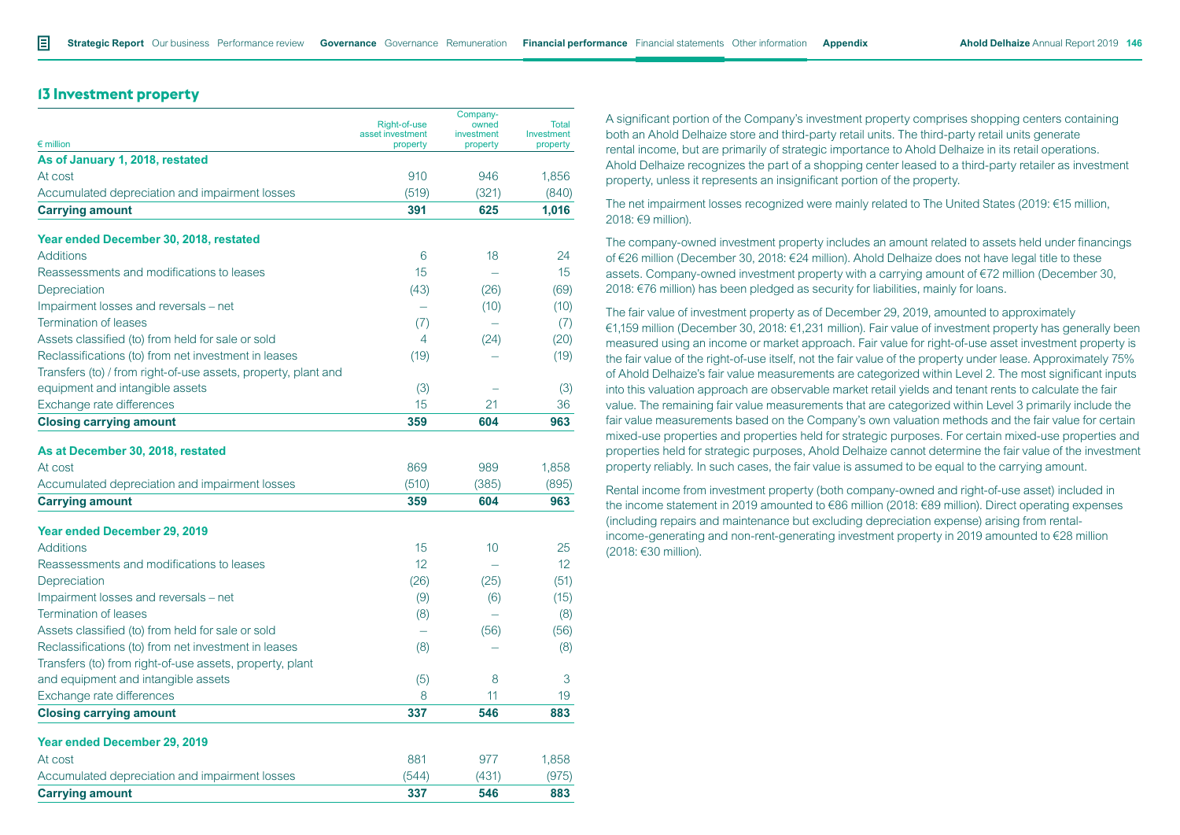## 13 Investment property

| € million | Right-of-use asset investment property | Company-owned investment property | Total Investment property |
|---|---|---|---|
| **As of January 1, 2018, restated** | | | |
| At cost | 910 | 946 | 1,856 |
| Accumulated depreciation and impairment losses | (519) | (321) | (840) |
| **Carrying amount** | **391** | **625** | **1,016** |
| **Year ended December 30, 2018, restated** | | | |
| Additions | 6 | 18 | 24 |
| Reassessments and modifications to leases | 15 | – | 15 |
| Depreciation | (43) | (26) | (69) |
| Impairment losses and reversals – net | – | (10) | (10) |
| Termination of leases | (7) | – | (7) |
| Assets classified (to) from held for sale or sold | 4 | (24) | (20) |
| Reclassifications (to) from net investment in leases | (19) | – | (19) |
| Transfers (to) / from right-of-use assets, property, plant and equipment and intangible assets | (3) | – | (3) |
| Exchange rate differences | 15 | 21 | 36 |
| **Closing carrying amount** | **359** | **604** | **963** |
| **As at December 30, 2018, restated** | | | |
| At cost | 869 | 989 | 1,858 |
| Accumulated depreciation and impairment losses | (510) | (385) | (895) |
| **Carrying amount** | **359** | **604** | **963** |
| **Year ended December 29, 2019** | | | |
| Additions | 15 | 10 | 25 |
| Reassessments and modifications to leases | 12 | – | 12 |
| Depreciation | (26) | (25) | (51) |
| Impairment losses and reversals – net | (9) | (6) | (15) |
| Termination of leases | (8) | – | (8) |
| Assets classified (to) from held for sale or sold | – | (56) | (56) |
| Reclassifications (to) from net investment in leases | (8) | – | (8) |
| Transfers (to) from right-of-use assets, property, plant and equipment and intangible assets | (5) | 8 | 3 |
| Exchange rate differences | 8 | 11 | 19 |
| **Closing carrying amount** | **337** | **546** | **883** |
| **Year ended December 29, 2019** | | | |
| At cost | 881 | 977 | 1,858 |
| Accumulated depreciation and impairment losses | (544) | (431) | (975) |
| **Carrying amount** | **337** | **546** | **883** |

A significant portion of the Company's investment property comprises shopping centers containing both an Ahold Delhaize store and third-party retail units. The third-party retail units generate rental income, but are primarily of strategic importance to Ahold Delhaize in its retail operations. Ahold Delhaize recognizes the part of a shopping center leased to a third-party retailer as investment property, unless it represents an insignificant portion of the property.

The net impairment losses recognized were mainly related to The United States (2019: €15 million, 2018: €9 million).

The company-owned investment property includes an amount related to assets held under financings of €26 million (December 30, 2018: €24 million). Ahold Delhaize does not have legal title to these assets. Company-owned investment property with a carrying amount of €72 million (December 30, 2018: €76 million) has been pledged as security for liabilities, mainly for loans.

The fair value of investment property as of December 29, 2019, amounted to approximately €1,159 million (December 30, 2018: €1,231 million). Fair value of investment property has generally been measured using an income or market approach. Fair value for right-of-use asset investment property is the fair value of the right-of-use itself, not the fair value of the property under lease. Approximately 75% of Ahold Delhaize's fair value measurements are categorized within Level 2. The most significant inputs into this valuation approach are observable market retail yields and tenant rents to calculate the fair value. The remaining fair value measurements that are categorized within Level 3 primarily include the fair value measurements based on the Company's own valuation methods and the fair value for certain mixed-use properties and properties held for strategic purposes. For certain mixed-use properties and properties held for strategic purposes, Ahold Delhaize cannot determine the fair value of the investment property reliably. In such cases, the fair value is assumed to be equal to the carrying amount.

Rental income from investment property (both company-owned and right-of-use asset) included in the income statement in 2019 amounted to €86 million (2018: €89 million). Direct operating expenses (including repairs and maintenance but excluding depreciation expense) arising from rental-income-generating and non-rent-generating investment property in 2019 amounted to €28 million (2018: €30 million).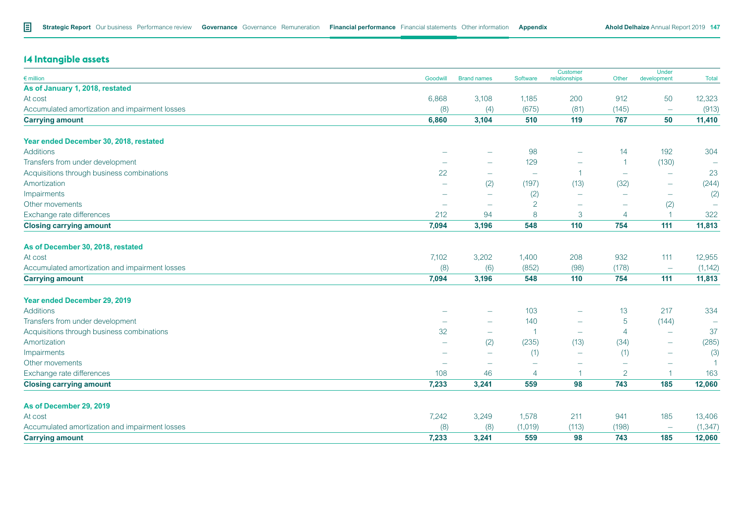## 14 Intangible assets

| € million | Goodwill | Brand names | Software | Customer relationships | Other | Under development | Total |
|---|---|---|---|---|---|---|---|
| **As of January 1, 2018, restated** | | | | | | | |
| At cost | 6,868 | 3,108 | 1,185 | 200 | 912 | 50 | 12,323 |
| Accumulated amortization and impairment losses | (8) | (4) | (675) | (81) | (145) | – | (913) |
| **Carrying amount** | **6,860** | **3,104** | **510** | **119** | **767** | **50** | **11,410** |
| | | | | | | | |
| **Year ended December 30, 2018, restated** | | | | | | | |
| Additions | – | – | 98 | – | 14 | 192 | 304 |
| Transfers from under development | – | – | 129 | – | 1 | (130) | – |
| Acquisitions through business combinations | 22 | – | – | 1 | – | – | 23 |
| Amortization | – | (2) | (197) | (13) | (32) | – | (244) |
| Impairments | – | – | (2) | – | – | – | (2) |
| Other movements | – | – | 2 | – | – | (2) | – |
| Exchange rate differences | 212 | 94 | 8 | 3 | 4 | 1 | 322 |
| **Closing carrying amount** | **7,094** | **3,196** | **548** | **110** | **754** | **111** | **11,813** |
| | | | | | | | |
| **As of December 30, 2018, restated** | | | | | | | |
| At cost | 7,102 | 3,202 | 1,400 | 208 | 932 | 111 | 12,955 |
| Accumulated amortization and impairment losses | (8) | (6) | (852) | (98) | (178) | – | (1,142) |
| **Carrying amount** | **7,094** | **3,196** | **548** | **110** | **754** | **111** | **11,813** |
| | | | | | | | |
| **Year ended December 29, 2019** | | | | | | | |
| Additions | – | – | 103 | – | 13 | 217 | 334 |
| Transfers from under development | – | – | 140 | – | 5 | (144) | – |
| Acquisitions through business combinations | 32 | – | 1 | – | 4 | – | 37 |
| Amortization | – | (2) | (235) | (13) | (34) | – | (285) |
| Impairments | – | – | (1) | – | (1) | – | (3) |
| Other movements | – | – | – | – | – | – | 1 |
| Exchange rate differences | 108 | 46 | 4 | 1 | 2 | 1 | 163 |
| **Closing carrying amount** | **7,233** | **3,241** | **559** | **98** | **743** | **185** | **12,060** |
| | | | | | | | |
| **As of December 29, 2019** | | | | | | | |
| At cost | 7,242 | 3,249 | 1,578 | 211 | 941 | 185 | 13,406 |
| Accumulated amortization and impairment losses | (8) | (8) | (1,019) | (113) | (198) | – | (1,347) |
| **Carrying amount** | **7,233** | **3,241** | **559** | **98** | **743** | **185** | **12,060** |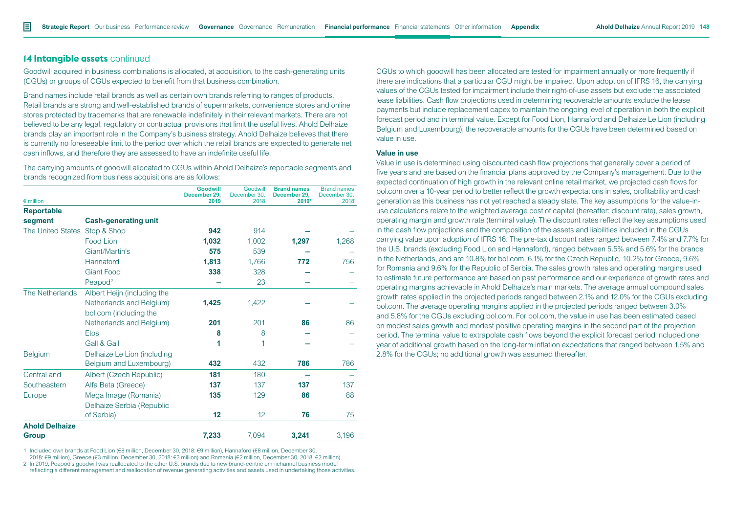## 14 Intangible assets continued

Goodwill acquired in business combinations is allocated, at acquisition, to the cash-generating units (CGUs) or groups of CGUs expected to benefit from that business combination.

Brand names include retail brands as well as certain own brands referring to ranges of products. Retail brands are strong and well-established brands of supermarkets, convenience stores and online stores protected by trademarks that are renewable indefinitely in their relevant markets. There are not believed to be any legal, regulatory or contractual provisions that limit the useful lives. Ahold Delhaize brands play an important role in the Company's business strategy. Ahold Delhaize believes that there is currently no foreseeable limit to the period over which the retail brands are expected to generate net cash inflows, and therefore they are assessed to have an indefinite useful life.

The carrying amounts of goodwill allocated to CGUs within Ahold Delhaize's reportable segments and brands recognized from business acquisitions are as follows:

| € million | | Goodwill December 29, 2019 | Goodwill December 30, 2018 | Brand names December 29, 2019[1] | Brand names December 30, 2018[1] |
|---|---|---|---|---|---|
| **Reportable segment** | **Cash-generating unit** | | | | |
| The United States | Stop & Shop | **942** | 914 | **–** | – |
| | Food Lion | **1,032** | 1,002 | **1,297** | 1,268 |
| | Giant/Martin's | **575** | 539 | **–** | – |
| | Hannaford | **1,813** | 1,766 | **772** | 756 |
| | Giant Food | **338** | 328 | **–** | – |
| | Peapod[2] | **–** | 23 | **–** | – |
| The Netherlands | Albert Heijn (including the Netherlands and Belgium) | **1,425** | 1,422 | **–** | – |
| | bol.com (including the Netherlands and Belgium) | **201** | 201 | **86** | 86 |
| | Etos | **8** | 8 | **–** | – |
| | Gall & Gall | **1** | 1 | **–** | – |
| Belgium | Delhaize Le Lion (including Belgium and Luxembourg) | **432** | 432 | **786** | 786 |
| Central and Southeastern Europe | Albert (Czech Republic) | **181** | 180 | **–** | – |
| | Alfa Beta (Greece) | **137** | 137 | **137** | 137 |
| | Mega Image (Romania) | **135** | 129 | **86** | 88 |
| | Delhaize Serbia (Republic of Serbia) | **12** | 12 | **76** | 75 |
| **Ahold Delhaize Group** | | **7,233** | 7,094 | **3,241** | 3,196 |

1 Included own brands at Food Lion (€8 million, December 30, 2018: €9 million), Hannaford (€8 million, December 30, 2018: €9 million), Greece (€3 million, December 30, 2018: €3 million) and Romania (€2 million, December 30, 2018: €2 million).
2 In 2019, Peapod's goodwill was reallocated to the other U.S. brands due to new brand-centric omnichannel business model reflecting a different management and reallocation of revenue generating activities and assets used in undertaking those activities.

CGUs to which goodwill has been allocated are tested for impairment annually or more frequently if there are indications that a particular CGU might be impaired. Upon adoption of IFRS 16, the carrying values of the CGUs tested for impairment include their right-of-use assets but exclude the associated lease liabilities. Cash flow projections used in determining recoverable amounts exclude the lease payments but include replacement capex to maintain the ongoing level of operation in both the explicit forecast period and in terminal value. Except for Food Lion, Hannaford and Delhaize Le Lion (including Belgium and Luxembourg), the recoverable amounts for the CGUs have been determined based on value in use.

**Value in use**

Value in use is determined using discounted cash flow projections that generally cover a period of five years and are based on the financial plans approved by the Company's management. Due to the expected continuation of high growth in the relevant online retail market, we projected cash flows for bol.com over a 10-year period to better reflect the growth expectations in sales, profitability and cash generation as this business has not yet reached a steady state. The key assumptions for the value-in-use calculations relate to the weighted average cost of capital (hereafter: discount rate), sales growth, operating margin and growth rate (terminal value). The discount rates reflect the key assumptions used in the cash flow projections and the composition of the assets and liabilities included in the CGUs carrying value upon adoption of IFRS 16. The pre-tax discount rates ranged between 7.4% and 7.7% for the U.S. brands (excluding Food Lion and Hannaford), ranged between 5.5% and 5.6% for the brands in the Netherlands, and are 10.8% for bol.com, 6.1% for the Czech Republic, 10.2% for Greece, 9.6% for Romania and 9.6% for the Republic of Serbia. The sales growth rates and operating margins used to estimate future performance are based on past performance and our experience of growth rates and operating margins achievable in Ahold Delhaize's main markets. The average annual compound sales growth rates applied in the projected periods ranged between 2.1% and 12.0% for the CGUs excluding bol.com. The average operating margins applied in the projected periods ranged between 3.0% and 5.8% for the CGUs excluding bol.com. For bol.com, the value in use has been estimated based on modest sales growth and modest positive operating margins in the second part of the projection period. The terminal value to extrapolate cash flows beyond the explicit forecast period included one year of additional growth based on the long-term inflation expectations that ranged between 1.5% and 2.8% for the CGUs; no additional growth was assumed thereafter.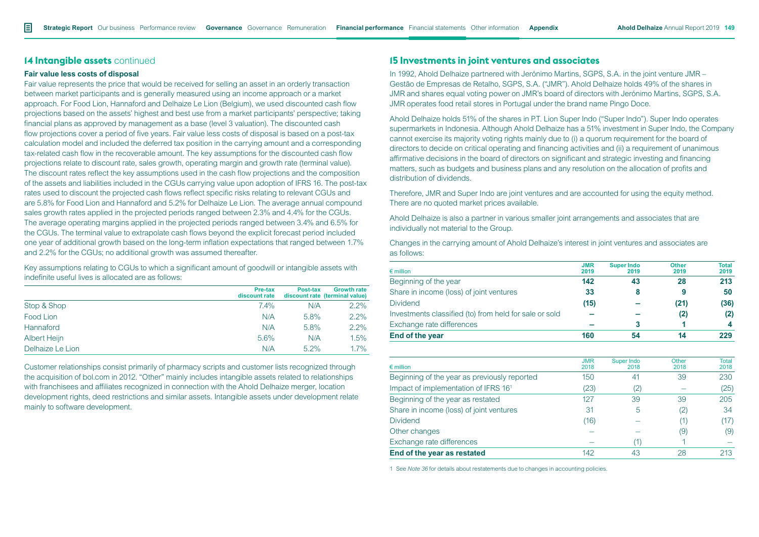## 14 Intangible assets continued

### Fair value less costs of disposal

Fair value represents the price that would be received for selling an asset in an orderly transaction between market participants and is generally measured using an income approach or a market approach. For Food Lion, Hannaford and Delhaize Le Lion (Belgium), we used discounted cash flow projections based on the assets' highest and best use from a market participants' perspective; taking financial plans as approved by management as a base (level 3 valuation). The discounted cash flow projections cover a period of five years. Fair value less costs of disposal is based on a post-tax calculation model and included the deferred tax position in the carrying amount and a corresponding tax-related cash flow in the recoverable amount. The key assumptions for the discounted cash flow projections relate to discount rate, sales growth, operating margin and growth rate (terminal value). The discount rates reflect the key assumptions used in the cash flow projections and the composition of the assets and liabilities included in the CGUs carrying value upon adoption of IFRS 16. The post-tax rates used to discount the projected cash flows reflect specific risks relating to relevant CGUs and are 5.8% for Food Lion and Hannaford and 5.2% for Delhaize Le Lion. The average annual compound sales growth rates applied in the projected periods ranged between 2.3% and 4.4% for the CGUs. The average operating margins applied in the projected periods ranged between 3.4% and 6.5% for the CGUs. The terminal value to extrapolate cash flows beyond the explicit forecast period included one year of additional growth based on the long-term inflation expectations that ranged between 1.7% and 2.2% for the CGUs; no additional growth was assumed thereafter.

Key assumptions relating to CGUs to which a significant amount of goodwill or intangible assets with indefinite useful lives is allocated are as follows:

| | Pre-tax discount rate | Post-tax discount rate | Growth rate (terminal value) |
|---|---|---|---|
| Stop & Shop | 7.4% | N/A | 2.2% |
| Food Lion | N/A | 5.8% | 2.2% |
| Hannaford | N/A | 5.8% | 2.2% |
| Albert Heijn | 5.6% | N/A | 1.5% |
| Delhaize Le Lion | N/A | 5.2% | 1.7% |

Customer relationships consist primarily of pharmacy scripts and customer lists recognized through the acquisition of bol.com in 2012. "Other" mainly includes intangible assets related to relationships with franchisees and affiliates recognized in connection with the Ahold Delhaize merger, location development rights, deed restrictions and similar assets. Intangible assets under development relate mainly to software development.

## 15 Investments in joint ventures and associates

In 1992, Ahold Delhaize partnered with Jerónimo Martins, SGPS, S.A. in the joint venture JMR – Gestão de Empresas de Retalho, SGPS, S.A. ("JMR"). Ahold Delhaize holds 49% of the shares in JMR and shares equal voting power on JMR's board of directors with Jerónimo Martins, SGPS, S.A. JMR operates food retail stores in Portugal under the brand name Pingo Doce.

Ahold Delhaize holds 51% of the shares in P.T. Lion Super Indo ("Super Indo"). Super Indo operates supermarkets in Indonesia. Although Ahold Delhaize has a 51% investment in Super Indo, the Company cannot exercise its majority voting rights mainly due to (i) a quorum requirement for the board of directors to decide on critical operating and financing activities and (ii) a requirement of unanimous affirmative decisions in the board of directors on significant and strategic investing and financing matters, such as budgets and business plans and any resolution on the allocation of profits and distribution of dividends.

Therefore, JMR and Super Indo are joint ventures and are accounted for using the equity method. There are no quoted market prices available.

Ahold Delhaize is also a partner in various smaller joint arrangements and associates that are individually not material to the Group.

Changes in the carrying amount of Ahold Delhaize's interest in joint ventures and associates are as follows:

| € million | JMR 2019 | Super Indo 2019 | Other 2019 | Total 2019 |
|---|---|---|---|---|
| Beginning of the year | 142 | 43 | 28 | 213 |
| Share in income (loss) of joint ventures | 33 | 8 | 9 | 50 |
| Dividend | (15) | – | (21) | (36) |
| Investments classified (to) from held for sale or sold | – | – | (2) | (2) |
| Exchange rate differences | – | 3 | 1 | 4 |
| **End of the year** | **160** | **54** | **14** | **229** |

| € million | JMR 2018 | Super Indo 2018 | Other 2018 | Total 2018 |
|---|---|---|---|---|
| Beginning of the year as previously reported | 150 | 41 | 39 | 230 |
| Impact of implementation of IFRS 16[1] | (23) | (2) | – | (25) |
| Beginning of the year as restated | 127 | 39 | 39 | 205 |
| Share in income (loss) of joint ventures | 31 | 5 | (2) | 34 |
| Dividend | (16) | – | (1) | (17) |
| Other changes | – | – | (9) | (9) |
| Exchange rate differences | – | (1) | 1 | – |
| **End of the year as restated** | **142** | **43** | **28** | **213** |

1 See *Note 36* for details about restatements due to changes in accounting policies.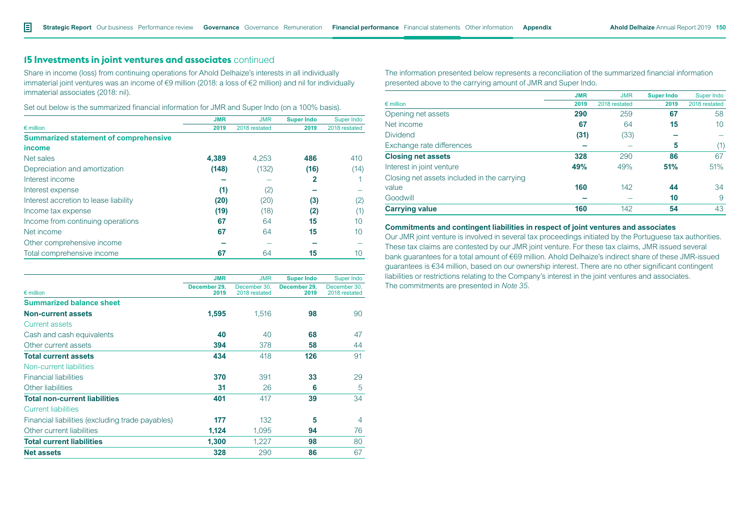## 15 Investments in joint ventures and associates continued

Share in income (loss) from continuing operations for Ahold Delhaize's interests in all individually immaterial joint ventures was an income of €9 million (2018: a loss of €2 million) and nil for individually immaterial associates (2018: nil).

Set out below is the summarized financial information for JMR and Super Indo (on a 100% basis).

| € million | JMR 2019 | JMR 2018 restated | Super Indo 2019 | Super Indo 2018 restated |
|---|---|---|---|---|
| **Summarized statement of comprehensive income** | | | | |
| Net sales | **4,389** | 4,253 | **486** | 410 |
| Depreciation and amortization | **(148)** | (132) | **(16)** | (14) |
| Interest income | **–** | – | **2** | 1 |
| Interest expense | **(1)** | (2) | **–** | – |
| Interest accretion to lease liability | **(20)** | (20) | **(3)** | (2) |
| Income tax expense | **(19)** | (18) | **(2)** | (1) |
| Income from continuing operations | **67** | 64 | **15** | 10 |
| Net income | **67** | 64 | **15** | 10 |
| Other comprehensive income | **–** | – | **–** | – |
| Total comprehensive income | **67** | 64 | **15** | 10 |

| € million | JMR December 29, 2019 | JMR December 30, 2018 restated | Super Indo December 29, 2019 | Super Indo December 30, 2018 restated |
|---|---|---|---|---|
| **Summarized balance sheet** | | | | |
| **Non-current assets** | **1,595** | 1,516 | **98** | 90 |
| Current assets | | | | |
| Cash and cash equivalents | **40** | 40 | **68** | 47 |
| Other current assets | **394** | 378 | **58** | 44 |
| **Total current assets** | **434** | 418 | **126** | 91 |
| Non-current liabilities | | | | |
| Financial liabilities | **370** | 391 | **33** | 29 |
| Other liabilities | **31** | 26 | **6** | 5 |
| **Total non-current liabilities** | **401** | 417 | **39** | 34 |
| Current liabilities | | | | |
| Financial liabilities (excluding trade payables) | **177** | 132 | **5** | 4 |
| Other current liabilities | **1,124** | 1,095 | **94** | 76 |
| **Total current liabilities** | **1,300** | 1,227 | **98** | 80 |
| **Net assets** | **328** | 290 | **86** | 67 |

The information presented below represents a reconciliation of the summarized financial information presented above to the carrying amount of JMR and Super Indo.

| € million | JMR 2019 | JMR 2018 restated | Super Indo 2019 | Super Indo 2018 restated |
|---|---|---|---|---|
| Opening net assets | **290** | 259 | **67** | 58 |
| Net income | **67** | 64 | **15** | 10 |
| Dividend | **(31)** | (33) | **–** | – |
| Exchange rate differences | **–** | – | **5** | (1) |
| **Closing net assets** | **328** | 290 | **86** | 67 |
| Interest in joint venture | **49%** | 49% | **51%** | 51% |
| Closing net assets included in the carrying value | **160** | 142 | **44** | 34 |
| Goodwill | **–** | – | **10** | 9 |
| **Carrying value** | **160** | 142 | **54** | 43 |

### Commitments and contingent liabilities in respect of joint ventures and associates

Our JMR joint venture is involved in several tax proceedings initiated by the Portuguese tax authorities. These tax claims are contested by our JMR joint venture. For these tax claims, JMR issued several bank guarantees for a total amount of €69 million. Ahold Delhaize's indirect share of these JMR-issued guarantees is €34 million, based on our ownership interest. There are no other significant contingent liabilities or restrictions relating to the Company's interest in the joint ventures and associates. The commitments are presented in *Note 35*.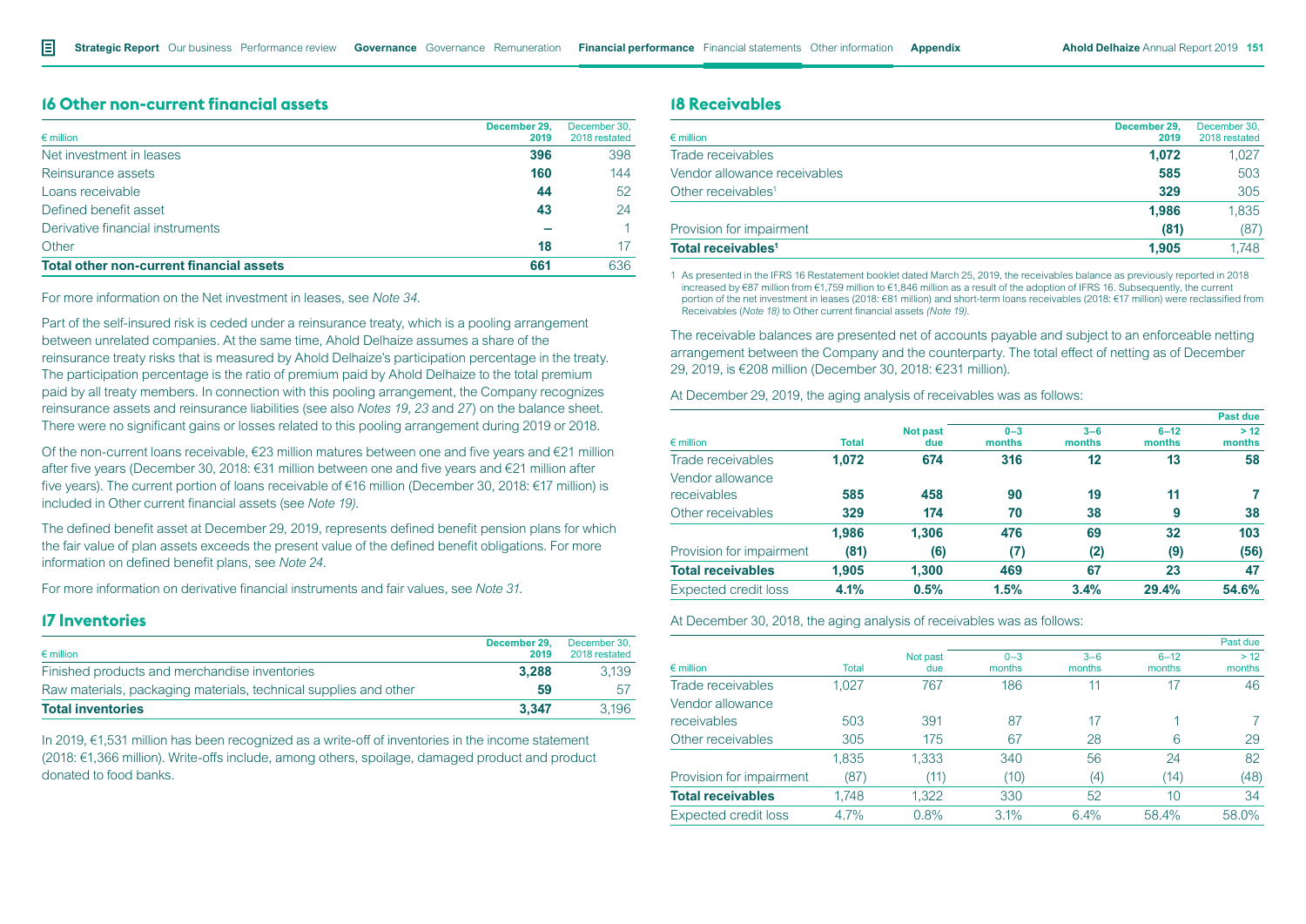## 16 Other non-current financial assets

| € million | December 29, 2019 | December 30, 2018 restated |
|---|---|---|
| Net investment in leases | **396** | 398 |
| Reinsurance assets | **160** | 144 |
| Loans receivable | **44** | 52 |
| Defined benefit asset | **43** | 24 |
| Derivative financial instruments | **–** | 1 |
| Other | **18** | 17 |
| **Total other non-current financial assets** | **661** | 636 |

For more information on the Net investment in leases, see *Note 34*.

Part of the self-insured risk is ceded under a reinsurance treaty, which is a pooling arrangement between unrelated companies. At the same time, Ahold Delhaize assumes a share of the reinsurance treaty risks that is measured by Ahold Delhaize's participation percentage in the treaty. The participation percentage is the ratio of premium paid by Ahold Delhaize to the total premium paid by all treaty members. In connection with this pooling arrangement, the Company recognizes reinsurance assets and reinsurance liabilities (see also *Notes 19*, *23* and *27*) on the balance sheet. There were no significant gains or losses related to this pooling arrangement during 2019 or 2018.

Of the non-current loans receivable, €23 million matures between one and five years and €21 million after five years (December 30, 2018: €31 million between one and five years and €21 million after five years). The current portion of loans receivable of €16 million (December 30, 2018: €17 million) is included in Other current financial assets (see *Note 19)*.

The defined benefit asset at December 29, 2019, represents defined benefit pension plans for which the fair value of plan assets exceeds the present value of the defined benefit obligations. For more information on defined benefit plans, see *Note 24*.

For more information on derivative financial instruments and fair values, see *Note 31*.

## 17 Inventories

| € million | December 29, 2019 | December 30, 2018 restated |
|---|---|---|
| Finished products and merchandise inventories | **3,288** | 3,139 |
| Raw materials, packaging materials, technical supplies and other | **59** | 57 |
| **Total inventories** | **3,347** | 3,196 |

In 2019, €1,531 million has been recognized as a write-off of inventories in the income statement (2018: €1,366 million). Write-offs include, among others, spoilage, damaged product and product donated to food banks.

## 18 Receivables

| € million | December 29, 2019 | December 30, 2018 restated |
|---|---|---|
| Trade receivables | **1,072** | 1,027 |
| Vendor allowance receivables | **585** | 503 |
| Other receivables[1] | **329** | 305 |
| | **1,986** | 1,835 |
| Provision for impairment | **(81)** | (87) |
| **Total receivables[1]** | **1,905** | 1,748 |

1 As presented in the IFRS 16 Restatement booklet dated March 25, 2019, the receivables balance as previously reported in 2018 increased by €87 million from €1,759 million to €1,846 million as a result of the adoption of IFRS 16. Subsequently, the current portion of the net investment in leases (2018: €81 million) and short-term loans receivables (2018: €17 million) were reclassified from Receivables (*Note 18*) to Other current financial assets *(Note 19)*.

The receivable balances are presented net of accounts payable and subject to an enforceable netting arrangement between the Company and the counterparty. The total effect of netting as of December 29, 2019, is €208 million (December 30, 2018: €231 million).

At December 29, 2019, the aging analysis of receivables was as follows:

| | | | Past due | | | |
|---|---|---|---|---|---|---|
| € million | Total | Not past due | 0–3 months | 3–6 months | 6–12 months | > 12 months |
| Trade receivables | **1,072** | **674** | **316** | **12** | **13** | **58** |
| Vendor allowance receivables | **585** | **458** | **90** | **19** | **11** | **7** |
| Other receivables | **329** | **174** | **70** | **38** | **9** | **38** |
| | **1,986** | **1,306** | **476** | **69** | **32** | **103** |
| Provision for impairment | **(81)** | **(6)** | **(7)** | **(2)** | **(9)** | **(56)** |
| **Total receivables** | **1,905** | **1,300** | **469** | **67** | **23** | **47** |
| Expected credit loss | **4.1%** | **0.5%** | **1.5%** | **3.4%** | **29.4%** | **54.6%** |

At December 30, 2018, the aging analysis of receivables was as follows:

| | | | Past due | | | |
|---|---|---|---|---|---|---|
| € million | Total | Not past due | 0–3 months | 3–6 months | 6–12 months | > 12 months |
| Trade receivables | 1,027 | 767 | 186 | 11 | 17 | 46 |
| Vendor allowance receivables | 503 | 391 | 87 | 17 | 1 | 7 |
| Other receivables | 305 | 175 | 67 | 28 | 6 | 29 |
| | 1,835 | 1,333 | 340 | 56 | 24 | 82 |
| Provision for impairment | (87) | (11) | (10) | (4) | (14) | (48) |
| **Total receivables** | 1,748 | 1,322 | 330 | 52 | 10 | 34 |
| Expected credit loss | 4.7% | 0.8% | 3.1% | 6.4% | 58.4% | 58.0% |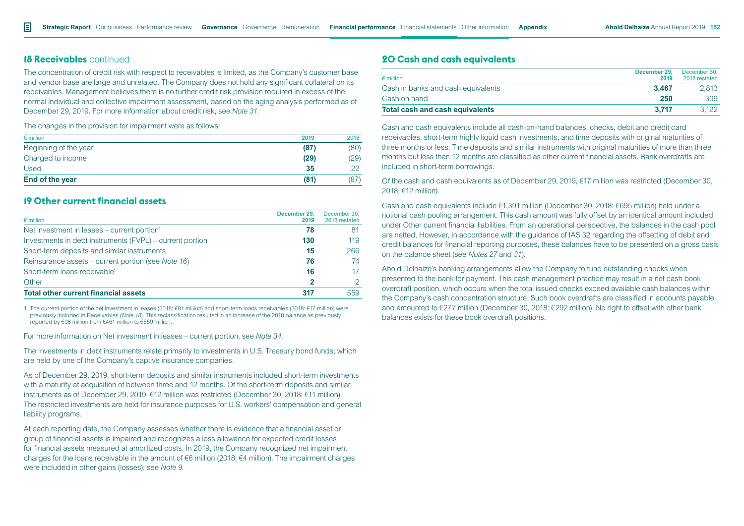## 18 Receivables continued

The concentration of credit risk with respect to receivables is limited, as the Company's customer base and vendor base are large and unrelated. The Company does not hold any significant collateral on its receivables. Management believes there is no further credit risk provision required in excess of the normal individual and collective impairment assessment, based on the aging analysis performed as of December 29, 2019. For more information about credit risk, see *Note 31*.

The changes in the provision for impairment were as follows:

| € million | 2019 | 2018 |
|---|---|---|
| Beginning of the year | **(87)** | (80) |
| Charged to income | **(29)** | (29) |
| Used | **35** | 22 |
| **End of the year** | **(81)** | (87) |

## 19 Other current financial assets

| € million | December 29, 2019 | December 30, 2018 restated |
|---|---|---|
| Net investment in leases – current portion[1] | **78** | 81 |
| Investments in debt instruments (FVPL) – current portion | **130** | 119 |
| Short-term deposits and similar instruments | **15** | 266 |
| Reinsurance assets – current portion (see *Note 16*) | **76** | 74 |
| Short-term loans receivable[1] | **16** | 17 |
| Other | **2** | 2 |
| **Total other current financial assets** | **317** | 559 |

1 The current portion of the net investment in leases (2018: €81 million) and short-term loans receivables (2018: €17 million) were previously included in Receivables (*Note 18*). This reclassification resulted in an increase of the 2018 balance as previously reported by €98 million from €461 million to €559 million.

For more information on Net investment in leases – current portion, see *Note 34*.

The Investments in debt instruments relate primarily to investments in U.S. Treasury bond funds, which are held by one of the Company's captive insurance companies.

As of December 29, 2019, short-term deposits and similar instruments included short-term investments with a maturity at acquisition of between three and 12 months. Of the short-term deposits and similar instruments as of December 29, 2019, €12 million was restricted (December 30, 2018: €11 million). The restricted investments are held for insurance purposes for U.S. workers' compensation and general liability programs.

At each reporting date, the Company assesses whether there is evidence that a financial asset or group of financial assets is impaired and recognizes a loss allowance for expected credit losses for financial assets measured at amortized costs. In 2019, the Company recognized net impairment charges for the loans receivable in the amount of €6 million (2018: €4 million). The impairment charges were included in other gains (losses); see *Note 9*.

## 20 Cash and cash equivalents

| € million | December 29, 2019 | December 30, 2018 restated |
|---|---|---|
| Cash in banks and cash equivalents | **3,467** | 2,813 |
| Cash on hand | **250** | 309 |
| **Total cash and cash equivalents** | **3,717** | 3,122 |

Cash and cash equivalents include all cash-on-hand balances, checks, debit and credit card receivables, short-term highly liquid cash investments, and time deposits with original maturities of three months or less. Time deposits and similar instruments with original maturities of more than three months but less than 12 months are classified as other current financial assets. Bank overdrafts are included in short-term borrowings.

Of the cash and cash equivalents as of December 29, 2019, €17 million was restricted (December 30, 2018: €12 million).

Cash and cash equivalents include €1,391 million (December 30, 2018: €695 million) held under a notional cash pooling arrangement. This cash amount was fully offset by an identical amount included under Other current financial liabilities. From an operational perspective, the balances in the cash pool are netted. However, in accordance with the guidance of IAS 32 regarding the offsetting of debit and credit balances for financial reporting purposes, these balances have to be presented on a gross basis on the balance sheet (see *Notes 27* and *31*).

Ahold Delhaize's banking arrangements allow the Company to fund outstanding checks when presented to the bank for payment. This cash management practice may result in a net cash book overdraft position, which occurs when the total issued checks exceed available cash balances within the Company's cash concentration structure. Such book overdrafts are classified in accounts payable and amounted to €277 million (December 30, 2018: €292 million). No right to offset with other bank balances exists for these book overdraft positions.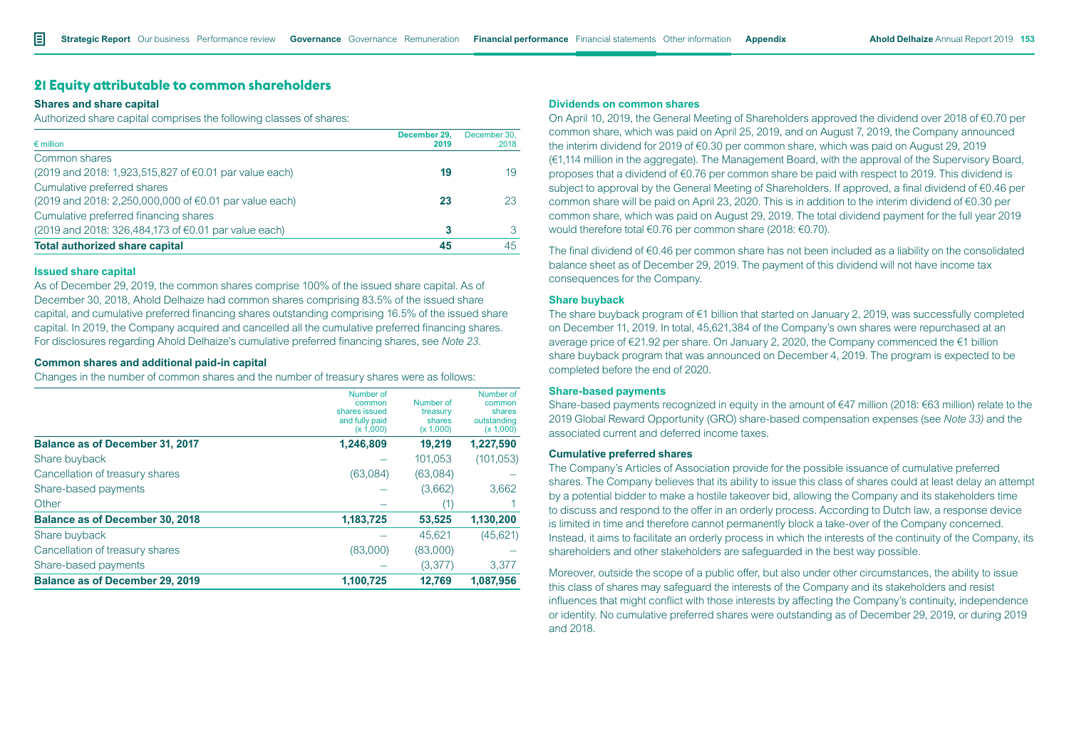## 21 Equity attributable to common shareholders

### Shares and share capital

Authorized share capital comprises the following classes of shares:

| € million | December 29, 2019 | December 30, 2018 |
|---|---|---|
| Common shares | | |
| (2019 and 2018: 1,923,515,827 of €0.01 par value each) | **19** | 19 |
| Cumulative preferred shares | | |
| (2019 and 2018: 2,250,000,000 of €0.01 par value each) | **23** | 23 |
| Cumulative preferred financing shares | | |
| (2019 and 2018: 326,484,173 of €0.01 par value each) | **3** | 3 |
| **Total authorized share capital** | **45** | 45 |

#### Issued share capital

As of December 29, 2019, the common shares comprise 100% of the issued share capital. As of December 30, 2018, Ahold Delhaize had common shares comprising 83.5% of the issued share capital, and cumulative preferred financing shares outstanding comprising 16.5% of the issued share capital. In 2019, the Company acquired and cancelled all the cumulative preferred financing shares. For disclosures regarding Ahold Delhaize's cumulative preferred financing shares, see *Note 23*.

### Common shares and additional paid-in capital

Changes in the number of common shares and the number of treasury shares were as follows:

| | Number of common shares issued and fully paid (x 1,000) | Number of treasury shares (x 1,000) | Number of common shares outstanding (x 1,000) |
|---|---|---|---|
| **Balance as of December 31, 2017** | **1,246,809** | **19,219** | **1,227,590** |
| Share buyback | – | 101,053 | (101,053) |
| Cancellation of treasury shares | (63,084) | (63,084) | – |
| Share-based payments | – | (3,662) | 3,662 |
| Other | – | (1) | 1 |
| **Balance as of December 30, 2018** | **1,183,725** | **53,525** | **1,130,200** |
| Share buyback | – | 45,621 | (45,621) |
| Cancellation of treasury shares | (83,000) | (83,000) | – |
| Share-based payments | – | (3,377) | 3,377 |
| **Balance as of December 29, 2019** | **1,100,725** | **12,769** | **1,087,956** |

#### Dividends on common shares

On April 10, 2019, the General Meeting of Shareholders approved the dividend over 2018 of €0.70 per common share, which was paid on April 25, 2019, and on August 7, 2019, the Company announced the interim dividend for 2019 of €0.30 per common share, which was paid on August 29, 2019 (€1,114 million in the aggregate). The Management Board, with the approval of the Supervisory Board, proposes that a dividend of €0.76 per common share be paid with respect to 2019. This dividend is subject to approval by the General Meeting of Shareholders. If approved, a final dividend of €0.46 per common share will be paid on April 23, 2020. This is in addition to the interim dividend of €0.30 per common share, which was paid on August 29, 2019. The total dividend payment for the full year 2019 would therefore total €0.76 per common share (2018: €0.70).

The final dividend of €0.46 per common share has not been included as a liability on the consolidated balance sheet as of December 29, 2019. The payment of this dividend will not have income tax consequences for the Company.

#### Share buyback

The share buyback program of €1 billion that started on January 2, 2019, was successfully completed on December 11, 2019. In total, 45,621,384 of the Company's own shares were repurchased at an average price of €21.92 per share. On January 2, 2020, the Company commenced the €1 billion share buyback program that was announced on December 4, 2019. The program is expected to be completed before the end of 2020.

#### Share-based payments

Share-based payments recognized in equity in the amount of €47 million (2018: €63 million) relate to the 2019 Global Reward Opportunity (GRO) share-based compensation expenses (see *Note 33)* and the associated current and deferred income taxes.

### Cumulative preferred shares

The Company's Articles of Association provide for the possible issuance of cumulative preferred shares. The Company believes that its ability to issue this class of shares could at least delay an attempt by a potential bidder to make a hostile takeover bid, allowing the Company and its stakeholders time to discuss and respond to the offer in an orderly process. According to Dutch law, a response device is limited in time and therefore cannot permanently block a take-over of the Company concerned. Instead, it aims to facilitate an orderly process in which the interests of the continuity of the Company, its shareholders and other stakeholders are safeguarded in the best way possible.

Moreover, outside the scope of a public offer, but also under other circumstances, the ability to issue this class of shares may safeguard the interests of the Company and its stakeholders and resist influences that might conflict with those interests by affecting the Company's continuity, independence or identity. No cumulative preferred shares were outstanding as of December 29, 2019, or during 2019 and 2018.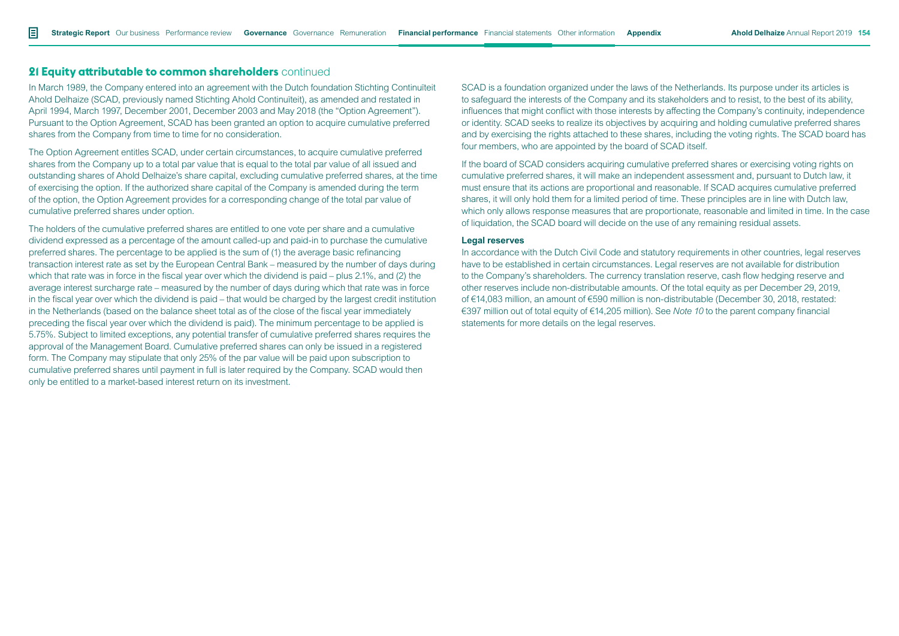## 21 Equity attributable to common shareholders continued

In March 1989, the Company entered into an agreement with the Dutch foundation Stichting Continuïteit Ahold Delhaize (SCAD, previously named Stichting Ahold Continuïteit), as amended and restated in April 1994, March 1997, December 2001, December 2003 and May 2018 (the "Option Agreement"). Pursuant to the Option Agreement, SCAD has been granted an option to acquire cumulative preferred shares from the Company from time to time for no consideration.

The Option Agreement entitles SCAD, under certain circumstances, to acquire cumulative preferred shares from the Company up to a total par value that is equal to the total par value of all issued and outstanding shares of Ahold Delhaize's share capital, excluding cumulative preferred shares, at the time of exercising the option. If the authorized share capital of the Company is amended during the term of the option, the Option Agreement provides for a corresponding change of the total par value of cumulative preferred shares under option.

The holders of the cumulative preferred shares are entitled to one vote per share and a cumulative dividend expressed as a percentage of the amount called-up and paid-in to purchase the cumulative preferred shares. The percentage to be applied is the sum of (1) the average basic refinancing transaction interest rate as set by the European Central Bank – measured by the number of days during which that rate was in force in the fiscal year over which the dividend is paid – plus 2.1%, and (2) the average interest surcharge rate – measured by the number of days during which that rate was in force in the fiscal year over which the dividend is paid – that would be charged by the largest credit institution in the Netherlands (based on the balance sheet total as of the close of the fiscal year immediately preceding the fiscal year over which the dividend is paid). The minimum percentage to be applied is 5.75%. Subject to limited exceptions, any potential transfer of cumulative preferred shares requires the approval of the Management Board. Cumulative preferred shares can only be issued in a registered form. The Company may stipulate that only 25% of the par value will be paid upon subscription to cumulative preferred shares until payment in full is later required by the Company. SCAD would then only be entitled to a market-based interest return on its investment.

SCAD is a foundation organized under the laws of the Netherlands. Its purpose under its articles is to safeguard the interests of the Company and its stakeholders and to resist, to the best of its ability, influences that might conflict with those interests by affecting the Company's continuity, independence or identity. SCAD seeks to realize its objectives by acquiring and holding cumulative preferred shares and by exercising the rights attached to these shares, including the voting rights. The SCAD board has four members, who are appointed by the board of SCAD itself.

If the board of SCAD considers acquiring cumulative preferred shares or exercising voting rights on cumulative preferred shares, it will make an independent assessment and, pursuant to Dutch law, it must ensure that its actions are proportional and reasonable. If SCAD acquires cumulative preferred shares, it will only hold them for a limited period of time. These principles are in line with Dutch law, which only allows response measures that are proportionate, reasonable and limited in time. In the case of liquidation, the SCAD board will decide on the use of any remaining residual assets.

**Legal reserves**

In accordance with the Dutch Civil Code and statutory requirements in other countries, legal reserves have to be established in certain circumstances. Legal reserves are not available for distribution to the Company's shareholders. The currency translation reserve, cash flow hedging reserve and other reserves include non-distributable amounts. Of the total equity as per December 29, 2019, of €14,083 million, an amount of €590 million is non-distributable (December 30, 2018, restated: €397 million out of total equity of €14,205 million). See *Note 10* to the parent company financial statements for more details on the legal reserves.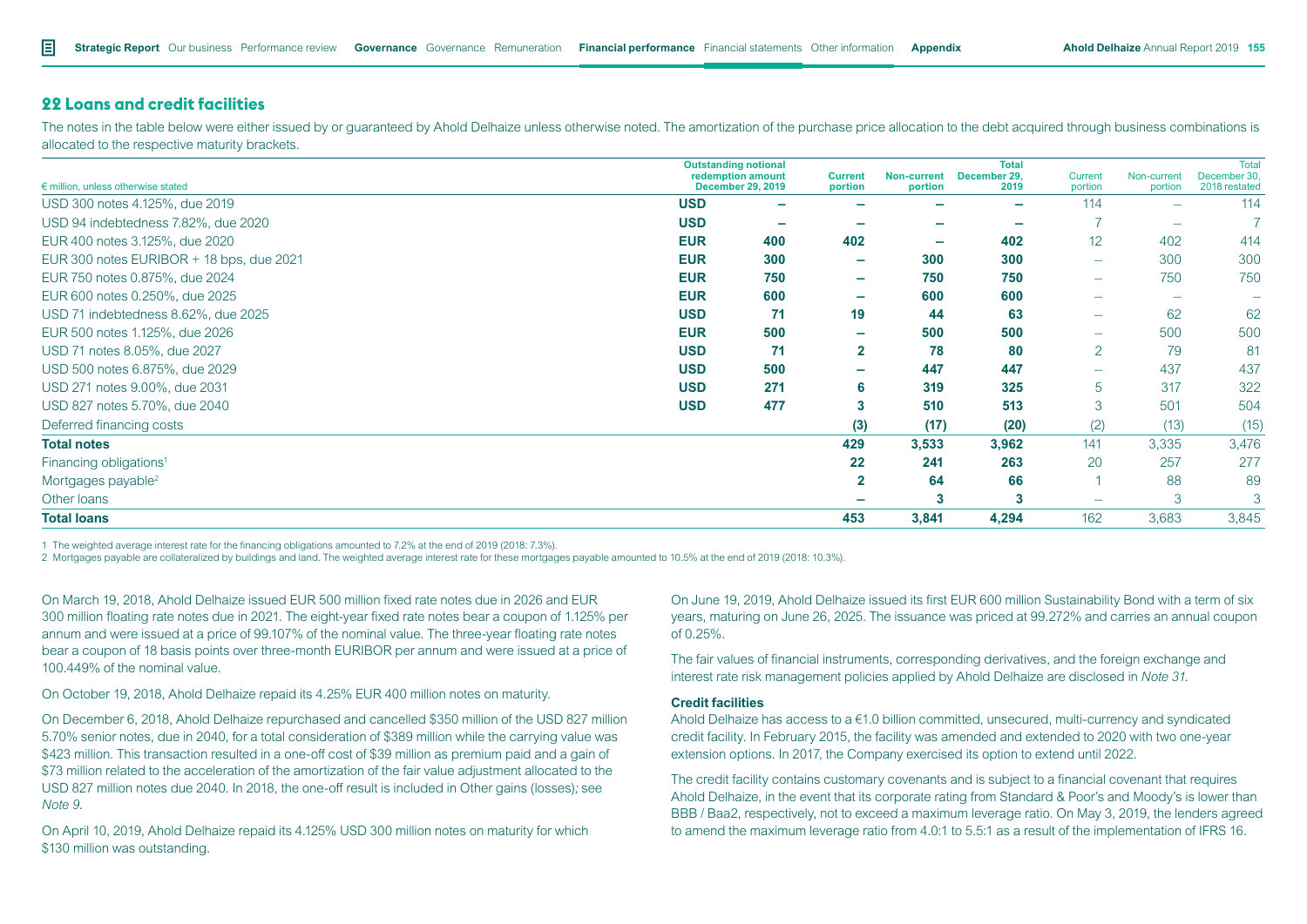## 22 Loans and credit facilities

The notes in the table below were either issued by or guaranteed by Ahold Delhaize unless otherwise noted. The amortization of the purchase price allocation to the debt acquired through business combinations is allocated to the respective maturity brackets.

| € million, unless otherwise stated | Outstanding notional redemption amount December 29, 2019 | | Current portion | Non-current portion | Total December 29, 2019 | Current portion | Non-current portion | Total December 30, 2018 restated |
|---|---|---|---|---|---|---|---|---|
| USD 300 notes 4.125%, due 2019 | USD | – | – | – | – | 114 | – | 114 |
| USD 94 indebtedness 7.82%, due 2020 | USD | – | – | – | – | 7 | – | 7 |
| EUR 400 notes 3.125%, due 2020 | EUR | 400 | 402 | – | 402 | 12 | 402 | 414 |
| EUR 300 notes EURIBOR + 18 bps, due 2021 | EUR | 300 | – | 300 | 300 | – | 300 | 300 |
| EUR 750 notes 0.875%, due 2024 | EUR | 750 | – | 750 | 750 | – | 750 | 750 |
| EUR 600 notes 0.250%, due 2025 | EUR | 600 | – | 600 | 600 | – | – | – |
| USD 71 indebtedness 8.62%, due 2025 | USD | 71 | 19 | 44 | 63 | – | 62 | 62 |
| EUR 500 notes 1.125%, due 2026 | EUR | 500 | – | 500 | 500 | – | 500 | 500 |
| USD 71 notes 8.05%, due 2027 | USD | 71 | 2 | 78 | 80 | 2 | 79 | 81 |
| USD 500 notes 6.875%, due 2029 | USD | 500 | – | 447 | 447 | – | 437 | 437 |
| USD 271 notes 9.00%, due 2031 | USD | 271 | 6 | 319 | 325 | 5 | 317 | 322 |
| USD 827 notes 5.70%, due 2040 | USD | 477 | 3 | 510 | 513 | 3 | 501 | 504 |
| Deferred financing costs | | | (3) | (17) | (20) | (2) | (13) | (15) |
| **Total notes** | | | **429** | **3,533** | **3,962** | 141 | 3,335 | 3,476 |
| Financing obligations[1] | | | 22 | 241 | 263 | 20 | 257 | 277 |
| Mortgages payable[2] | | | 2 | 64 | 66 | 1 | 88 | 89 |
| Other loans | | | – | 3 | 3 | – | 3 | 3 |
| **Total loans** | | | **453** | **3,841** | **4,294** | 162 | 3,683 | 3,845 |

1 The weighted average interest rate for the financing obligations amounted to 7.2% at the end of 2019 (2018: 7.3%).
2 Mortgages payable are collateralized by buildings and land. The weighted average interest rate for these mortgages payable amounted to 10.5% at the end of 2019 (2018: 10.3%).

On March 19, 2018, Ahold Delhaize issued EUR 500 million fixed rate notes due in 2026 and EUR 300 million floating rate notes due in 2021. The eight-year fixed rate notes bear a coupon of 1.125% per annum and were issued at a price of 99.107% of the nominal value. The three-year floating rate notes bear a coupon of 18 basis points over three-month EURIBOR per annum and were issued at a price of 100.449% of the nominal value.

On October 19, 2018, Ahold Delhaize repaid its 4.25% EUR 400 million notes on maturity.

On December 6, 2018, Ahold Delhaize repurchased and cancelled $350 million of the USD 827 million 5.70% senior notes, due in 2040, for a total consideration of $389 million while the carrying value was $423 million. This transaction resulted in a one-off cost of $39 million as premium paid and a gain of $73 million related to the acceleration of the amortization of the fair value adjustment allocated to the USD 827 million notes due 2040. In 2018, the one-off result is included in Other gains (losses); see *Note 9*.

On April 10, 2019, Ahold Delhaize repaid its 4.125% USD 300 million notes on maturity for which $130 million was outstanding.

On June 19, 2019, Ahold Delhaize issued its first EUR 600 million Sustainability Bond with a term of six years, maturing on June 26, 2025. The issuance was priced at 99.272% and carries an annual coupon of 0.25%.

The fair values of financial instruments, corresponding derivatives, and the foreign exchange and interest rate risk management policies applied by Ahold Delhaize are disclosed in *Note 31*.

### Credit facilities

Ahold Delhaize has access to a €1.0 billion committed, unsecured, multi-currency and syndicated credit facility. In February 2015, the facility was amended and extended to 2020 with two one-year extension options. In 2017, the Company exercised its option to extend until 2022.

The credit facility contains customary covenants and is subject to a financial covenant that requires Ahold Delhaize, in the event that its corporate rating from Standard & Poor's and Moody's is lower than BBB / Baa2, respectively, not to exceed a maximum leverage ratio. On May 3, 2019, the lenders agreed to amend the maximum leverage ratio from 4.0:1 to 5.5:1 as a result of the implementation of IFRS 16.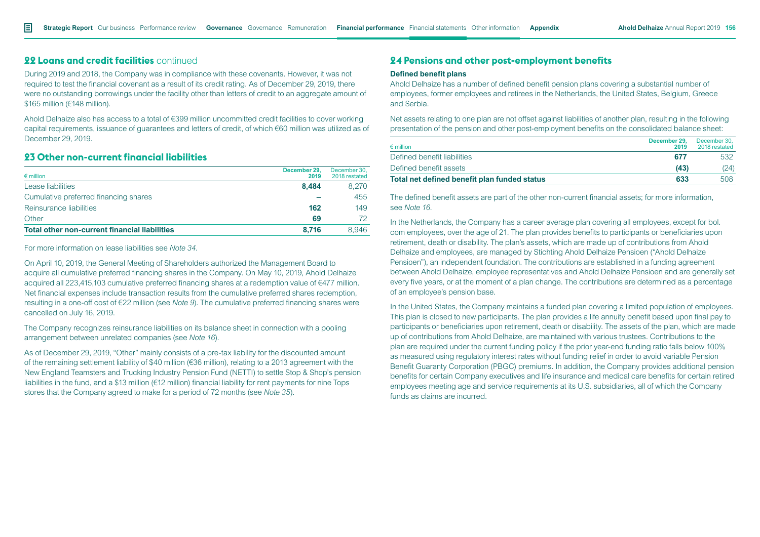## 22 Loans and credit facilities continued

During 2019 and 2018, the Company was in compliance with these covenants. However, it was not required to test the financial covenant as a result of its credit rating. As of December 29, 2019, there were no outstanding borrowings under the facility other than letters of credit to an aggregate amount of $165 million (€148 million).

Ahold Delhaize also has access to a total of €399 million uncommitted credit facilities to cover working capital requirements, issuance of guarantees and letters of credit, of which €60 million was utilized as of December 29, 2019.

## 23 Other non-current financial liabilities

| € million | December 29, 2019 | December 30, 2018 restated |
|---|---|---|
| Lease liabilities | **8,484** | 8,270 |
| Cumulative preferred financing shares | **–** | 455 |
| Reinsurance liabilities | **162** | 149 |
| Other | **69** | 72 |
| **Total other non-current financial liabilities** | **8,716** | 8,946 |

For more information on lease liabilities see *Note 34*.

On April 10, 2019, the General Meeting of Shareholders authorized the Management Board to acquire all cumulative preferred financing shares in the Company. On May 10, 2019, Ahold Delhaize acquired all 223,415,103 cumulative preferred financing shares at a redemption value of €477 million. Net financial expenses include transaction results from the cumulative preferred shares redemption, resulting in a one-off cost of €22 million (see *Note 9*). The cumulative preferred financing shares were cancelled on July 16, 2019.

The Company recognizes reinsurance liabilities on its balance sheet in connection with a pooling arrangement between unrelated companies (see *Note 16*).

As of December 29, 2019, "Other" mainly consists of a pre-tax liability for the discounted amount of the remaining settlement liability of $40 million (€36 million), relating to a 2013 agreement with the New England Teamsters and Trucking Industry Pension Fund (NETTI) to settle Stop & Shop's pension liabilities in the fund, and a $13 million (€12 million) financial liability for rent payments for nine Tops stores that the Company agreed to make for a period of 72 months (see *Note 35*).

## 24 Pensions and other post-employment benefits

### Defined benefit plans

Ahold Delhaize has a number of defined benefit pension plans covering a substantial number of employees, former employees and retirees in the Netherlands, the United States, Belgium, Greece and Serbia.

Net assets relating to one plan are not offset against liabilities of another plan, resulting in the following presentation of the pension and other post-employment benefits on the consolidated balance sheet:

| € million | December 29, 2019 | December 30, 2018 restated |
|---|---|---|
| Defined benefit liabilities | **677** | 532 |
| Defined benefit assets | **(43)** | (24) |
| **Total net defined benefit plan funded status** | **633** | 508 |

The defined benefit assets are part of the other non-current financial assets; for more information, see *Note 16*.

In the Netherlands, the Company has a career average plan covering all employees, except for bol.com employees, over the age of 21. The plan provides benefits to participants or beneficiaries upon retirement, death or disability. The plan's assets, which are made up of contributions from Ahold Delhaize and employees, are managed by Stichting Ahold Delhaize Pensioen ("Ahold Delhaize Pensioen"), an independent foundation. The contributions are established in a funding agreement between Ahold Delhaize, employee representatives and Ahold Delhaize Pensioen and are generally set every five years, or at the moment of a plan change. The contributions are determined as a percentage of an employee's pension base.

In the United States, the Company maintains a funded plan covering a limited population of employees. This plan is closed to new participants. The plan provides a life annuity benefit based upon final pay to participants or beneficiaries upon retirement, death or disability. The assets of the plan, which are made up of contributions from Ahold Delhaize, are maintained with various trustees. Contributions to the plan are required under the current funding policy if the prior year-end funding ratio falls below 100% as measured using regulatory interest rates without funding relief in order to avoid variable Pension Benefit Guaranty Corporation (PBGC) premiums. In addition, the Company provides additional pension benefits for certain Company executives and life insurance and medical care benefits for certain retired employees meeting age and service requirements at its U.S. subsidiaries, all of which the Company funds as claims are incurred.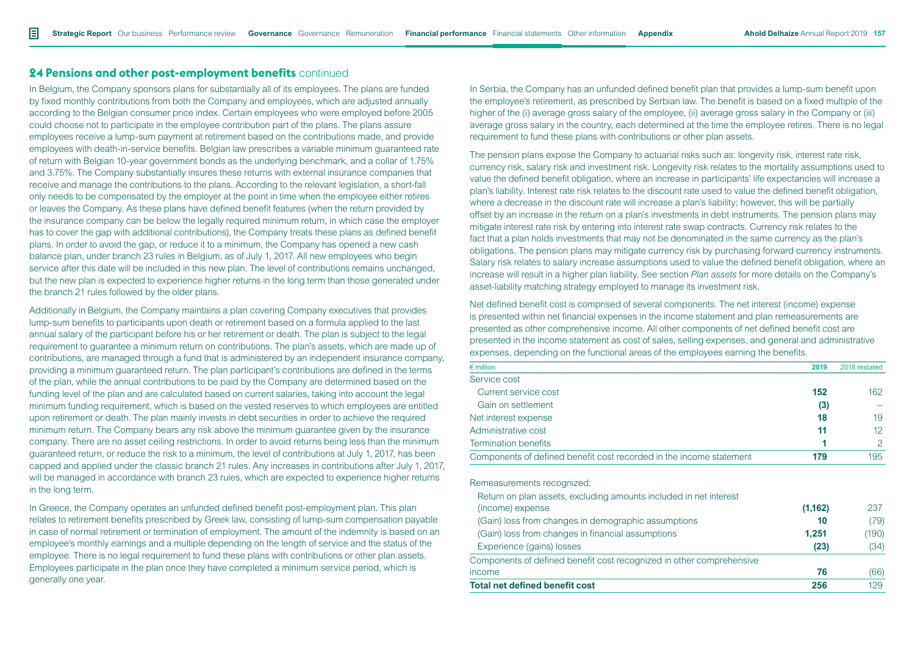## 24 Pensions and other post-employment benefits continued

In Belgium, the Company sponsors plans for substantially all of its employees. The plans are funded by fixed monthly contributions from both the Company and employees, which are adjusted annually according to the Belgian consumer price index. Certain employees who were employed before 2005 could choose not to participate in the employee contribution part of the plans. The plans assure employees receive a lump-sum payment at retirement based on the contributions made, and provide employees with death-in-service benefits. Belgian law prescribes a variable minimum guaranteed rate of return with Belgian 10-year government bonds as the underlying benchmark, and a collar of 1.75% and 3.75%. The Company substantially insures these returns with external insurance companies that receive and manage the contributions to the plans. According to the relevant legislation, a short-fall only needs to be compensated by the employer at the point in time when the employee either retires or leaves the Company. As these plans have defined benefit features (when the return provided by the insurance company can be below the legally required minimum return, in which case the employer has to cover the gap with additional contributions), the Company treats these plans as defined benefit plans. In order to avoid the gap, or reduce it to a minimum, the Company has opened a new cash balance plan, under branch 23 rules in Belgium, as of July 1, 2017. All new employees who begin service after this date will be included in this new plan. The level of contributions remains unchanged, but the new plan is expected to experience higher returns in the long term than those generated under the branch 21 rules followed by the older plans.

Additionally in Belgium, the Company maintains a plan covering Company executives that provides lump-sum benefits to participants upon death or retirement based on a formula applied to the last annual salary of the participant before his or her retirement or death. The plan is subject to the legal requirement to guarantee a minimum return on contributions. The plan's assets, which are made up of contributions, are managed through a fund that is administered by an independent insurance company, providing a minimum guaranteed return. The plan participant's contributions are defined in the terms of the plan, while the annual contributions to be paid by the Company are determined based on the funding level of the plan and are calculated based on current salaries, taking into account the legal minimum funding requirement, which is based on the vested reserves to which employees are entitled upon retirement or death. The plan mainly invests in debt securities in order to achieve the required minimum return. The Company bears any risk above the minimum guarantee given by the insurance company. There are no asset ceiling restrictions. In order to avoid returns being less than the minimum guaranteed return, or reduce the risk to a minimum, the level of contributions at July 1, 2017, has been capped and applied under the classic branch 21 rules. Any increases in contributions after July 1, 2017, will be managed in accordance with branch 23 rules, which are expected to experience higher returns in the long term.

In Greece, the Company operates an unfunded defined benefit post-employment plan. This plan relates to retirement benefits prescribed by Greek law, consisting of lump-sum compensation payable in case of normal retirement or termination of employment. The amount of the indemnity is based on an employee's monthly earnings and a multiple depending on the length of service and the status of the employee. There is no legal requirement to fund these plans with contributions or other plan assets. Employees participate in the plan once they have completed a minimum service period, which is generally one year.

In Serbia, the Company has an unfunded defined benefit plan that provides a lump-sum benefit upon the employee's retirement, as prescribed by Serbian law. The benefit is based on a fixed multiple of the higher of the (i) average gross salary of the employee, (ii) average gross salary in the Company or (iii) average gross salary in the country, each determined at the time the employee retires. There is no legal requirement to fund these plans with contributions or other plan assets.

The pension plans expose the Company to actuarial risks such as: longevity risk, interest rate risk, currency risk, salary risk and investment risk. Longevity risk relates to the mortality assumptions used to value the defined benefit obligation, where an increase in participants' life expectancies will increase a plan's liability. Interest rate risk relates to the discount rate used to value the defined benefit obligation, where a decrease in the discount rate will increase a plan's liability; however, this will be partially offset by an increase in the return on a plan's investments in debt instruments. The pension plans may mitigate interest rate risk by entering into interest rate swap contracts. Currency risk relates to the fact that a plan holds investments that may not be denominated in the same currency as the plan's obligations. The pension plans may mitigate currency risk by purchasing forward currency instruments. Salary risk relates to salary increase assumptions used to value the defined benefit obligation, where an increase will result in a higher plan liability. See section *Plan assets* for more details on the Company's asset-liability matching strategy employed to manage its investment risk.

Net defined benefit cost is comprised of several components. The net interest (income) expense is presented within net financial expenses in the income statement and plan remeasurements are presented as other comprehensive income. All other components of net defined benefit cost are presented in the income statement as cost of sales, selling expenses, and general and administrative expenses, depending on the functional areas of the employees earning the benefits.

| € million | 2019 | 2018 restated |
|---|---|---|
| Service cost | | |
| Current service cost | **152** | 162 |
| Gain on settlement | **(3)** | – |
| Net interest expense | **18** | 19 |
| Administrative cost | **11** | 12 |
| Termination benefits | **1** | 2 |
| Components of defined benefit cost recorded in the income statement | **179** | 195 |
| | | |
| Remeasurements recognized: | | |
| Return on plan assets, excluding amounts included in net interest (income) expense | **(1,162)** | 237 |
| (Gain) loss from changes in demographic assumptions | **10** | (79) |
| (Gain) loss from changes in financial assumptions | **1,251** | (190) |
| Experience (gains) losses | **(23)** | (34) |
| Components of defined benefit cost recognized in other comprehensive income | **76** | (66) |
| **Total net defined benefit cost** | **256** | 129 |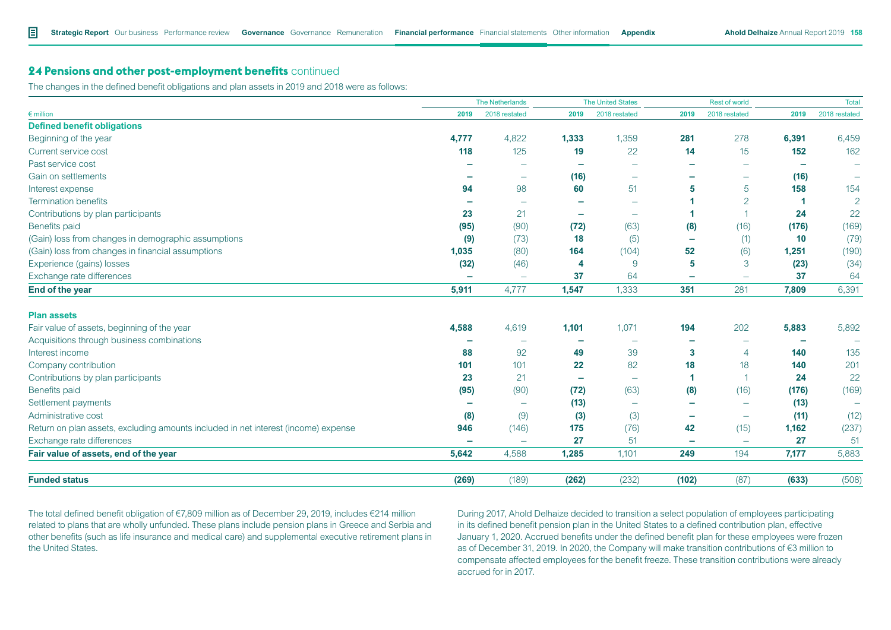## 24 Pensions and other post-employment benefits continued

The changes in the defined benefit obligations and plan assets in 2019 and 2018 were as follows:

| € million | The Netherlands | | The United States | | Rest of world | | Total | |
|---|---|---|---|---|---|---|---|---|
| | 2019 | 2018 restated | 2019 | 2018 restated | 2019 | 2018 restated | 2019 | 2018 restated |
| **Defined benefit obligations** | | | | | | | | |
| Beginning of the year | **4,777** | 4,822 | **1,333** | 1,359 | **281** | 278 | **6,391** | 6,459 |
| Current service cost | **118** | 125 | **19** | 22 | **14** | 15 | **152** | 162 |
| Past service cost | **–** | – | **–** | – | **–** | – | **–** | – |
| Gain on settlements | **–** | – | **(16)** | – | **–** | – | **(16)** | – |
| Interest expense | **94** | 98 | **60** | 51 | **5** | 5 | **158** | 154 |
| Termination benefits | **–** | – | **–** | – | **1** | 2 | **1** | 2 |
| Contributions by plan participants | **23** | 21 | **–** | – | **1** | 1 | **24** | 22 |
| Benefits paid | **(95)** | (90) | **(72)** | (63) | **(8)** | (16) | **(176)** | (169) |
| (Gain) loss from changes in demographic assumptions | **(9)** | (73) | **18** | (5) | **–** | (1) | **10** | (79) |
| (Gain) loss from changes in financial assumptions | **1,035** | (80) | **164** | (104) | **52** | (6) | **1,251** | (190) |
| Experience (gains) losses | **(32)** | (46) | **4** | 9 | **5** | 3 | **(23)** | (34) |
| Exchange rate differences | **–** | – | **37** | 64 | **–** | – | **37** | 64 |
| **End of the year** | **5,911** | 4,777 | **1,547** | 1,333 | **351** | 281 | **7,809** | 6,391 |
| **Plan assets** | | | | | | | | |
| Fair value of assets, beginning of the year | **4,588** | 4,619 | **1,101** | 1,071 | **194** | 202 | **5,883** | 5,892 |
| Acquisitions through business combinations | **–** | – | **–** | – | **–** | – | **–** | – |
| Interest income | **88** | 92 | **49** | 39 | **3** | 4 | **140** | 135 |
| Company contribution | **101** | 101 | **22** | 82 | **18** | 18 | **140** | 201 |
| Contributions by plan participants | **23** | 21 | **–** | – | **1** | 1 | **24** | 22 |
| Benefits paid | **(95)** | (90) | **(72)** | (63) | **(8)** | (16) | **(176)** | (169) |
| Settlement payments | **–** | – | **(13)** | – | **–** | – | **(13)** | – |
| Administrative cost | **(8)** | (9) | **(3)** | (3) | **–** | – | **(11)** | (12) |
| Return on plan assets, excluding amounts included in net interest (income) expense | **946** | (146) | **175** | (76) | **42** | (15) | **1,162** | (237) |
| Exchange rate differences | **–** | – | **27** | 51 | **–** | – | **27** | 51 |
| **Fair value of assets, end of the year** | **5,642** | 4,588 | **1,285** | 1,101 | **249** | 194 | **7,177** | 5,883 |
| **Funded status** | **(269)** | (189) | **(262)** | (232) | **(102)** | (87) | **(633)** | (508) |

The total defined benefit obligation of €7,809 million as of December 29, 2019, includes €214 million related to plans that are wholly unfunded. These plans include pension plans in Greece and Serbia and other benefits (such as life insurance and medical care) and supplemental executive retirement plans in the United States.

During 2017, Ahold Delhaize decided to transition a select population of employees participating in its defined benefit pension plan in the United States to a defined contribution plan, effective January 1, 2020. Accrued benefits under the defined benefit plan for these employees were frozen as of December 31, 2019. In 2020, the Company will make transition contributions of €3 million to compensate affected employees for the benefit freeze. These transition contributions were already accrued for in 2017.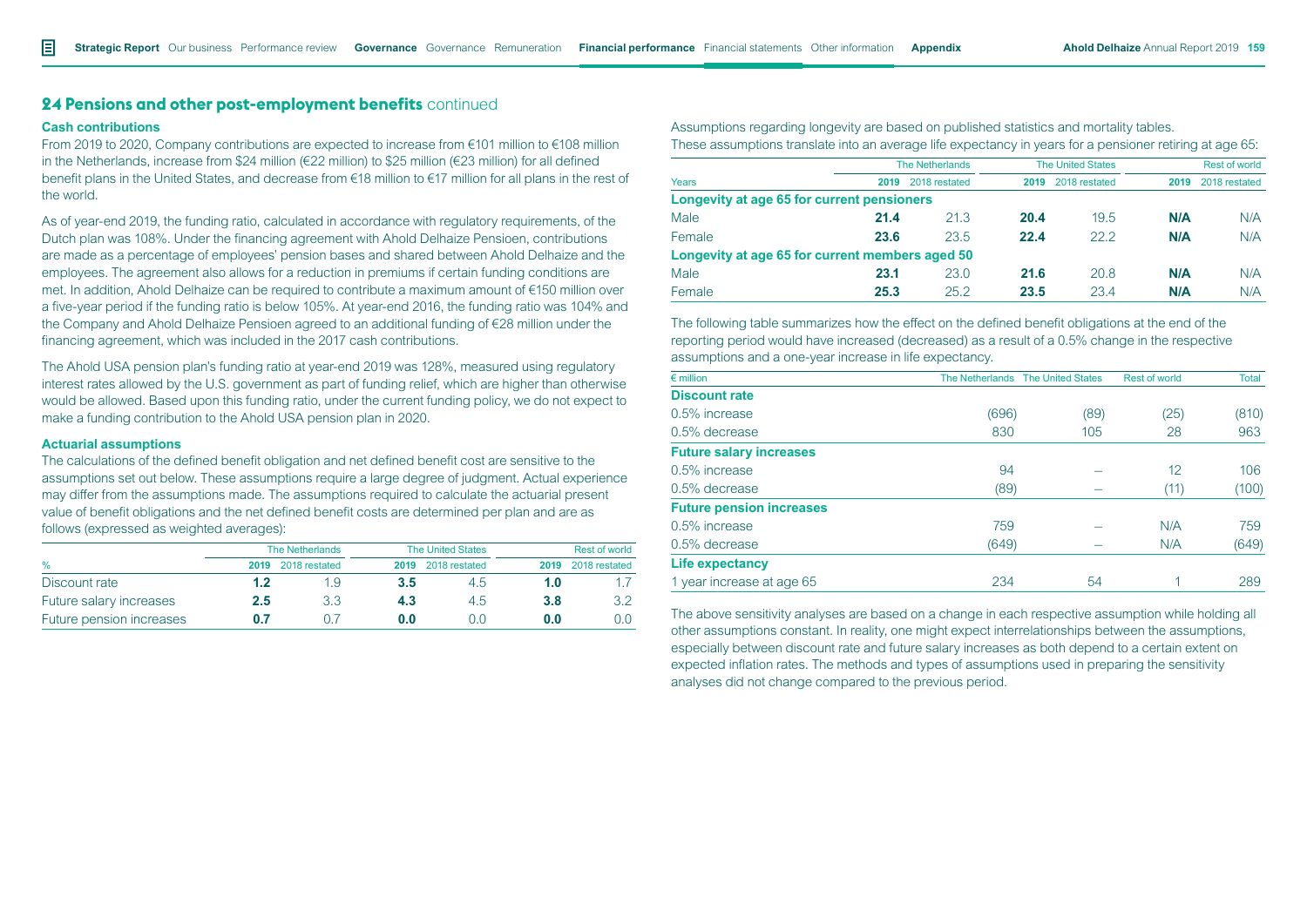## 24 Pensions and other post-employment benefits continued

### Cash contributions

From 2019 to 2020, Company contributions are expected to increase from €101 million to €108 million in the Netherlands, increase from $24 million (€22 million) to $25 million (€23 million) for all defined benefit plans in the United States, and decrease from €18 million to €17 million for all plans in the rest of the world.

As of year-end 2019, the funding ratio, calculated in accordance with regulatory requirements, of the Dutch plan was 108%. Under the financing agreement with Ahold Delhaize Pensioen, contributions are made as a percentage of employees' pension bases and shared between Ahold Delhaize and the employees. The agreement also allows for a reduction in premiums if certain funding conditions are met. In addition, Ahold Delhaize can be required to contribute a maximum amount of €150 million over a five-year period if the funding ratio is below 105%. At year-end 2016, the funding ratio was 104% and the Company and Ahold Delhaize Pensioen agreed to an additional funding of €28 million under the financing agreement, which was included in the 2017 cash contributions.

The Ahold USA pension plan's funding ratio at year-end 2019 was 128%, measured using regulatory interest rates allowed by the U.S. government as part of funding relief, which are higher than otherwise would be allowed. Based upon this funding ratio, under the current funding policy, we do not expect to make a funding contribution to the Ahold USA pension plan in 2020.

### Actuarial assumptions

The calculations of the defined benefit obligation and net defined benefit cost are sensitive to the assumptions set out below. These assumptions require a large degree of judgment. Actual experience may differ from the assumptions made. The assumptions required to calculate the actuarial present value of benefit obligations and the net defined benefit costs are determined per plan and are as follows (expressed as weighted averages):

| % | The Netherlands | | The United States | | Rest of world | |
|---|---|---|---|---|---|---|
| | **2019** | 2018 restated | **2019** | 2018 restated | **2019** | 2018 restated |
| Discount rate | **1.2** | 1.9 | **3.5** | 4.5 | **1.0** | 1.7 |
| Future salary increases | **2.5** | 3.3 | **4.3** | 4.5 | **3.8** | 3.2 |
| Future pension increases | **0.7** | 0.7 | **0.0** | 0.0 | **0.0** | 0.0 |

Assumptions regarding longevity are based on published statistics and mortality tables.

These assumptions translate into an average life expectancy in years for a pensioner retiring at age 65:

| Years | The Netherlands | | The United States | | Rest of world | |
|---|---|---|---|---|---|---|
| | **2019** | 2018 restated | **2019** | 2018 restated | **2019** | 2018 restated |
| **Longevity at age 65 for current pensioners** | | | | | | |
| Male | **21.4** | 21.3 | **20.4** | 19.5 | **N/A** | N/A |
| Female | **23.6** | 23.5 | **22.4** | 22.2 | **N/A** | N/A |
| **Longevity at age 65 for current members aged 50** | | | | | | |
| Male | **23.1** | 23.0 | **21.6** | 20.8 | **N/A** | N/A |
| Female | **25.3** | 25.2 | **23.5** | 23.4 | **N/A** | N/A |

The following table summarizes how the effect on the defined benefit obligations at the end of the reporting period would have increased (decreased) as a result of a 0.5% change in the respective assumptions and a one-year increase in life expectancy.

| € million | The Netherlands | The United States | Rest of world | Total |
|---|---|---|---|---|
| **Discount rate** | | | | |
| 0.5% increase | (696) | (89) | (25) | (810) |
| 0.5% decrease | 830 | 105 | 28 | 963 |
| **Future salary increases** | | | | |
| 0.5% increase | 94 | – | 12 | 106 |
| 0.5% decrease | (89) | – | (11) | (100) |
| **Future pension increases** | | | | |
| 0.5% increase | 759 | – | N/A | 759 |
| 0.5% decrease | (649) | – | N/A | (649) |
| **Life expectancy** | | | | |
| 1 year increase at age 65 | 234 | 54 | 1 | 289 |

The above sensitivity analyses are based on a change in each respective assumption while holding all other assumptions constant. In reality, one might expect interrelationships between the assumptions, especially between discount rate and future salary increases as both depend to a certain extent on expected inflation rates. The methods and types of assumptions used in preparing the sensitivity analyses did not change compared to the previous period.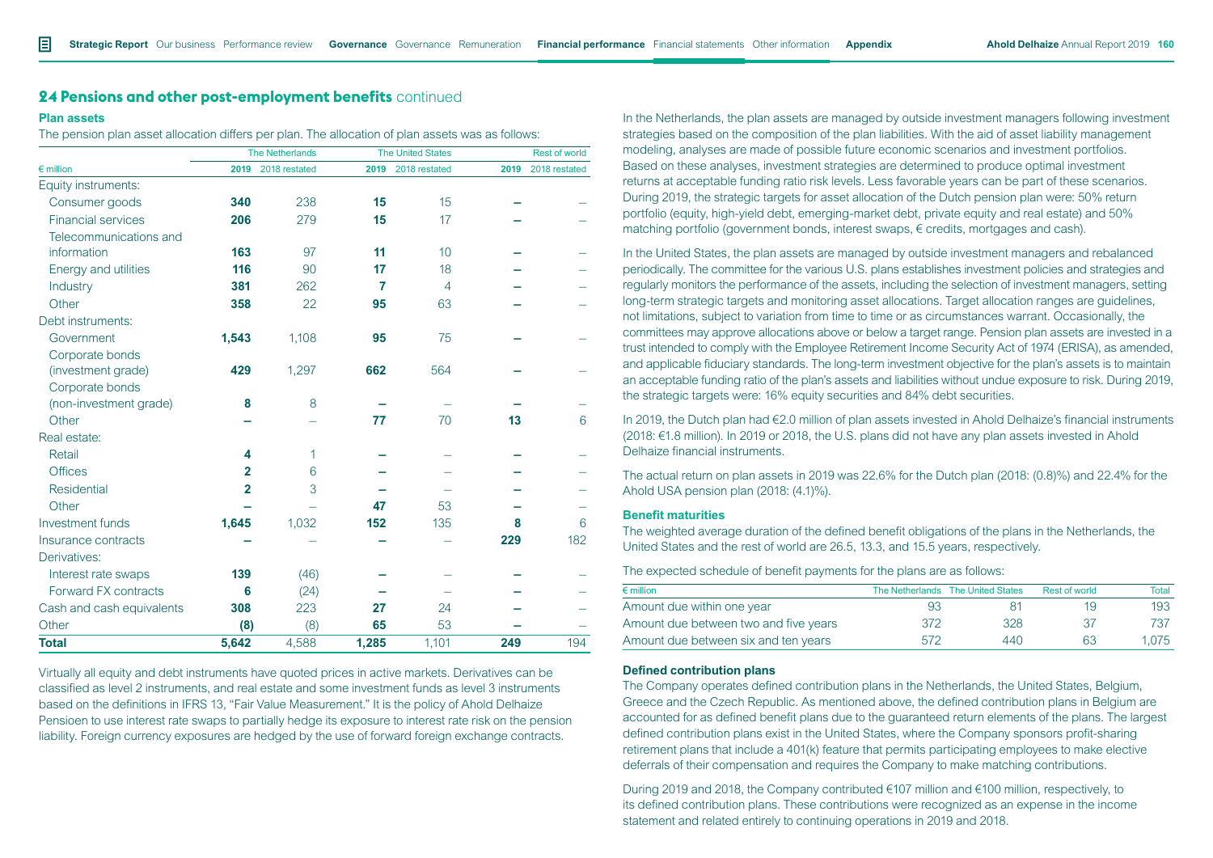## 24 Pensions and other post-employment benefits continued

### Plan assets

The pension plan asset allocation differs per plan. The allocation of plan assets was as follows:

| € million | The Netherlands | | The United States | | Rest of world | |
|---|---|---|---|---|---|---|
| | **2019** | 2018 restated | **2019** | 2018 restated | **2019** | 2018 restated |
| Equity instruments: | | | | | | |
| Consumer goods | **340** | 238 | **15** | 15 | **–** | – |
| Financial services | **206** | 279 | **15** | 17 | **–** | – |
| Telecommunications and information | **163** | 97 | **11** | 10 | **–** | – |
| Energy and utilities | **116** | 90 | **17** | 18 | **–** | – |
| Industry | **381** | 262 | **7** | 4 | **–** | – |
| Other | **358** | 22 | **95** | 63 | **–** | – |
| Debt instruments: | | | | | | |
| Government | **1,543** | 1,108 | **95** | 75 | **–** | – |
| Corporate bonds (investment grade) | **429** | 1,297 | **662** | 564 | **–** | – |
| Corporate bonds (non-investment grade) | **8** | 8 | **–** | – | **–** | – |
| Other | **–** | – | **77** | 70 | **13** | 6 |
| Real estate: | | | | | | |
| Retail | **4** | 1 | **–** | – | **–** | – |
| Offices | **2** | 6 | **–** | – | **–** | – |
| Residential | **2** | 3 | **–** | – | **–** | – |
| Other | **–** | – | **47** | 53 | **–** | – |
| Investment funds | **1,645** | 1,032 | **152** | 135 | **8** | 6 |
| Insurance contracts | **–** | – | **–** | – | **229** | 182 |
| Derivatives: | | | | | | |
| Interest rate swaps | **139** | (46) | **–** | – | **–** | – |
| Forward FX contracts | **6** | (24) | **–** | – | **–** | – |
| Cash and cash equivalents | **308** | 223 | **27** | 24 | **–** | – |
| Other | **(8)** | (8) | **65** | 53 | **–** | – |
| **Total** | **5,642** | 4,588 | **1,285** | 1,101 | **249** | 194 |

Virtually all equity and debt instruments have quoted prices in active markets. Derivatives can be classified as level 2 instruments, and real estate and some investment funds as level 3 instruments based on the definitions in IFRS 13, "Fair Value Measurement." It is the policy of Ahold Delhaize Pensioen to use interest rate swaps to partially hedge its exposure to interest rate risk on the pension liability. Foreign currency exposures are hedged by the use of forward foreign exchange contracts.

In the Netherlands, the plan assets are managed by outside investment managers following investment strategies based on the composition of the plan liabilities. With the aid of asset liability management modeling, analyses are made of possible future economic scenarios and investment portfolios. Based on these analyses, investment strategies are determined to produce optimal investment returns at acceptable funding ratio risk levels. Less favorable years can be part of these scenarios. During 2019, the strategic targets for asset allocation of the Dutch pension plan were: 50% return portfolio (equity, high-yield debt, emerging-market debt, private equity and real estate) and 50% matching portfolio (government bonds, interest swaps, € credits, mortgages and cash).

In the United States, the plan assets are managed by outside investment managers and rebalanced periodically. The committee for the various U.S. plans establishes investment policies and strategies and regularly monitors the performance of the assets, including the selection of investment managers, setting long-term strategic targets and monitoring asset allocations. Target allocation ranges are guidelines, not limitations, subject to variation from time to time or as circumstances warrant. Occasionally, the committees may approve allocations above or below a target range. Pension plan assets are invested in a trust intended to comply with the Employee Retirement Income Security Act of 1974 (ERISA), as amended, and applicable fiduciary standards. The long-term investment objective for the plan's assets is to maintain an acceptable funding ratio of the plan's assets and liabilities without undue exposure to risk. During 2019, the strategic targets were: 16% equity securities and 84% debt securities.

In 2019, the Dutch plan had €2.0 million of plan assets invested in Ahold Delhaize's financial instruments (2018: €1.8 million). In 2019 or 2018, the U.S. plans did not have any plan assets invested in Ahold Delhaize financial instruments.

The actual return on plan assets in 2019 was 22.6% for the Dutch plan (2018: (0.8)%) and 22.4% for the Ahold USA pension plan (2018: (4.1)%).

### Benefit maturities

The weighted average duration of the defined benefit obligations of the plans in the Netherlands, the United States and the rest of world are 26.5, 13.3, and 15.5 years, respectively.

The expected schedule of benefit payments for the plans are as follows:

| € million | The Netherlands | The United States | Rest of world | Total |
|---|---|---|---|---|
| Amount due within one year | 93 | 81 | 19 | 193 |
| Amount due between two and five years | 372 | 328 | 37 | 737 |
| Amount due between six and ten years | 572 | 440 | 63 | 1,075 |

### Defined contribution plans

The Company operates defined contribution plans in the Netherlands, the United States, Belgium, Greece and the Czech Republic. As mentioned above, the defined contribution plans in Belgium are accounted for as defined benefit plans due to the guaranteed return elements of the plans. The largest defined contribution plans exist in the United States, where the Company sponsors profit-sharing retirement plans that include a 401(k) feature that permits participating employees to make elective deferrals of their compensation and requires the Company to make matching contributions.

During 2019 and 2018, the Company contributed €107 million and €100 million, respectively, to its defined contribution plans. These contributions were recognized as an expense in the income statement and related entirely to continuing operations in 2019 and 2018.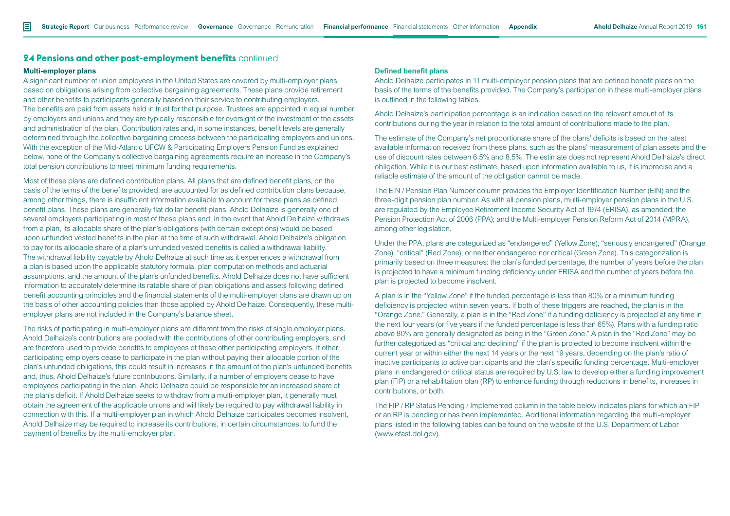## 24 Pensions and other post-employment benefits continued

### Multi-employer plans

A significant number of union employees in the United States are covered by multi-employer plans based on obligations arising from collective bargaining agreements. These plans provide retirement and other benefits to participants generally based on their service to contributing employers. The benefits are paid from assets held in trust for that purpose. Trustees are appointed in equal number by employers and unions and they are typically responsible for oversight of the investment of the assets and administration of the plan. Contribution rates and, in some instances, benefit levels are generally determined through the collective bargaining process between the participating employers and unions. With the exception of the Mid-Atlantic UFCW & Participating Employers Pension Fund as explained below, none of the Company's collective bargaining agreements require an increase in the Company's total pension contributions to meet minimum funding requirements.

Most of these plans are defined contribution plans. All plans that are defined benefit plans, on the basis of the terms of the benefits provided, are accounted for as defined contribution plans because, among other things, there is insufficient information available to account for these plans as defined benefit plans. These plans are generally flat dollar benefit plans. Ahold Delhaize is generally one of several employers participating in most of these plans and, in the event that Ahold Delhaize withdraws from a plan, its allocable share of the plan's obligations (with certain exceptions) would be based upon unfunded vested benefits in the plan at the time of such withdrawal. Ahold Delhaize's obligation to pay for its allocable share of a plan's unfunded vested benefits is called a withdrawal liability. The withdrawal liability payable by Ahold Delhaize at such time as it experiences a withdrawal from a plan is based upon the applicable statutory formula, plan computation methods and actuarial assumptions, and the amount of the plan's unfunded benefits. Ahold Delhaize does not have sufficient information to accurately determine its ratable share of plan obligations and assets following defined benefit accounting principles and the financial statements of the multi-employer plans are drawn up on the basis of other accounting policies than those applied by Ahold Delhaize. Consequently, these multi-employer plans are not included in the Company's balance sheet.

The risks of participating in multi-employer plans are different from the risks of single employer plans. Ahold Delhaize's contributions are pooled with the contributions of other contributing employers, and are therefore used to provide benefits to employees of these other participating employers. If other participating employers cease to participate in the plan without paying their allocable portion of the plan's unfunded obligations, this could result in increases in the amount of the plan's unfunded benefits and, thus, Ahold Delhaize's future contributions. Similarly, if a number of employers cease to have employees participating in the plan, Ahold Delhaize could be responsible for an increased share of the plan's deficit. If Ahold Delhaize seeks to withdraw from a multi-employer plan, it generally must obtain the agreement of the applicable unions and will likely be required to pay withdrawal liability in connection with this. If a multi-employer plan in which Ahold Delhaize participates becomes insolvent, Ahold Delhaize may be required to increase its contributions, in certain circumstances, to fund the payment of benefits by the multi-employer plan.

### Defined benefit plans

Ahold Delhaize participates in 11 multi-employer pension plans that are defined benefit plans on the basis of the terms of the benefits provided. The Company's participation in these multi-employer plans is outlined in the following tables.

Ahold Delhaize's participation percentage is an indication based on the relevant amount of its contributions during the year in relation to the total amount of contributions made to the plan.

The estimate of the Company's net proportionate share of the plans' deficits is based on the latest available information received from these plans, such as the plans' measurement of plan assets and the use of discount rates between 6.5% and 8.5%. The estimate does not represent Ahold Delhaize's direct obligation. While it is our best estimate, based upon information available to us, it is imprecise and a reliable estimate of the amount of the obligation cannot be made.

The EIN / Pension Plan Number column provides the Employer Identification Number (EIN) and the three-digit pension plan number. As with all pension plans, multi-employer pension plans in the U.S. are regulated by the Employee Retirement Income Security Act of 1974 (ERISA), as amended; the Pension Protection Act of 2006 (PPA); and the Multi-employer Pension Reform Act of 2014 (MPRA), among other legislation.

Under the PPA, plans are categorized as "endangered" (Yellow Zone), "seriously endangered" (Orange Zone), "critical" (Red Zone), or neither endangered nor critical (Green Zone). This categorization is primarily based on three measures: the plan's funded percentage, the number of years before the plan is projected to have a minimum funding deficiency under ERISA and the number of years before the plan is projected to become insolvent.

A plan is in the "Yellow Zone" if the funded percentage is less than 80% or a minimum funding deficiency is projected within seven years. If both of these triggers are reached, the plan is in the "Orange Zone." Generally, a plan is in the "Red Zone" if a funding deficiency is projected at any time in the next four years (or five years if the funded percentage is less than 65%). Plans with a funding ratio above 80% are generally designated as being in the "Green Zone." A plan in the "Red Zone" may be further categorized as "critical and declining" if the plan is projected to become insolvent within the current year or within either the next 14 years or the next 19 years, depending on the plan's ratio of inactive participants to active participants and the plan's specific funding percentage. Multi-employer plans in endangered or critical status are required by U.S. law to develop either a funding improvement plan (FIP) or a rehabilitation plan (RP) to enhance funding through reductions in benefits, increases in contributions, or both.

The FIP / RP Status Pending / Implemented column in the table below indicates plans for which an FIP or an RP is pending or has been implemented. Additional information regarding the multi-employer plans listed in the following tables can be found on the website of the U.S. Department of Labor (www.efast.dol.gov).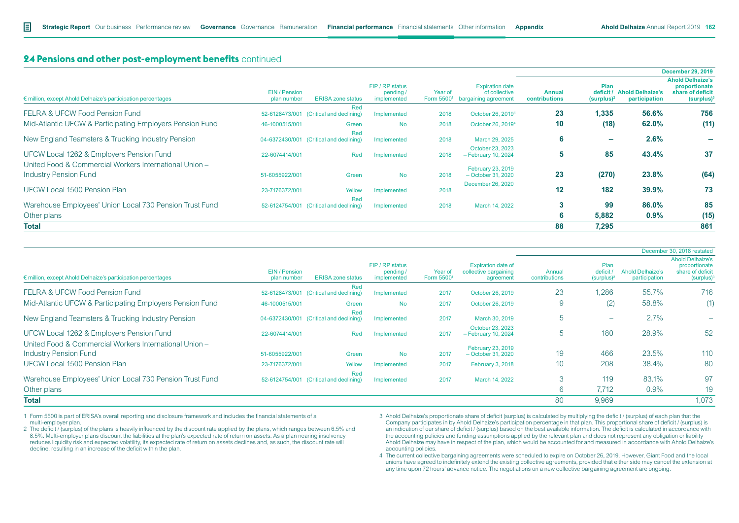## 24 Pensions and other post-employment benefits continued

| € million, except Ahold Delhaize's participation percentages | EIN / Pension plan number | ERISA zone status | FIP / RP status pending / implemented | Year of Form 5500[1] | Expiration date of collective bargaining agreement | December 29, 2019 Annual contributions | Plan deficit / (surplus)[2] | Ahold Delhaize's participation | Ahold Delhaize's proportionate share of deficit (surplus)[3] |
|---|---|---|---|---|---|---|---|---|---|
| FELRA & UFCW Food Pension Fund | 52-6128473/001 | Red (Critical and declining) | Implemented | 2018 | October 26, 2019[4] | **23** | **1,335** | **56.6%** | **756** |
| Mid-Atlantic UFCW & Participating Employers Pension Fund | 46-1000515/001 | Green | No | 2018 | October 26, 2019[4] | **10** | **(18)** | **62.0%** | **(11)** |
| New England Teamsters & Trucking Industry Pension | 04-6372430/001 | Red (Critical and declining) | Implemented | 2018 | March 29, 2025 | **6** | **–** | **2.6%** | **–** |
| UFCW Local 1262 & Employers Pension Fund | 22-6074414/001 | Red | Implemented | 2018 | October 23, 2023 – February 10, 2024 | **5** | **85** | **43.4%** | **37** |
| United Food & Commercial Workers International Union – Industry Pension Fund | 51-6055922/001 | Green | No | 2018 | February 23, 2019 – October 31, 2020 | **23** | **(270)** | **23.8%** | **(64)** |
| UFCW Local 1500 Pension Plan | 23-7176372/001 | Yellow | Implemented | 2018 | December 26, 2020 | **12** | **182** | **39.9%** | **73** |
| Warehouse Employees' Union Local 730 Pension Trust Fund | 52-6124754/001 | Red (Critical and declining) | Implemented | 2018 | March 14, 2022 | **3** | **99** | **86.0%** | **85** |
| Other plans | | | | | | **6** | **5,882** | **0.9%** | **(15)** |
| **Total** | | | | | | **88** | **7,295** | | **861** |

| € million, except Ahold Delhaize's participation percentages | EIN / Pension plan number | ERISA zone status | FIP / RP status pending / implemented | Year of Form 5500[1] | Expiration date of collective bargaining agreement | December 30, 2018 restated Annual contributions | Plan deficit / (surplus)[2] | Ahold Delhaize's participation | Ahold Delhaize's proportionate share of deficit (surplus)[3] |
|---|---|---|---|---|---|---|---|---|---|
| FELRA & UFCW Food Pension Fund | 52-6128473/001 | Red (Critical and declining) | Implemented | 2017 | October 26, 2019 | 23 | 1,286 | 55.7% | 716 |
| Mid-Atlantic UFCW & Participating Employers Pension Fund | 46-1000515/001 | Green | No | 2017 | October 26, 2019 | 9 | (2) | 58.8% | (1) |
| New England Teamsters & Trucking Industry Pension | 04-6372430/001 | Red (Critical and declining) | Implemented | 2017 | March 30, 2019 | 5 | – | 2.7% | – |
| UFCW Local 1262 & Employers Pension Fund | 22-6074414/001 | Red | Implemented | 2017 | October 23, 2023 – February 10, 2024 | 5 | 180 | 28.9% | 52 |
| United Food & Commercial Workers International Union – Industry Pension Fund | 51-6055922/001 | Green | No | 2017 | February 23, 2019 – October 31, 2020 | 19 | 466 | 23.5% | 110 |
| UFCW Local 1500 Pension Plan | 23-7176372/001 | Yellow | Implemented | 2017 | February 3, 2018 | 10 | 208 | 38.4% | 80 |
| Warehouse Employees' Union Local 730 Pension Trust Fund | 52-6124754/001 | Red (Critical and declining) | Implemented | 2017 | March 14, 2022 | 3 | 119 | 83.1% | 97 |
| Other plans | | | | | | 6 | 7,712 | 0.9% | 19 |
| **Total** | | | | | | 80 | 9,969 | | 1,073 |

1 Form 5500 is part of ERISA's overall reporting and disclosure framework and includes the financial statements of a multi-employer plan.

2 The deficit / (surplus) of the plans is heavily influenced by the discount rate applied by the plans, which ranges between 6.5% and 8.5%. Multi-employer plans discount the liabilities at the plan's expected rate of return on assets. As a plan nearing insolvency reduces liquidity risk and expected volatility, its expected rate of return on assets declines and, as such, the discount rate will decline, resulting in an increase of the deficit within the plan.

3 Ahold Delhaize's proportionate share of deficit (surplus) is calculated by multiplying the deficit / (surplus) of each plan that the Company participates in by Ahold Delhaize's participation percentage in that plan. This proportional share of deficit / (surplus) is an indication of our share of deficit / (surplus) based on the best available information. The deficit is calculated in accordance with the accounting policies and funding assumptions applied by the relevant plan and does not represent any obligation or liability Ahold Delhaize may have in respect of the plan, which would be accounted for and measured in accordance with Ahold Delhaize's accounting policies.

4 The current collective bargaining agreements were scheduled to expire on October 26, 2019. However, Giant Food and the local unions have agreed to indefinitely extend the existing collective agreements, provided that either side may cancel the extension at any time upon 72 hours' advance notice. The negotiations on a new collective bargaining agreement are ongoing.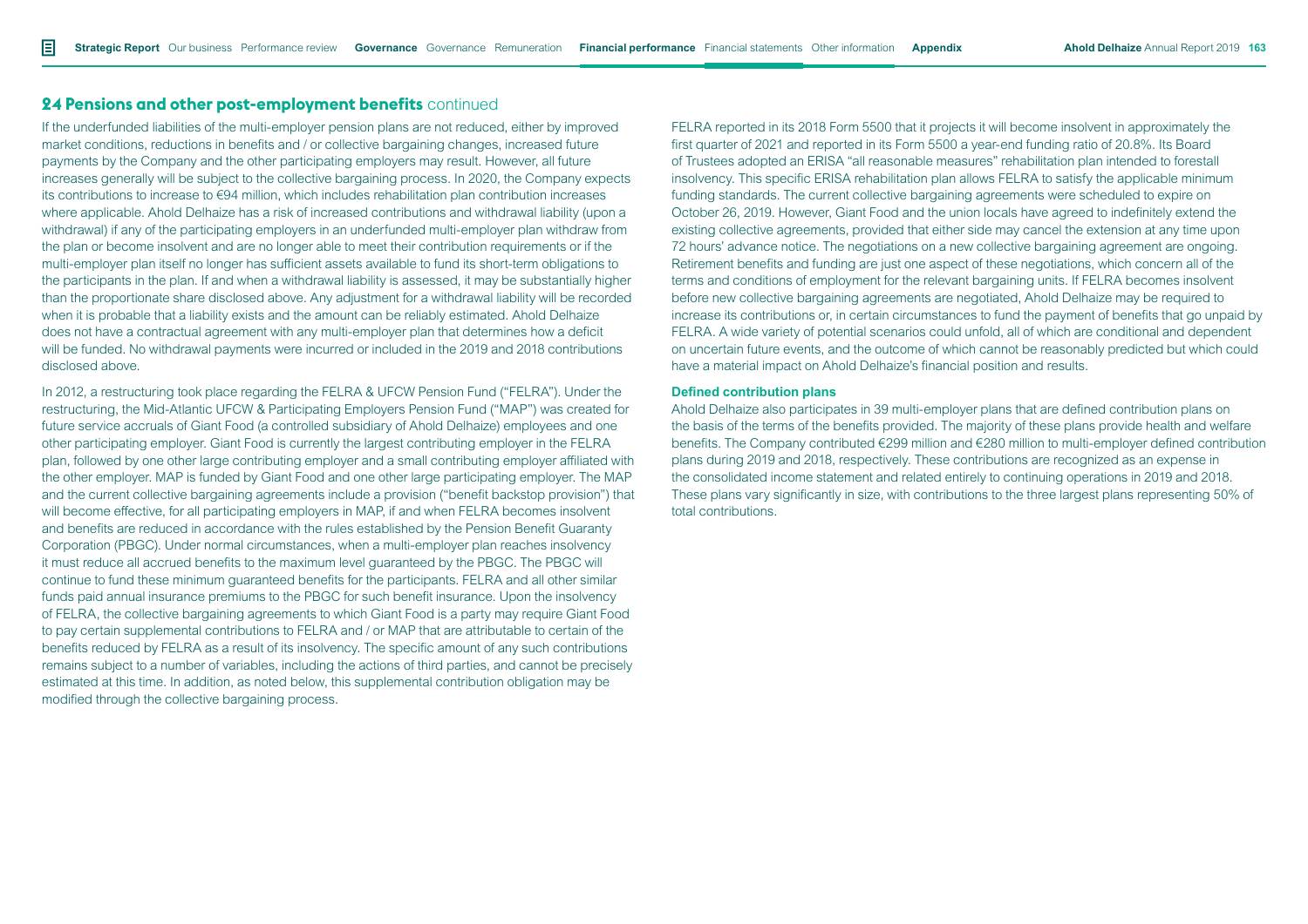## 24 Pensions and other post-employment benefits continued

If the underfunded liabilities of the multi-employer pension plans are not reduced, either by improved market conditions, reductions in benefits and / or collective bargaining changes, increased future payments by the Company and the other participating employers may result. However, all future increases generally will be subject to the collective bargaining process. In 2020, the Company expects its contributions to increase to €94 million, which includes rehabilitation plan contribution increases where applicable. Ahold Delhaize has a risk of increased contributions and withdrawal liability (upon a withdrawal) if any of the participating employers in an underfunded multi-employer plan withdraw from the plan or become insolvent and are no longer able to meet their contribution requirements or if the multi-employer plan itself no longer has sufficient assets available to fund its short-term obligations to the participants in the plan. If and when a withdrawal liability is assessed, it may be substantially higher than the proportionate share disclosed above. Any adjustment for a withdrawal liability will be recorded when it is probable that a liability exists and the amount can be reliably estimated. Ahold Delhaize does not have a contractual agreement with any multi-employer plan that determines how a deficit will be funded. No withdrawal payments were incurred or included in the 2019 and 2018 contributions disclosed above.

In 2012, a restructuring took place regarding the FELRA & UFCW Pension Fund ("FELRA"). Under the restructuring, the Mid-Atlantic UFCW & Participating Employers Pension Fund ("MAP") was created for future service accruals of Giant Food (a controlled subsidiary of Ahold Delhaize) employees and one other participating employer. Giant Food is currently the largest contributing employer in the FELRA plan, followed by one other large contributing employer and a small contributing employer affiliated with the other employer. MAP is funded by Giant Food and one other large participating employer. The MAP and the current collective bargaining agreements include a provision ("benefit backstop provision") that will become effective, for all participating employers in MAP, if and when FELRA becomes insolvent and benefits are reduced in accordance with the rules established by the Pension Benefit Guaranty Corporation (PBGC). Under normal circumstances, when a multi-employer plan reaches insolvency it must reduce all accrued benefits to the maximum level guaranteed by the PBGC. The PBGC will continue to fund these minimum guaranteed benefits for the participants. FELRA and all other similar funds paid annual insurance premiums to the PBGC for such benefit insurance. Upon the insolvency of FELRA, the collective bargaining agreements to which Giant Food is a party may require Giant Food to pay certain supplemental contributions to FELRA and / or MAP that are attributable to certain of the benefits reduced by FELRA as a result of its insolvency. The specific amount of any such contributions remains subject to a number of variables, including the actions of third parties, and cannot be precisely estimated at this time. In addition, as noted below, this supplemental contribution obligation may be modified through the collective bargaining process.

FELRA reported in its 2018 Form 5500 that it projects it will become insolvent in approximately the first quarter of 2021 and reported in its Form 5500 a year-end funding ratio of 20.8%. Its Board of Trustees adopted an ERISA "all reasonable measures" rehabilitation plan intended to forestall insolvency. This specific ERISA rehabilitation plan allows FELRA to satisfy the applicable minimum funding standards. The current collective bargaining agreements were scheduled to expire on October 26, 2019. However, Giant Food and the union locals have agreed to indefinitely extend the existing collective agreements, provided that either side may cancel the extension at any time upon 72 hours' advance notice. The negotiations on a new collective bargaining agreement are ongoing. Retirement benefits and funding are just one aspect of these negotiations, which concern all of the terms and conditions of employment for the relevant bargaining units. If FELRA becomes insolvent before new collective bargaining agreements are negotiated, Ahold Delhaize may be required to increase its contributions or, in certain circumstances to fund the payment of benefits that go unpaid by FELRA. A wide variety of potential scenarios could unfold, all of which are conditional and dependent on uncertain future events, and the outcome of which cannot be reasonably predicted but which could have a material impact on Ahold Delhaize's financial position and results.

### Defined contribution plans

Ahold Delhaize also participates in 39 multi-employer plans that are defined contribution plans on the basis of the terms of the benefits provided. The majority of these plans provide health and welfare benefits. The Company contributed €299 million and €280 million to multi-employer defined contribution plans during 2019 and 2018, respectively. These contributions are recognized as an expense in the consolidated income statement and related entirely to continuing operations in 2019 and 2018. These plans vary significantly in size, with contributions to the three largest plans representing 50% of total contributions.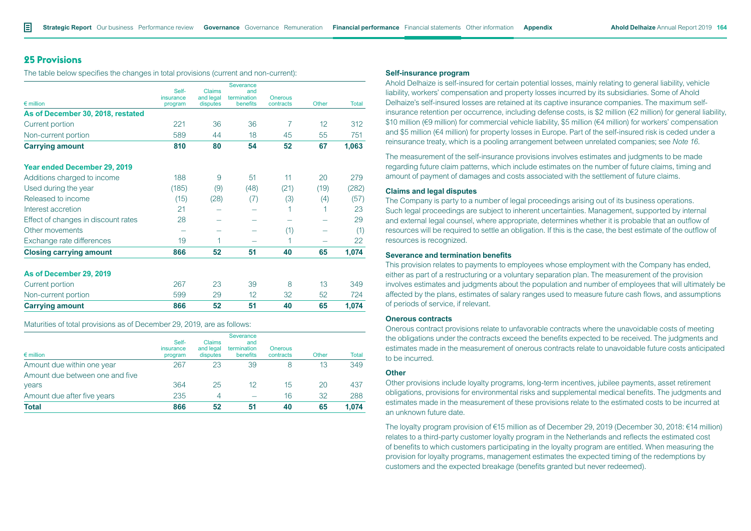## 25 Provisions

The table below specifies the changes in total provisions (current and non-current):

| € million | Self-insurance program | Claims and legal disputes | Severance and termination benefits | Onerous contracts | Other | Total |
|---|---|---|---|---|---|---|
| **As of December 30, 2018, restated** | | | | | | |
| Current portion | 221 | 36 | 36 | 7 | 12 | 312 |
| Non-current portion | 589 | 44 | 18 | 45 | 55 | 751 |
| **Carrying amount** | **810** | **80** | **54** | **52** | **67** | **1,063** |
| **Year ended December 29, 2019** | | | | | | |
| Additions charged to income | 188 | 9 | 51 | 11 | 20 | 279 |
| Used during the year | (185) | (9) | (48) | (21) | (19) | (282) |
| Released to income | (15) | (28) | (7) | (3) | (4) | (57) |
| Interest accretion | 21 | – | – | 1 | 1 | 23 |
| Effect of changes in discount rates | 28 | – | – | – | – | 29 |
| Other movements | – | – | – | (1) | – | (1) |
| Exchange rate differences | 19 | 1 | – | 1 | – | 22 |
| **Closing carrying amount** | **866** | **52** | **51** | **40** | **65** | **1,074** |
| **As of December 29, 2019** | | | | | | |
| Current portion | 267 | 23 | 39 | 8 | 13 | 349 |
| Non-current portion | 599 | 29 | 12 | 32 | 52 | 724 |
| **Carrying amount** | **866** | **52** | **51** | **40** | **65** | **1,074** |

Maturities of total provisions as of December 29, 2019, are as follows:

| € million | Self-insurance program | Claims and legal disputes | Severance and termination benefits | Onerous contracts | Other | Total |
|---|---|---|---|---|---|---|
| Amount due within one year | 267 | 23 | 39 | 8 | 13 | 349 |
| Amount due between one and five years | 364 | 25 | 12 | 15 | 20 | 437 |
| Amount due after five years | 235 | 4 | – | 16 | 32 | 288 |
| **Total** | **866** | **52** | **51** | **40** | **65** | **1,074** |

#### Self-insurance program

Ahold Delhaize is self-insured for certain potential losses, mainly relating to general liability, vehicle liability, workers' compensation and property losses incurred by its subsidiaries. Some of Ahold Delhaize's self-insured losses are retained at its captive insurance companies. The maximum self-insurance retention per occurrence, including defense costs, is $2 million (€2 million) for general liability, $10 million (€9 million) for commercial vehicle liability, $5 million (€4 million) for workers' compensation and $5 million (€4 million) for property losses in Europe. Part of the self-insured risk is ceded under a reinsurance treaty, which is a pooling arrangement between unrelated companies; see *Note 16*.

The measurement of the self-insurance provisions involves estimates and judgments to be made regarding future claim patterns, which include estimates on the number of future claims, timing and amount of payment of damages and costs associated with the settlement of future claims.

#### Claims and legal disputes

The Company is party to a number of legal proceedings arising out of its business operations. Such legal proceedings are subject to inherent uncertainties. Management, supported by internal and external legal counsel, where appropriate, determines whether it is probable that an outflow of resources will be required to settle an obligation. If this is the case, the best estimate of the outflow of resources is recognized.

#### Severance and termination benefits

This provision relates to payments to employees whose employment with the Company has ended, either as part of a restructuring or a voluntary separation plan. The measurement of the provision involves estimates and judgments about the population and number of employees that will ultimately be affected by the plans, estimates of salary ranges used to measure future cash flows, and assumptions of periods of service, if relevant.

#### Onerous contracts

Onerous contract provisions relate to unfavorable contracts where the unavoidable costs of meeting the obligations under the contracts exceed the benefits expected to be received. The judgments and estimates made in the measurement of onerous contracts relate to unavoidable future costs anticipated to be incurred.

#### Other

Other provisions include loyalty programs, long-term incentives, jubilee payments, asset retirement obligations, provisions for environmental risks and supplemental medical benefits. The judgments and estimates made in the measurement of these provisions relate to the estimated costs to be incurred at an unknown future date.

The loyalty program provision of €15 million as of December 29, 2019 (December 30, 2018: €14 million) relates to a third-party customer loyalty program in the Netherlands and reflects the estimated cost of benefits to which customers participating in the loyalty program are entitled. When measuring the provision for loyalty programs, management estimates the expected timing of the redemptions by customers and the expected breakage (benefits granted but never redeemed).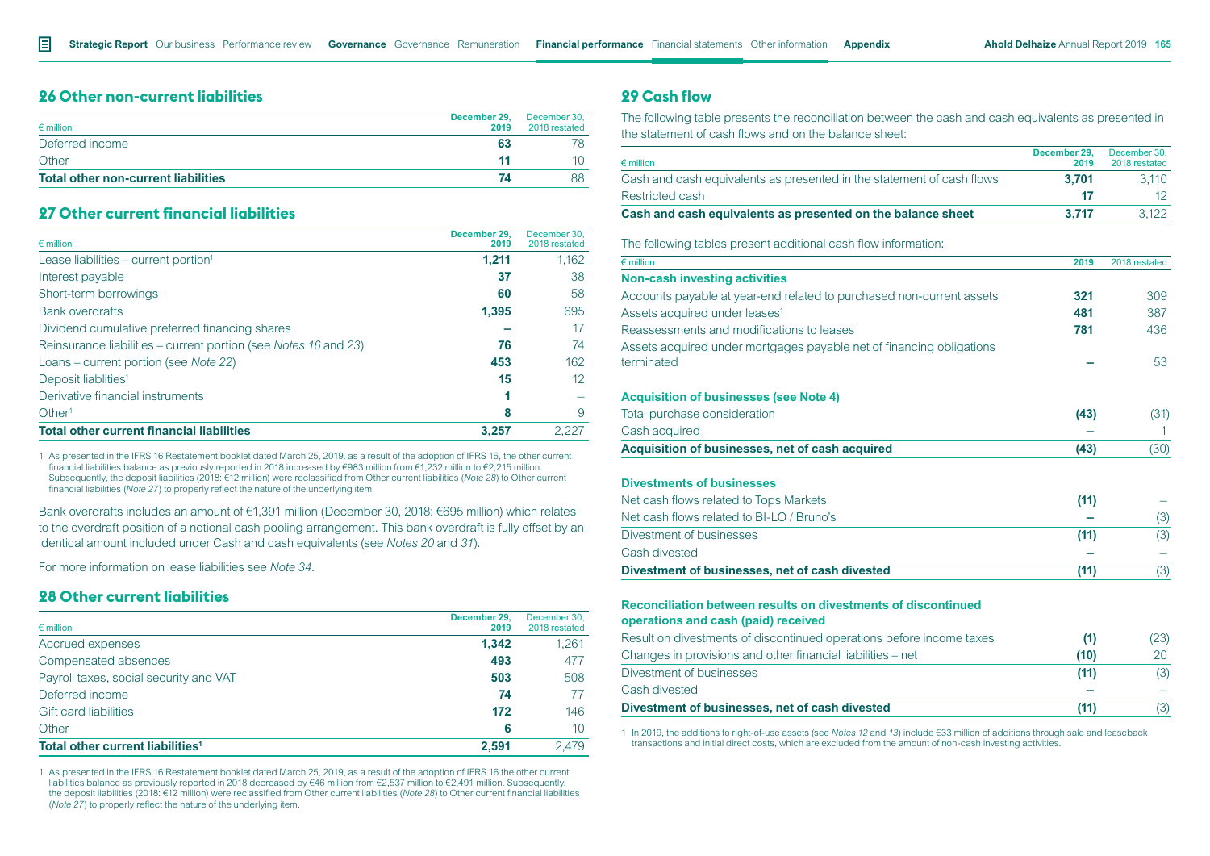## 26 Other non-current liabilities

| € million | December 29, 2019 | December 30, 2018 restated |
|---|---|---|
| Deferred income | **63** | 78 |
| Other | **11** | 10 |
| **Total other non-current liabilities** | **74** | 88 |

## 27 Other current financial liabilities

| € million | December 29, 2019 | December 30, 2018 restated |
|---|---|---|
| Lease liabilities – current portion[1] | **1,211** | 1,162 |
| Interest payable | **37** | 38 |
| Short-term borrowings | **60** | 58 |
| Bank overdrafts | **1,395** | 695 |
| Dividend cumulative preferred financing shares | **–** | 17 |
| Reinsurance liabilities – current portion (see *Notes 16* and *23*) | **76** | 74 |
| Loans – current portion (see *Note 22*) | **453** | 162 |
| Deposit liablities[1] | **15** | 12 |
| Derivative financial instruments | **1** | – |
| Other[1] | **8** | 9 |
| **Total other current financial liabilities** | **3,257** | 2,227 |

1 As presented in the IFRS 16 Restatement booklet dated March 25, 2019, as a result of the adoption of IFRS 16, the other current financial liabilities balance as previously reported in 2018 increased by €983 million from €1,232 million to €2,215 million. Subsequently, the deposit liabilities (2018: €12 million) were reclassified from Other current liabilities (*Note 28*) to Other current financial liabilities (*Note 27*) to properly reflect the nature of the underlying item.

Bank overdrafts includes an amount of €1,391 million (December 30, 2018: €695 million) which relates to the overdraft position of a notional cash pooling arrangement. This bank overdraft is fully offset by an identical amount included under Cash and cash equivalents (see *Notes 20* and *31*).

For more information on lease liabilities see *Note 34*.

## 28 Other current liabilities

| € million | December 29, 2019 | December 30, 2018 restated |
|---|---|---|
| Accrued expenses | **1,342** | 1,261 |
| Compensated absences | **493** | 477 |
| Payroll taxes, social security and VAT | **503** | 508 |
| Deferred income | **74** | 77 |
| Gift card liabilities | **172** | 146 |
| Other | **6** | 10 |
| **Total other current liabilities[1]** | **2,591** | 2,479 |

1 As presented in the IFRS 16 Restatement booklet dated March 25, 2019, as a result of the adoption of IFRS 16 the other current liabilities balance as previously reported in 2018 decreased by €46 million from €2,537 million to €2,491 million. Subsequently, the deposit liabilities (2018: €12 million) were reclassified from Other current liabilities (*Note 28*) to Other current financial liabilities (*Note 27*) to properly reflect the nature of the underlying item.

## 29 Cash flow

The following table presents the reconciliation between the cash and cash equivalents as presented in the statement of cash flows and on the balance sheet:

| € million | December 29, 2019 | December 30, 2018 restated |
|---|---|---|
| Cash and cash equivalents as presented in the statement of cash flows | **3,701** | 3,110 |
| Restricted cash | **17** | 12 |
| **Cash and cash equivalents as presented on the balance sheet** | **3,717** | 3,122 |

The following tables present additional cash flow information:

| € million | 2019 | 2018 restated |
|---|---|---|
| **Non-cash investing activities** | | |
| Accounts payable at year-end related to purchased non-current assets | **321** | 309 |
| Assets acquired under leases[1] | **481** | 387 |
| Reassessments and modifications to leases | **781** | 436 |
| Assets acquired under mortgages payable net of financing obligations terminated | **–** | 53 |
| | | |
| **Acquisition of businesses (see Note 4)** | | |
| Total purchase consideration | **(43)** | (31) |
| Cash acquired | **–** | 1 |
| **Acquisition of businesses, net of cash acquired** | **(43)** | (30) |
| | | |
| **Divestments of businesses** | | |
| Net cash flows related to Tops Markets | **(11)** | – |
| Net cash flows related to BI-LO / Bruno's | **–** | (3) |
| Divestment of businesses | **(11)** | (3) |
| Cash divested | **–** | – |
| **Divestment of businesses, net of cash divested** | **(11)** | (3) |
| | | |
| **Reconciliation between results on divestments of discontinued operations and cash (paid) received** | | |
| Result on divestments of discontinued operations before income taxes | **(1)** | (23) |
| Changes in provisions and other financial liabilities – net | **(10)** | 20 |
| Divestment of businesses | **(11)** | (3) |
| Cash divested | **–** | – |
| **Divestment of businesses, net of cash divested** | **(11)** | (3) |

1 In 2019, the additions to right-of-use assets (see *Notes 12* and *13*) include €33 million of additions through sale and leaseback transactions and initial direct costs, which are excluded from the amount of non-cash investing activities.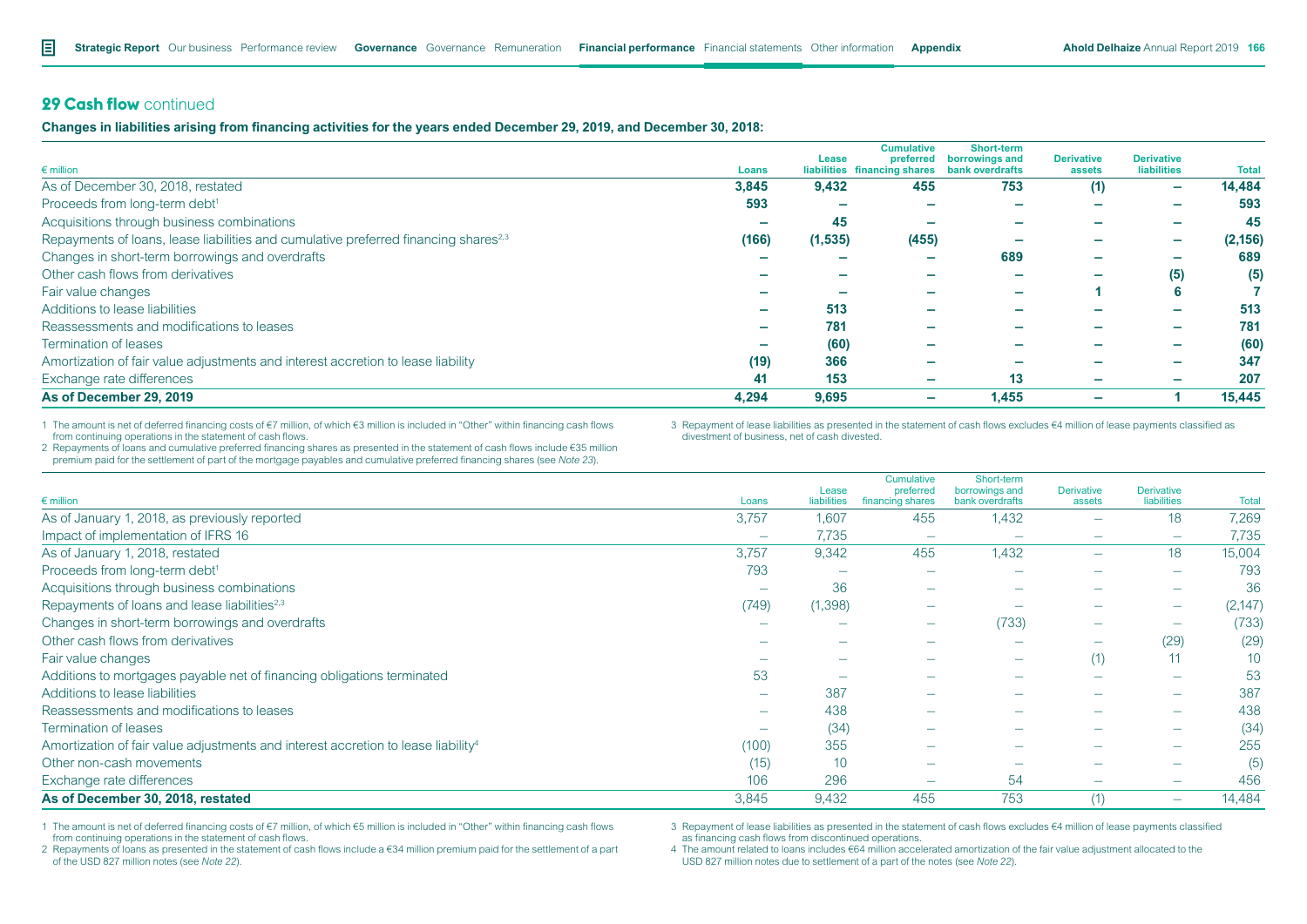## 29 Cash flow continued

**Changes in liabilities arising from financing activities for the years ended December 29, 2019, and December 30, 2018:**

| € million | Loans | Lease liabilities | Cumulative preferred financing shares | Short-term borrowings and bank overdrafts | Derivative assets | Derivative liabilities | Total |
|---|---|---|---|---|---|---|---|
| As of December 30, 2018, restated | 3,845 | 9,432 | 455 | 753 | (1) | – | 14,484 |
| Proceeds from long-term debt[1] | 593 | – | – | – | – | – | 593 |
| Acquisitions through business combinations | – | 45 | – | – | – | – | 45 |
| Repayments of loans, lease liabilities and cumulative preferred financing shares[2,3] | (166) | (1,535) | (455) | – | – | – | (2,156) |
| Changes in short-term borrowings and overdrafts | – | – | – | 689 | – | – | 689 |
| Other cash flows from derivatives | – | – | – | – | – | (5) | (5) |
| Fair value changes | – | – | – | – | 1 | 6 | 7 |
| Additions to lease liabilities | – | 513 | – | – | – | – | 513 |
| Reassessments and modifications to leases | – | 781 | – | – | – | – | 781 |
| Termination of leases | – | (60) | – | – | – | – | (60) |
| Amortization of fair value adjustments and interest accretion to lease liability | (19) | 366 | – | – | – | – | 347 |
| Exchange rate differences | 41 | 153 | – | 13 | – | – | 207 |
| **As of December 29, 2019** | **4,294** | **9,695** | **–** | **1,455** | **–** | **1** | **15,445** |

1 The amount is net of deferred financing costs of €7 million, of which €3 million is included in "Other" within financing cash flows from continuing operations in the statement of cash flows.

2 Repayments of loans and cumulative preferred financing shares as presented in the statement of cash flows include €35 million premium paid for the settlement of part of the mortgage payables and cumulative preferred financing shares (see *Note 23*).

3 Repayment of lease liabilities as presented in the statement of cash flows excludes €4 million of lease payments classified as divestment of business, net of cash divested.

| € million | Loans | Lease liabilities | Cumulative preferred financing shares | Short-term borrowings and bank overdrafts | Derivative assets | Derivative liabilities | Total |
|---|---|---|---|---|---|---|---|
| As of January 1, 2018, as previously reported | 3,757 | 1,607 | 455 | 1,432 | – | 18 | 7,269 |
| Impact of implementation of IFRS 16 | – | 7,735 | – | – | – | – | 7,735 |
| As of January 1, 2018, restated | 3,757 | 9,342 | 455 | 1,432 | – | 18 | 15,004 |
| Proceeds from long-term debt[1] | 793 | – | – | – | – | – | 793 |
| Acquisitions through business combinations | – | 36 | – | – | – | – | 36 |
| Repayments of loans and lease liabilities[2,3] | (749) | (1,398) | – | – | – | – | (2,147) |
| Changes in short-term borrowings and overdrafts | – | – | – | (733) | – | – | (733) |
| Other cash flows from derivatives | – | – | – | – | – | (29) | (29) |
| Fair value changes | – | – | – | – | (1) | 11 | 10 |
| Additions to mortgages payable net of financing obligations terminated | 53 | – | – | – | – | – | 53 |
| Additions to lease liabilities | – | 387 | – | – | – | – | 387 |
| Reassessments and modifications to leases | – | 438 | – | – | – | – | 438 |
| Termination of leases | – | (34) | – | – | – | – | (34) |
| Amortization of fair value adjustments and interest accretion to lease liability[4] | (100) | 355 | – | – | – | – | 255 |
| Other non-cash movements | (15) | 10 | – | – | – | – | (5) |
| Exchange rate differences | 106 | 296 | – | 54 | – | – | 456 |
| **As of December 30, 2018, restated** | 3,845 | 9,432 | 455 | 753 | (1) | – | 14,484 |

1 The amount is net of deferred financing costs of €7 million, of which €5 million is included in "Other" within financing cash flows from continuing operations in the statement of cash flows.

2 Repayments of loans as presented in the statement of cash flows include a €34 million premium paid for the settlement of a part of the USD 827 million notes (see *Note 22*).

3 Repayment of lease liabilities as presented in the statement of cash flows excludes €4 million of lease payments classified as financing cash flows from discontinued operations.

4 The amount related to loans includes €64 million accelerated amortization of the fair value adjustment allocated to the USD 827 million notes due to settlement of a part of the notes (see *Note 22*).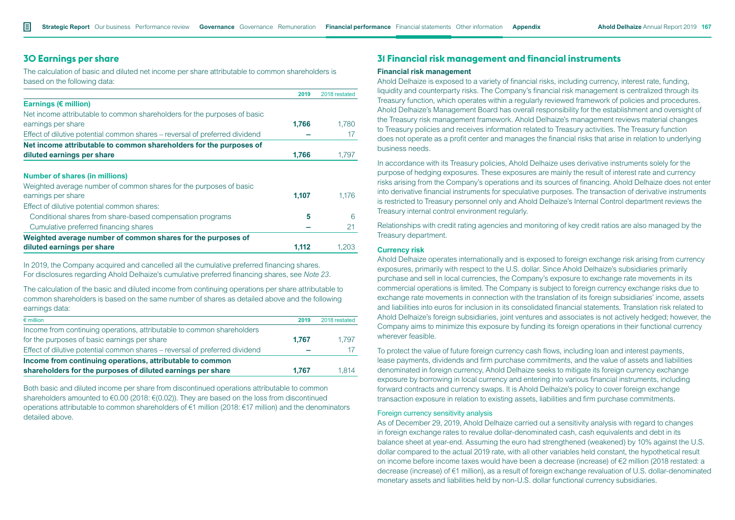## 30 Earnings per share

The calculation of basic and diluted net income per share attributable to common shareholders is based on the following data:

| | 2019 | 2018 restated |
|---|---|---|
| **Earnings (€ million)** | | |
| Net income attributable to common shareholders for the purposes of basic earnings per share | **1,766** | 1,780 |
| Effect of dilutive potential common shares – reversal of preferred dividend | **—** | 17 |
| **Net income attributable to common shareholders for the purposes of diluted earnings per share** | **1,766** | 1,797 |
| **Number of shares (in millions)** | | |
| Weighted average number of common shares for the purposes of basic earnings per share | **1,107** | 1,176 |
| Effect of dilutive potential common shares: | | |
| Conditional shares from share-based compensation programs | **5** | 6 |
| Cumulative preferred financing shares | **—** | 21 |
| **Weighted average number of common shares for the purposes of diluted earnings per share** | **1,112** | 1,203 |

In 2019, the Company acquired and cancelled all the cumulative preferred financing shares. For disclosures regarding Ahold Delhaize's cumulative preferred financing shares, see *Note 23*.

The calculation of the basic and diluted income from continuing operations per share attributable to common shareholders is based on the same number of shares as detailed above and the following earnings data:

| € million | 2019 | 2018 restated |
|---|---|---|
| Income from continuing operations, attributable to common shareholders for the purposes of basic earnings per share | **1,767** | 1,797 |
| Effect of dilutive potential common shares – reversal of preferred dividend | **—** | 17 |
| **Income from continuing operations, attributable to common shareholders for the purposes of diluted earnings per share** | **1,767** | 1,814 |

Both basic and diluted income per share from discontinued operations attributable to common shareholders amounted to €0.00 (2018: €(0.02)). They are based on the loss from discontinued operations attributable to common shareholders of €1 million (2018: €17 million) and the denominators detailed above.

## 31 Financial risk management and financial instruments

### Financial risk management

Ahold Delhaize is exposed to a variety of financial risks, including currency, interest rate, funding, liquidity and counterparty risks. The Company's financial risk management is centralized through its Treasury function, which operates within a regularly reviewed framework of policies and procedures. Ahold Delhaize's Management Board has overall responsibility for the establishment and oversight of the Treasury risk management framework. Ahold Delhaize's management reviews material changes to Treasury policies and receives information related to Treasury activities. The Treasury function does not operate as a profit center and manages the financial risks that arise in relation to underlying business needs.

In accordance with its Treasury policies, Ahold Delhaize uses derivative instruments solely for the purpose of hedging exposures. These exposures are mainly the result of interest rate and currency risks arising from the Company's operations and its sources of financing. Ahold Delhaize does not enter into derivative financial instruments for speculative purposes. The transaction of derivative instruments is restricted to Treasury personnel only and Ahold Delhaize's Internal Control department reviews the Treasury internal control environment regularly.

Relationships with credit rating agencies and monitoring of key credit ratios are also managed by the Treasury department.

### Currency risk

Ahold Delhaize operates internationally and is exposed to foreign exchange risk arising from currency exposures, primarily with respect to the U.S. dollar. Since Ahold Delhaize's subsidiaries primarily purchase and sell in local currencies, the Company's exposure to exchange rate movements in its commercial operations is limited. The Company is subject to foreign currency exchange risks due to exchange rate movements in connection with the translation of its foreign subsidiaries' income, assets and liabilities into euros for inclusion in its consolidated financial statements. Translation risk related to Ahold Delhaize's foreign subsidiaries, joint ventures and associates is not actively hedged; however, the Company aims to minimize this exposure by funding its foreign operations in their functional currency wherever feasible.

To protect the value of future foreign currency cash flows, including loan and interest payments, lease payments, dividends and firm purchase commitments, and the value of assets and liabilities denominated in foreign currency, Ahold Delhaize seeks to mitigate its foreign currency exchange exposure by borrowing in local currency and entering into various financial instruments, including forward contracts and currency swaps. It is Ahold Delhaize's policy to cover foreign exchange transaction exposure in relation to existing assets, liabilities and firm purchase commitments.

#### Foreign currency sensitivity analysis

As of December 29, 2019, Ahold Delhaize carried out a sensitivity analysis with regard to changes in foreign exchange rates to revalue dollar-denominated cash, cash equivalents and debt in its balance sheet at year-end. Assuming the euro had strengthened (weakened) by 10% against the U.S. dollar compared to the actual 2019 rate, with all other variables held constant, the hypothetical result on income before income taxes would have been a decrease (increase) of €2 million (2018 restated: a decrease (increase) of €1 million), as a result of foreign exchange revaluation of U.S. dollar-denominated monetary assets and liabilities held by non-U.S. dollar functional currency subsidiaries.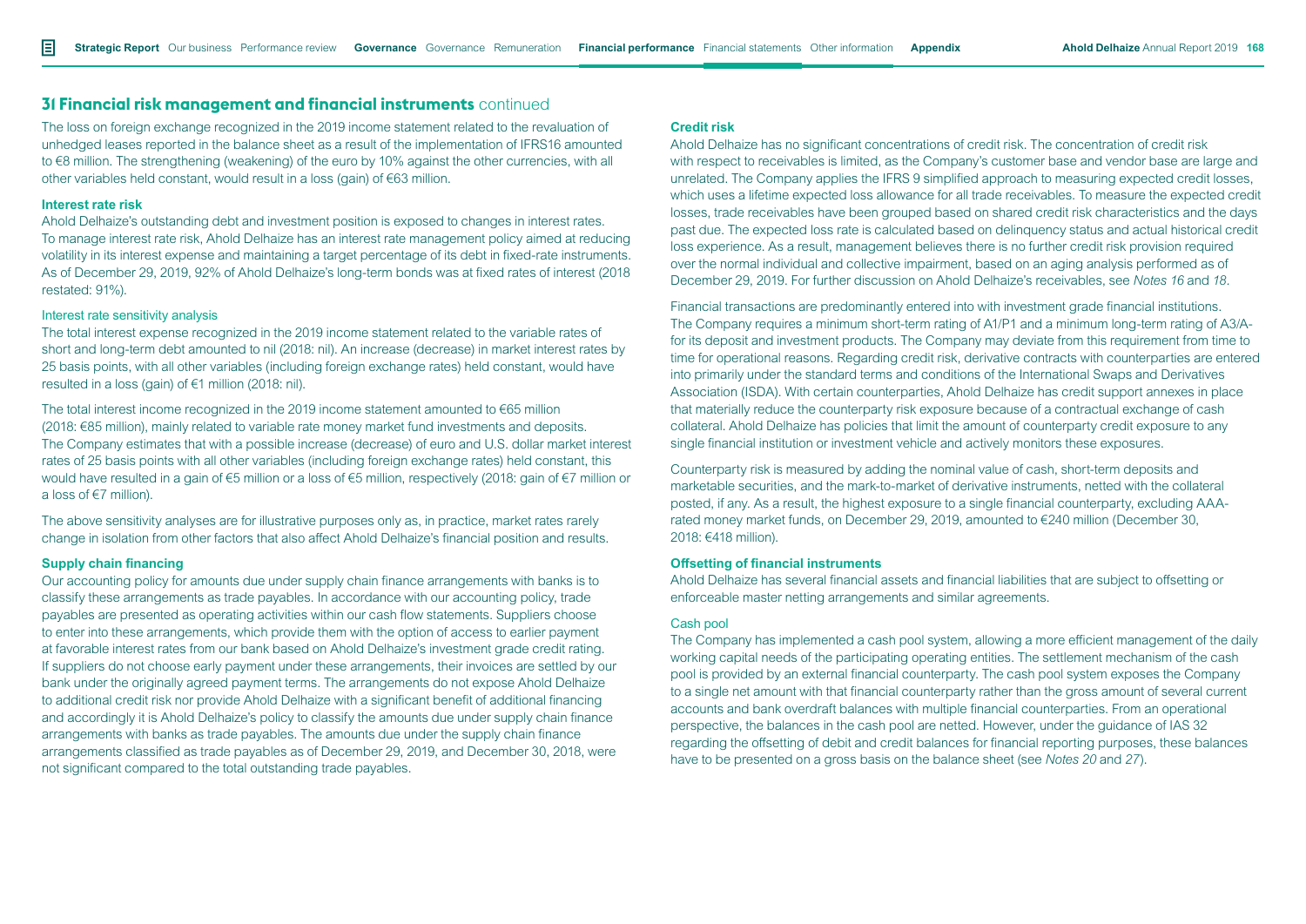## 31 Financial risk management and financial instruments continued

The loss on foreign exchange recognized in the 2019 income statement related to the revaluation of unhedged leases reported in the balance sheet as a result of the implementation of IFRS16 amounted to €8 million. The strengthening (weakening) of the euro by 10% against the other currencies, with all other variables held constant, would result in a loss (gain) of €63 million.

**Interest rate risk**

Ahold Delhaize's outstanding debt and investment position is exposed to changes in interest rates. To manage interest rate risk, Ahold Delhaize has an interest rate management policy aimed at reducing volatility in its interest expense and maintaining a target percentage of its debt in fixed-rate instruments. As of December 29, 2019, 92% of Ahold Delhaize's long-term bonds was at fixed rates of interest (2018 restated: 91%).

Interest rate sensitivity analysis

The total interest expense recognized in the 2019 income statement related to the variable rates of short and long-term debt amounted to nil (2018: nil). An increase (decrease) in market interest rates by 25 basis points, with all other variables (including foreign exchange rates) held constant, would have resulted in a loss (gain) of €1 million (2018: nil).

The total interest income recognized in the 2019 income statement amounted to €65 million (2018: €85 million), mainly related to variable rate money market fund investments and deposits. The Company estimates that with a possible increase (decrease) of euro and U.S. dollar market interest rates of 25 basis points with all other variables (including foreign exchange rates) held constant, this would have resulted in a gain of €5 million or a loss of €5 million, respectively (2018: gain of €7 million or a loss of €7 million).

The above sensitivity analyses are for illustrative purposes only as, in practice, market rates rarely change in isolation from other factors that also affect Ahold Delhaize's financial position and results.

**Supply chain financing**

Our accounting policy for amounts due under supply chain finance arrangements with banks is to classify these arrangements as trade payables. In accordance with our accounting policy, trade payables are presented as operating activities within our cash flow statements. Suppliers choose to enter into these arrangements, which provide them with the option of access to earlier payment at favorable interest rates from our bank based on Ahold Delhaize's investment grade credit rating. If suppliers do not choose early payment under these arrangements, their invoices are settled by our bank under the originally agreed payment terms. The arrangements do not expose Ahold Delhaize to additional credit risk nor provide Ahold Delhaize with a significant benefit of additional financing and accordingly it is Ahold Delhaize's policy to classify the amounts due under supply chain finance arrangements with banks as trade payables. The amounts due under the supply chain finance arrangements classified as trade payables as of December 29, 2019, and December 30, 2018, were not significant compared to the total outstanding trade payables.

**Credit risk**

Ahold Delhaize has no significant concentrations of credit risk. The concentration of credit risk with respect to receivables is limited, as the Company's customer base and vendor base are large and unrelated. The Company applies the IFRS 9 simplified approach to measuring expected credit losses, which uses a lifetime expected loss allowance for all trade receivables. To measure the expected credit losses, trade receivables have been grouped based on shared credit risk characteristics and the days past due. The expected loss rate is calculated based on delinquency status and actual historical credit loss experience. As a result, management believes there is no further credit risk provision required over the normal individual and collective impairment, based on an aging analysis performed as of December 29, 2019. For further discussion on Ahold Delhaize's receivables, see *Notes 16* and *18*.

Financial transactions are predominantly entered into with investment grade financial institutions. The Company requires a minimum short-term rating of A1/P1 and a minimum long-term rating of A3/A- for its deposit and investment products. The Company may deviate from this requirement from time to time for operational reasons. Regarding credit risk, derivative contracts with counterparties are entered into primarily under the standard terms and conditions of the International Swaps and Derivatives Association (ISDA). With certain counterparties, Ahold Delhaize has credit support annexes in place that materially reduce the counterparty risk exposure because of a contractual exchange of cash collateral. Ahold Delhaize has policies that limit the amount of counterparty credit exposure to any single financial institution or investment vehicle and actively monitors these exposures.

Counterparty risk is measured by adding the nominal value of cash, short-term deposits and marketable securities, and the mark-to-market of derivative instruments, netted with the collateral posted, if any. As a result, the highest exposure to a single financial counterparty, excluding AAA-rated money market funds, on December 29, 2019, amounted to €240 million (December 30, 2018: €418 million).

**Offsetting of financial instruments**

Ahold Delhaize has several financial assets and financial liabilities that are subject to offsetting or enforceable master netting arrangements and similar agreements.

Cash pool

The Company has implemented a cash pool system, allowing a more efficient management of the daily working capital needs of the participating operating entities. The settlement mechanism of the cash pool is provided by an external financial counterparty. The cash pool system exposes the Company to a single net amount with that financial counterparty rather than the gross amount of several current accounts and bank overdraft balances with multiple financial counterparties. From an operational perspective, the balances in the cash pool are netted. However, under the guidance of IAS 32 regarding the offsetting of debit and credit balances for financial reporting purposes, these balances have to be presented on a gross basis on the balance sheet (see *Notes 20* and *27*).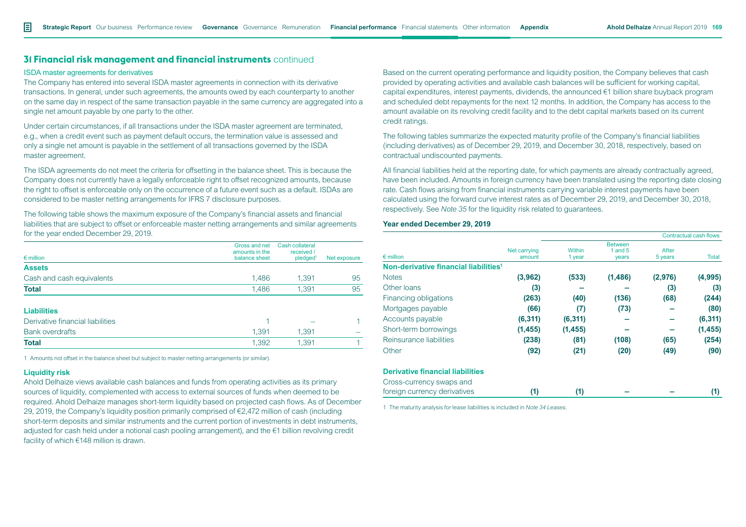## 31 Financial risk management and financial instruments continued

### ISDA master agreements for derivatives

The Company has entered into several ISDA master agreements in connection with its derivative transactions. In general, under such agreements, the amounts owed by each counterparty to another on the same day in respect of the same transaction payable in the same currency are aggregated into a single net amount payable by one party to the other.

Under certain circumstances, if all transactions under the ISDA master agreement are terminated, e.g., when a credit event such as payment default occurs, the termination value is assessed and only a single net amount is payable in the settlement of all transactions governed by the ISDA master agreement.

The ISDA agreements do not meet the criteria for offsetting in the balance sheet. This is because the Company does not currently have a legally enforceable right to offset recognized amounts, because the right to offset is enforceable only on the occurrence of a future event such as a default. ISDAs are considered to be master netting arrangements for IFRS 7 disclosure purposes.

The following table shows the maximum exposure of the Company's financial assets and financial liabilities that are subject to offset or enforceable master netting arrangements and similar agreements for the year ended December 29, 2019.

| € million | Gross and net amounts in the balance sheet | Cash collateral received / pledged[1] | Net exposure |
|---|---|---|---|
| **Assets** | | | |
| Cash and cash equivalents | 1,486 | 1,391 | 95 |
| **Total** | 1,486 | 1,391 | 95 |
| **Liabilities** | | | |
| Derivative financial liabilities | 1 | – | 1 |
| Bank overdrafts | 1,391 | 1,391 | – |
| **Total** | 1,392 | 1,391 | 1 |

1 Amounts not offset in the balance sheet but subject to master netting arrangements (or similar).

### Liquidity risk

Ahold Delhaize views available cash balances and funds from operating activities as its primary sources of liquidity, complemented with access to external sources of funds when deemed to be required. Ahold Delhaize manages short-term liquidity based on projected cash flows. As of December 29, 2019, the Company's liquidity position primarily comprised of €2,472 million of cash (including short-term deposits and similar instruments and the current portion of investments in debt instruments, adjusted for cash held under a notional cash pooling arrangement), and the €1 billion revolving credit facility of which €148 million is drawn.

Based on the current operating performance and liquidity position, the Company believes that cash provided by operating activities and available cash balances will be sufficient for working capital, capital expenditures, interest payments, dividends, the announced €1 billion share buyback program and scheduled debt repayments for the next 12 months. In addition, the Company has access to the amount available on its revolving credit facility and to the debt capital markets based on its current credit ratings.

The following tables summarize the expected maturity profile of the Company's financial liabilities (including derivatives) as of December 29, 2019, and December 30, 2018, respectively, based on contractual undiscounted payments.

All financial liabilities held at the reporting date, for which payments are already contractually agreed, have been included. Amounts in foreign currency have been translated using the reporting date closing rate. Cash flows arising from financial instruments carrying variable interest payments have been calculated using the forward curve interest rates as of December 29, 2019, and December 30, 2018, respectively. See *Note 35* for the liquidity risk related to guarantees.

**Year ended December 29, 2019**

| | | Contractual cash flows | | | |
|---|---|---|---|---|---|
| € million | Net carrying amount | Within 1 year | Between 1 and 5 years | After 5 years | Total |
| **Non-derivative financial liabilities[1]** | | | | | |
| Notes | **(3,962)** | **(533)** | **(1,486)** | **(2,976)** | **(4,995)** |
| Other loans | **(3)** | **–** | **–** | **(3)** | **(3)** |
| Financing obligations | **(263)** | **(40)** | **(136)** | **(68)** | **(244)** |
| Mortgages payable | **(66)** | **(7)** | **(73)** | **–** | **(80)** |
| Accounts payable | **(6,311)** | **(6,311)** | **–** | **–** | **(6,311)** |
| Short-term borrowings | **(1,455)** | **(1,455)** | **–** | **–** | **(1,455)** |
| Reinsurance liabilities | **(238)** | **(81)** | **(108)** | **(65)** | **(254)** |
| Other | **(92)** | **(21)** | **(20)** | **(49)** | **(90)** |
| **Derivative financial liabilities** | | | | | |
| Cross-currency swaps and foreign currency derivatives | **(1)** | **(1)** | **–** | **–** | **(1)** |

1 The maturity analysis for lease liabilities is included in *Note 34 Leases*.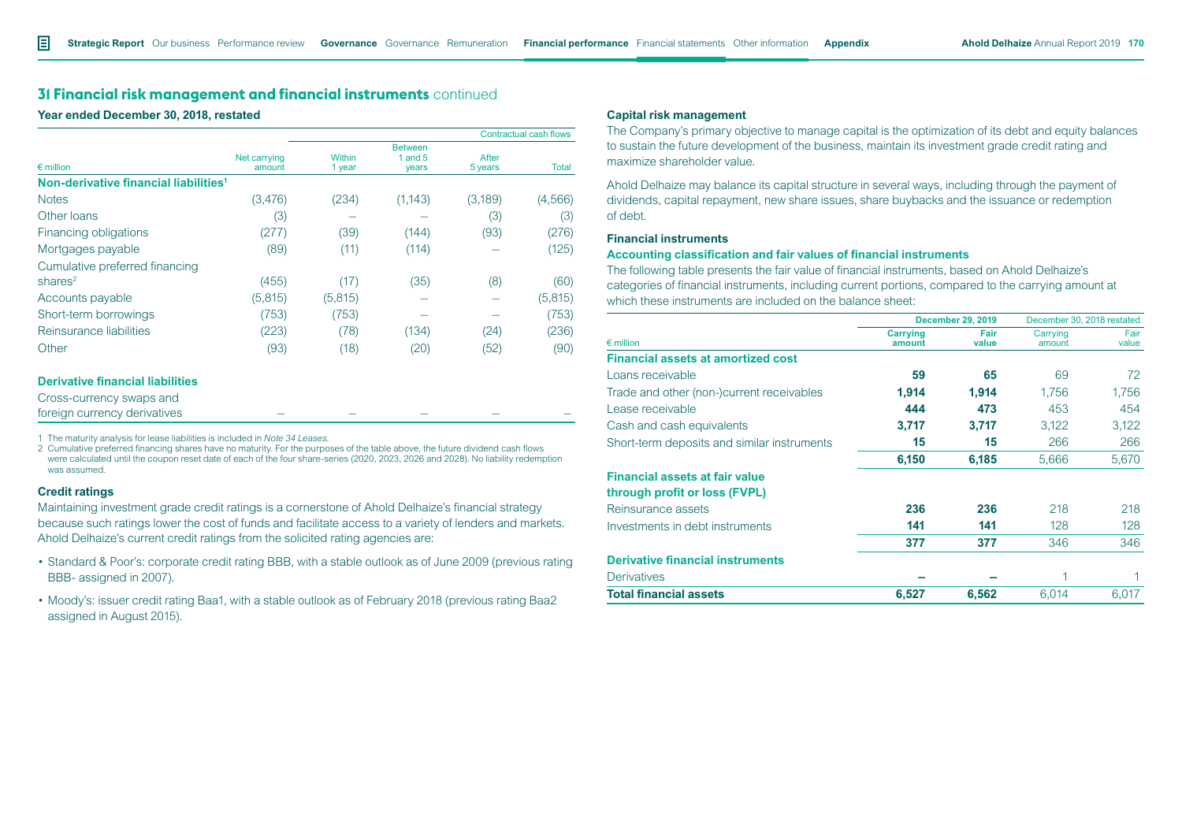## 31 Financial risk management and financial instruments continued

**Year ended December 30, 2018, restated**

| € million | Net carrying amount | Contractual cash flows | | | |
|---|---|---|---|---|---|
| | | Within 1 year | Between 1 and 5 years | After 5 years | Total |
| **Non-derivative financial liabilities**[1] | | | | | |
| Notes | (3,476) | (234) | (1,143) | (3,189) | (4,566) |
| Other loans | (3) | – | – | (3) | (3) |
| Financing obligations | (277) | (39) | (144) | (93) | (276) |
| Mortgages payable | (89) | (11) | (114) | – | (125) |
| Cumulative preferred financing shares[2] | (455) | (17) | (35) | (8) | (60) |
| Accounts payable | (5,815) | (5,815) | – | – | (5,815) |
| Short-term borrowings | (753) | (753) | – | – | (753) |
| Reinsurance liabilities | (223) | (78) | (134) | (24) | (236) |
| Other | (93) | (18) | (20) | (52) | (90) |
| **Derivative financial liabilities** | | | | | |
| Cross-currency swaps and foreign currency derivatives | – | – | – | – | – |

1 The maturity analysis for lease liabilities is included in *Note 34 Leases*.
2 Cumulative preferred financing shares have no maturity. For the purposes of the table above, the future dividend cash flows were calculated until the coupon reset date of each of the four share-series (2020, 2023, 2026 and 2028). No liability redemption was assumed.

### Credit ratings

Maintaining investment grade credit ratings is a cornerstone of Ahold Delhaize's financial strategy because such ratings lower the cost of funds and facilitate access to a variety of lenders and markets. Ahold Delhaize's current credit ratings from the solicited rating agencies are:

- Standard & Poor's: corporate credit rating BBB, with a stable outlook as of June 2009 (previous rating BBB- assigned in 2007).
- Moody's: issuer credit rating Baa1, with a stable outlook as of February 2018 (previous rating Baa2 assigned in August 2015).

### Capital risk management

The Company's primary objective to manage capital is the optimization of its debt and equity balances to sustain the future development of the business, maintain its investment grade credit rating and maximize shareholder value.

Ahold Delhaize may balance its capital structure in several ways, including through the payment of dividends, capital repayment, new share issues, share buybacks and the issuance or redemption of debt.

### Financial instruments

**Accounting classification and fair values of financial instruments**

The following table presents the fair value of financial instruments, based on Ahold Delhaize's categories of financial instruments, including current portions, compared to the carrying amount at which these instruments are included on the balance sheet:

| € million | December 29, 2019 | | December 30, 2018 restated | |
|---|---|---|---|---|
| | Carrying amount | Fair value | Carrying amount | Fair value |
| **Financial assets at amortized cost** | | | | |
| Loans receivable | **59** | **65** | 69 | 72 |
| Trade and other (non-)current receivables | **1,914** | **1,914** | 1,756 | 1,756 |
| Lease receivable | **444** | **473** | 453 | 454 |
| Cash and cash equivalents | **3,717** | **3,717** | 3,122 | 3,122 |
| Short-term deposits and similar instruments | **15** | **15** | 266 | 266 |
| | **6,150** | **6,185** | 5,666 | 5,670 |
| **Financial assets at fair value through profit or loss (FVPL)** | | | | |
| Reinsurance assets | **236** | **236** | 218 | 218 |
| Investments in debt instruments | **141** | **141** | 128 | 128 |
| | **377** | **377** | 346 | 346 |
| **Derivative financial instruments** | | | | |
| Derivatives | **–** | **–** | 1 | 1 |
| **Total financial assets** | **6,527** | **6,562** | 6,014 | 6,017 |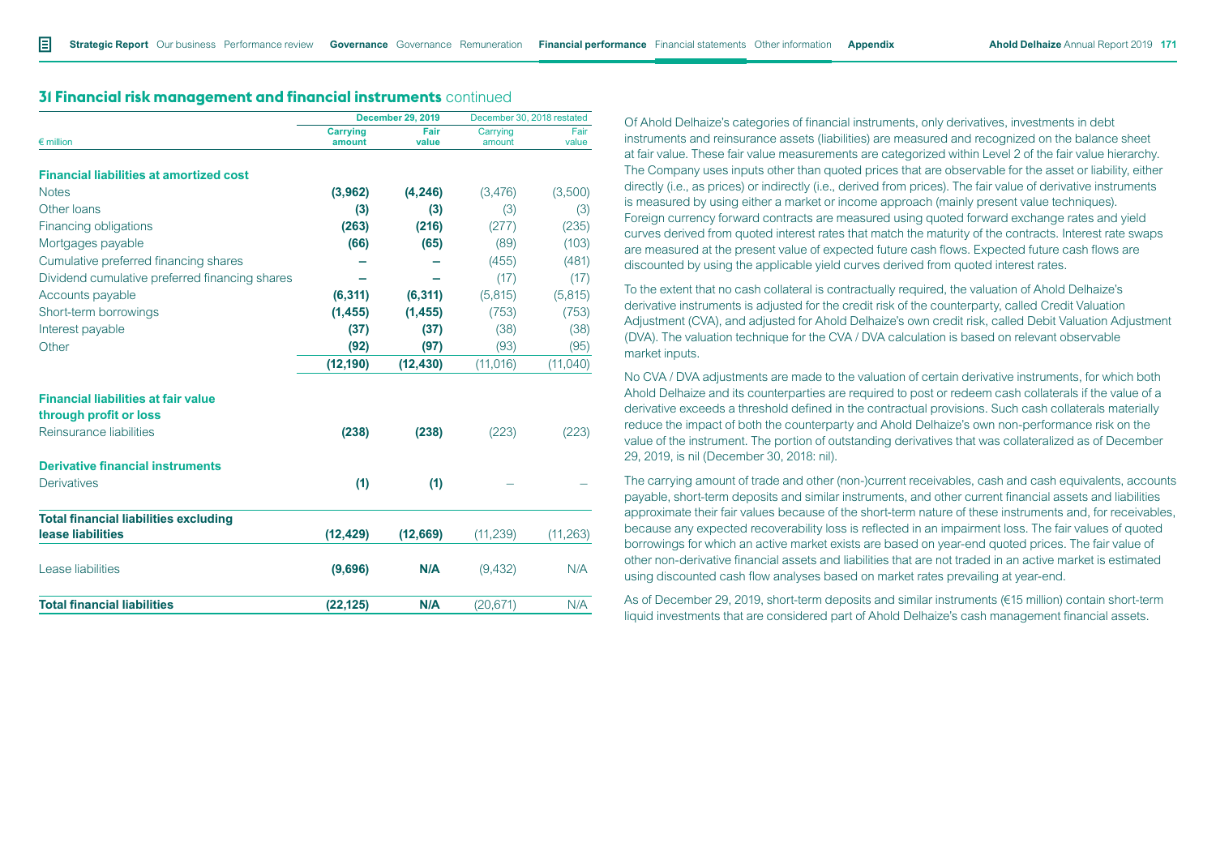## 31 Financial risk management and financial instruments continued

| € million | December 29, 2019 | | December 30, 2018 restated | |
|---|---|---|---|---|
| | Carrying amount | Fair value | Carrying amount | Fair value |
| **Financial liabilities at amortized cost** | | | | |
| Notes | **(3,962)** | **(4,246)** | (3,476) | (3,500) |
| Other loans | **(3)** | **(3)** | (3) | (3) |
| Financing obligations | **(263)** | **(216)** | (277) | (235) |
| Mortgages payable | **(66)** | **(65)** | (89) | (103) |
| Cumulative preferred financing shares | **–** | **–** | (455) | (481) |
| Dividend cumulative preferred financing shares | **–** | **–** | (17) | (17) |
| Accounts payable | **(6,311)** | **(6,311)** | (5,815) | (5,815) |
| Short-term borrowings | **(1,455)** | **(1,455)** | (753) | (753) |
| Interest payable | **(37)** | **(37)** | (38) | (38) |
| Other | **(92)** | **(97)** | (93) | (95) |
| | **(12,190)** | **(12,430)** | (11,016) | (11,040) |
| **Financial liabilities at fair value through profit or loss** | | | | |
| Reinsurance liabilities | **(238)** | **(238)** | (223) | (223) |
| **Derivative financial instruments** | | | | |
| Derivatives | **(1)** | **(1)** | – | – |
| **Total financial liabilities excluding lease liabilities** | **(12,429)** | **(12,669)** | (11,239) | (11,263) |
| Lease liabilities | **(9,696)** | **N/A** | (9,432) | N/A |
| **Total financial liabilities** | **(22,125)** | **N/A** | (20,671) | N/A |

Of Ahold Delhaize's categories of financial instruments, only derivatives, investments in debt instruments and reinsurance assets (liabilities) are measured and recognized on the balance sheet at fair value. These fair value measurements are categorized within Level 2 of the fair value hierarchy. The Company uses inputs other than quoted prices that are observable for the asset or liability, either directly (i.e., as prices) or indirectly (i.e., derived from prices). The fair value of derivative instruments is measured by using either a market or income approach (mainly present value techniques). Foreign currency forward contracts are measured using quoted forward exchange rates and yield curves derived from quoted interest rates that match the maturity of the contracts. Interest rate swaps are measured at the present value of expected future cash flows. Expected future cash flows are discounted by using the applicable yield curves derived from quoted interest rates.

To the extent that no cash collateral is contractually required, the valuation of Ahold Delhaize's derivative instruments is adjusted for the credit risk of the counterparty, called Credit Valuation Adjustment (CVA), and adjusted for Ahold Delhaize's own credit risk, called Debit Valuation Adjustment (DVA). The valuation technique for the CVA / DVA calculation is based on relevant observable market inputs.

No CVA / DVA adjustments are made to the valuation of certain derivative instruments, for which both Ahold Delhaize and its counterparties are required to post or redeem cash collaterals if the value of a derivative exceeds a threshold defined in the contractual provisions. Such cash collaterals materially reduce the impact of both the counterparty and Ahold Delhaize's own non-performance risk on the value of the instrument. The portion of outstanding derivatives that was collateralized as of December 29, 2019, is nil (December 30, 2018: nil).

The carrying amount of trade and other (non-)current receivables, cash and cash equivalents, accounts payable, short-term deposits and similar instruments, and other current financial assets and liabilities approximate their fair values because of the short-term nature of these instruments and, for receivables, because any expected recoverability loss is reflected in an impairment loss. The fair values of quoted borrowings for which an active market exists are based on year-end quoted prices. The fair value of other non-derivative financial assets and liabilities that are not traded in an active market is estimated using discounted cash flow analyses based on market rates prevailing at year-end.

As of December 29, 2019, short-term deposits and similar instruments (€15 million) contain short-term liquid investments that are considered part of Ahold Delhaize's cash management financial assets.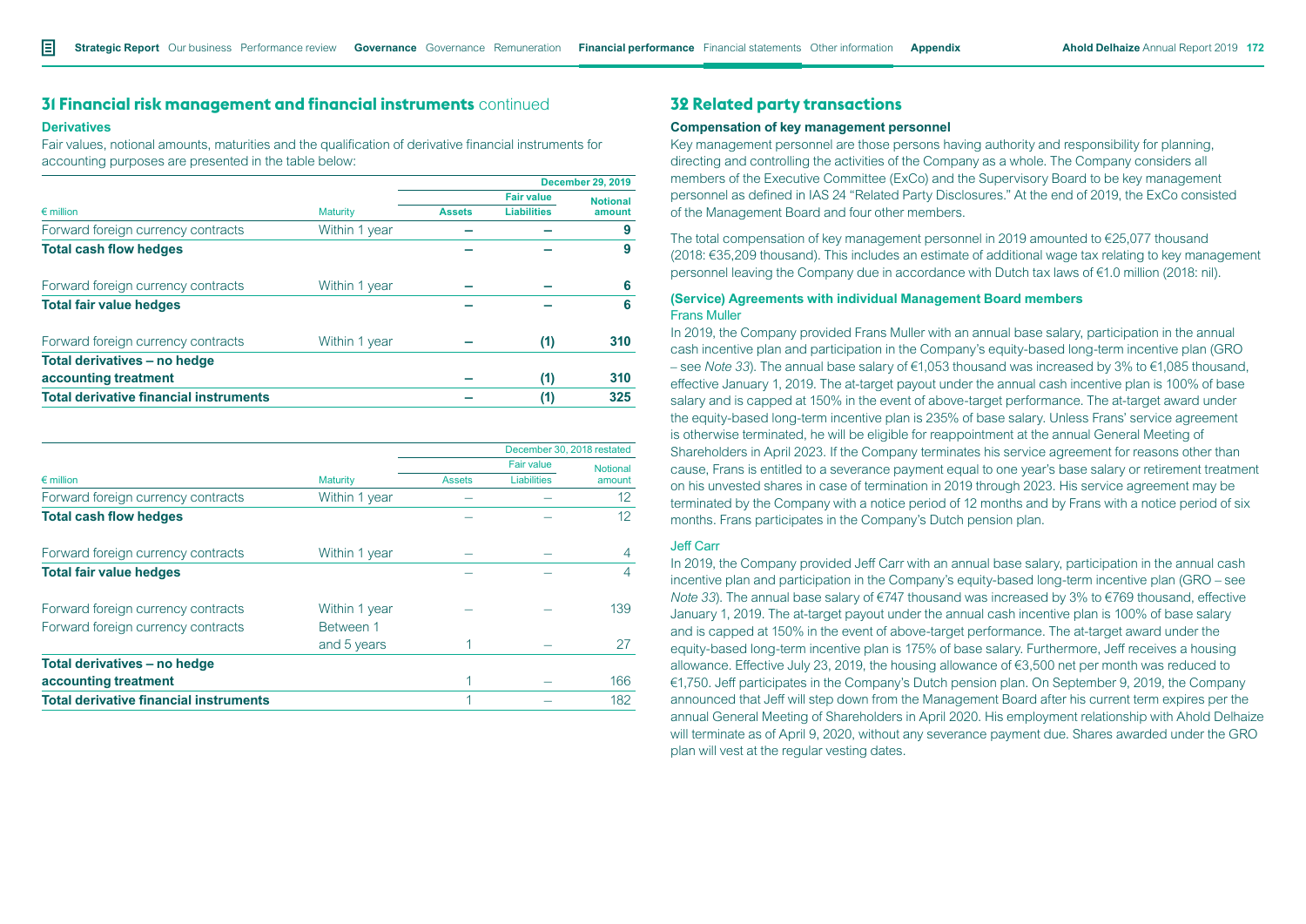## 31 Financial risk management and financial instruments continued

### Derivatives

Fair values, notional amounts, maturities and the qualification of derivative financial instruments for accounting purposes are presented in the table below:

| | | December 29, 2019 | | |
|---|---|---|---|---|
| | | | Fair value | |
| € million | Maturity | Assets | Liabilities | Notional amount |
| Forward foreign currency contracts | Within 1 year | – | – | 9 |
| **Total cash flow hedges** | | **–** | **–** | **9** |
| Forward foreign currency contracts | Within 1 year | – | – | 6 |
| **Total fair value hedges** | | **–** | **–** | **6** |
| Forward foreign currency contracts | Within 1 year | – | (1) | 310 |
| **Total derivatives – no hedge accounting treatment** | | **–** | **(1)** | **310** |
| **Total derivative financial instruments** | | **–** | **(1)** | **325** |

| | | December 30, 2018 restated | | |
|---|---|---|---|---|
| | | | Fair value | |
| € million | Maturity | Assets | Liabilities | Notional amount |
| Forward foreign currency contracts | Within 1 year | – | – | 12 |
| **Total cash flow hedges** | | – | – | 12 |
| Forward foreign currency contracts | Within 1 year | – | – | 4 |
| **Total fair value hedges** | | – | – | 4 |
| Forward foreign currency contracts | Within 1 year | – | – | 139 |
| Forward foreign currency contracts | Between 1 and 5 years | 1 | – | 27 |
| **Total derivatives – no hedge accounting treatment** | | 1 | – | 166 |
| **Total derivative financial instruments** | | 1 | – | 182 |

## 32 Related party transactions

### Compensation of key management personnel

Key management personnel are those persons having authority and responsibility for planning, directing and controlling the activities of the Company as a whole. The Company considers all members of the Executive Committee (ExCo) and the Supervisory Board to be key management personnel as defined in IAS 24 "Related Party Disclosures." At the end of 2019, the ExCo consisted of the Management Board and four other members.

The total compensation of key management personnel in 2019 amounted to €25,077 thousand (2018: €35,209 thousand). This includes an estimate of additional wage tax relating to key management personnel leaving the Company due in accordance with Dutch tax laws of €1.0 million (2018: nil).

### (Service) Agreements with individual Management Board members

#### Frans Muller

In 2019, the Company provided Frans Muller with an annual base salary, participation in the annual cash incentive plan and participation in the Company's equity-based long-term incentive plan (GRO – see *Note 33*). The annual base salary of €1,053 thousand was increased by 3% to €1,085 thousand, effective January 1, 2019. The at-target payout under the annual cash incentive plan is 100% of base salary and is capped at 150% in the event of above-target performance. The at-target award under the equity-based long-term incentive plan is 235% of base salary. Unless Frans' service agreement is otherwise terminated, he will be eligible for reappointment at the annual General Meeting of Shareholders in April 2023. If the Company terminates his service agreement for reasons other than cause, Frans is entitled to a severance payment equal to one year's base salary or retirement treatment on his unvested shares in case of termination in 2019 through 2023. His service agreement may be terminated by the Company with a notice period of 12 months and by Frans with a notice period of six months. Frans participates in the Company's Dutch pension plan.

#### Jeff Carr

In 2019, the Company provided Jeff Carr with an annual base salary, participation in the annual cash incentive plan and participation in the Company's equity-based long-term incentive plan (GRO – see *Note 33*). The annual base salary of €747 thousand was increased by 3% to €769 thousand, effective January 1, 2019. The at-target payout under the annual cash incentive plan is 100% of base salary and is capped at 150% in the event of above-target performance. The at-target award under the equity-based long-term incentive plan is 175% of base salary. Furthermore, Jeff receives a housing allowance. Effective July 23, 2019, the housing allowance of €3,500 net per month was reduced to €1,750. Jeff participates in the Company's Dutch pension plan. On September 9, 2019, the Company announced that Jeff will step down from the Management Board after his current term expires per the annual General Meeting of Shareholders in April 2020. His employment relationship with Ahold Delhaize will terminate as of April 9, 2020, without any severance payment due. Shares awarded under the GRO plan will vest at the regular vesting dates.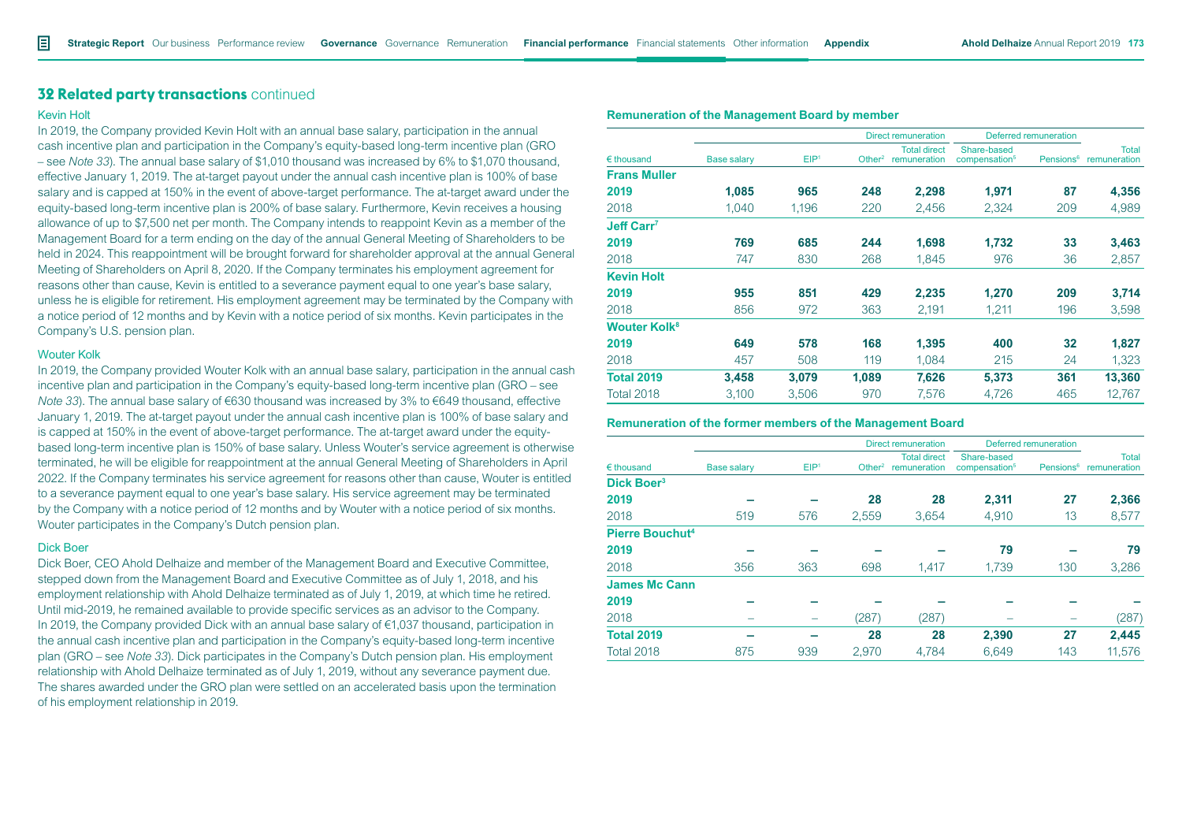## 32 Related party transactions continued

### Kevin Holt

In 2019, the Company provided Kevin Holt with an annual base salary, participation in the annual cash incentive plan and participation in the Company's equity-based long-term incentive plan (GRO – see *Note 33*). The annual base salary of \$1,010 thousand was increased by 6% to \$1,070 thousand, effective January 1, 2019. The at-target payout under the annual cash incentive plan is 100% of base salary and is capped at 150% in the event of above-target performance. The at-target award under the equity-based long-term incentive plan is 200% of base salary. Furthermore, Kevin receives a housing allowance of up to \$7,500 net per month. The Company intends to reappoint Kevin as a member of the Management Board for a term ending on the day of the annual General Meeting of Shareholders to be held in 2024. This reappointment will be brought forward for shareholder approval at the annual General Meeting of Shareholders on April 8, 2020. If the Company terminates his employment agreement for reasons other than cause, Kevin is entitled to a severance payment equal to one year's base salary, unless he is eligible for retirement. His employment agreement may be terminated by the Company with a notice period of 12 months and by Kevin with a notice period of six months. Kevin participates in the Company's U.S. pension plan.

### Wouter Kolk

In 2019, the Company provided Wouter Kolk with an annual base salary, participation in the annual cash incentive plan and participation in the Company's equity-based long-term incentive plan (GRO – see *Note 33*). The annual base salary of €630 thousand was increased by 3% to €649 thousand, effective January 1, 2019. The at-target payout under the annual cash incentive plan is 100% of base salary and is capped at 150% in the event of above-target performance. The at-target award under the equity-based long-term incentive plan is 150% of base salary. Unless Wouter's service agreement is otherwise terminated, he will be eligible for reappointment at the annual General Meeting of Shareholders in April 2022. If the Company terminates his service agreement for reasons other than cause, Wouter is entitled to a severance payment equal to one year's base salary. His service agreement may be terminated by the Company with a notice period of 12 months and by Wouter with a notice period of six months. Wouter participates in the Company's Dutch pension plan.

### Dick Boer

Dick Boer, CEO Ahold Delhaize and member of the Management Board and Executive Committee, stepped down from the Management Board and Executive Committee as of July 1, 2018, and his employment relationship with Ahold Delhaize terminated as of July 1, 2019, at which time he retired. Until mid-2019, he remained available to provide specific services as an advisor to the Company. In 2019, the Company provided Dick with an annual base salary of €1,037 thousand, participation in the annual cash incentive plan and participation in the Company's equity-based long-term incentive plan (GRO – see *Note 33*). Dick participates in the Company's Dutch pension plan. His employment relationship with Ahold Delhaize terminated as of July 1, 2019, without any severance payment due. The shares awarded under the GRO plan were settled on an accelerated basis upon the termination of his employment relationship in 2019.

### Remuneration of the Management Board by member

| | | | Direct remuneration | | Deferred remuneration | | |
|---|---|---|---|---|---|---|---|
| € thousand | Base salary | EIP[1] | Other[2] | Total direct remuneration | Share-based compensation[5] | Pensions[6] | Total remuneration |
| **Frans Muller** | | | | | | | |
| **2019** | **1,085** | **965** | **248** | **2,298** | **1,971** | **87** | **4,356** |
| 2018 | 1,040 | 1,196 | 220 | 2,456 | 2,324 | 209 | 4,989 |
| **Jeff Carr[7]** | | | | | | | |
| **2019** | **769** | **685** | **244** | **1,698** | **1,732** | **33** | **3,463** |
| 2018 | 747 | 830 | 268 | 1,845 | 976 | 36 | 2,857 |
| **Kevin Holt** | | | | | | | |
| **2019** | **955** | **851** | **429** | **2,235** | **1,270** | **209** | **3,714** |
| 2018 | 856 | 972 | 363 | 2,191 | 1,211 | 196 | 3,598 |
| **Wouter Kolk[8]** | | | | | | | |
| **2019** | **649** | **578** | **168** | **1,395** | **400** | **32** | **1,827** |
| 2018 | 457 | 508 | 119 | 1,084 | 215 | 24 | 1,323 |
| **Total 2019** | **3,458** | **3,079** | **1,089** | **7,626** | **5,373** | **361** | **13,360** |
| Total 2018 | 3,100 | 3,506 | 970 | 7,576 | 4,726 | 465 | 12,767 |

### Remuneration of the former members of the Management Board

| | | | Direct remuneration | | Deferred remuneration | | |
|---|---|---|---|---|---|---|---|
| € thousand | Base salary | EIP[1] | Other[2] | Total direct remuneration | Share-based compensation[5] | Pensions[6] | Total remuneration |
| **Dick Boer[3]** | | | | | | | |
| **2019** | **–** | **–** | **28** | **28** | **2,311** | **27** | **2,366** |
| 2018 | 519 | 576 | 2,559 | 3,654 | 4,910 | 13 | 8,577 |
| **Pierre Bouchut[4]** | | | | | | | |
| **2019** | **–** | **–** | **–** | **–** | **79** | **–** | **79** |
| 2018 | 356 | 363 | 698 | 1,417 | 1,739 | 130 | 3,286 |
| **James Mc Cann** | | | | | | | |
| **2019** | **–** | **–** | **–** | **–** | **–** | **–** | **–** |
| 2018 | – | – | (287) | (287) | – | – | (287) |
| **Total 2019** | **–** | **–** | **28** | **28** | **2,390** | **27** | **2,445** |
| Total 2018 | 875 | 939 | 2,970 | 4,784 | 6,649 | 143 | 11,576 |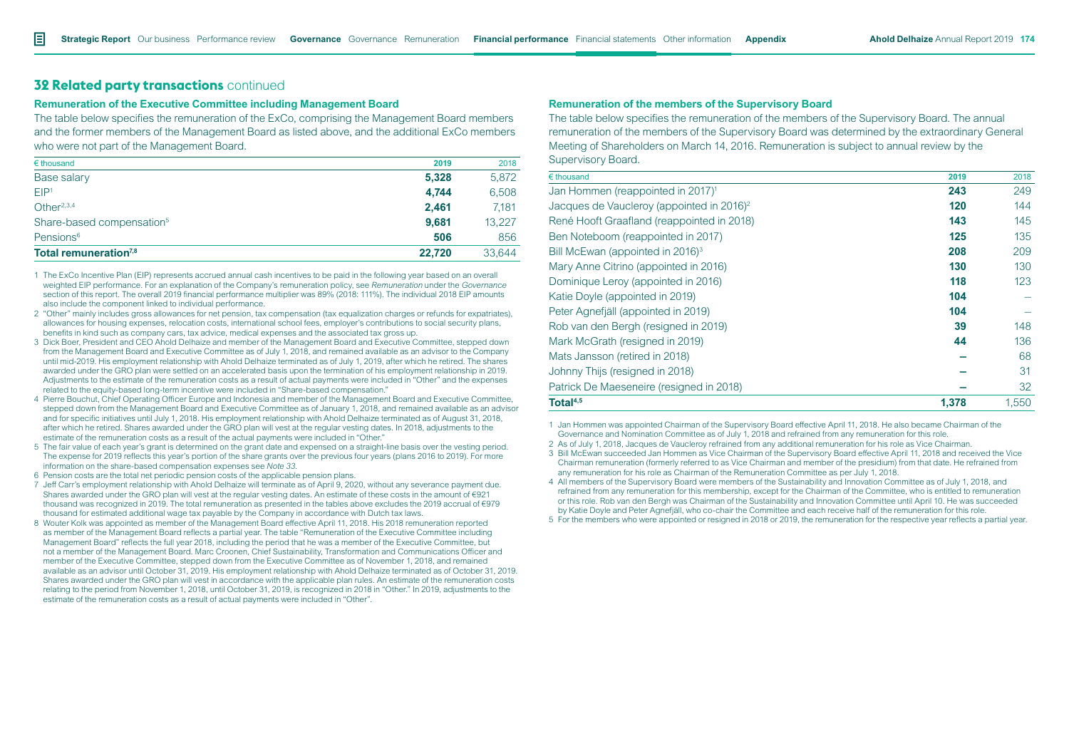## 32 Related party transactions continued

### Remuneration of the Executive Committee including Management Board

The table below specifies the remuneration of the ExCo, comprising the Management Board members and the former members of the Management Board as listed above, and the additional ExCo members who were not part of the Management Board.

| € thousand | 2019 | 2018 |
|---|---|---|
| Base salary | **5,328** | 5,872 |
| EIP[1] | **4,744** | 6,508 |
| Other[2,3,4] | **2,461** | 7,181 |
| Share-based compensation[5] | **9,681** | 13,227 |
| Pensions[6] | **506** | 856 |
| **Total remuneration[7,8]** | **22,720** | **33,644** |

1 The ExCo Incentive Plan (EIP) represents accrued annual cash incentives to be paid in the following year based on an overall weighted EIP performance. For an explanation of the Company's remuneration policy, see *Remuneration* under the *Governance* section of this report. The overall 2019 financial performance multiplier was 89% (2018: 111%). The individual 2018 EIP amounts also include the component linked to individual performance.

2 "Other" mainly includes gross allowances for net pension, tax compensation (tax equalization charges or refunds for expatriates), allowances for housing expenses, relocation costs, international school fees, employer's contributions to social security plans, benefits in kind such as company cars, tax advice, medical expenses and the associated tax gross up.

3 Dick Boer, President and CEO Ahold Delhaize and member of the Management Board and Executive Committee, stepped down from the Management Board and Executive Committee as of July 1, 2018, and remained available as an advisor to the Company until mid-2019. His employment relationship with Ahold Delhaize terminated as of July 1, 2019, after which he retired. The shares awarded under the GRO plan were settled on an accelerated basis upon the termination of his employment relationship in 2019. Adjustments to the estimate of the remuneration costs as a result of actual payments were included in "Other" and the expenses related to the equity-based long-term incentive were included in "Share-based compensation."

4 Pierre Bouchut, Chief Operating Officer Europe and Indonesia and member of the Management Board and Executive Committee, stepped down from the Management Board and Executive Committee as of January 1, 2018, and remained available as an advisor and for specific initiatives until July 1, 2018. His employment relationship with Ahold Delhaize terminated as of August 31, 2018, after which he retired. Shares awarded under the GRO plan will vest at the regular vesting dates. In 2018, adjustments to the estimate of the remuneration costs as a result of the actual payments were included in "Other."

5 The fair value of each year's grant is determined on the grant date and expensed on a straight-line basis over the vesting period. The expense for 2019 reflects this year's portion of the share grants over the previous four years (plans 2016 to 2019). For more information on the share-based compensation expenses see *Note 33*.

6 Pension costs are the total net periodic pension costs of the applicable pension plans.

7 Jeff Carr's employment relationship with Ahold Delhaize will terminate as of April 9, 2020, without any severance payment due. Shares awarded under the GRO plan will vest at the regular vesting dates. An estimate of these costs in the amount of €921 thousand was recognized in 2019. The total remuneration as presented in the tables above excludes the 2019 accrual of €979 thousand for estimated additional wage tax payable by the Company in accordance with Dutch tax laws.

8 Wouter Kolk was appointed as member of the Management Board effective April 11, 2018. His 2018 remuneration reported as member of the Management Board reflects a partial year. The table "Remuneration of the Executive Committee including Management Board" reflects the full year 2018, including the period that he was a member of the Executive Committee, but not a member of the Management Board. Marc Croonen, Chief Sustainability, Transformation and Communications Officer and member of the Executive Committee, stepped down from the Executive Committee as of November 1, 2018, and remained available as an advisor until October 31, 2019. His employment relationship with Ahold Delhaize terminated as of October 31, 2019. Shares awarded under the GRO plan will vest in accordance with the applicable plan rules. An estimate of the remuneration costs relating to the period from November 1, 2018, until October 31, 2019, is recognized in 2018 in "Other." In 2019, adjustments to the estimate of the remuneration costs as a result of actual payments were included in "Other".

### Remuneration of the members of the Supervisory Board

The table below specifies the remuneration of the members of the Supervisory Board. The annual remuneration of the members of the Supervisory Board was determined by the extraordinary General Meeting of Shareholders on March 14, 2016. Remuneration is subject to annual review by the Supervisory Board.

| € thousand | 2019 | 2018 |
|---|---|---|
| Jan Hommen (reappointed in 2017)[1] | **243** | 249 |
| Jacques de Vaucleroy (appointed in 2016)[2] | **120** | 144 |
| René Hooft Graafland (reappointed in 2018) | **143** | 145 |
| Ben Noteboom (reappointed in 2017) | **125** | 135 |
| Bill McEwan (appointed in 2016)[3] | **208** | 209 |
| Mary Anne Citrino (appointed in 2016) | **130** | 130 |
| Dominique Leroy (appointed in 2016) | **118** | 123 |
| Katie Doyle (appointed in 2019) | **104** | – |
| Peter Agnefjäll (appointed in 2019) | **104** | – |
| Rob van den Bergh (resigned in 2019) | **39** | 148 |
| Mark McGrath (resigned in 2019) | **44** | 136 |
| Mats Jansson (retired in 2018) | **–** | 68 |
| Johnny Thijs (resigned in 2018) | **–** | 31 |
| Patrick De Maeseneire (resigned in 2018) | **–** | 32 |
| **Total[4,5]** | **1,378** | **1,550** |

1 Jan Hommen was appointed Chairman of the Supervisory Board effective April 11, 2018. He also became Chairman of the Governance and Nomination Committee as of July 1, 2018 and refrained from any remuneration for this role.

2 As of July 1, 2018, Jacques de Vaucleroy refrained from any additional remuneration for his role as Vice Chairman.

3 Bill McEwan succeeded Jan Hommen as Vice Chairman of the Supervisory Board effective April 11, 2018 and received the Vice Chairman remuneration (formerly referred to as Vice Chairman and member of the presidium) from that date. He refrained from any remuneration for his role as Chairman of the Remuneration Committee as per July 1, 2018.

4 All members of the Supervisory Board were members of the Sustainability and Innovation Committee as of July 1, 2018, and refrained from any remuneration for this membership, except for the Chairman of the Committee, who is entitled to remuneration or this role. Rob van den Bergh was Chairman of the Sustainability and Innovation Committee until April 10. He was succeeded by Katie Doyle and Peter Agnefjäll, who co-chair the Committee and each receive half of the remuneration for this role.

5 For the members who were appointed or resigned in 2018 or 2019, the remuneration for the respective year reflects a partial year.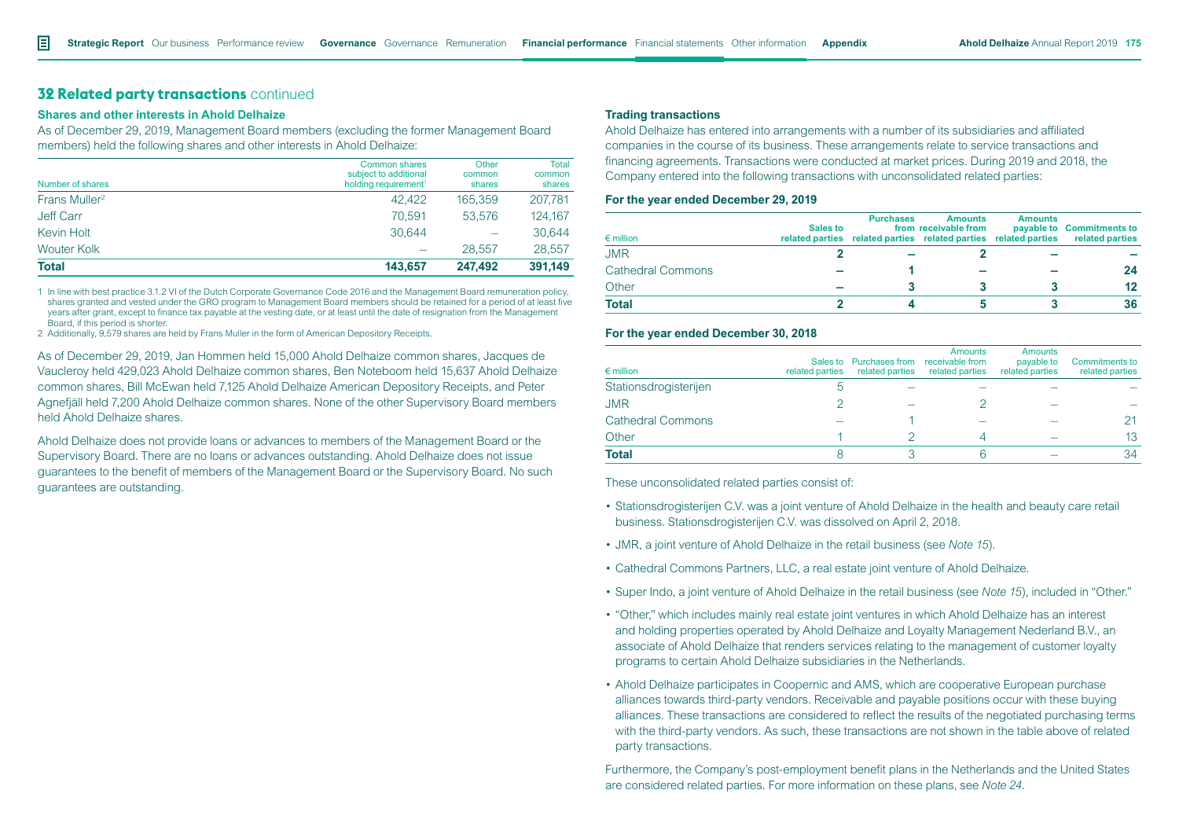## 32 Related party transactions continued

### Shares and other interests in Ahold Delhaize

As of December 29, 2019, Management Board members (excluding the former Management Board members) held the following shares and other interests in Ahold Delhaize:

| Number of shares | Common shares subject to additional holding requirement[1] | Other common shares | Total common shares |
|---|---|---|---|
| Frans Muller[2] | 42,422 | 165,359 | 207,781 |
| Jeff Carr | 70,591 | 53,576 | 124,167 |
| Kevin Holt | 30,644 | – | 30,644 |
| Wouter Kolk | – | 28,557 | 28,557 |
| **Total** | **143,657** | **247,492** | **391,149** |

1 In line with best practice 3.1.2 VI of the Dutch Corporate Governance Code 2016 and the Management Board remuneration policy, shares granted and vested under the GRO program to Management Board members should be retained for a period of at least five years after grant, except to finance tax payable at the vesting date, or at least until the date of resignation from the Management Board, if this period is shorter.

2 Additionally, 9,579 shares are held by Frans Muller in the form of American Depository Receipts.

As of December 29, 2019, Jan Hommen held 15,000 Ahold Delhaize common shares, Jacques de Vaucleroy held 429,023 Ahold Delhaize common shares, Ben Noteboom held 15,637 Ahold Delhaize common shares, Bill McEwan held 7,125 Ahold Delhaize American Depository Receipts, and Peter Agnefjäll held 7,200 Ahold Delhaize common shares. None of the other Supervisory Board members held Ahold Delhaize shares.

Ahold Delhaize does not provide loans or advances to members of the Management Board or the Supervisory Board. There are no loans or advances outstanding. Ahold Delhaize does not issue guarantees to the benefit of members of the Management Board or the Supervisory Board. No such guarantees are outstanding.

### Trading transactions

Ahold Delhaize has entered into arrangements with a number of its subsidiaries and affiliated companies in the course of its business. These arrangements relate to service transactions and financing agreements. Transactions were conducted at market prices. During 2019 and 2018, the Company entered into the following transactions with unconsolidated related parties:

#### For the year ended December 29, 2019

| € million | Sales to related parties | Purchases from related parties | Amounts receivable from related parties | Amounts payable to related parties | Commitments to related parties |
|---|---|---|---|---|---|
| JMR | 2 | – | 2 | – | – |
| Cathedral Commons | – | 1 | – | – | 24 |
| Other | – | 3 | 3 | 3 | 12 |
| **Total** | **2** | **4** | **5** | **3** | **36** |

#### For the year ended December 30, 2018

| € million | Sales to related parties | Purchases from related parties | Amounts receivable from related parties | Amounts payable to related parties | Commitments to related parties |
|---|---|---|---|---|---|
| Stationsdrogisterijen | 5 | – | – | – | – |
| JMR | 2 | – | 2 | – | – |
| Cathedral Commons | – | 1 | – | – | 21 |
| Other | 1 | 2 | 4 | – | 13 |
| **Total** | 8 | 3 | 6 | – | 34 |

These unconsolidated related parties consist of:

- Stationsdrogisterijen C.V. was a joint venture of Ahold Delhaize in the health and beauty care retail business. Stationsdrogisterijen C.V. was dissolved on April 2, 2018.
- JMR, a joint venture of Ahold Delhaize in the retail business (see *Note 15*).
- Cathedral Commons Partners, LLC, a real estate joint venture of Ahold Delhaize.
- Super Indo, a joint venture of Ahold Delhaize in the retail business (see *Note 15*), included in "Other."
- "Other," which includes mainly real estate joint ventures in which Ahold Delhaize has an interest and holding properties operated by Ahold Delhaize and Loyalty Management Nederland B.V., an associate of Ahold Delhaize that renders services relating to the management of customer loyalty programs to certain Ahold Delhaize subsidiaries in the Netherlands.
- Ahold Delhaize participates in Coopernic and AMS, which are cooperative European purchase alliances towards third-party vendors. Receivable and payable positions occur with these buying alliances. These transactions are considered to reflect the results of the negotiated purchasing terms with the third-party vendors. As such, these transactions are not shown in the table above of related party transactions.

Furthermore, the Company's post-employment benefit plans in the Netherlands and the United States are considered related parties. For more information on these plans, see *Note 24*.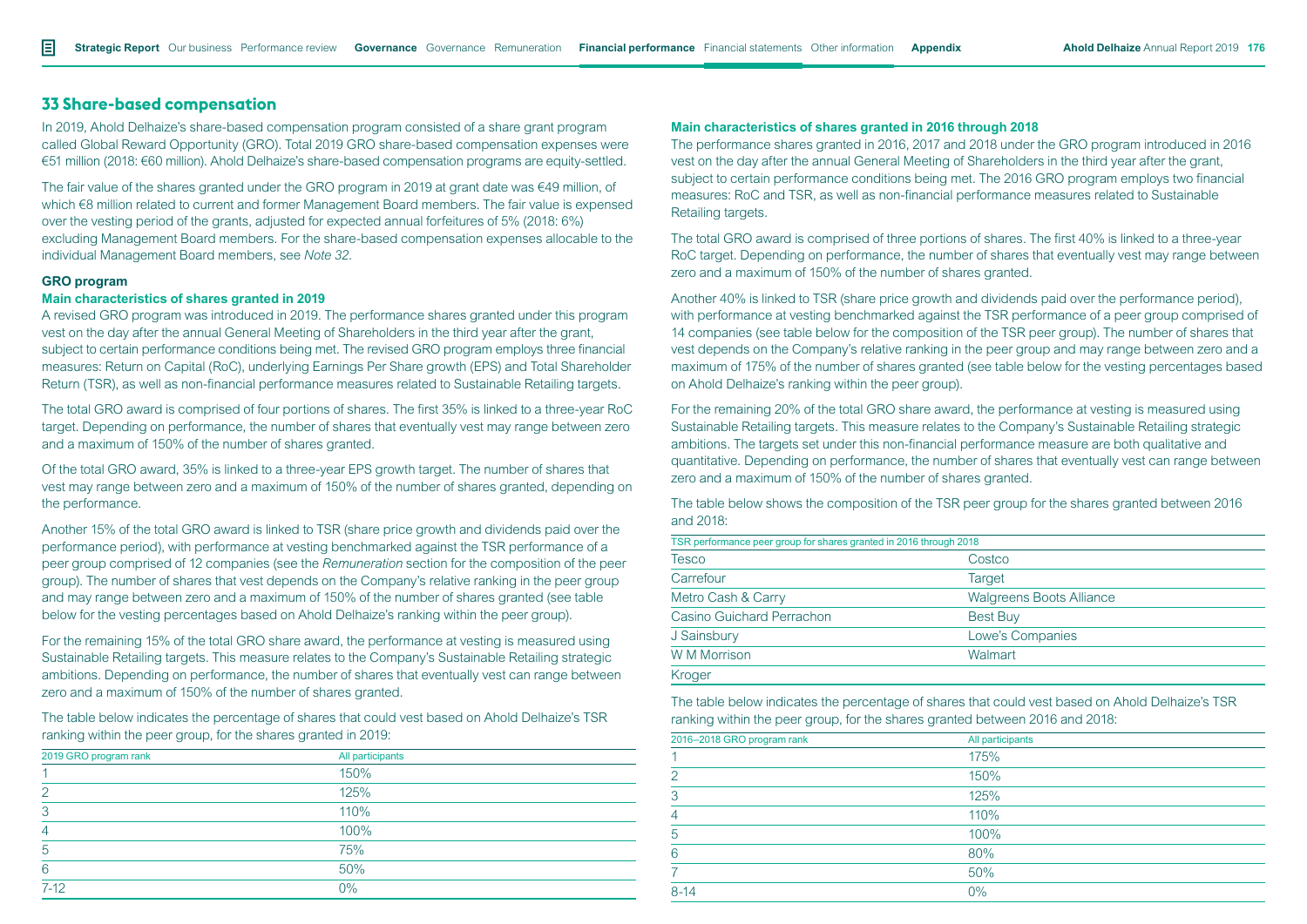## 33 Share-based compensation

In 2019, Ahold Delhaize's share-based compensation program consisted of a share grant program called Global Reward Opportunity (GRO). Total 2019 GRO share-based compensation expenses were €51 million (2018: €60 million). Ahold Delhaize's share-based compensation programs are equity-settled.

The fair value of the shares granted under the GRO program in 2019 at grant date was €49 million, of which €8 million related to current and former Management Board members. The fair value is expensed over the vesting period of the grants, adjusted for expected annual forfeitures of 5% (2018: 6%) excluding Management Board members. For the share-based compensation expenses allocable to the individual Management Board members, see *Note 32*.

### GRO program

#### Main characteristics of shares granted in 2019

A revised GRO program was introduced in 2019. The performance shares granted under this program vest on the day after the annual General Meeting of Shareholders in the third year after the grant, subject to certain performance conditions being met. The revised GRO program employs three financial measures: Return on Capital (RoC), underlying Earnings Per Share growth (EPS) and Total Shareholder Return (TSR), as well as non-financial performance measures related to Sustainable Retailing targets.

The total GRO award is comprised of four portions of shares. The first 35% is linked to a three-year RoC target. Depending on performance, the number of shares that eventually vest may range between zero and a maximum of 150% of the number of shares granted.

Of the total GRO award, 35% is linked to a three-year EPS growth target. The number of shares that vest may range between zero and a maximum of 150% of the number of shares granted, depending on the performance.

Another 15% of the total GRO award is linked to TSR (share price growth and dividends paid over the performance period), with performance at vesting benchmarked against the TSR performance of a peer group comprised of 12 companies (see the *Remuneration* section for the composition of the peer group). The number of shares that vest depends on the Company's relative ranking in the peer group and may range between zero and a maximum of 150% of the number of shares granted (see table below for the vesting percentages based on Ahold Delhaize's ranking within the peer group).

For the remaining 15% of the total GRO share award, the performance at vesting is measured using Sustainable Retailing targets. This measure relates to the Company's Sustainable Retailing strategic ambitions. Depending on performance, the number of shares that eventually vest can range between zero and a maximum of 150% of the number of shares granted.

The table below indicates the percentage of shares that could vest based on Ahold Delhaize's TSR ranking within the peer group, for the shares granted in 2019:

| 2019 GRO program rank | All participants |
|---|---|
| 1 | 150% |
| 2 | 125% |
| 3 | 110% |
| 4 | 100% |
| 5 | 75% |
| 6 | 50% |
| 7-12 | 0% |

#### Main characteristics of shares granted in 2016 through 2018

The performance shares granted in 2016, 2017 and 2018 under the GRO program introduced in 2016 vest on the day after the annual General Meeting of Shareholders in the third year after the grant, subject to certain performance conditions being met. The 2016 GRO program employs two financial measures: RoC and TSR, as well as non-financial performance measures related to Sustainable Retailing targets.

The total GRO award is comprised of three portions of shares. The first 40% is linked to a three-year RoC target. Depending on performance, the number of shares that eventually vest may range between zero and a maximum of 150% of the number of shares granted.

Another 40% is linked to TSR (share price growth and dividends paid over the performance period), with performance at vesting benchmarked against the TSR performance of a peer group comprised of 14 companies (see table below for the composition of the TSR peer group). The number of shares that vest depends on the Company's relative ranking in the peer group and may range between zero and a maximum of 175% of the number of shares granted (see table below for the vesting percentages based on Ahold Delhaize's ranking within the peer group).

For the remaining 20% of the total GRO share award, the performance at vesting is measured using Sustainable Retailing targets. This measure relates to the Company's Sustainable Retailing strategic ambitions. The targets set under this non-financial performance measure are both qualitative and quantitative. Depending on performance, the number of shares that eventually vest can range between zero and a maximum of 150% of the number of shares granted.

The table below shows the composition of the TSR peer group for the shares granted between 2016 and 2018:

| TSR performance peer group for shares granted in 2016 through 2018 | |
|---|---|
| Tesco | Costco |
| Carrefour | Target |
| Metro Cash & Carry | Walgreens Boots Alliance |
| Casino Guichard Perrachon | Best Buy |
| J Sainsbury | Lowe's Companies |
| W M Morrison | Walmart |
| Kroger | |

The table below indicates the percentage of shares that could vest based on Ahold Delhaize's TSR ranking within the peer group, for the shares granted between 2016 and 2018:

| 2016–2018 GRO program rank | All participants |
|---|---|
| 1 | 175% |
| 2 | 150% |
| 3 | 125% |
| 4 | 110% |
| 5 | 100% |
| 6 | 80% |
| 7 | 50% |
| 8-14 | 0% |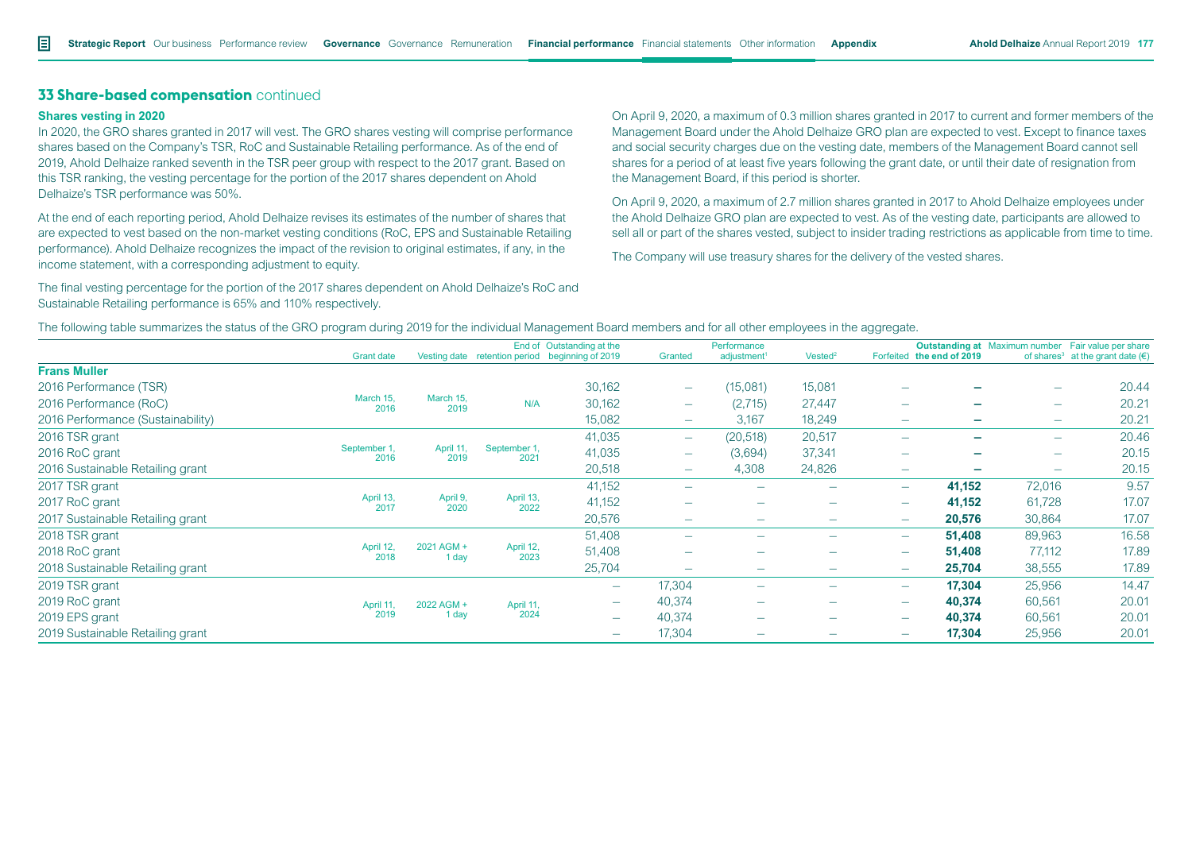## 33 Share-based compensation continued

### Shares vesting in 2020

In 2020, the GRO shares granted in 2017 will vest. The GRO shares vesting will comprise performance shares based on the Company's TSR, RoC and Sustainable Retailing performance. As of the end of 2019, Ahold Delhaize ranked seventh in the TSR peer group with respect to the 2017 grant. Based on this TSR ranking, the vesting percentage for the portion of the 2017 shares dependent on Ahold Delhaize's TSR performance was 50%.

At the end of each reporting period, Ahold Delhaize revises its estimates of the number of shares that are expected to vest based on the non-market vesting conditions (RoC, EPS and Sustainable Retailing performance). Ahold Delhaize recognizes the impact of the revision to original estimates, if any, in the income statement, with a corresponding adjustment to equity.

The final vesting percentage for the portion of the 2017 shares dependent on Ahold Delhaize's RoC and Sustainable Retailing performance is 65% and 110% respectively.

On April 9, 2020, a maximum of 0.3 million shares granted in 2017 to current and former members of the Management Board under the Ahold Delhaize GRO plan are expected to vest. Except to finance taxes and social security charges due on the vesting date, members of the Management Board cannot sell shares for a period of at least five years following the grant date, or until their date of resignation from the Management Board, if this period is shorter.

On April 9, 2020, a maximum of 2.7 million shares granted in 2017 to Ahold Delhaize employees under the Ahold Delhaize GRO plan are expected to vest. As of the vesting date, participants are allowed to sell all or part of the shares vested, subject to insider trading restrictions as applicable from time to time.

The Company will use treasury shares for the delivery of the vested shares.

The following table summarizes the status of the GRO program during 2019 for the individual Management Board members and for all other employees in the aggregate.

| | Grant date | Vesting date | End of retention period | Outstanding at the beginning of 2019 | Granted | Performance adjustment[1] | Vested[2] | Forfeited | **Outstanding at the end of 2019** | Maximum number of shares[3] | Fair value per share at the grant date (€) |
|---|---|---|---|---|---|---|---|---|---|---|---|
| **Frans Muller** | | | | | | | | | | | |
| 2016 Performance (TSR) | March 15, 2016 | March 15, 2019 | N/A | 30,162 | – | (15,081) | 15,081 | – | **–** | – | 20.44 |
| 2016 Performance (RoC) | | | | 30,162 | – | (2,715) | 27,447 | – | **–** | – | 20.21 |
| 2016 Performance (Sustainability) | | | | 15,082 | – | 3,167 | 18,249 | – | **–** | – | 20.21 |
| 2016 TSR grant | September 1, 2016 | April 11, 2019 | September 1, 2021 | 41,035 | – | (20,518) | 20,517 | – | **–** | – | 20.46 |
| 2016 RoC grant | | | | 41,035 | – | (3,694) | 37,341 | – | **–** | – | 20.15 |
| 2016 Sustainable Retailing grant | | | | 20,518 | – | 4,308 | 24,826 | – | **–** | – | 20.15 |
| 2017 TSR grant | April 13, 2017 | April 9, 2020 | April 13, 2022 | 41,152 | – | – | – | – | **41,152** | 72,016 | 9.57 |
| 2017 RoC grant | | | | 41,152 | – | – | – | – | **41,152** | 61,728 | 17.07 |
| 2017 Sustainable Retailing grant | | | | 20,576 | – | – | – | – | **20,576** | 30,864 | 17.07 |
| 2018 TSR grant | April 12, 2018 | 2021 AGM + 1 day | April 12, 2023 | 51,408 | – | – | – | – | **51,408** | 89,963 | 16.58 |
| 2018 RoC grant | | | | 51,408 | – | – | – | – | **51,408** | 77,112 | 17.89 |
| 2018 Sustainable Retailing grant | | | | 25,704 | – | – | – | – | **25,704** | 38,555 | 17.89 |
| 2019 TSR grant | April 11, 2019 | 2022 AGM + 1 day | April 11, 2024 | – | 17,304 | – | – | – | **17,304** | 25,956 | 14.47 |
| 2019 RoC grant | | | | – | 40,374 | – | – | – | **40,374** | 60,561 | 20.01 |
| 2019 EPS grant | | | | – | 40,374 | – | – | – | **40,374** | 60,561 | 20.01 |
| 2019 Sustainable Retailing grant | | | | – | 17,304 | – | – | – | **17,304** | 25,956 | 20.01 |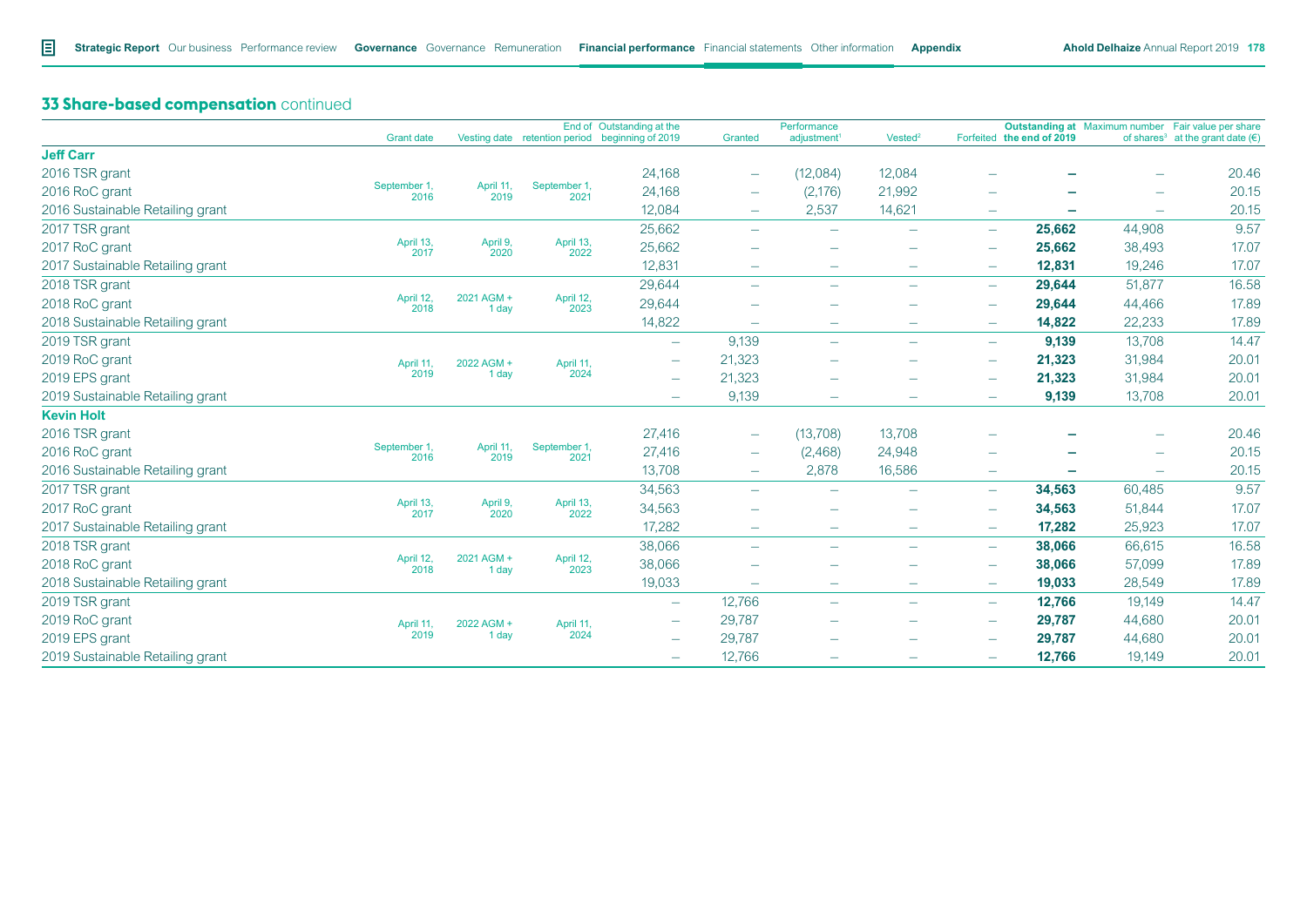## 33 Share-based compensation continued

| | Grant date | Vesting date | End of retention period | Outstanding at the beginning of 2019 | Granted | Performance adjustment[1] | Vested[2] | Forfeited | **Outstanding at the end of 2019** | Maximum number of shares[3] | Fair value per share at the grant date (€) |
|---|---|---|---|---|---|---|---|---|---|---|---|
| **Jeff Carr** | | | | | | | | | | | |
| 2016 TSR grant | September 1, 2016 | April 11, 2019 | September 1, 2021 | 24,168 | – | (12,084) | 12,084 | – | **–** | – | 20.46 |
| 2016 RoC grant | | | | 24,168 | – | (2,176) | 21,992 | – | **–** | – | 20.15 |
| 2016 Sustainable Retailing grant | | | | 12,084 | – | 2,537 | 14,621 | – | **–** | – | 20.15 |
| 2017 TSR grant | April 13, 2017 | April 9, 2020 | April 13, 2022 | 25,662 | – | – | – | – | **25,662** | 44,908 | 9.57 |
| 2017 RoC grant | | | | 25,662 | – | – | – | – | **25,662** | 38,493 | 17.07 |
| 2017 Sustainable Retailing grant | | | | 12,831 | – | – | – | – | **12,831** | 19,246 | 17.07 |
| 2018 TSR grant | April 12, 2018 | 2021 AGM + 1 day | April 12, 2023 | 29,644 | – | – | – | – | **29,644** | 51,877 | 16.58 |
| 2018 RoC grant | | | | 29,644 | – | – | – | – | **29,644** | 44,466 | 17.89 |
| 2018 Sustainable Retailing grant | | | | 14,822 | – | – | – | – | **14,822** | 22,233 | 17.89 |
| 2019 TSR grant | April 11, 2019 | 2022 AGM + 1 day | April 11, 2024 | – | 9,139 | – | – | – | **9,139** | 13,708 | 14.47 |
| 2019 RoC grant | | | | – | 21,323 | – | – | – | **21,323** | 31,984 | 20.01 |
| 2019 EPS grant | | | | – | 21,323 | – | – | – | **21,323** | 31,984 | 20.01 |
| 2019 Sustainable Retailing grant | | | | – | 9,139 | – | – | – | **9,139** | 13,708 | 20.01 |
| **Kevin Holt** | | | | | | | | | | | |
| 2016 TSR grant | September 1, 2016 | April 11, 2019 | September 1, 2021 | 27,416 | – | (13,708) | 13,708 | – | **–** | – | 20.46 |
| 2016 RoC grant | | | | 27,416 | – | (2,468) | 24,948 | – | **–** | – | 20.15 |
| 2016 Sustainable Retailing grant | | | | 13,708 | – | 2,878 | 16,586 | – | **–** | – | 20.15 |
| 2017 TSR grant | April 13, 2017 | April 9, 2020 | April 13, 2022 | 34,563 | – | – | – | – | **34,563** | 60,485 | 9.57 |
| 2017 RoC grant | | | | 34,563 | – | – | – | – | **34,563** | 51,844 | 17.07 |
| 2017 Sustainable Retailing grant | | | | 17,282 | – | – | – | – | **17,282** | 25,923 | 17.07 |
| 2018 TSR grant | April 12, 2018 | 2021 AGM + 1 day | April 12, 2023 | 38,066 | – | – | – | – | **38,066** | 66,615 | 16.58 |
| 2018 RoC grant | | | | 38,066 | – | – | – | – | **38,066** | 57,099 | 17.89 |
| 2018 Sustainable Retailing grant | | | | 19,033 | – | – | – | – | **19,033** | 28,549 | 17.89 |
| 2019 TSR grant | April 11, 2019 | 2022 AGM + 1 day | April 11, 2024 | – | 12,766 | – | – | – | **12,766** | 19,149 | 14.47 |
| 2019 RoC grant | | | | – | 29,787 | – | – | – | **29,787** | 44,680 | 20.01 |
| 2019 EPS grant | | | | – | 29,787 | – | – | – | **29,787** | 44,680 | 20.01 |
| 2019 Sustainable Retailing grant | | | | – | 12,766 | – | – | – | **12,766** | 19,149 | 20.01 |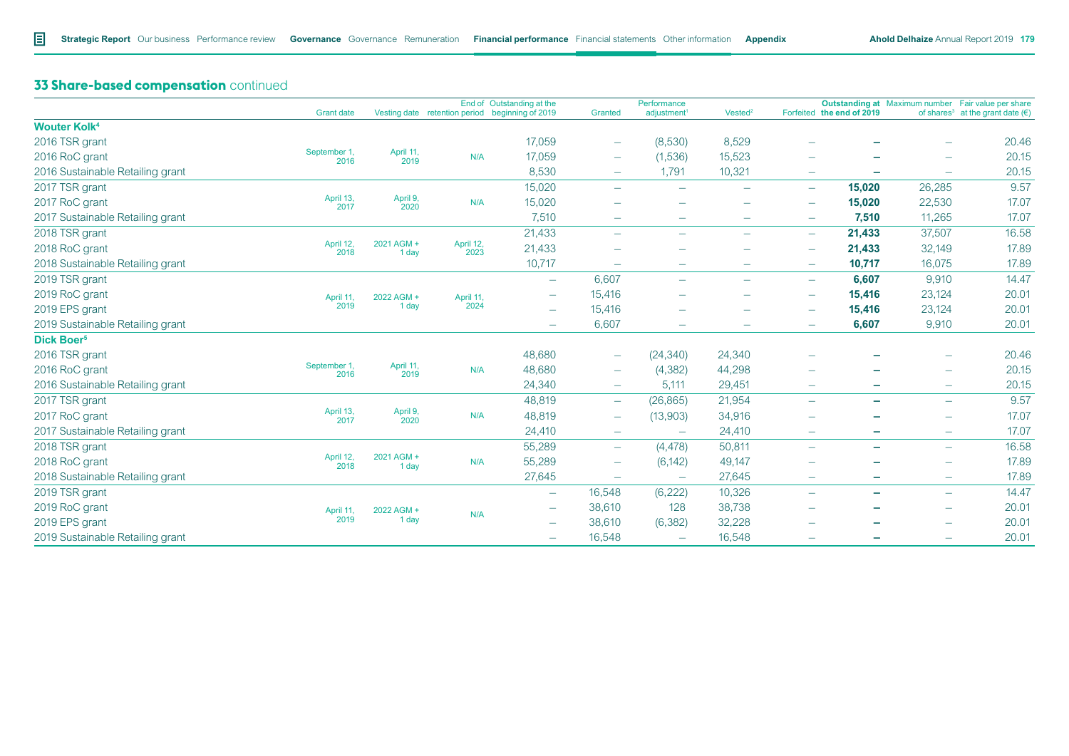## 33 Share-based compensation continued

| | Grant date | Vesting date | End of retention period | Outstanding at the beginning of 2019 | Granted | Performance adjustment[1] | Vested[2] | Forfeited | **Outstanding at the end of 2019** | Maximum number of shares[3] | Fair value per share at the grant date (€) |
|---|---|---|---|---|---|---|---|---|---|---|---|
| **Wouter Kolk[4]** | | | | | | | | | | | |
| 2016 TSR grant | September 1, 2016 | April 11, 2019 | N/A | 17,059 | – | (8,530) | 8,529 | – | **–** | – | 20.46 |
| 2016 RoC grant | | | | 17,059 | – | (1,536) | 15,523 | – | **–** | – | 20.15 |
| 2016 Sustainable Retailing grant | | | | 8,530 | – | 1,791 | 10,321 | – | **–** | – | 20.15 |
| 2017 TSR grant | April 13, 2017 | April 9, 2020 | N/A | 15,020 | – | – | – | – | **15,020** | 26,285 | 9.57 |
| 2017 RoC grant | | | | 15,020 | – | – | – | – | **15,020** | 22,530 | 17.07 |
| 2017 Sustainable Retailing grant | | | | 7,510 | – | – | – | – | **7,510** | 11,265 | 17.07 |
| 2018 TSR grant | April 12, 2018 | 2021 AGM + 1 day | April 12, 2023 | 21,433 | – | – | – | – | **21,433** | 37,507 | 16.58 |
| 2018 RoC grant | | | | 21,433 | – | – | – | – | **21,433** | 32,149 | 17.89 |
| 2018 Sustainable Retailing grant | | | | 10,717 | – | – | – | – | **10,717** | 16,075 | 17.89 |
| 2019 TSR grant | April 11, 2019 | 2022 AGM + 1 day | April 11, 2024 | – | 6,607 | – | – | – | **6,607** | 9,910 | 14.47 |
| 2019 RoC grant | | | | – | 15,416 | – | – | – | **15,416** | 23,124 | 20.01 |
| 2019 EPS grant | | | | – | 15,416 | – | – | – | **15,416** | 23,124 | 20.01 |
| 2019 Sustainable Retailing grant | | | | – | 6,607 | – | – | – | **6,607** | 9,910 | 20.01 |
| **Dick Boer[5]** | | | | | | | | | | | |
| 2016 TSR grant | September 1, 2016 | April 11, 2019 | N/A | 48,680 | – | (24,340) | 24,340 | – | **–** | – | 20.46 |
| 2016 RoC grant | | | | 48,680 | – | (4,382) | 44,298 | – | **–** | – | 20.15 |
| 2016 Sustainable Retailing grant | | | | 24,340 | – | 5,111 | 29,451 | – | **–** | – | 20.15 |
| 2017 TSR grant | April 13, 2017 | April 9, 2020 | N/A | 48,819 | – | (26,865) | 21,954 | – | **–** | – | 9.57 |
| 2017 RoC grant | | | | 48,819 | – | (13,903) | 34,916 | – | **–** | – | 17.07 |
| 2017 Sustainable Retailing grant | | | | 24,410 | – | – | 24,410 | – | **–** | – | 17.07 |
| 2018 TSR grant | April 12, 2018 | 2021 AGM + 1 day | N/A | 55,289 | – | (4,478) | 50,811 | – | **–** | – | 16.58 |
| 2018 RoC grant | | | | 55,289 | – | (6,142) | 49,147 | – | **–** | – | 17.89 |
| 2018 Sustainable Retailing grant | | | | 27,645 | – | – | 27,645 | – | **–** | – | 17.89 |
| 2019 TSR grant | April 11, 2019 | 2022 AGM + 1 day | N/A | – | 16,548 | (6,222) | 10,326 | – | **–** | – | 14.47 |
| 2019 RoC grant | | | | – | 38,610 | 128 | 38,738 | – | **–** | – | 20.01 |
| 2019 EPS grant | | | | – | 38,610 | (6,382) | 32,228 | – | **–** | – | 20.01 |
| 2019 Sustainable Retailing grant | | | | – | 16,548 | – | 16,548 | – | **–** | – | 20.01 |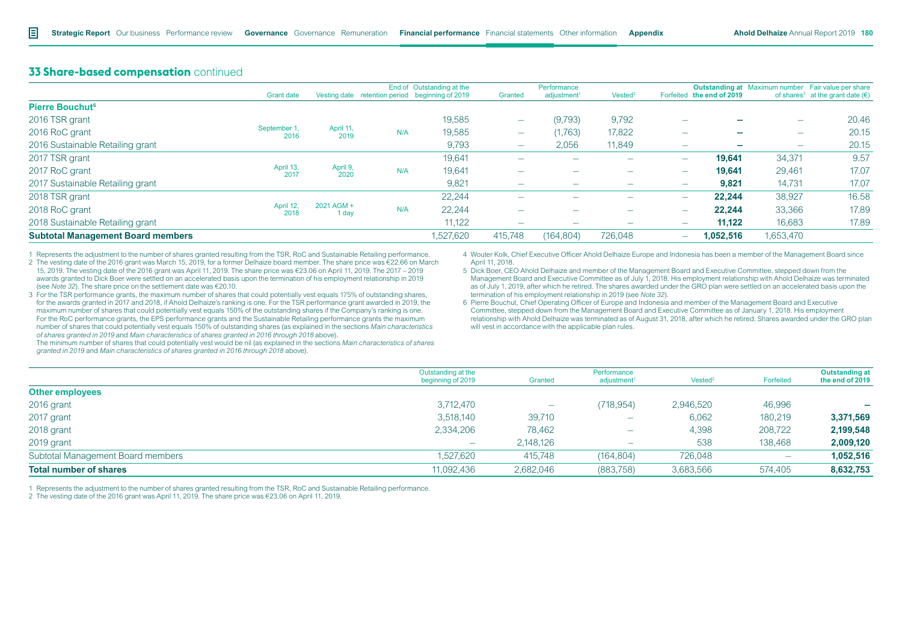## 33 Share-based compensation continued

| | Grant date | Vesting date | End of retention period | Outstanding at the beginning of 2019 | Granted | Performance adjustment[1] | Vested[2] | Forfeited | **Outstanding at the end of 2019** | Maximum number of shares[3] | Fair value per share at the grant date (€) |
|---|---|---|---|---|---|---|---|---|---|---|---|
| **Pierre Bouchut[6]** | | | | | | | | | | | |
| 2016 TSR grant | September 1, 2016 | April 11, 2019 | N/A | 19,585 | – | (9,793) | 9,792 | – | **–** | – | 20.46 |
| 2016 RoC grant | | | | 19,585 | – | (1,763) | 17,822 | – | **–** | – | 20.15 |
| 2016 Sustainable Retailing grant | | | | 9,793 | – | 2,056 | 11,849 | – | **–** | – | 20.15 |
| 2017 TSR grant | April 13, 2017 | April 9, 2020 | N/A | 19,641 | – | – | – | – | **19,641** | 34,371 | 9.57 |
| 2017 RoC grant | | | | 19,641 | – | – | – | – | **19,641** | 29,461 | 17.07 |
| 2017 Sustainable Retailing grant | | | | 9,821 | – | – | – | – | **9,821** | 14,731 | 17.07 |
| 2018 TSR grant | April 12, 2018 | 2021 AGM + 1 day | N/A | 22,244 | – | – | – | – | **22,244** | 38,927 | 16.58 |
| 2018 RoC grant | | | | 22,244 | – | – | – | – | **22,244** | 33,366 | 17.89 |
| 2018 Sustainable Retailing grant | | | | 11,122 | – | – | – | – | **11,122** | 16,683 | 17.89 |
| **Subtotal Management Board members** | | | | 1,527,620 | 415,748 | (164,804) | 726,048 | – | **1,052,516** | 1,653,470 | |

1 Represents the adjustment to the number of shares granted resulting from the TSR, RoC and Sustainable Retailing performance.

2 The vesting date of the 2016 grant was March 15, 2019, for a former Delhaize board member. The share price was €22.66 on March 15, 2019. The vesting date of the 2016 grant was April 11, 2019. The share price was €23.06 on April 11, 2019. The 2017 – 2019 awards granted to Dick Boer were settled on an accelerated basis upon the termination of his employment relationship in 2019 (see *Note 32*). The share price on the settlement date was €20.10.

3 For the TSR performance grants, the maximum number of shares that could potentially vest equals 175% of outstanding shares, for the awards granted in 2017 and 2018, if Ahold Delhaize's ranking is one. For the TSR performance grant awarded in 2019, the maximum number of shares that could potentially vest equals 150% of the outstanding shares if the Company's ranking is one. For the RoC performance grants, the EPS performance grants and the Sustainable Retailing performance grants the maximum number of shares that could potentially vest equals 150% of outstanding shares (as explained in the sections *Main characteristics of shares granted in 2019* and *Main characteristics of shares granted in 2016 through 2018* above).
The minimum number of shares that could potentially vest would be nil (as explained in the sections *Main characteristics of shares granted in 2019* and *Main characteristics of shares granted in 2016 through 2018* above).

4 Wouter Kolk, Chief Executive Officer Ahold Delhaize Europe and Indonesia has been a member of the Management Board since April 11, 2018.

5 Dick Boer, CEO Ahold Delhaize and member of the Management Board and Executive Committee, stepped down from the Management Board and Executive Committee as of July 1, 2018. His employment relationship with Ahold Delhaize was terminated as of July 1, 2019, after which he retired. The shares awarded under the GRO plan were settled on an accelerated basis upon the termination of his employment relationship in 2019 (see *Note 32*).

6 Pierre Bouchut, Chief Operating Officer of Europe and Indonesia and member of the Management Board and Executive Committee, stepped down from the Management Board and Executive Committee as of January 1, 2018. His employment relationship with Ahold Delhaize was terminated as of August 31, 2018, after which he retired. Shares awarded under the GRO plan will vest in accordance with the applicable plan rules.

| | Outstanding at the beginning of 2019 | Granted | Performance adjustment[1] | Vested[2] | Forfeited | **Outstanding at the end of 2019** |
|---|---|---|---|---|---|---|
| **Other employees** | | | | | | |
| 2016 grant | 3,712,470 | – | (718,954) | 2,946,520 | 46,996 | **–** |
| 2017 grant | 3,518,140 | 39,710 | – | 6,062 | 180,219 | **3,371,569** |
| 2018 grant | 2,334,206 | 78,462 | – | 4,398 | 208,722 | **2,199,548** |
| 2019 grant | – | 2,148,126 | – | 538 | 138,468 | **2,009,120** |
| Subtotal Management Board members | 1,527,620 | 415,748 | (164,804) | 726,048 | – | **1,052,516** |
| **Total number of shares** | 11,092,436 | 2,682,046 | (883,758) | 3,683,566 | 574,405 | **8,632,753** |

1 Represents the adjustment to the number of shares granted resulting from the TSR, RoC and Sustainable Retailing performance.

2 The vesting date of the 2016 grant was April 11, 2019. The share price was €23.06 on April 11, 2019.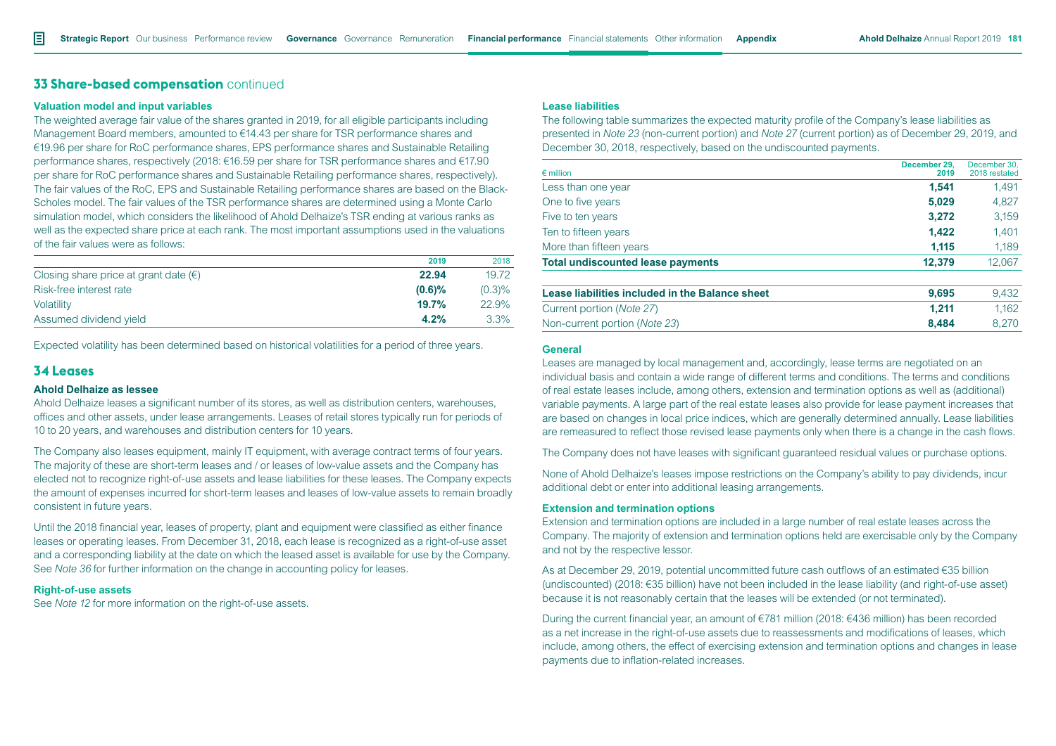## 33 Share-based compensation continued

### Valuation model and input variables

The weighted average fair value of the shares granted in 2019, for all eligible participants including Management Board members, amounted to €14.43 per share for TSR performance shares and €19.96 per share for RoC performance shares, EPS performance shares and Sustainable Retailing performance shares, respectively (2018: €16.59 per share for TSR performance shares and €17.90 per share for RoC performance shares and Sustainable Retailing performance shares, respectively). The fair values of the RoC, EPS and Sustainable Retailing performance shares are based on the Black-Scholes model. The fair values of the TSR performance shares are determined using a Monte Carlo simulation model, which considers the likelihood of Ahold Delhaize's TSR ending at various ranks as well as the expected share price at each rank. The most important assumptions used in the valuations of the fair values were as follows:

| | 2019 | 2018 |
|---|---|---|
| Closing share price at grant date (€) | **22.94** | 19.72 |
| Risk-free interest rate | **(0.6)%** | (0.3)% |
| Volatility | **19.7%** | 22.9% |
| Assumed dividend yield | **4.2%** | 3.3% |

Expected volatility has been determined based on historical volatilities for a period of three years.

## 34 Leases

### Ahold Delhaize as lessee

Ahold Delhaize leases a significant number of its stores, as well as distribution centers, warehouses, offices and other assets, under lease arrangements. Leases of retail stores typically run for periods of 10 to 20 years, and warehouses and distribution centers for 10 years.

The Company also leases equipment, mainly IT equipment, with average contract terms of four years. The majority of these are short-term leases and / or leases of low-value assets and the Company has elected not to recognize right-of-use assets and lease liabilities for these leases. The Company expects the amount of expenses incurred for short-term leases and leases of low-value assets to remain broadly consistent in future years.

Until the 2018 financial year, leases of property, plant and equipment were classified as either finance leases or operating leases. From December 31, 2018, each lease is recognized as a right-of-use asset and a corresponding liability at the date on which the leased asset is available for use by the Company. See *Note 36* for further information on the change in accounting policy for leases.

### Right-of-use assets

See *Note 12* for more information on the right-of-use assets.

### Lease liabilities

The following table summarizes the expected maturity profile of the Company's lease liabilities as presented in *Note 23* (non-current portion) and *Note 27* (current portion) as of December 29, 2019, and December 30, 2018, respectively, based on the undiscounted payments.

| € million | December 29, 2019 | December 30, 2018 restated |
|---|---|---|
| Less than one year | **1,541** | 1,491 |
| One to five years | **5,029** | 4,827 |
| Five to ten years | **3,272** | 3,159 |
| Ten to fifteen years | **1,422** | 1,401 |
| More than fifteen years | **1,115** | 1,189 |
| **Total undiscounted lease payments** | **12,379** | 12,067 |
| | | |
| **Lease liabilities included in the Balance sheet** | **9,695** | 9,432 |
| Current portion (*Note 27*) | **1,211** | 1,162 |
| Non-current portion (*Note 23*) | **8,484** | 8,270 |

### General

Leases are managed by local management and, accordingly, lease terms are negotiated on an individual basis and contain a wide range of different terms and conditions. The terms and conditions of real estate leases include, among others, extension and termination options as well as (additional) variable payments. A large part of the real estate leases also provide for lease payment increases that are based on changes in local price indices, which are generally determined annually. Lease liabilities are remeasured to reflect those revised lease payments only when there is a change in the cash flows.

The Company does not have leases with significant guaranteed residual values or purchase options.

None of Ahold Delhaize's leases impose restrictions on the Company's ability to pay dividends, incur additional debt or enter into additional leasing arrangements.

### Extension and termination options

Extension and termination options are included in a large number of real estate leases across the Company. The majority of extension and termination options held are exercisable only by the Company and not by the respective lessor.

As at December 29, 2019, potential uncommitted future cash outflows of an estimated €35 billion (undiscounted) (2018: €35 billion) have not been included in the lease liability (and right-of-use asset) because it is not reasonably certain that the leases will be extended (or not terminated).

During the current financial year, an amount of €781 million (2018: €436 million) has been recorded as a net increase in the right-of-use assets due to reassessments and modifications of leases, which include, among others, the effect of exercising extension and termination options and changes in lease payments due to inflation-related increases.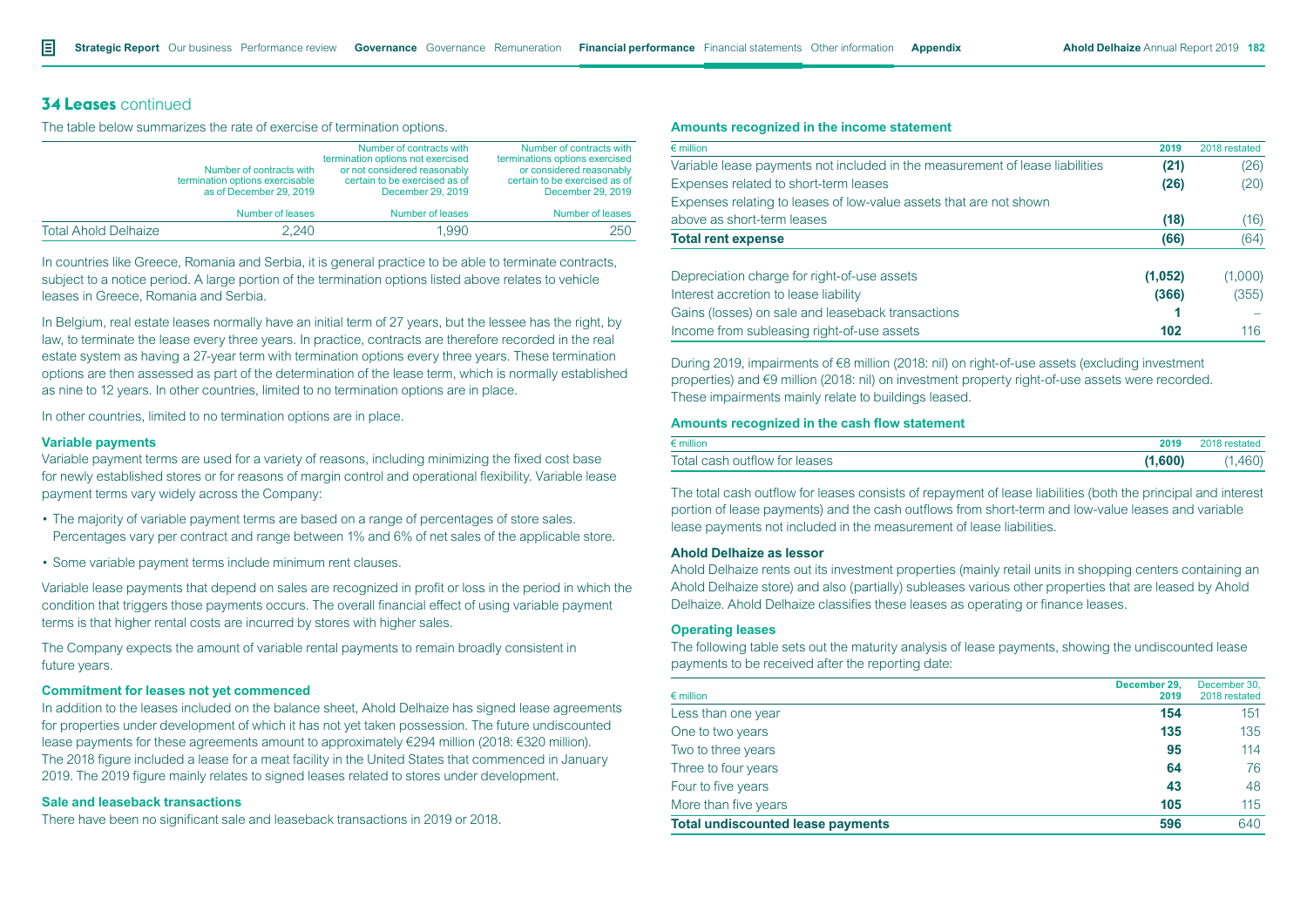## 34 Leases continued

The table below summarizes the rate of exercise of termination options.

| | Number of contracts with termination options exercisable as of December 29, 2019 | Number of contracts with termination options not exercised or not considered reasonably certain to be exercised as of December 29, 2019 | Number of contracts with terminations options exercised or considered reasonably certain to be exercised as of December 29, 2019 |
|---|---|---|---|
| | Number of leases | Number of leases | Number of leases |
| Total Ahold Delhaize | 2,240 | 1,990 | 250 |

In countries like Greece, Romania and Serbia, it is general practice to be able to terminate contracts, subject to a notice period. A large portion of the termination options listed above relates to vehicle leases in Greece, Romania and Serbia.

In Belgium, real estate leases normally have an initial term of 27 years, but the lessee has the right, by law, to terminate the lease every three years. In practice, contracts are therefore recorded in the real estate system as having a 27-year term with termination options every three years. These termination options are then assessed as part of the determination of the lease term, which is normally established as nine to 12 years. In other countries, limited to no termination options are in place.

In other countries, limited to no termination options are in place.

### Variable payments

Variable payment terms are used for a variety of reasons, including minimizing the fixed cost base for newly established stores or for reasons of margin control and operational flexibility. Variable lease payment terms vary widely across the Company:

- The majority of variable payment terms are based on a range of percentages of store sales. Percentages vary per contract and range between 1% and 6% of net sales of the applicable store.
- Some variable payment terms include minimum rent clauses.

Variable lease payments that depend on sales are recognized in profit or loss in the period in which the condition that triggers those payments occurs. The overall financial effect of using variable payment terms is that higher rental costs are incurred by stores with higher sales.

The Company expects the amount of variable rental payments to remain broadly consistent in future years.

### Commitment for leases not yet commenced

In addition to the leases included on the balance sheet, Ahold Delhaize has signed lease agreements for properties under development of which it has not yet taken possession. The future undiscounted lease payments for these agreements amount to approximately €294 million (2018: €320 million). The 2018 figure included a lease for a meat facility in the United States that commenced in January 2019. The 2019 figure mainly relates to signed leases related to stores under development.

### Sale and leaseback transactions

There have been no significant sale and leaseback transactions in 2019 or 2018.

### Amounts recognized in the income statement

| € million | 2019 | 2018 restated |
|---|---|---|
| Variable lease payments not included in the measurement of lease liabilities | **(21)** | (26) |
| Expenses related to short-term leases | **(26)** | (20) |
| Expenses relating to leases of low-value assets that are not shown above as short-term leases | **(18)** | (16) |
| **Total rent expense** | **(66)** | (64) |
| | | |
| Depreciation charge for right-of-use assets | **(1,052)** | (1,000) |
| Interest accretion to lease liability | **(366)** | (355) |
| Gains (losses) on sale and leaseback transactions | **1** | – |
| Income from subleasing right-of-use assets | **102** | 116 |

During 2019, impairments of €8 million (2018: nil) on right-of-use assets (excluding investment properties) and €9 million (2018: nil) on investment property right-of-use assets were recorded. These impairments mainly relate to buildings leased.

### Amounts recognized in the cash flow statement

| € million | 2019 | 2018 restated |
|---|---|---|
| Total cash outflow for leases | **(1,600)** | (1,460) |

The total cash outflow for leases consists of repayment of lease liabilities (both the principal and interest portion of lease payments) and the cash outflows from short-term and low-value leases and variable lease payments not included in the measurement of lease liabilities.

### Ahold Delhaize as lessor

Ahold Delhaize rents out its investment properties (mainly retail units in shopping centers containing an Ahold Delhaize store) and also (partially) subleases various other properties that are leased by Ahold Delhaize. Ahold Delhaize classifies these leases as operating or finance leases.

### Operating leases

The following table sets out the maturity analysis of lease payments, showing the undiscounted lease payments to be received after the reporting date:

| € million | December 29, 2019 | December 30, 2018 restated |
|---|---|---|
| Less than one year | **154** | 151 |
| One to two years | **135** | 135 |
| Two to three years | **95** | 114 |
| Three to four years | **64** | 76 |
| Four to five years | **43** | 48 |
| More than five years | **105** | 115 |
| **Total undiscounted lease payments** | **596** | 640 |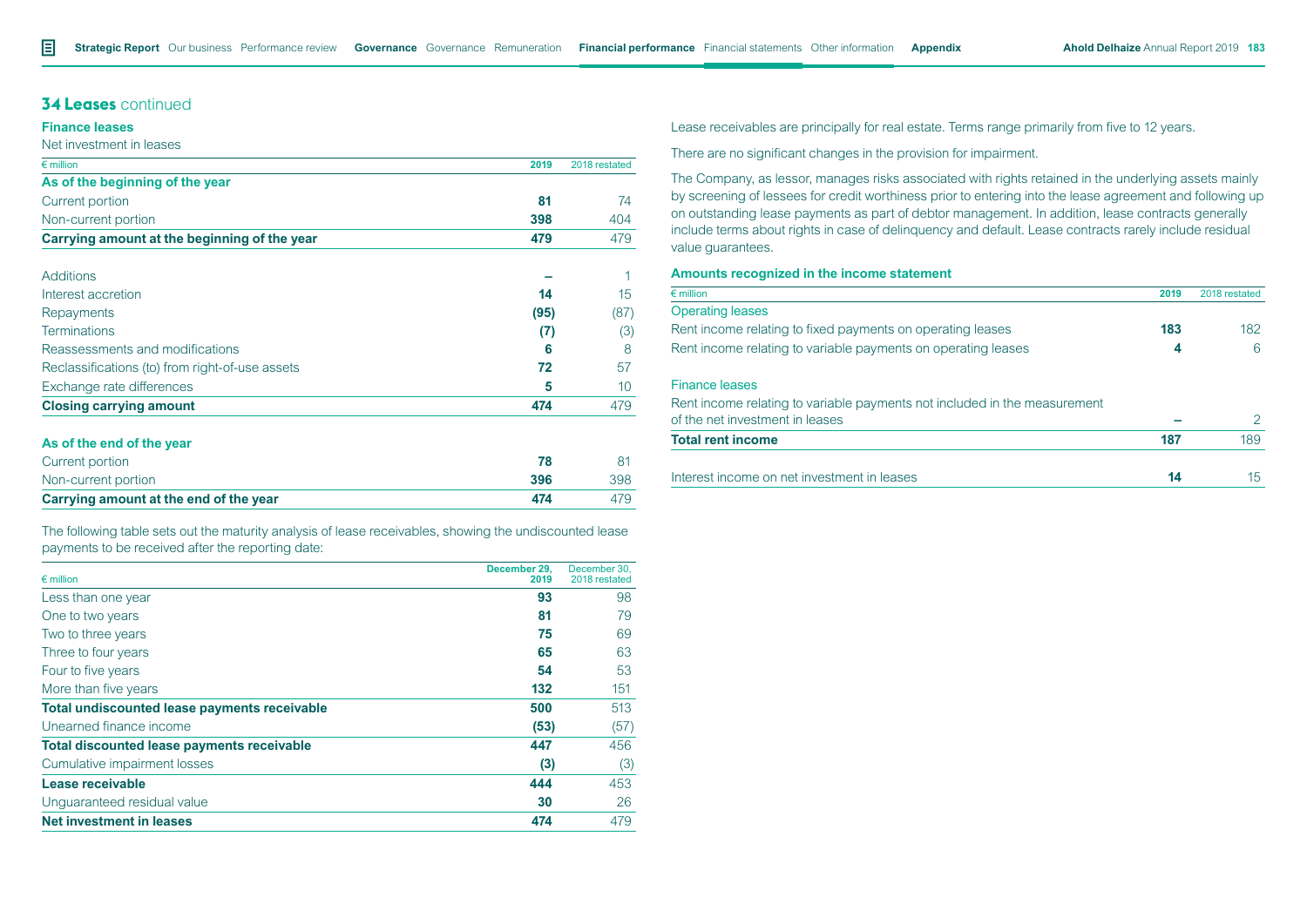## 34 Leases continued

### Finance leases

Net investment in leases

| € million | 2019 | 2018 restated |
|---|---|---|
| **As of the beginning of the year** | | |
| Current portion | 81 | 74 |
| Non-current portion | 398 | 404 |
| **Carrying amount at the beginning of the year** | **479** | **479** |
| | | |
| Additions | – | 1 |
| Interest accretion | 14 | 15 |
| Repayments | (95) | (87) |
| Terminations | (7) | (3) |
| Reassessments and modifications | 6 | 8 |
| Reclassifications (to) from right-of-use assets | 72 | 57 |
| Exchange rate differences | 5 | 10 |
| **Closing carrying amount** | **474** | **479** |
| | | |
| **As of the end of the year** | | |
| Current portion | 78 | 81 |
| Non-current portion | 396 | 398 |
| **Carrying amount at the end of the year** | **474** | **479** |

The following table sets out the maturity analysis of lease receivables, showing the undiscounted lease payments to be received after the reporting date:

| € million | December 29, 2019 | December 30, 2018 restated |
|---|---|---|
| Less than one year | 93 | 98 |
| One to two years | 81 | 79 |
| Two to three years | 75 | 69 |
| Three to four years | 65 | 63 |
| Four to five years | 54 | 53 |
| More than five years | 132 | 151 |
| **Total undiscounted lease payments receivable** | **500** | **513** |
| Unearned finance income | (53) | (57) |
| **Total discounted lease payments receivable** | **447** | **456** |
| Cumulative impairment losses | (3) | (3) |
| **Lease receivable** | **444** | **453** |
| Unguaranteed residual value | 30 | 26 |
| **Net investment in leases** | **474** | **479** |

Lease receivables are principally for real estate. Terms range primarily from five to 12 years.

There are no significant changes in the provision for impairment.

The Company, as lessor, manages risks associated with rights retained in the underlying assets mainly by screening of lessees for credit worthiness prior to entering into the lease agreement and following up on outstanding lease payments as part of debtor management. In addition, lease contracts generally include terms about rights in case of delinquency and default. Lease contracts rarely include residual value guarantees.

### Amounts recognized in the income statement

| € million | 2019 | 2018 restated |
|---|---|---|
| Operating leases | | |
| Rent income relating to fixed payments on operating leases | 183 | 182 |
| Rent income relating to variable payments on operating leases | 4 | 6 |
| | | |
| Finance leases | | |
| Rent income relating to variable payments not included in the measurement of the net investment in leases | – | 2 |
| **Total rent income** | **187** | **189** |
| | | |
| Interest income on net investment in leases | 14 | 15 |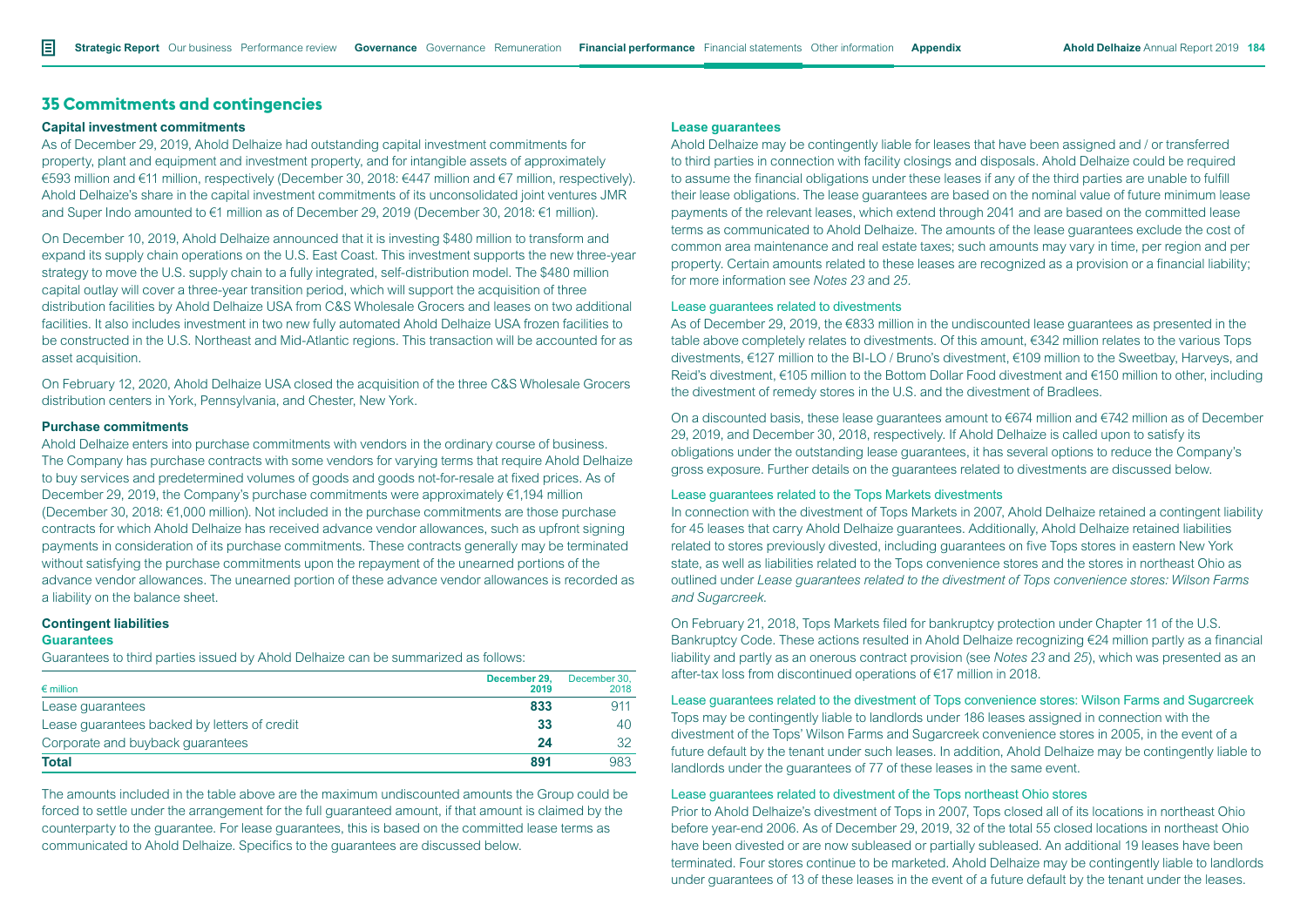## 35 Commitments and contingencies

### Capital investment commitments

As of December 29, 2019, Ahold Delhaize had outstanding capital investment commitments for property, plant and equipment and investment property, and for intangible assets of approximately €593 million and €11 million, respectively (December 30, 2018: €447 million and €7 million, respectively). Ahold Delhaize's share in the capital investment commitments of its unconsolidated joint ventures JMR and Super Indo amounted to €1 million as of December 29, 2019 (December 30, 2018: €1 million).

On December 10, 2019, Ahold Delhaize announced that it is investing $480 million to transform and expand its supply chain operations on the U.S. East Coast. This investment supports the new three-year strategy to move the U.S. supply chain to a fully integrated, self-distribution model. The $480 million capital outlay will cover a three-year transition period, which will support the acquisition of three distribution facilities by Ahold Delhaize USA from C&S Wholesale Grocers and leases on two additional facilities. It also includes investment in two new fully automated Ahold Delhaize USA frozen facilities to be constructed in the U.S. Northeast and Mid-Atlantic regions. This transaction will be accounted for as asset acquisition.

On February 12, 2020, Ahold Delhaize USA closed the acquisition of the three C&S Wholesale Grocers distribution centers in York, Pennsylvania, and Chester, New York.

### Purchase commitments

Ahold Delhaize enters into purchase commitments with vendors in the ordinary course of business. The Company has purchase contracts with some vendors for varying terms that require Ahold Delhaize to buy services and predetermined volumes of goods and goods not-for-resale at fixed prices. As of December 29, 2019, the Company's purchase commitments were approximately €1,194 million (December 30, 2018: €1,000 million). Not included in the purchase commitments are those purchase contracts for which Ahold Delhaize has received advance vendor allowances, such as upfront signing payments in consideration of its purchase commitments. These contracts generally may be terminated without satisfying the purchase commitments upon the repayment of the unearned portions of the advance vendor allowances. The unearned portion of these advance vendor allowances is recorded as a liability on the balance sheet.

### Contingent liabilities

#### Guarantees

Guarantees to third parties issued by Ahold Delhaize can be summarized as follows:

| € million | December 29, 2019 | December 30, 2018 |
|---|---|---|
| Lease guarantees | **833** | 911 |
| Lease guarantees backed by letters of credit | **33** | 40 |
| Corporate and buyback guarantees | **24** | 32 |
| **Total** | **891** | 983 |

The amounts included in the table above are the maximum undiscounted amounts the Group could be forced to settle under the arrangement for the full guaranteed amount, if that amount is claimed by the counterparty to the guarantee. For lease guarantees, this is based on the committed lease terms as communicated to Ahold Delhaize. Specifics to the guarantees are discussed below.

#### Lease guarantees

Ahold Delhaize may be contingently liable for leases that have been assigned and / or transferred to third parties in connection with facility closings and disposals. Ahold Delhaize could be required to assume the financial obligations under these leases if any of the third parties are unable to fulfill their lease obligations. The lease guarantees are based on the nominal value of future minimum lease payments of the relevant leases, which extend through 2041 and are based on the committed lease terms as communicated to Ahold Delhaize. The amounts of the lease guarantees exclude the cost of common area maintenance and real estate taxes; such amounts may vary in time, per region and per property. Certain amounts related to these leases are recognized as a provision or a financial liability; for more information see *Notes 23* and *25*.

##### Lease guarantees related to divestments

As of December 29, 2019, the €833 million in the undiscounted lease guarantees as presented in the table above completely relates to divestments. Of this amount, €342 million relates to the various Tops divestments, €127 million to the BI-LO / Bruno's divestment, €109 million to the Sweetbay, Harveys, and Reid's divestment, €105 million to the Bottom Dollar Food divestment and €150 million to other, including the divestment of remedy stores in the U.S. and the divestment of Bradlees.

On a discounted basis, these lease guarantees amount to €674 million and €742 million as of December 29, 2019, and December 30, 2018, respectively. If Ahold Delhaize is called upon to satisfy its obligations under the outstanding lease guarantees, it has several options to reduce the Company's gross exposure. Further details on the guarantees related to divestments are discussed below.

##### Lease guarantees related to the Tops Markets divestments

In connection with the divestment of Tops Markets in 2007, Ahold Delhaize retained a contingent liability for 45 leases that carry Ahold Delhaize guarantees. Additionally, Ahold Delhaize retained liabilities related to stores previously divested, including guarantees on five Tops stores in eastern New York state, as well as liabilities related to the Tops convenience stores and the stores in northeast Ohio as outlined under *Lease guarantees related to the divestment of Tops convenience stores: Wilson Farms and Sugarcreek*.

On February 21, 2018, Tops Markets filed for bankruptcy protection under Chapter 11 of the U.S. Bankruptcy Code. These actions resulted in Ahold Delhaize recognizing €24 million partly as a financial liability and partly as an onerous contract provision (see *Notes 23* and *25*), which was presented as an after-tax loss from discontinued operations of €17 million in 2018.

##### Lease guarantees related to the divestment of Tops convenience stores: Wilson Farms and Sugarcreek

Tops may be contingently liable to landlords under 186 leases assigned in connection with the divestment of the Tops' Wilson Farms and Sugarcreek convenience stores in 2005, in the event of a future default by the tenant under such leases. In addition, Ahold Delhaize may be contingently liable to landlords under the guarantees of 77 of these leases in the same event.

##### Lease guarantees related to divestment of the Tops northeast Ohio stores

Prior to Ahold Delhaize's divestment of Tops in 2007, Tops closed all of its locations in northeast Ohio before year-end 2006. As of December 29, 2019, 32 of the total 55 closed locations in northeast Ohio have been divested or are now subleased or partially subleased. An additional 19 leases have been terminated. Four stores continue to be marketed. Ahold Delhaize may be contingently liable to landlords under guarantees of 13 of these leases in the event of a future default by the tenant under the leases.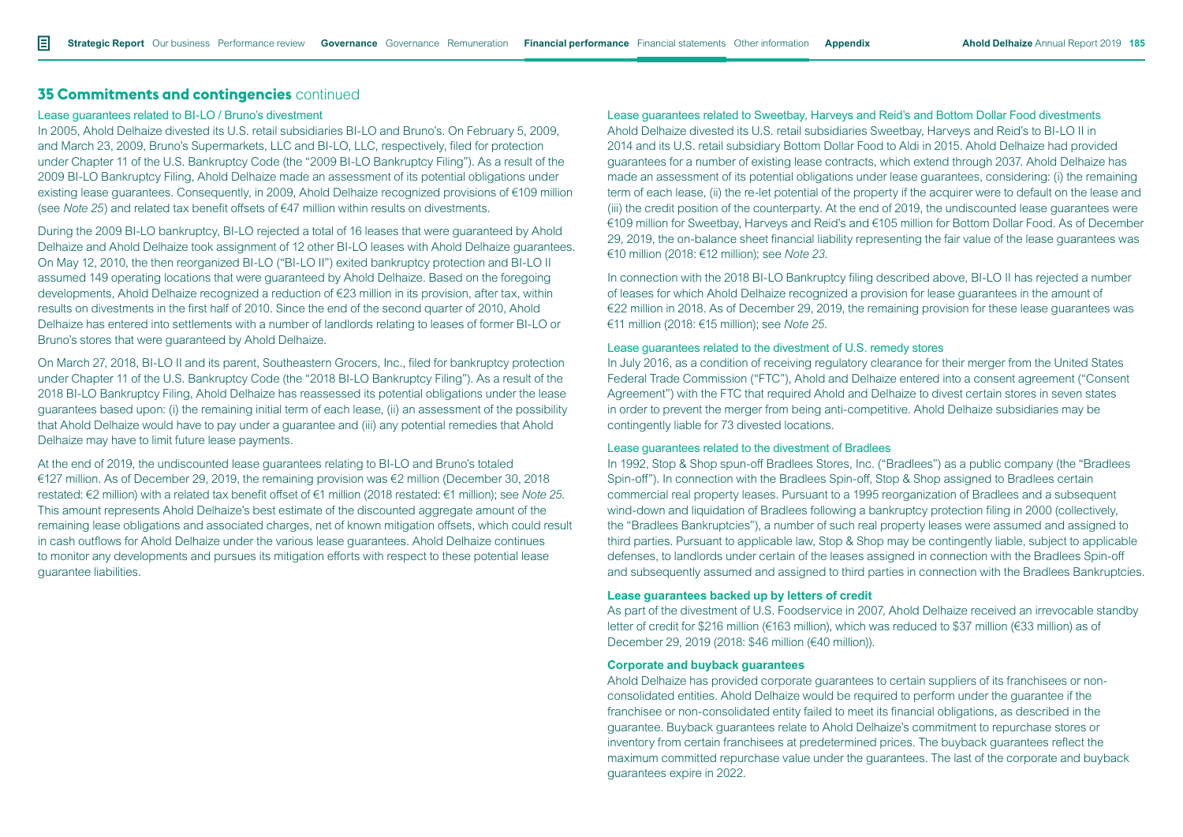## 35 Commitments and contingencies continued

### Lease guarantees related to BI-LO / Bruno's divestment

In 2005, Ahold Delhaize divested its U.S. retail subsidiaries BI-LO and Bruno's. On February 5, 2009, and March 23, 2009, Bruno's Supermarkets, LLC and BI-LO, LLC, respectively, filed for protection under Chapter 11 of the U.S. Bankruptcy Code (the "2009 BI-LO Bankruptcy Filing"). As a result of the 2009 BI-LO Bankruptcy Filing, Ahold Delhaize made an assessment of its potential obligations under existing lease guarantees. Consequently, in 2009, Ahold Delhaize recognized provisions of €109 million (see *Note 25*) and related tax benefit offsets of €47 million within results on divestments.

During the 2009 BI-LO bankruptcy, BI-LO rejected a total of 16 leases that were guaranteed by Ahold Delhaize and Ahold Delhaize took assignment of 12 other BI-LO leases with Ahold Delhaize guarantees. On May 12, 2010, the then reorganized BI-LO ("BI-LO II") exited bankruptcy protection and BI-LO II assumed 149 operating locations that were guaranteed by Ahold Delhaize. Based on the foregoing developments, Ahold Delhaize recognized a reduction of €23 million in its provision, after tax, within results on divestments in the first half of 2010. Since the end of the second quarter of 2010, Ahold Delhaize has entered into settlements with a number of landlords relating to leases of former BI-LO or Bruno's stores that were guaranteed by Ahold Delhaize.

On March 27, 2018, BI-LO II and its parent, Southeastern Grocers, Inc., filed for bankruptcy protection under Chapter 11 of the U.S. Bankruptcy Code (the "2018 BI-LO Bankruptcy Filing"). As a result of the 2018 BI-LO Bankruptcy Filing, Ahold Delhaize has reassessed its potential obligations under the lease guarantees based upon: (i) the remaining initial term of each lease, (ii) an assessment of the possibility that Ahold Delhaize would have to pay under a guarantee and (iii) any potential remedies that Ahold Delhaize may have to limit future lease payments.

At the end of 2019, the undiscounted lease guarantees relating to BI-LO and Bruno's totaled €127 million. As of December 29, 2019, the remaining provision was €2 million (December 30, 2018 restated: €2 million) with a related tax benefit offset of €1 million (2018 restated: €1 million); see *Note 25*. This amount represents Ahold Delhaize's best estimate of the discounted aggregate amount of the remaining lease obligations and associated charges, net of known mitigation offsets, which could result in cash outflows for Ahold Delhaize under the various lease guarantees. Ahold Delhaize continues to monitor any developments and pursues its mitigation efforts with respect to these potential lease guarantee liabilities.

### Lease guarantees related to Sweetbay, Harveys and Reid's and Bottom Dollar Food divestments

Ahold Delhaize divested its U.S. retail subsidiaries Sweetbay, Harveys and Reid's to BI-LO II in 2014 and its U.S. retail subsidiary Bottom Dollar Food to Aldi in 2015. Ahold Delhaize had provided guarantees for a number of existing lease contracts, which extend through 2037. Ahold Delhaize has made an assessment of its potential obligations under lease guarantees, considering: (i) the remaining term of each lease, (ii) the re-let potential of the property if the acquirer were to default on the lease and (iii) the credit position of the counterparty. At the end of 2019, the undiscounted lease guarantees were €109 million for Sweetbay, Harveys and Reid's and €105 million for Bottom Dollar Food. As of December 29, 2019, the on-balance sheet financial liability representing the fair value of the lease guarantees was €10 million (2018: €12 million); see *Note 23*.

In connection with the 2018 BI-LO Bankruptcy filing described above, BI-LO II has rejected a number of leases for which Ahold Delhaize recognized a provision for lease guarantees in the amount of €22 million in 2018. As of December 29, 2019, the remaining provision for these lease guarantees was €11 million (2018: €15 million); see *Note 25*.

### Lease guarantees related to the divestment of U.S. remedy stores

In July 2016, as a condition of receiving regulatory clearance for their merger from the United States Federal Trade Commission ("FTC"), Ahold and Delhaize entered into a consent agreement ("Consent Agreement") with the FTC that required Ahold and Delhaize to divest certain stores in seven states in order to prevent the merger from being anti-competitive. Ahold Delhaize subsidiaries may be contingently liable for 73 divested locations.

### Lease guarantees related to the divestment of Bradlees

In 1992, Stop & Shop spun-off Bradlees Stores, Inc. ("Bradlees") as a public company (the "Bradlees Spin-off"). In connection with the Bradlees Spin-off, Stop & Shop assigned to Bradlees certain commercial real property leases. Pursuant to a 1995 reorganization of Bradlees and a subsequent wind-down and liquidation of Bradlees following a bankruptcy protection filing in 2000 (collectively, the "Bradlees Bankruptcies"), a number of such real property leases were assumed and assigned to third parties. Pursuant to applicable law, Stop & Shop may be contingently liable, subject to applicable defenses, to landlords under certain of the leases assigned in connection with the Bradlees Spin-off and subsequently assumed and assigned to third parties in connection with the Bradlees Bankruptcies.

### Lease guarantees backed up by letters of credit

As part of the divestment of U.S. Foodservice in 2007, Ahold Delhaize received an irrevocable standby letter of credit for $216 million (€163 million), which was reduced to $37 million (€33 million) as of December 29, 2019 (2018: $46 million (€40 million)).

### Corporate and buyback guarantees

Ahold Delhaize has provided corporate guarantees to certain suppliers of its franchisees or non-consolidated entities. Ahold Delhaize would be required to perform under the guarantee if the franchisee or non-consolidated entity failed to meet its financial obligations, as described in the guarantee. Buyback guarantees relate to Ahold Delhaize's commitment to repurchase stores or inventory from certain franchisees at predetermined prices. The buyback guarantees reflect the maximum committed repurchase value under the guarantees. The last of the corporate and buyback guarantees expire in 2022.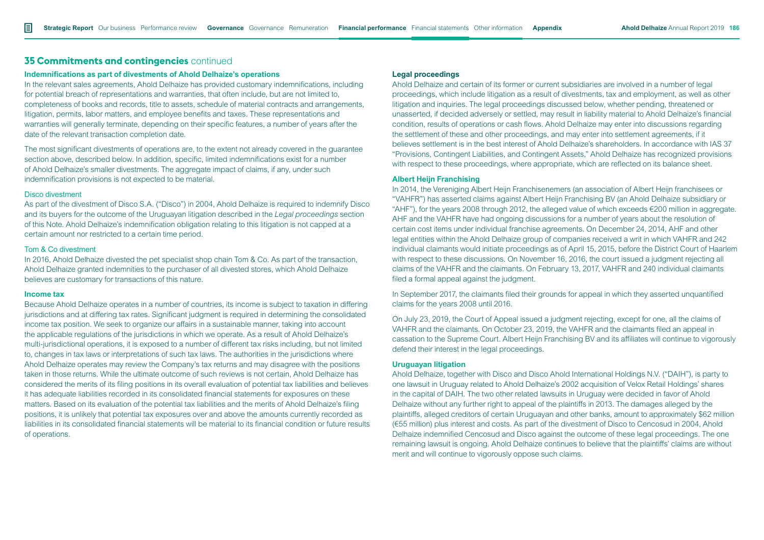## 35 Commitments and contingencies continued

### Indemnifications as part of divestments of Ahold Delhaize's operations

In the relevant sales agreements, Ahold Delhaize has provided customary indemnifications, including for potential breach of representations and warranties, that often include, but are not limited to, completeness of books and records, title to assets, schedule of material contracts and arrangements, litigation, permits, labor matters, and employee benefits and taxes. These representations and warranties will generally terminate, depending on their specific features, a number of years after the date of the relevant transaction completion date.

The most significant divestments of operations are, to the extent not already covered in the guarantee section above, described below. In addition, specific, limited indemnifications exist for a number of Ahold Delhaize's smaller divestments. The aggregate impact of claims, if any, under such indemnification provisions is not expected to be material.

#### Disco divestment

As part of the divestment of Disco S.A. ("Disco") in 2004, Ahold Delhaize is required to indemnify Disco and its buyers for the outcome of the Uruguayan litigation described in the *Legal proceedings* section of this Note. Ahold Delhaize's indemnification obligation relating to this litigation is not capped at a certain amount nor restricted to a certain time period.

#### Tom & Co divestment

In 2016, Ahold Delhaize divested the pet specialist shop chain Tom & Co. As part of the transaction, Ahold Delhaize granted indemnities to the purchaser of all divested stores, which Ahold Delhaize believes are customary for transactions of this nature.

### Income tax

Because Ahold Delhaize operates in a number of countries, its income is subject to taxation in differing jurisdictions and at differing tax rates. Significant judgment is required in determining the consolidated income tax position. We seek to organize our affairs in a sustainable manner, taking into account the applicable regulations of the jurisdictions in which we operate. As a result of Ahold Delhaize's multi-jurisdictional operations, it is exposed to a number of different tax risks including, but not limited to, changes in tax laws or interpretations of such tax laws. The authorities in the jurisdictions where Ahold Delhaize operates may review the Company's tax returns and may disagree with the positions taken in those returns. While the ultimate outcome of such reviews is not certain, Ahold Delhaize has considered the merits of its filing positions in its overall evaluation of potential tax liabilities and believes it has adequate liabilities recorded in its consolidated financial statements for exposures on these matters. Based on its evaluation of the potential tax liabilities and the merits of Ahold Delhaize's filing positions, it is unlikely that potential tax exposures over and above the amounts currently recorded as liabilities in its consolidated financial statements will be material to its financial condition or future results of operations.

### Legal proceedings

Ahold Delhaize and certain of its former or current subsidiaries are involved in a number of legal proceedings, which include litigation as a result of divestments, tax and employment, as well as other litigation and inquiries. The legal proceedings discussed below, whether pending, threatened or unasserted, if decided adversely or settled, may result in liability material to Ahold Delhaize's financial condition, results of operations or cash flows. Ahold Delhaize may enter into discussions regarding the settlement of these and other proceedings, and may enter into settlement agreements, if it believes settlement is in the best interest of Ahold Delhaize's shareholders. In accordance with IAS 37 "Provisions, Contingent Liabilities, and Contingent Assets," Ahold Delhaize has recognized provisions with respect to these proceedings, where appropriate, which are reflected on its balance sheet.

### Albert Heijn Franchising

In 2014, the Vereniging Albert Heijn Franchisenemers (an association of Albert Heijn franchisees or "VAHFR") has asserted claims against Albert Heijn Franchising BV (an Ahold Delhaize subsidiary or "AHF"), for the years 2008 through 2012, the alleged value of which exceeds €200 million in aggregate. AHF and the VAHFR have had ongoing discussions for a number of years about the resolution of certain cost items under individual franchise agreements. On December 24, 2014, AHF and other legal entities within the Ahold Delhaize group of companies received a writ in which VAHFR and 242 individual claimants would initiate proceedings as of April 15, 2015, before the District Court of Haarlem with respect to these discussions. On November 16, 2016, the court issued a judgment rejecting all claims of the VAHFR and the claimants. On February 13, 2017, VAHFR and 240 individual claimants filed a formal appeal against the judgment.

In September 2017, the claimants filed their grounds for appeal in which they asserted unquantified claims for the years 2008 until 2016.

On July 23, 2019, the Court of Appeal issued a judgment rejecting, except for one, all the claims of VAHFR and the claimants. On October 23, 2019, the VAHFR and the claimants filed an appeal in cassation to the Supreme Court. Albert Heijn Franchising BV and its affiliates will continue to vigorously defend their interest in the legal proceedings.

### Uruguayan litigation

Ahold Delhaize, together with Disco and Disco Ahold International Holdings N.V. ("DAIH"), is party to one lawsuit in Uruguay related to Ahold Delhaize's 2002 acquisition of Velox Retail Holdings' shares in the capital of DAIH. The two other related lawsuits in Uruguay were decided in favor of Ahold Delhaize without any further right to appeal of the plaintiffs in 2013. The damages alleged by the plaintiffs, alleged creditors of certain Uruguayan and other banks, amount to approximately $62 million (€55 million) plus interest and costs. As part of the divestment of Disco to Cencosud in 2004, Ahold Delhaize indemnified Cencosud and Disco against the outcome of these legal proceedings. The one remaining lawsuit is ongoing. Ahold Delhaize continues to believe that the plaintiffs' claims are without merit and will continue to vigorously oppose such claims.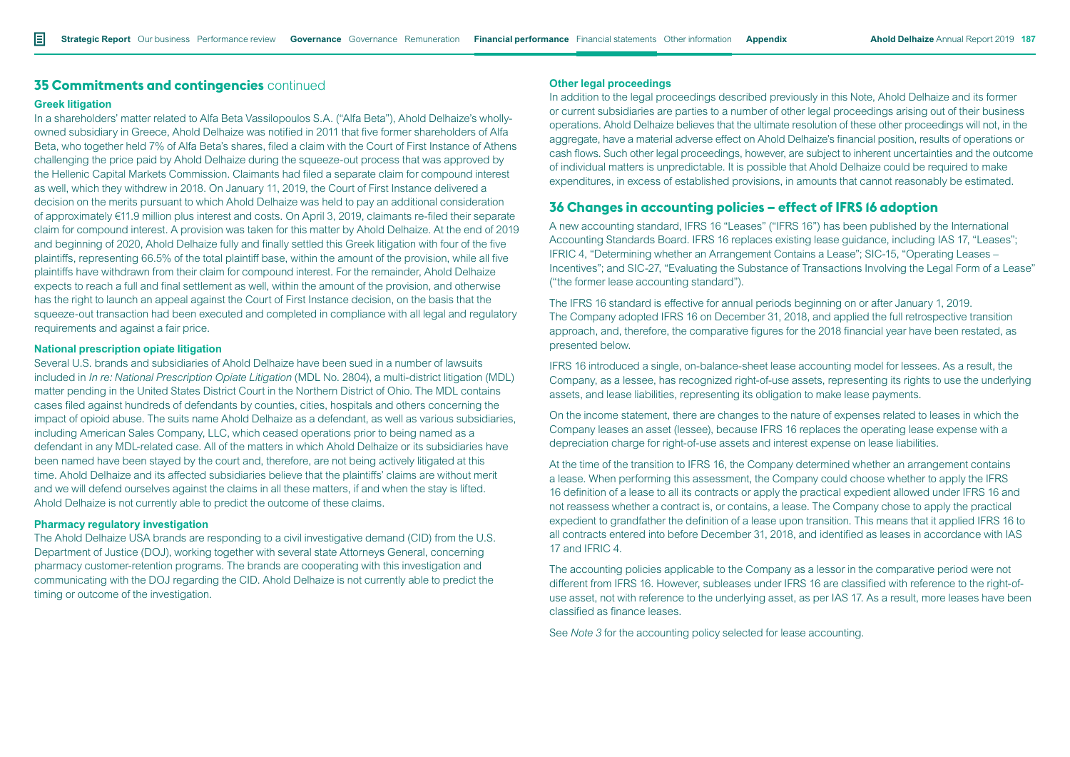## 35 Commitments and contingencies continued

### Greek litigation

In a shareholders' matter related to Alfa Beta Vassilopoulos S.A. ("Alfa Beta"), Ahold Delhaize's wholly-owned subsidiary in Greece, Ahold Delhaize was notified in 2011 that five former shareholders of Alfa Beta, who together held 7% of Alfa Beta's shares, filed a claim with the Court of First Instance of Athens challenging the price paid by Ahold Delhaize during the squeeze-out process that was approved by the Hellenic Capital Markets Commission. Claimants had filed a separate claim for compound interest as well, which they withdrew in 2018. On January 11, 2019, the Court of First Instance delivered a decision on the merits pursuant to which Ahold Delhaize was held to pay an additional consideration of approximately €11.9 million plus interest and costs. On April 3, 2019, claimants re-filed their separate claim for compound interest. A provision was taken for this matter by Ahold Delhaize. At the end of 2019 and beginning of 2020, Ahold Delhaize fully and finally settled this Greek litigation with four of the five plaintiffs, representing 66.5% of the total plaintiff base, within the amount of the provision, while all five plaintiffs have withdrawn from their claim for compound interest. For the remainder, Ahold Delhaize expects to reach a full and final settlement as well, within the amount of the provision, and otherwise has the right to launch an appeal against the Court of First Instance decision, on the basis that the squeeze-out transaction had been executed and completed in compliance with all legal and regulatory requirements and against a fair price.

### National prescription opiate litigation

Several U.S. brands and subsidiaries of Ahold Delhaize have been sued in a number of lawsuits included in *In re: National Prescription Opiate Litigation* (MDL No. 2804), a multi-district litigation (MDL) matter pending in the United States District Court in the Northern District of Ohio. The MDL contains cases filed against hundreds of defendants by counties, cities, hospitals and others concerning the impact of opioid abuse. The suits name Ahold Delhaize as a defendant, as well as various subsidiaries, including American Sales Company, LLC, which ceased operations prior to being named as a defendant in any MDL-related case. All of the matters in which Ahold Delhaize or its subsidiaries have been named have been stayed by the court and, therefore, are not being actively litigated at this time. Ahold Delhaize and its affected subsidiaries believe that the plaintiffs' claims are without merit and we will defend ourselves against the claims in all these matters, if and when the stay is lifted. Ahold Delhaize is not currently able to predict the outcome of these claims.

### Pharmacy regulatory investigation

The Ahold Delhaize USA brands are responding to a civil investigative demand (CID) from the U.S. Department of Justice (DOJ), working together with several state Attorneys General, concerning pharmacy customer-retention programs. The brands are cooperating with this investigation and communicating with the DOJ regarding the CID. Ahold Delhaize is not currently able to predict the timing or outcome of the investigation.

### Other legal proceedings

In addition to the legal proceedings described previously in this Note, Ahold Delhaize and its former or current subsidiaries are parties to a number of other legal proceedings arising out of their business operations. Ahold Delhaize believes that the ultimate resolution of these other proceedings will not, in the aggregate, have a material adverse effect on Ahold Delhaize's financial position, results of operations or cash flows. Such other legal proceedings, however, are subject to inherent uncertainties and the outcome of individual matters is unpredictable. It is possible that Ahold Delhaize could be required to make expenditures, in excess of established provisions, in amounts that cannot reasonably be estimated.

## 36 Changes in accounting policies – effect of IFRS 16 adoption

A new accounting standard, IFRS 16 "Leases" ("IFRS 16") has been published by the International Accounting Standards Board. IFRS 16 replaces existing lease guidance, including IAS 17, "Leases"; IFRIC 4, "Determining whether an Arrangement Contains a Lease"; SIC-15, "Operating Leases – Incentives"; and SIC-27, "Evaluating the Substance of Transactions Involving the Legal Form of a Lease" ("the former lease accounting standard").

The IFRS 16 standard is effective for annual periods beginning on or after January 1, 2019. The Company adopted IFRS 16 on December 31, 2018, and applied the full retrospective transition approach, and, therefore, the comparative figures for the 2018 financial year have been restated, as presented below.

IFRS 16 introduced a single, on-balance-sheet lease accounting model for lessees. As a result, the Company, as a lessee, has recognized right-of-use assets, representing its rights to use the underlying assets, and lease liabilities, representing its obligation to make lease payments.

On the income statement, there are changes to the nature of expenses related to leases in which the Company leases an asset (lessee), because IFRS 16 replaces the operating lease expense with a depreciation charge for right-of-use assets and interest expense on lease liabilities.

At the time of the transition to IFRS 16, the Company determined whether an arrangement contains a lease. When performing this assessment, the Company could choose whether to apply the IFRS 16 definition of a lease to all its contracts or apply the practical expedient allowed under IFRS 16 and not reassess whether a contract is, or contains, a lease. The Company chose to apply the practical expedient to grandfather the definition of a lease upon transition. This means that it applied IFRS 16 to all contracts entered into before December 31, 2018, and identified as leases in accordance with IAS 17 and IFRIC 4.

The accounting policies applicable to the Company as a lessor in the comparative period were not different from IFRS 16. However, subleases under IFRS 16 are classified with reference to the right-of-use asset, not with reference to the underlying asset, as per IAS 17. As a result, more leases have been classified as finance leases.

See *Note 3* for the accounting policy selected for lease accounting.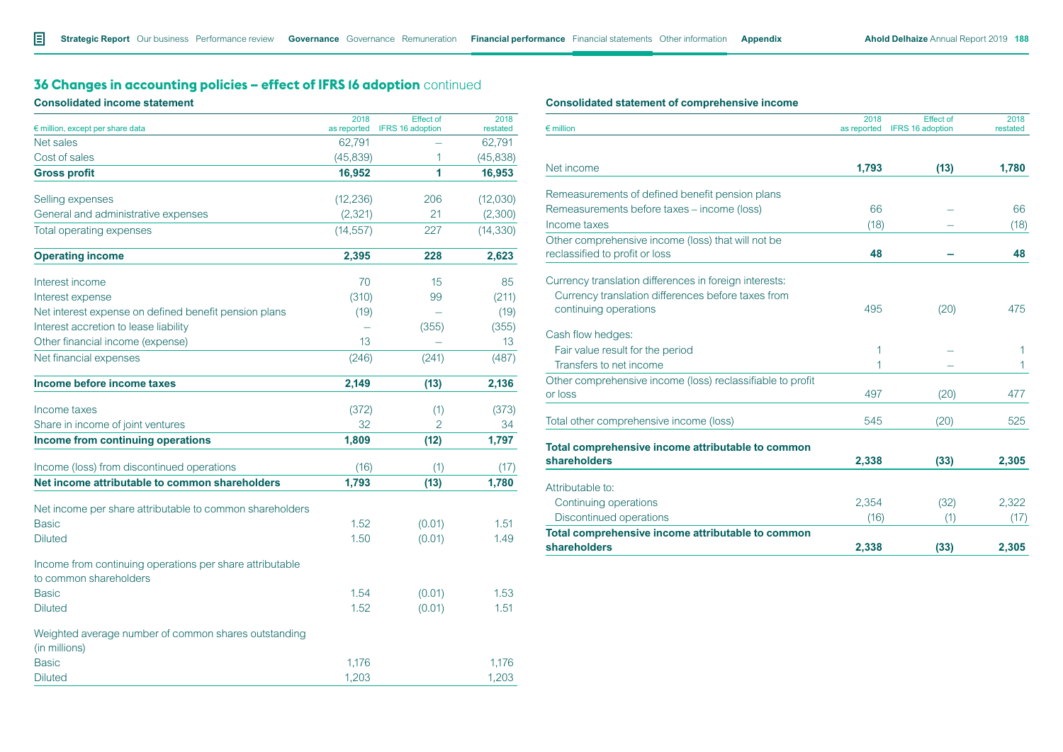## 36 Changes in accounting policies – effect of IFRS 16 adoption continued

### Consolidated income statement

| € million, except per share data | 2018 as reported | Effect of IFRS 16 adoption | 2018 restated |
|---|---|---|---|
| Net sales | 62,791 | – | 62,791 |
| Cost of sales | (45,839) | 1 | (45,838) |
| **Gross profit** | **16,952** | **1** | **16,953** |
| Selling expenses | (12,236) | 206 | (12,030) |
| General and administrative expenses | (2,321) | 21 | (2,300) |
| Total operating expenses | (14,557) | 227 | (14,330) |
| **Operating income** | **2,395** | **228** | **2,623** |
| Interest income | 70 | 15 | 85 |
| Interest expense | (310) | 99 | (211) |
| Net interest expense on defined benefit pension plans | (19) | – | (19) |
| Interest accretion to lease liability | – | (355) | (355) |
| Other financial income (expense) | 13 | – | 13 |
| Net financial expenses | (246) | (241) | (487) |
| **Income before income taxes** | **2,149** | **(13)** | **2,136** |
| Income taxes | (372) | (1) | (373) |
| Share in income of joint ventures | 32 | 2 | 34 |
| **Income from continuing operations** | **1,809** | **(12)** | **1,797** |
| Income (loss) from discontinued operations | (16) | (1) | (17) |
| **Net income attributable to common shareholders** | **1,793** | **(13)** | **1,780** |
| Net income per share attributable to common shareholders | | | |
| Basic | 1.52 | (0.01) | 1.51 |
| Diluted | 1.50 | (0.01) | 1.49 |
| Income from continuing operations per share attributable to common shareholders | | | |
| Basic | 1.54 | (0.01) | 1.53 |
| Diluted | 1.52 | (0.01) | 1.51 |
| Weighted average number of common shares outstanding (in millions) | | | |
| Basic | 1,176 | | 1,176 |
| Diluted | 1,203 | | 1,203 |

### Consolidated statement of comprehensive income

| € million | 2018 as reported | Effect of IFRS 16 adoption | 2018 restated |
|---|---|---|---|
| Net income | **1,793** | **(13)** | **1,780** |
| Remeasurements of defined benefit pension plans | | | |
| Remeasurements before taxes – income (loss) | 66 | – | 66 |
| Income taxes | (18) | – | (18) |
| Other comprehensive income (loss) that will not be reclassified to profit or loss | **48** | **–** | **48** |
| Currency translation differences in foreign interests: | | | |
| Currency translation differences before taxes from continuing operations | 495 | (20) | 475 |
| Cash flow hedges: | | | |
| Fair value result for the period | 1 | – | 1 |
| Transfers to net income | 1 | – | 1 |
| Other comprehensive income (loss) reclassifiable to profit or loss | 497 | (20) | 477 |
| Total other comprehensive income (loss) | 545 | (20) | 525 |
| **Total comprehensive income attributable to common shareholders** | **2,338** | **(33)** | **2,305** |
| Attributable to: | | | |
| Continuing operations | 2,354 | (32) | 2,322 |
| Discontinued operations | (16) | (1) | (17) |
| **Total comprehensive income attributable to common shareholders** | **2,338** | **(33)** | **2,305** |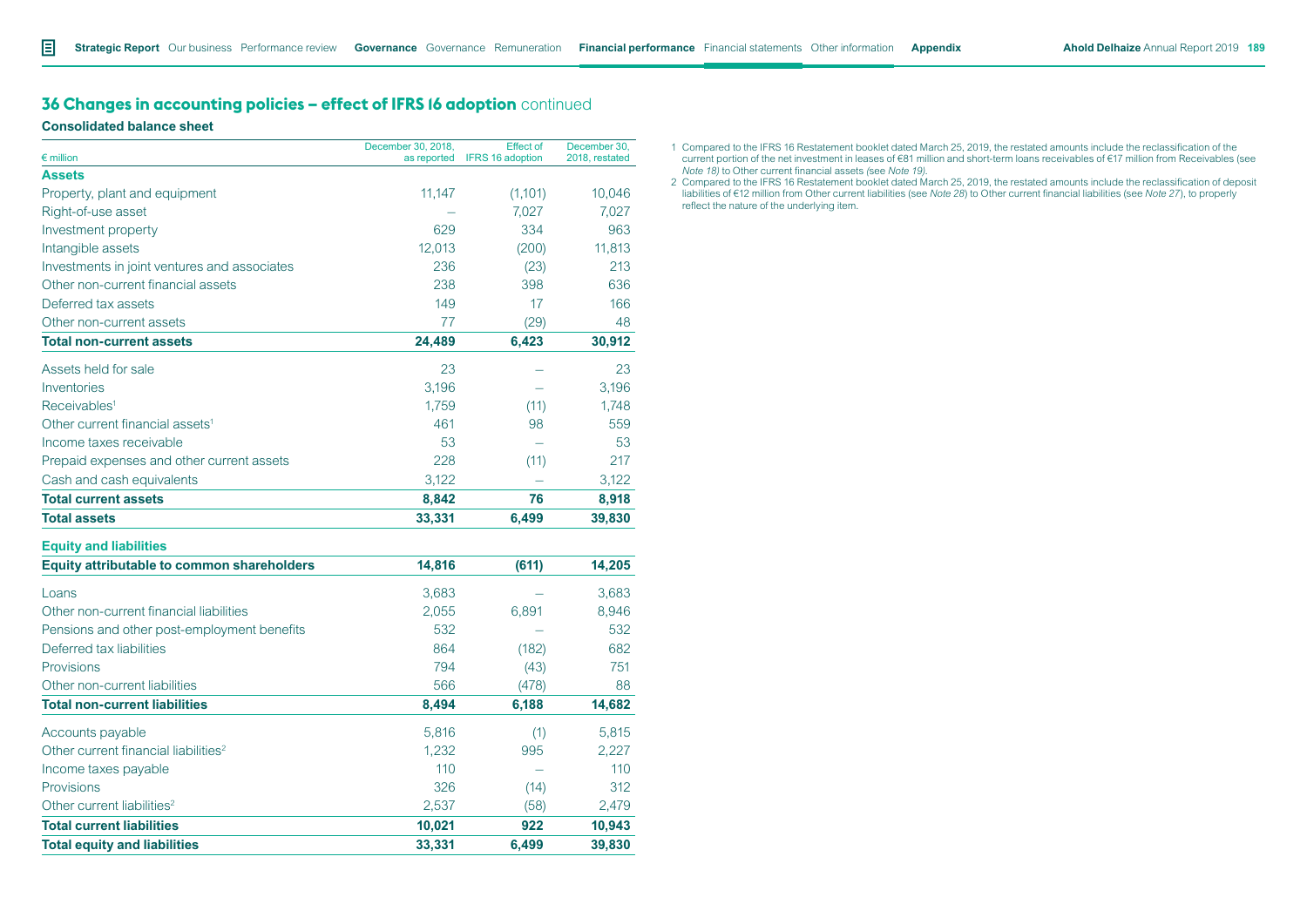## 36 Changes in accounting policies – effect of IFRS 16 adoption continued

### Consolidated balance sheet

| € million | December 30, 2018, as reported | Effect of IFRS 16 adoption | December 30, 2018, restated |
|---|---|---|---|
| **Assets** | | | |
| Property, plant and equipment | 11,147 | (1,101) | 10,046 |
| Right-of-use asset | – | 7,027 | 7,027 |
| Investment property | 629 | 334 | 963 |
| Intangible assets | 12,013 | (200) | 11,813 |
| Investments in joint ventures and associates | 236 | (23) | 213 |
| Other non-current financial assets | 238 | 398 | 636 |
| Deferred tax assets | 149 | 17 | 166 |
| Other non-current assets | 77 | (29) | 48 |
| **Total non-current assets** | **24,489** | **6,423** | **30,912** |
| Assets held for sale | 23 | – | 23 |
| Inventories | 3,196 | – | 3,196 |
| Receivables[1] | 1,759 | (11) | 1,748 |
| Other current financial assets[1] | 461 | 98 | 559 |
| Income taxes receivable | 53 | – | 53 |
| Prepaid expenses and other current assets | 228 | (11) | 217 |
| Cash and cash equivalents | 3,122 | – | 3,122 |
| **Total current assets** | **8,842** | **76** | **8,918** |
| **Total assets** | **33,331** | **6,499** | **39,830** |
| **Equity and liabilities** | | | |
| **Equity attributable to common shareholders** | **14,816** | **(611)** | **14,205** |
| Loans | 3,683 | – | 3,683 |
| Other non-current financial liabilities | 2,055 | 6,891 | 8,946 |
| Pensions and other post-employment benefits | 532 | – | 532 |
| Deferred tax liabilities | 864 | (182) | 682 |
| Provisions | 794 | (43) | 751 |
| Other non-current liabilities | 566 | (478) | 88 |
| **Total non-current liabilities** | **8,494** | **6,188** | **14,682** |
| Accounts payable | 5,816 | (1) | 5,815 |
| Other current financial liabilities[2] | 1,232 | 995 | 2,227 |
| Income taxes payable | 110 | – | 110 |
| Provisions | 326 | (14) | 312 |
| Other current liabilities[2] | 2,537 | (58) | 2,479 |
| **Total current liabilities** | **10,021** | **922** | **10,943** |
| **Total equity and liabilities** | **33,331** | **6,499** | **39,830** |

1 Compared to the IFRS 16 Restatement booklet dated March 25, 2019, the restated amounts include the reclassification of the current portion of the net investment in leases of €81 million and short-term loans receivables of €17 million from Receivables (see *Note 18*) to Other current financial assets (see *Note 19*).

2 Compared to the IFRS 16 Restatement booklet dated March 25, 2019, the restated amounts include the reclassification of deposit liabilities of €12 million from Other current liabilities (see *Note 28*) to Other current financial liabilities (see *Note 27*), to properly reflect the nature of the underlying item.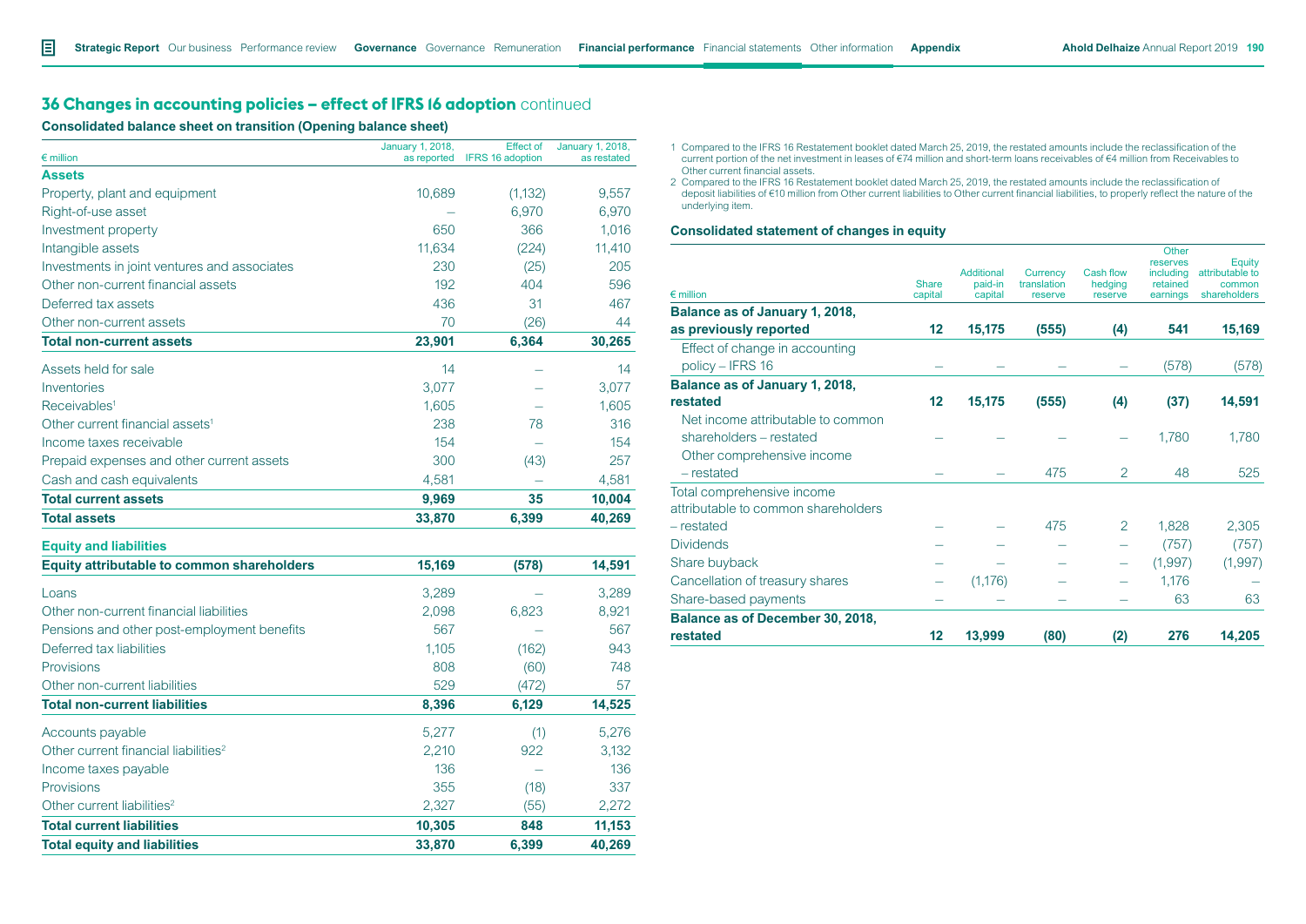## 36 Changes in accounting policies – effect of IFRS 16 adoption continued

### Consolidated balance sheet on transition (Opening balance sheet)

| € million | January 1, 2018, as reported | Effect of IFRS 16 adoption | January 1, 2018, as restated |
|---|---|---|---|
| **Assets** | | | |
| Property, plant and equipment | 10,689 | (1,132) | 9,557 |
| Right-of-use asset | – | 6,970 | 6,970 |
| Investment property | 650 | 366 | 1,016 |
| Intangible assets | 11,634 | (224) | 11,410 |
| Investments in joint ventures and associates | 230 | (25) | 205 |
| Other non-current financial assets | 192 | 404 | 596 |
| Deferred tax assets | 436 | 31 | 467 |
| Other non-current assets | 70 | (26) | 44 |
| **Total non-current assets** | **23,901** | **6,364** | **30,265** |
| Assets held for sale | 14 | – | 14 |
| Inventories | 3,077 | – | 3,077 |
| Receivables[1] | 1,605 | – | 1,605 |
| Other current financial assets[1] | 238 | 78 | 316 |
| Income taxes receivable | 154 | – | 154 |
| Prepaid expenses and other current assets | 300 | (43) | 257 |
| Cash and cash equivalents | 4,581 | – | 4,581 |
| **Total current assets** | **9,969** | **35** | **10,004** |
| **Total assets** | **33,870** | **6,399** | **40,269** |
| **Equity and liabilities** | | | |
| **Equity attributable to common shareholders** | **15,169** | **(578)** | **14,591** |
| Loans | 3,289 | – | 3,289 |
| Other non-current financial liabilities | 2,098 | 6,823 | 8,921 |
| Pensions and other post-employment benefits | 567 | – | 567 |
| Deferred tax liabilities | 1,105 | (162) | 943 |
| Provisions | 808 | (60) | 748 |
| Other non-current liabilities | 529 | (472) | 57 |
| **Total non-current liabilities** | **8,396** | **6,129** | **14,525** |
| Accounts payable | 5,277 | (1) | 5,276 |
| Other current financial liabilities[2] | 2,210 | 922 | 3,132 |
| Income taxes payable | 136 | – | 136 |
| Provisions | 355 | (18) | 337 |
| Other current liabilities[2] | 2,327 | (55) | 2,272 |
| **Total current liabilities** | **10,305** | **848** | **11,153** |
| **Total equity and liabilities** | **33,870** | **6,399** | **40,269** |

1 Compared to the IFRS 16 Restatement booklet dated March 25, 2019, the restated amounts include the reclassification of the current portion of the net investment in leases of €74 million and short-term loans receivables of €4 million from Receivables to Other current financial assets.

2 Compared to the IFRS 16 Restatement booklet dated March 25, 2019, the restated amounts include the reclassification of deposit liabilities of €10 million from Other current liabilities to Other current financial liabilities, to properly reflect the nature of the underlying item.

### Consolidated statement of changes in equity

| € million | Share capital | Additional paid-in capital | Currency translation reserve | Cash flow hedging reserve | Other reserves including retained earnings | Equity attributable to common shareholders |
|---|---|---|---|---|---|---|
| **Balance as of January 1, 2018, as previously reported** | **12** | **15,175** | **(555)** | **(4)** | **541** | **15,169** |
| Effect of change in accounting policy – IFRS 16 | – | – | – | – | (578) | (578) |
| **Balance as of January 1, 2018, restated** | **12** | **15,175** | **(555)** | **(4)** | **(37)** | **14,591** |
| Net income attributable to common shareholders – restated | – | – | – | – | 1,780 | 1,780 |
| Other comprehensive income – restated | – | – | 475 | 2 | 48 | 525 |
| Total comprehensive income attributable to common shareholders – restated | – | – | 475 | 2 | 1,828 | 2,305 |
| Dividends | – | – | – | – | (757) | (757) |
| Share buyback | – | – | – | – | (1,997) | (1,997) |
| Cancellation of treasury shares | – | (1,176) | – | – | 1,176 | – |
| Share-based payments | – | – | – | – | 63 | 63 |
| **Balance as of December 30, 2018, restated** | **12** | **13,999** | **(80)** | **(2)** | **276** | **14,205** |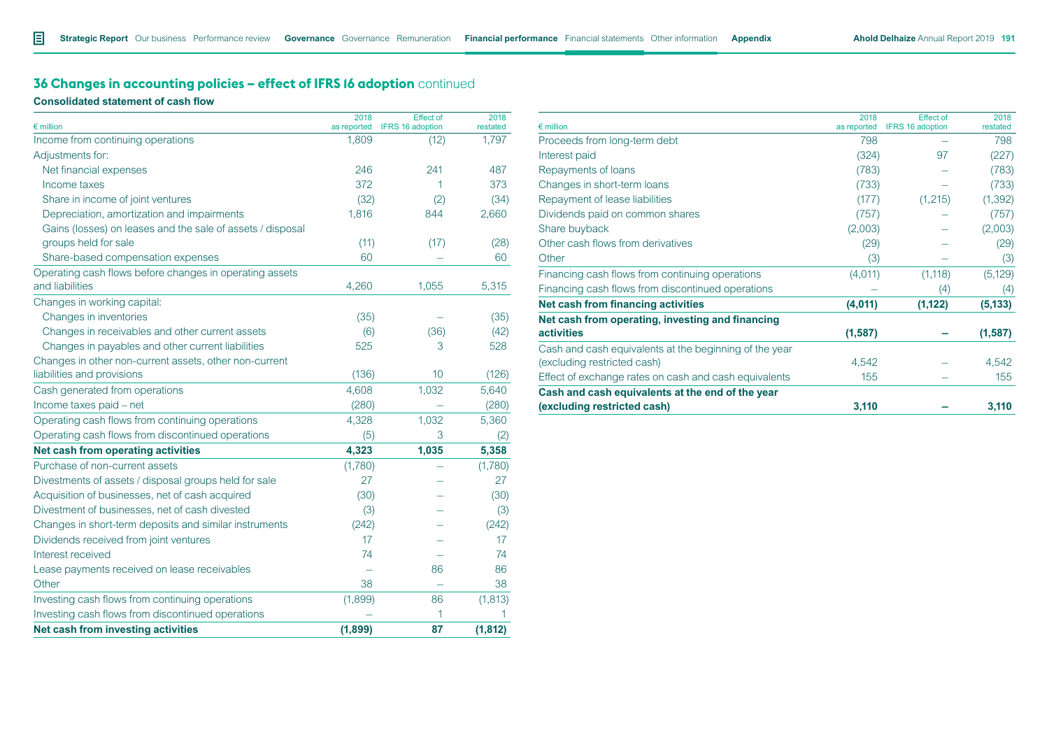## 36 Changes in accounting policies – effect of IFRS 16 adoption continued

### Consolidated statement of cash flow

| € million | 2018 as reported | Effect of IFRS 16 adoption | 2018 restated |
|---|---|---|---|
| Income from continuing operations | 1,809 | (12) | 1,797 |
| Adjustments for: | | | |
| Net financial expenses | 246 | 241 | 487 |
| Income taxes | 372 | 1 | 373 |
| Share in income of joint ventures | (32) | (2) | (34) |
| Depreciation, amortization and impairments | 1,816 | 844 | 2,660 |
| Gains (losses) on leases and the sale of assets / disposal groups held for sale | (11) | (17) | (28) |
| Share-based compensation expenses | 60 | – | 60 |
| Operating cash flows before changes in operating assets and liabilities | 4,260 | 1,055 | 5,315 |
| Changes in working capital: | | | |
| Changes in inventories | (35) | – | (35) |
| Changes in receivables and other current assets | (6) | (36) | (42) |
| Changes in payables and other current liabilities | 525 | 3 | 528 |
| Changes in other non-current assets, other non-current liabilities and provisions | (136) | 10 | (126) |
| Cash generated from operations | 4,608 | 1,032 | 5,640 |
| Income taxes paid – net | (280) | – | (280) |
| Operating cash flows from continuing operations | 4,328 | 1,032 | 5,360 |
| Operating cash flows from discontinued operations | (5) | 3 | (2) |
| **Net cash from operating activities** | **4,323** | **1,035** | **5,358** |
| Purchase of non-current assets | (1,780) | – | (1,780) |
| Divestments of assets / disposal groups held for sale | 27 | – | 27 |
| Acquisition of businesses, net of cash acquired | (30) | – | (30) |
| Divestment of businesses, net of cash divested | (3) | – | (3) |
| Changes in short-term deposits and similar instruments | (242) | – | (242) |
| Dividends received from joint ventures | 17 | – | 17 |
| Interest received | 74 | – | 74 |
| Lease payments received on lease receivables | – | 86 | 86 |
| Other | 38 | – | 38 |
| Investing cash flows from continuing operations | (1,899) | 86 | (1,813) |
| Investing cash flows from discontinued operations | – | 1 | 1 |
| **Net cash from investing activities** | **(1,899)** | **87** | **(1,812)** |

| € million | 2018 as reported | Effect of IFRS 16 adoption | 2018 restated |
|---|---|---|---|
| Proceeds from long-term debt | 798 | – | 798 |
| Interest paid | (324) | 97 | (227) |
| Repayments of loans | (783) | – | (783) |
| Changes in short-term loans | (733) | – | (733) |
| Repayment of lease liabilities | (177) | (1,215) | (1,392) |
| Dividends paid on common shares | (757) | – | (757) |
| Share buyback | (2,003) | – | (2,003) |
| Other cash flows from derivatives | (29) | – | (29) |
| Other | (3) | – | (3) |
| Financing cash flows from continuing operations | (4,011) | (1,118) | (5,129) |
| Financing cash flows from discontinued operations | – | (4) | (4) |
| **Net cash from financing activities** | **(4,011)** | **(1,122)** | **(5,133)** |
| **Net cash from operating, investing and financing activities** | **(1,587)** | **–** | **(1,587)** |
| Cash and cash equivalents at the beginning of the year (excluding restricted cash) | 4,542 | – | 4,542 |
| Effect of exchange rates on cash and cash equivalents | 155 | – | 155 |
| **Cash and cash equivalents at the end of the year (excluding restricted cash)** | **3,110** | **–** | **3,110** |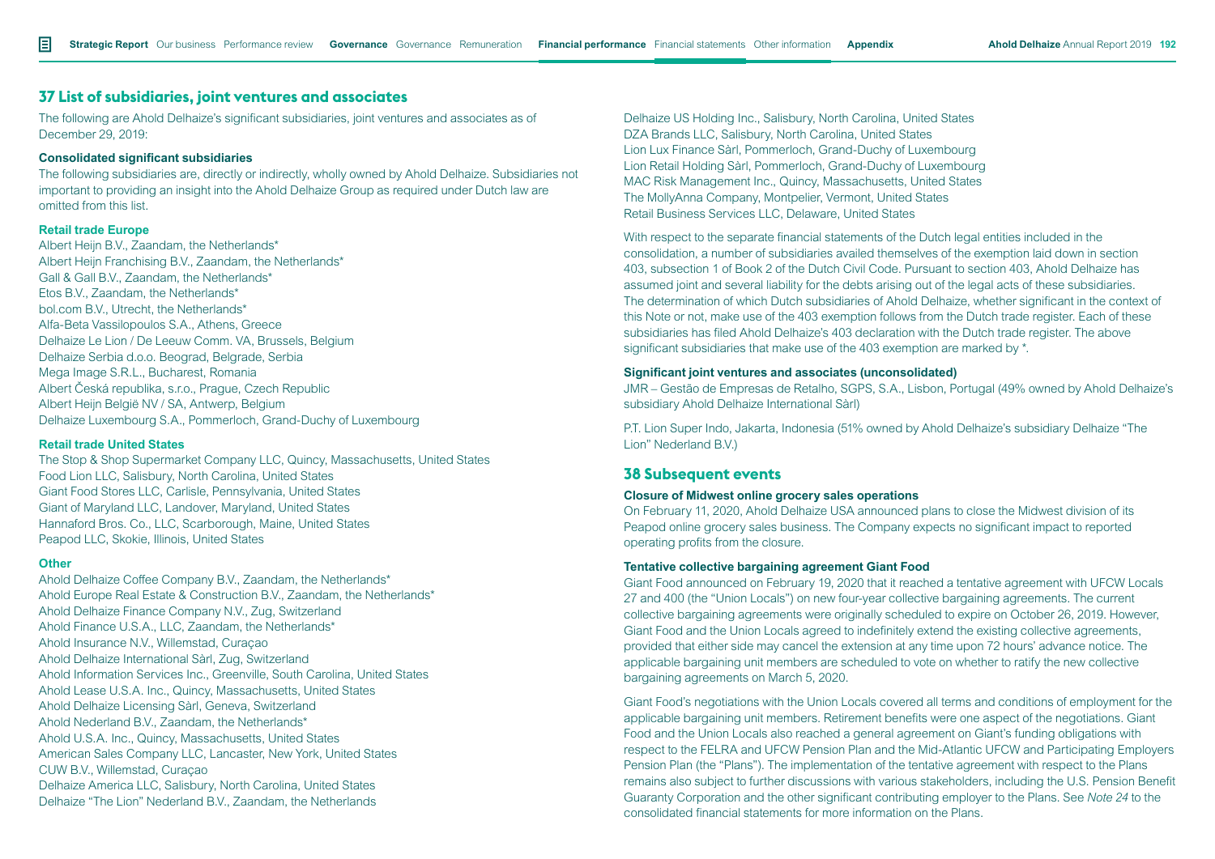## 37 List of subsidiaries, joint ventures and associates

The following are Ahold Delhaize's significant subsidiaries, joint ventures and associates as of December 29, 2019:

#### Consolidated significant subsidiaries

The following subsidiaries are, directly or indirectly, wholly owned by Ahold Delhaize. Subsidiaries not important to providing an insight into the Ahold Delhaize Group as required under Dutch law are omitted from this list.

#### Retail trade Europe

Albert Heijn B.V., Zaandam, the Netherlands*
Albert Heijn Franchising B.V., Zaandam, the Netherlands*
Gall & Gall B.V., Zaandam, the Netherlands*
Etos B.V., Zaandam, the Netherlands*
bol.com B.V., Utrecht, the Netherlands*
Alfa-Beta Vassilopoulos S.A., Athens, Greece
Delhaize Le Lion / De Leeuw Comm. VA, Brussels, Belgium
Delhaize Serbia d.o.o. Beograd, Belgrade, Serbia
Mega Image S.R.L., Bucharest, Romania
Albert Česká republika, s.r.o., Prague, Czech Republic
Albert Heijn België NV / SA, Antwerp, Belgium
Delhaize Luxembourg S.A., Pommerloch, Grand-Duchy of Luxembourg

#### Retail trade United States

The Stop & Shop Supermarket Company LLC, Quincy, Massachusetts, United States
Food Lion LLC, Salisbury, North Carolina, United States
Giant Food Stores LLC, Carlisle, Pennsylvania, United States
Giant of Maryland LLC, Landover, Maryland, United States
Hannaford Bros. Co., LLC, Scarborough, Maine, United States
Peapod LLC, Skokie, Illinois, United States

#### Other

Ahold Delhaize Coffee Company B.V., Zaandam, the Netherlands*
Ahold Europe Real Estate & Construction B.V., Zaandam, the Netherlands*
Ahold Delhaize Finance Company N.V., Zug, Switzerland
Ahold Finance U.S.A., LLC, Zaandam, the Netherlands*
Ahold Insurance N.V., Willemstad, Curaçao
Ahold Delhaize International Sàrl, Zug, Switzerland
Ahold Information Services Inc., Greenville, South Carolina, United States
Ahold Lease U.S.A. Inc., Quincy, Massachusetts, United States
Ahold Delhaize Licensing Sàrl, Geneva, Switzerland
Ahold Nederland B.V., Zaandam, the Netherlands*
Ahold U.S.A. Inc., Quincy, Massachusetts, United States
American Sales Company LLC, Lancaster, New York, United States
CUW B.V., Willemstad, Curaçao
Delhaize America LLC, Salisbury, North Carolina, United States
Delhaize "The Lion" Nederland B.V., Zaandam, the Netherlands
Delhaize US Holding Inc., Salisbury, North Carolina, United States
DZA Brands LLC, Salisbury, North Carolina, United States
Lion Lux Finance Sàrl, Pommerloch, Grand-Duchy of Luxembourg
Lion Retail Holding Sàrl, Pommerloch, Grand-Duchy of Luxembourg
MAC Risk Management Inc., Quincy, Massachusetts, United States
The MollyAnna Company, Montpelier, Vermont, United States
Retail Business Services LLC, Delaware, United States

With respect to the separate financial statements of the Dutch legal entities included in the consolidation, a number of subsidiaries availed themselves of the exemption laid down in section 403, subsection 1 of Book 2 of the Dutch Civil Code. Pursuant to section 403, Ahold Delhaize has assumed joint and several liability for the debts arising out of the legal acts of these subsidiaries. The determination of which Dutch subsidiaries of Ahold Delhaize, whether significant in the context of this Note or not, make use of the 403 exemption follows from the Dutch trade register. Each of these subsidiaries has filed Ahold Delhaize's 403 declaration with the Dutch trade register. The above significant subsidiaries that make use of the 403 exemption are marked by *.

#### Significant joint ventures and associates (unconsolidated)

JMR – Gestão de Empresas de Retalho, SGPS, S.A., Lisbon, Portugal (49% owned by Ahold Delhaize's subsidiary Ahold Delhaize International Sàrl)

P.T. Lion Super Indo, Jakarta, Indonesia (51% owned by Ahold Delhaize's subsidiary Delhaize "The Lion" Nederland B.V.)

## 38 Subsequent events

#### Closure of Midwest online grocery sales operations

On February 11, 2020, Ahold Delhaize USA announced plans to close the Midwest division of its Peapod online grocery sales business. The Company expects no significant impact to reported operating profits from the closure.

#### Tentative collective bargaining agreement Giant Food

Giant Food announced on February 19, 2020 that it reached a tentative agreement with UFCW Locals 27 and 400 (the "Union Locals") on new four-year collective bargaining agreements. The current collective bargaining agreements were originally scheduled to expire on October 26, 2019. However, Giant Food and the Union Locals agreed to indefinitely extend the existing collective agreements, provided that either side may cancel the extension at any time upon 72 hours' advance notice. The applicable bargaining unit members are scheduled to vote on whether to ratify the new collective bargaining agreements on March 5, 2020.

Giant Food's negotiations with the Union Locals covered all terms and conditions of employment for the applicable bargaining unit members. Retirement benefits were one aspect of the negotiations. Giant Food and the Union Locals also reached a general agreement on Giant's funding obligations with respect to the FELRA and UFCW Pension Plan and the Mid-Atlantic UFCW and Participating Employers Pension Plan (the "Plans"). The implementation of the tentative agreement with respect to the Plans remains also subject to further discussions with various stakeholders, including the U.S. Pension Benefit Guaranty Corporation and the other significant contributing employer to the Plans. See *Note 24* to the consolidated financial statements for more information on the Plans.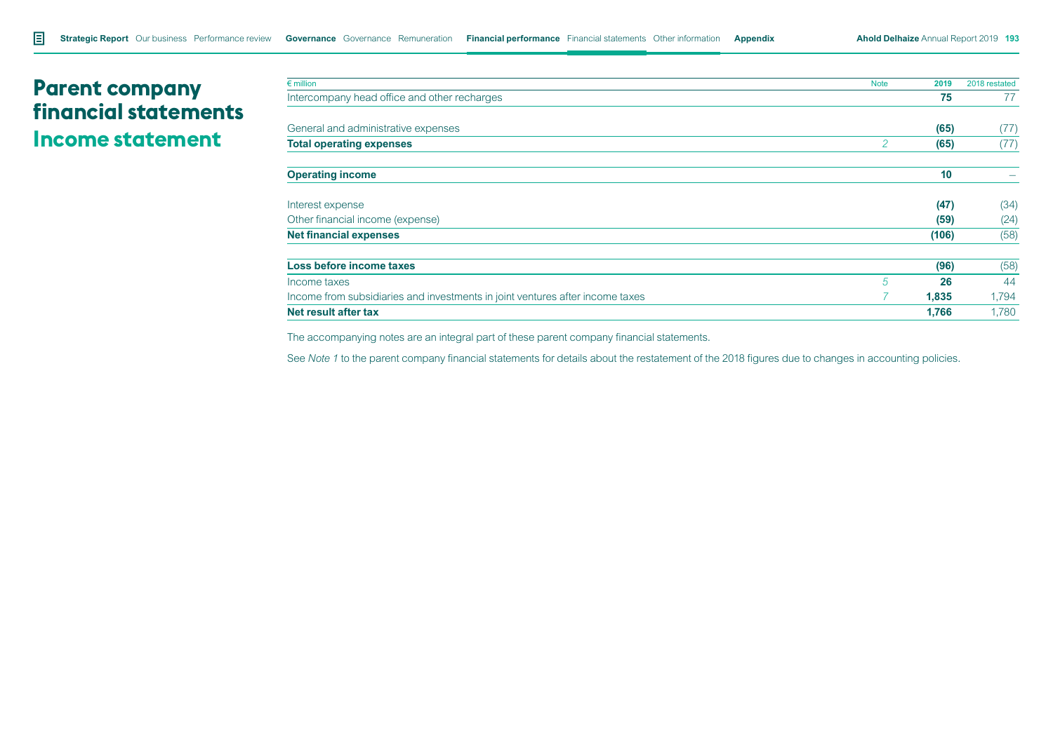# Parent company financial statements

## Income statement

| € million | Note | 2019 | 2018 restated |
|---|---|---|---|
| Intercompany head office and other recharges | | **75** | 77 |
| | | | |
| General and administrative expenses | | **(65)** | (77) |
| **Total operating expenses** | *2* | **(65)** | (77) |
| | | | |
| **Operating income** | | **10** | – |
| | | | |
| Interest expense | | **(47)** | (34) |
| Other financial income (expense) | | **(59)** | (24) |
| **Net financial expenses** | | **(106)** | (58) |
| | | | |
| **Loss before income taxes** | | **(96)** | (58) |
| Income taxes | *5* | **26** | 44 |
| Income from subsidiaries and investments in joint ventures after income taxes | *7* | **1,835** | 1,794 |
| **Net result after tax** | | **1,766** | 1,780 |

The accompanying notes are an integral part of these parent company financial statements.

See *Note 1* to the parent company financial statements for details about the restatement of the 2018 figures due to changes in accounting policies.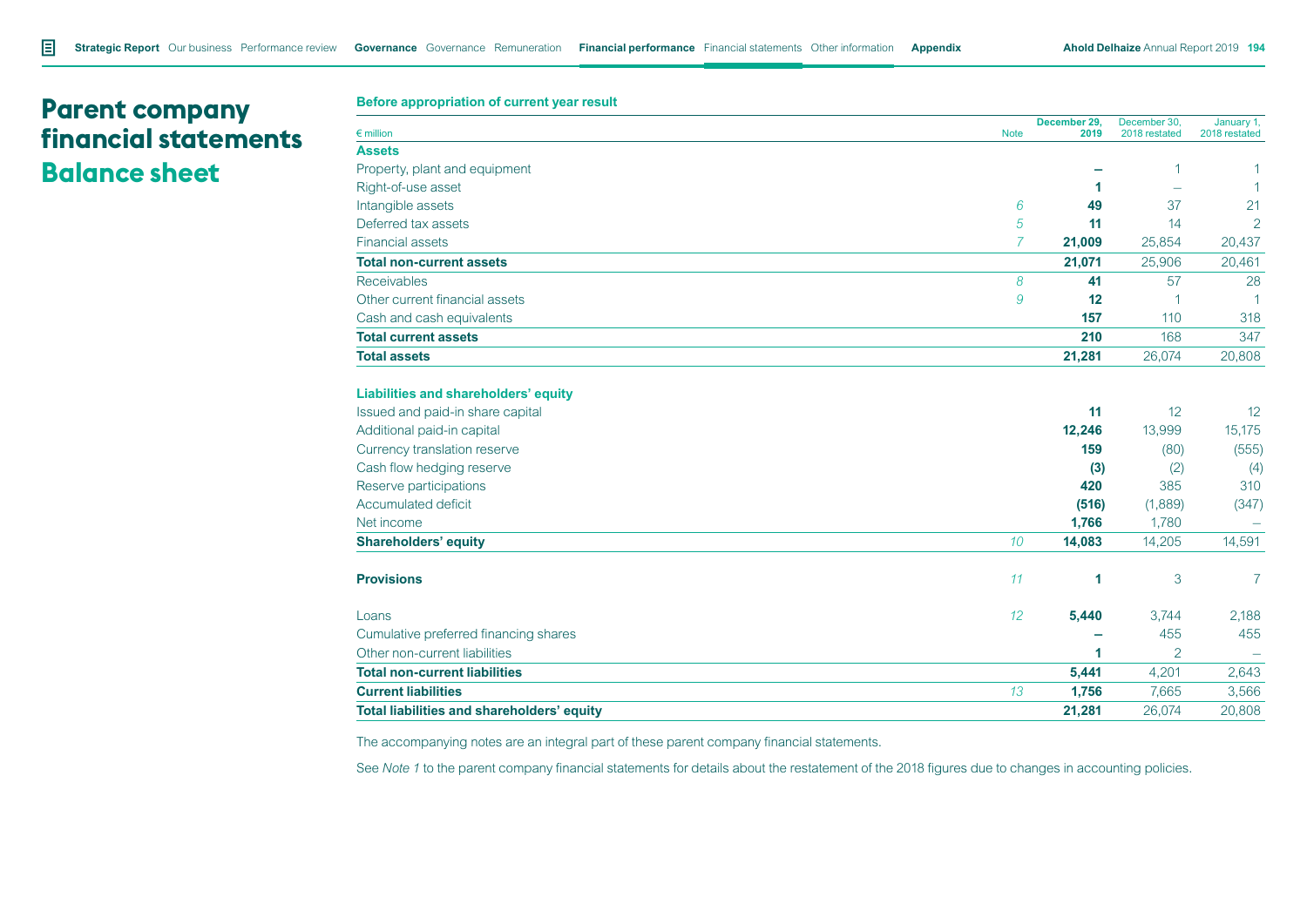# Parent company financial statements

## Balance sheet

### Before appropriation of current year result

| € million | Note | December 29, 2019 | December 30, 2018 restated | January 1, 2018 restated |
|---|---|---|---|---|
| **Assets** | | | | |
| Property, plant and equipment | | **–** | 1 | 1 |
| Right-of-use asset | | **1** | – | 1 |
| Intangible assets | *6* | **49** | 37 | 21 |
| Deferred tax assets | *5* | **11** | 14 | 2 |
| Financial assets | *7* | **21,009** | 25,854 | 20,437 |
| **Total non-current assets** | | **21,071** | 25,906 | 20,461 |
| Receivables | *8* | **41** | 57 | 28 |
| Other current financial assets | *9* | **12** | 1 | 1 |
| Cash and cash equivalents | | **157** | 110 | 318 |
| **Total current assets** | | **210** | 168 | 347 |
| **Total assets** | | **21,281** | 26,074 | 20,808 |
| | | | | |
| **Liabilities and shareholders' equity** | | | | |
| Issued and paid-in share capital | | **11** | 12 | 12 |
| Additional paid-in capital | | **12,246** | 13,999 | 15,175 |
| Currency translation reserve | | **159** | (80) | (555) |
| Cash flow hedging reserve | | **(3)** | (2) | (4) |
| Reserve participations | | **420** | 385 | 310 |
| Accumulated deficit | | **(516)** | (1,889) | (347) |
| Net income | | **1,766** | 1,780 | – |
| **Shareholders' equity** | *10* | **14,083** | 14,205 | 14,591 |
| | | | | |
| **Provisions** | *11* | **1** | 3 | 7 |
| | | | | |
| Loans | *12* | **5,440** | 3,744 | 2,188 |
| Cumulative preferred financing shares | | **–** | 455 | 455 |
| Other non-current liabilities | | **1** | 2 | – |
| **Total non-current liabilities** | | **5,441** | 4,201 | 2,643 |
| **Current liabilities** | *13* | **1,756** | 7,665 | 3,566 |
| **Total liabilities and shareholders' equity** | | **21,281** | 26,074 | 20,808 |

The accompanying notes are an integral part of these parent company financial statements.

See *Note 1* to the parent company financial statements for details about the restatement of the 2018 figures due to changes in accounting policies.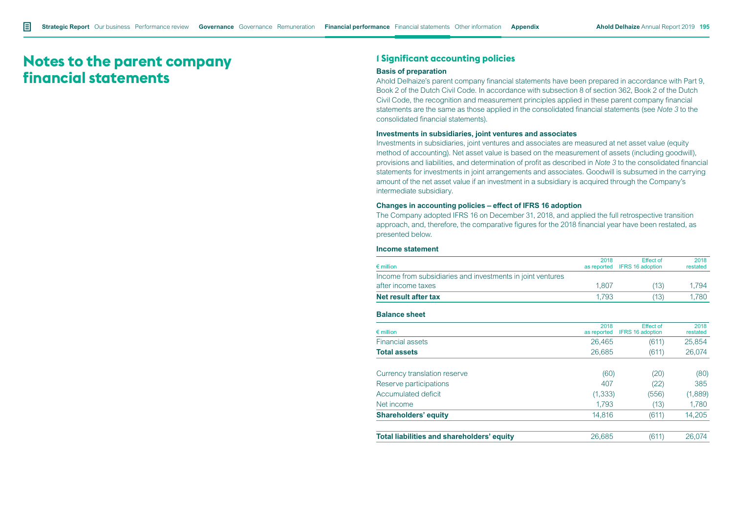# Notes to the parent company financial statements

## 1 Significant accounting policies

### Basis of preparation

Ahold Delhaize's parent company financial statements have been prepared in accordance with Part 9, Book 2 of the Dutch Civil Code. In accordance with subsection 8 of section 362, Book 2 of the Dutch Civil Code, the recognition and measurement principles applied in these parent company financial statements are the same as those applied in the consolidated financial statements (see *Note 3* to the consolidated financial statements).

### Investments in subsidiaries, joint ventures and associates

Investments in subsidiaries, joint ventures and associates are measured at net asset value (equity method of accounting). Net asset value is based on the measurement of assets (including goodwill), provisions and liabilities, and determination of profit as described in *Note 3* to the consolidated financial statements for investments in joint arrangements and associates. Goodwill is subsumed in the carrying amount of the net asset value if an investment in a subsidiary is acquired through the Company's intermediate subsidiary.

### Changes in accounting policies – effect of IFRS 16 adoption

The Company adopted IFRS 16 on December 31, 2018, and applied the full retrospective transition approach, and, therefore, the comparative figures for the 2018 financial year have been restated, as presented below.

### Income statement

| € million | 2018 as reported | Effect of IFRS 16 adoption | 2018 restated |
|---|---|---|---|
| Income from subsidiaries and investments in joint ventures after income taxes | 1,807 | (13) | 1,794 |
| **Net result after tax** | 1,793 | (13) | 1,780 |

### Balance sheet

| € million | 2018 as reported | Effect of IFRS 16 adoption | 2018 restated |
|---|---|---|---|
| Financial assets | 26,465 | (611) | 25,854 |
| **Total assets** | 26,685 | (611) | 26,074 |
| | | | |
| Currency translation reserve | (60) | (20) | (80) |
| Reserve participations | 407 | (22) | 385 |
| Accumulated deficit | (1,333) | (556) | (1,889) |
| Net income | 1,793 | (13) | 1,780 |
| **Shareholders' equity** | 14,816 | (611) | 14,205 |
| | | | |
| **Total liabilities and shareholders' equity** | 26,685 | (611) | 26,074 |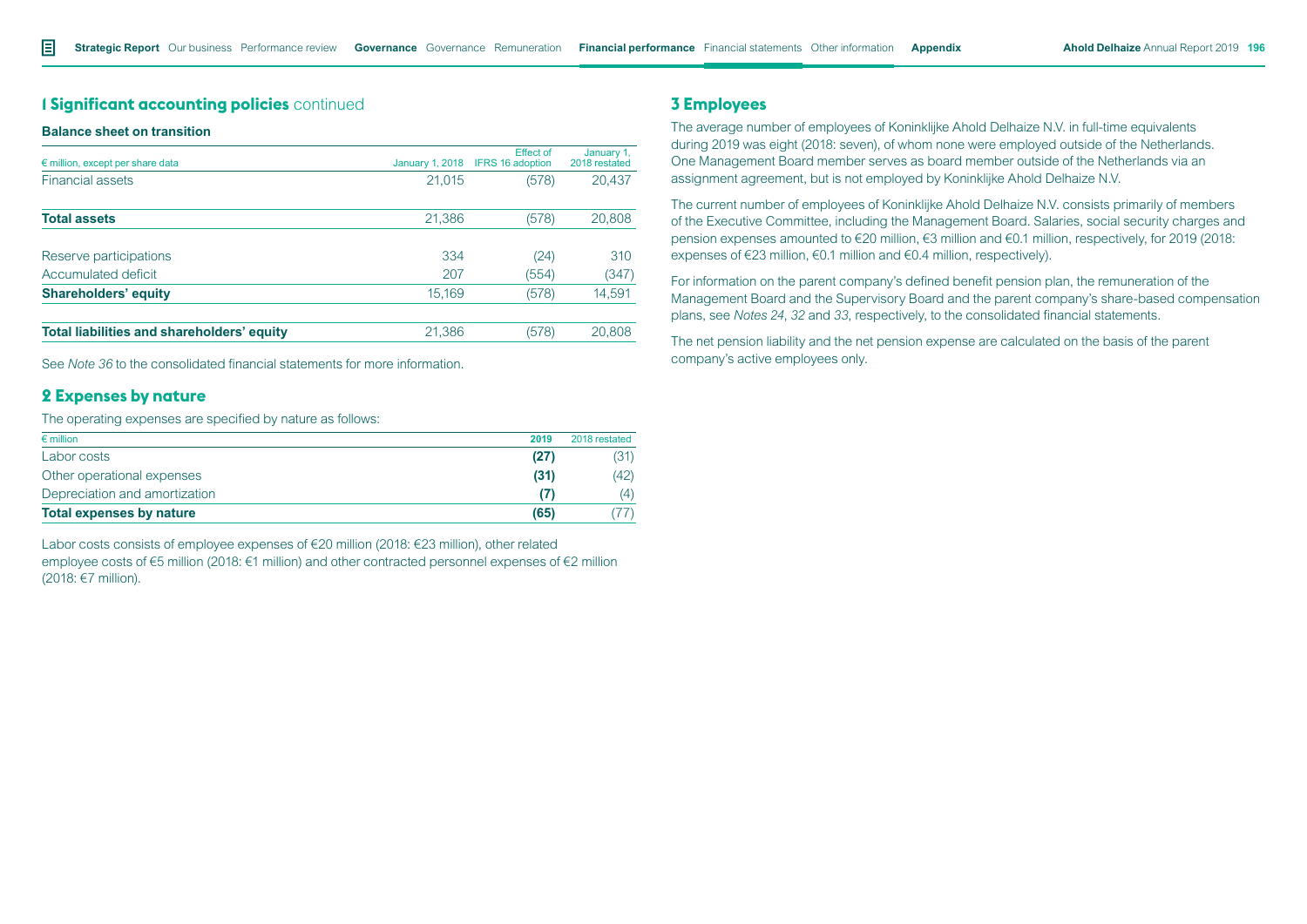## 1 Significant accounting policies continued

**Balance sheet on transition**

| € million, except per share data | January 1, 2018 | Effect of IFRS 16 adoption | January 1, 2018 restated |
|---|---|---|---|
| Financial assets | 21,015 | (578) | 20,437 |
| **Total assets** | 21,386 | (578) | 20,808 |
| Reserve participations | 334 | (24) | 310 |
| Accumulated deficit | 207 | (554) | (347) |
| **Shareholders' equity** | 15,169 | (578) | 14,591 |
| **Total liabilities and shareholders' equity** | 21,386 | (578) | 20,808 |

See *Note 36* to the consolidated financial statements for more information.

## 2 Expenses by nature

The operating expenses are specified by nature as follows:

| € million | 2019 | 2018 restated |
|---|---|---|
| Labor costs | **(27)** | (31) |
| Other operational expenses | **(31)** | (42) |
| Depreciation and amortization | **(7)** | (4) |
| **Total expenses by nature** | **(65)** | (77) |

Labor costs consists of employee expenses of €20 million (2018: €23 million), other related employee costs of €5 million (2018: €1 million) and other contracted personnel expenses of €2 million (2018: €7 million).

## 3 Employees

The average number of employees of Koninklijke Ahold Delhaize N.V. in full-time equivalents during 2019 was eight (2018: seven), of whom none were employed outside of the Netherlands. One Management Board member serves as board member outside of the Netherlands via an assignment agreement, but is not employed by Koninklijke Ahold Delhaize N.V.

The current number of employees of Koninklijke Ahold Delhaize N.V. consists primarily of members of the Executive Committee, including the Management Board. Salaries, social security charges and pension expenses amounted to €20 million, €3 million and €0.1 million, respectively, for 2019 (2018: expenses of €23 million, €0.1 million and €0.4 million, respectively).

For information on the parent company's defined benefit pension plan, the remuneration of the Management Board and the Supervisory Board and the parent company's share-based compensation plans, see *Notes 24*, *32* and *33*, respectively, to the consolidated financial statements.

The net pension liability and the net pension expense are calculated on the basis of the parent company's active employees only.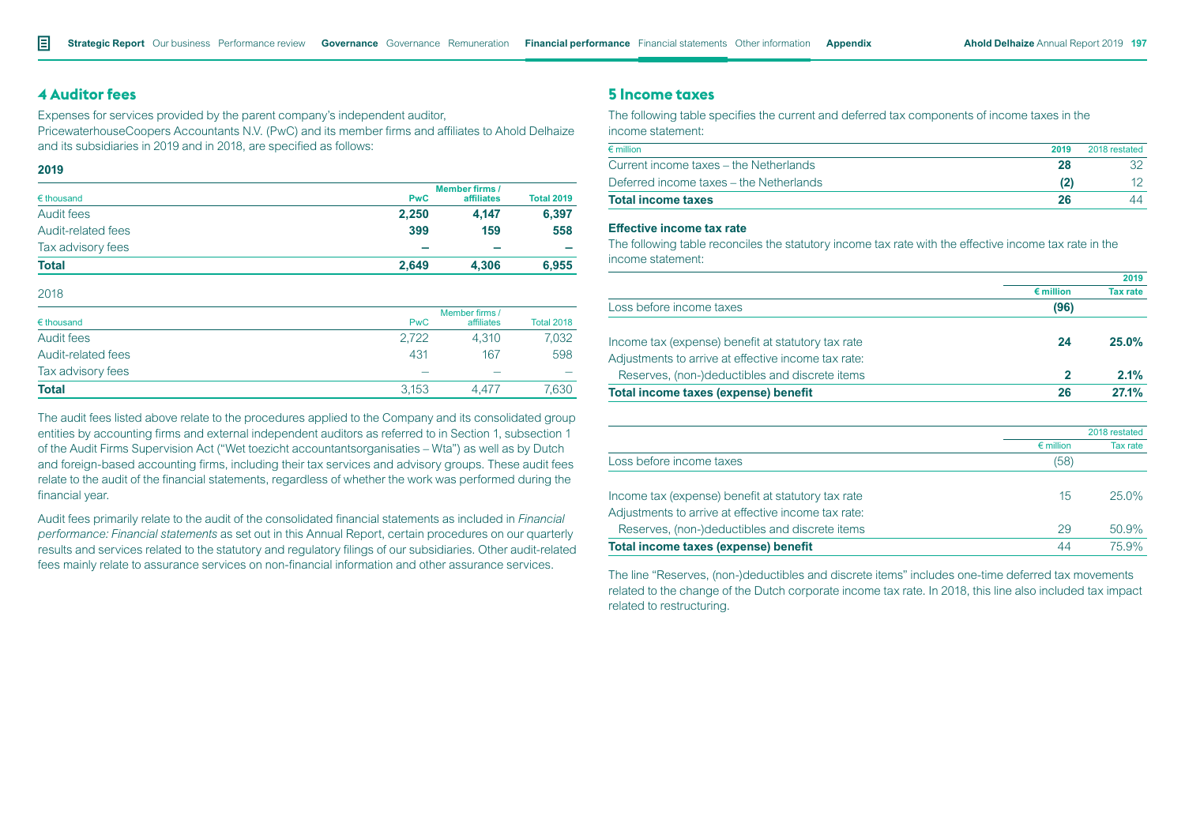## 4 Auditor fees

Expenses for services provided by the parent company's independent auditor, PricewaterhouseCoopers Accountants N.V. (PwC) and its member firms and affiliates to Ahold Delhaize and its subsidiaries in 2019 and in 2018, are specified as follows:

**2019**

| € thousand | PwC | Member firms / affiliates | Total 2019 |
|---|---|---|---|
| Audit fees | 2,250 | 4,147 | 6,397 |
| Audit-related fees | 399 | 159 | 558 |
| Tax advisory fees | – | – | – |
| **Total** | **2,649** | **4,306** | **6,955** |

2018

| € thousand | PwC | Member firms / affiliates | Total 2018 |
|---|---|---|---|
| Audit fees | 2,722 | 4,310 | 7,032 |
| Audit-related fees | 431 | 167 | 598 |
| Tax advisory fees | – | – | – |
| **Total** | 3,153 | 4,477 | 7,630 |

The audit fees listed above relate to the procedures applied to the Company and its consolidated group entities by accounting firms and external independent auditors as referred to in Section 1, subsection 1 of the Audit Firms Supervision Act ("Wet toezicht accountantsorganisaties – Wta") as well as by Dutch and foreign-based accounting firms, including their tax services and advisory groups. These audit fees relate to the audit of the financial statements, regardless of whether the work was performed during the financial year.

Audit fees primarily relate to the audit of the consolidated financial statements as included in *Financial performance: Financial statements* as set out in this Annual Report, certain procedures on our quarterly results and services related to the statutory and regulatory filings of our subsidiaries. Other audit-related fees mainly relate to assurance services on non-financial information and other assurance services.

## 5 Income taxes

The following table specifies the current and deferred tax components of income taxes in the income statement:

| € million | 2019 | 2018 restated |
|---|---|---|
| Current income taxes – the Netherlands | 28 | 32 |
| Deferred income taxes – the Netherlands | (2) | 12 |
| **Total income taxes** | **26** | 44 |

### Effective income tax rate

The following table reconciles the statutory income tax rate with the effective income tax rate in the income statement:

| | 2019 | |
|---|---|---|
| | € million | Tax rate |
| Loss before income taxes | (96) | |
| Income tax (expense) benefit at statutory tax rate | 24 | 25.0% |
| Adjustments to arrive at effective income tax rate: | | |
| Reserves, (non-)deductibles and discrete items | 2 | 2.1% |
| **Total income taxes (expense) benefit** | **26** | **27.1%** |

| | 2018 restated | |
|---|---|---|
| | € million | Tax rate |
| Loss before income taxes | (58) | |
| Income tax (expense) benefit at statutory tax rate | 15 | 25.0% |
| Adjustments to arrive at effective income tax rate: | | |
| Reserves, (non-)deductibles and discrete items | 29 | 50.9% |
| **Total income taxes (expense) benefit** | 44 | 75.9% |

The line "Reserves, (non-)deductibles and discrete items" includes one-time deferred tax movements related to the change of the Dutch corporate income tax rate. In 2018, this line also included tax impact related to restructuring.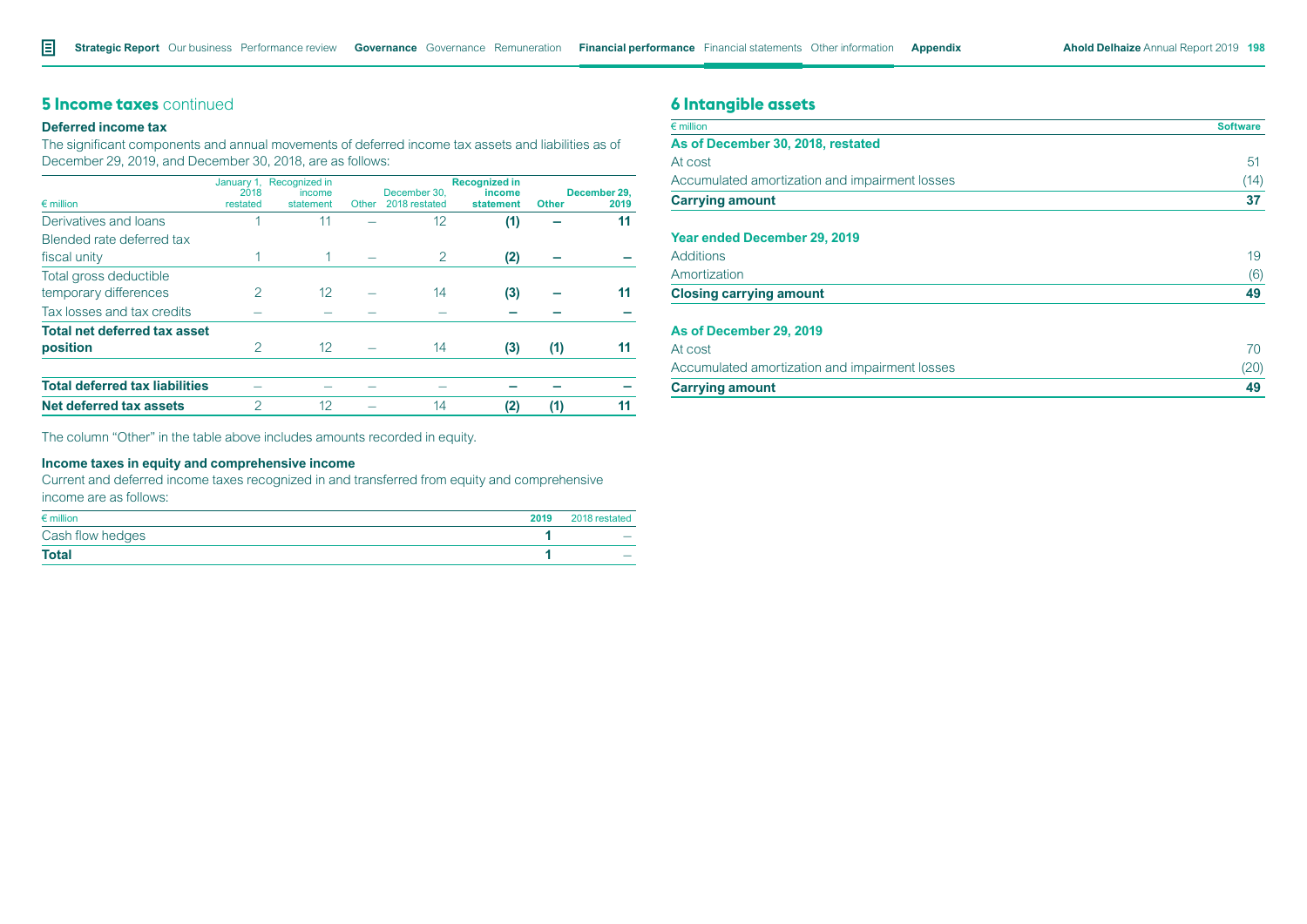## 5 Income taxes continued

### Deferred income tax

The significant components and annual movements of deferred income tax assets and liabilities as of December 29, 2019, and December 30, 2018, are as follows:

| € million | January 1, 2018 restated | Recognized in income statement | Other | December 30, 2018 restated | **Recognized in income statement** | **Other** | **December 29, 2019** |
|---|---|---|---|---|---|---|---|
| Derivatives and loans | 1 | 11 | – | 12 | **(1)** | **–** | **11** |
| Blended rate deferred tax fiscal unity | 1 | 1 | – | 2 | **(2)** | **–** | **–** |
| Total gross deductible temporary differences | 2 | 12 | – | 14 | **(3)** | **–** | **11** |
| Tax losses and tax credits | – | – | – | – | **–** | **–** | **–** |
| **Total net deferred tax asset position** | 2 | 12 | – | 14 | **(3)** | **(1)** | **11** |
| | | | | | | | |
| **Total deferred tax liabilities** | – | – | – | – | **–** | **–** | **–** |
| **Net deferred tax assets** | 2 | 12 | – | 14 | **(2)** | **(1)** | **11** |

The column "Other" in the table above includes amounts recorded in equity.

### Income taxes in equity and comprehensive income

Current and deferred income taxes recognized in and transferred from equity and comprehensive income are as follows:

| € million | **2019** | 2018 restated |
|---|---|---|
| Cash flow hedges | **1** | – |
| **Total** | **1** | – |

## 6 Intangible assets

| € million | **Software** |
|---|---|
| **As of December 30, 2018, restated** | |
| At cost | 51 |
| Accumulated amortization and impairment losses | (14) |
| **Carrying amount** | **37** |
| | |
| **Year ended December 29, 2019** | |
| Additions | 19 |
| Amortization | (6) |
| **Closing carrying amount** | **49** |
| | |
| **As of December 29, 2019** | |
| At cost | 70 |
| Accumulated amortization and impairment losses | (20) |
| **Carrying amount** | **49** |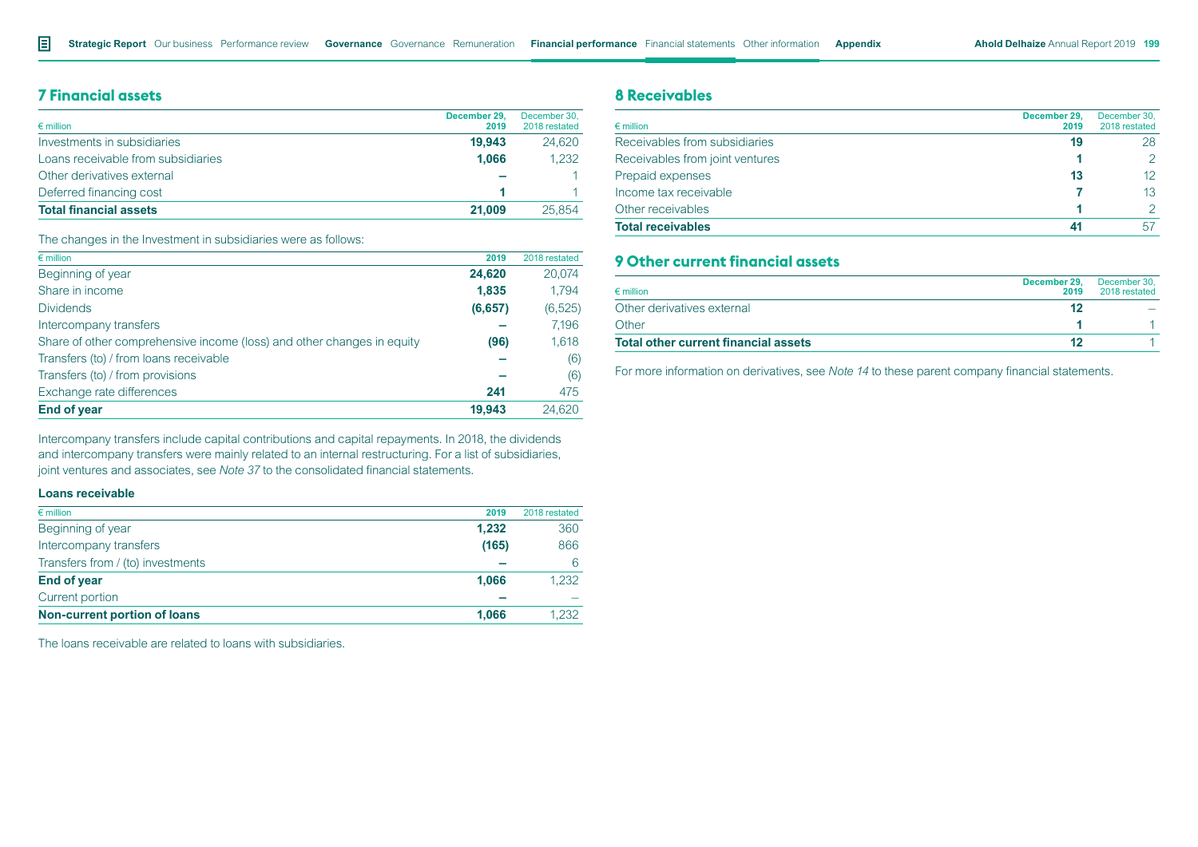## 7 Financial assets

| € million | December 29, 2019 | December 30, 2018 restated |
|---|---|---|
| Investments in subsidiaries | **19,943** | 24,620 |
| Loans receivable from subsidiaries | **1,066** | 1,232 |
| Other derivatives external | **–** | 1 |
| Deferred financing cost | **1** | 1 |
| **Total financial assets** | **21,009** | 25,854 |

The changes in the Investment in subsidiaries were as follows:

| € million | 2019 | 2018 restated |
|---|---|---|
| Beginning of year | **24,620** | 20,074 |
| Share in income | **1,835** | 1,794 |
| Dividends | **(6,657)** | (6,525) |
| Intercompany transfers | **–** | 7,196 |
| Share of other comprehensive income (loss) and other changes in equity | **(96)** | 1,618 |
| Transfers (to) / from loans receivable | **–** | (6) |
| Transfers (to) / from provisions | **–** | (6) |
| Exchange rate differences | **241** | 475 |
| **End of year** | **19,943** | 24,620 |

Intercompany transfers include capital contributions and capital repayments. In 2018, the dividends and intercompany transfers were mainly related to an internal restructuring. For a list of subsidiaries, joint ventures and associates, see *Note 37* to the consolidated financial statements.

### Loans receivable

| € million | 2019 | 2018 restated |
|---|---|---|
| Beginning of year | **1,232** | 360 |
| Intercompany transfers | **(165)** | 866 |
| Transfers from / (to) investments | **–** | 6 |
| **End of year** | **1,066** | 1,232 |
| Current portion | **–** | – |
| **Non-current portion of loans** | **1,066** | 1,232 |

The loans receivable are related to loans with subsidiaries.

## 8 Receivables

| € million | December 29, 2019 | December 30, 2018 restated |
|---|---|---|
| Receivables from subsidiaries | **19** | 28 |
| Receivables from joint ventures | **1** | 2 |
| Prepaid expenses | **13** | 12 |
| Income tax receivable | **7** | 13 |
| Other receivables | **1** | 2 |
| **Total receivables** | **41** | 57 |

## 9 Other current financial assets

| € million | December 29, 2019 | December 30, 2018 restated |
|---|---|---|
| Other derivatives external | **12** | – |
| Other | **1** | 1 |
| **Total other current financial assets** | **12** | 1 |

For more information on derivatives, see *Note 14* to these parent company financial statements.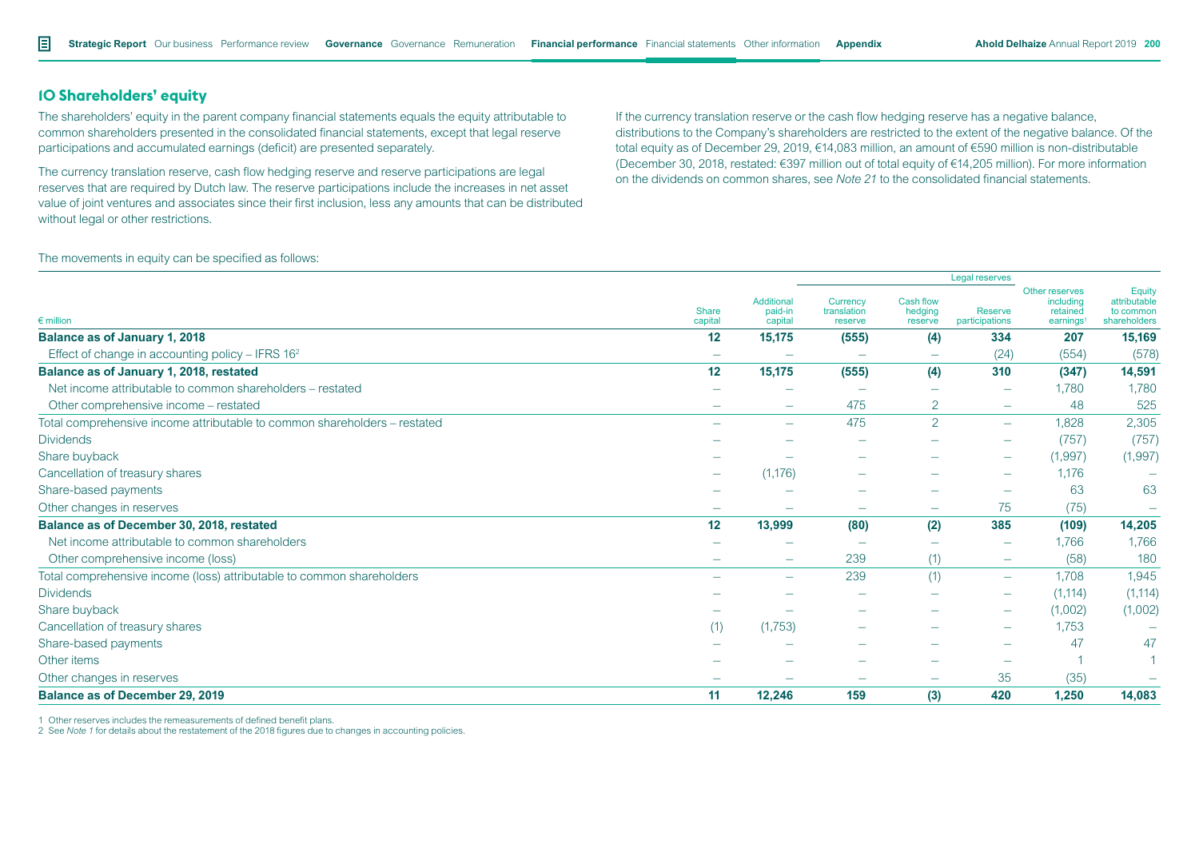## 10 Shareholders' equity

The shareholders' equity in the parent company financial statements equals the equity attributable to common shareholders presented in the consolidated financial statements, except that legal reserve participations and accumulated earnings (deficit) are presented separately.

The currency translation reserve, cash flow hedging reserve and reserve participations are legal reserves that are required by Dutch law. The reserve participations include the increases in net asset value of joint ventures and associates since their first inclusion, less any amounts that can be distributed without legal or other restrictions.

If the currency translation reserve or the cash flow hedging reserve has a negative balance, distributions to the Company's shareholders are restricted to the extent of the negative balance. Of the total equity as of December 29, 2019, €14,083 million, an amount of €590 million is non-distributable (December 30, 2018, restated: €397 million out of total equity of €14,205 million). For more information on the dividends on common shares, see *Note 21* to the consolidated financial statements.

The movements in equity can be specified as follows:

| | | | Legal reserves | | | | |
|---|---|---|---|---|---|---|---|
| € million | Share capital | Additional paid-in capital | Currency translation reserve | Cash flow hedging reserve | Reserve participations | Other reserves including retained earnings[1] | Equity attributable to common shareholders |
| **Balance as of January 1, 2018** | **12** | **15,175** | **(555)** | **(4)** | **334** | **207** | **15,169** |
| Effect of change in accounting policy – IFRS 16[2] | – | – | – | – | (24) | (554) | (578) |
| **Balance as of January 1, 2018, restated** | **12** | **15,175** | **(555)** | **(4)** | **310** | **(347)** | **14,591** |
| Net income attributable to common shareholders – restated | – | – | – | – | – | 1,780 | 1,780 |
| Other comprehensive income – restated | – | – | 475 | 2 | – | 48 | 525 |
| Total comprehensive income attributable to common shareholders – restated | – | – | 475 | 2 | – | 1,828 | 2,305 |
| Dividends | – | – | – | – | – | (757) | (757) |
| Share buyback | – | – | – | – | – | (1,997) | (1,997) |
| Cancellation of treasury shares | – | (1,176) | – | – | – | 1,176 | – |
| Share-based payments | – | – | – | – | – | 63 | 63 |
| Other changes in reserves | – | – | – | – | 75 | (75) | – |
| **Balance as of December 30, 2018, restated** | **12** | **13,999** | **(80)** | **(2)** | **385** | **(109)** | **14,205** |
| Net income attributable to common shareholders | – | – | – | – | – | 1,766 | 1,766 |
| Other comprehensive income (loss) | – | – | 239 | (1) | – | (58) | 180 |
| Total comprehensive income (loss) attributable to common shareholders | – | – | 239 | (1) | – | 1,708 | 1,945 |
| Dividends | – | – | – | – | – | (1,114) | (1,114) |
| Share buyback | – | – | – | – | – | (1,002) | (1,002) |
| Cancellation of treasury shares | (1) | (1,753) | – | – | – | 1,753 | – |
| Share-based payments | – | – | – | – | – | 47 | 47 |
| Other items | – | – | – | – | – | 1 | 1 |
| Other changes in reserves | – | – | – | – | 35 | (35) | – |
| **Balance as of December 29, 2019** | **11** | **12,246** | **159** | **(3)** | **420** | **1,250** | **14,083** |

1 Other reserves includes the remeasurements of defined benefit plans.
2 See *Note 1* for details about the restatement of the 2018 figures due to changes in accounting policies.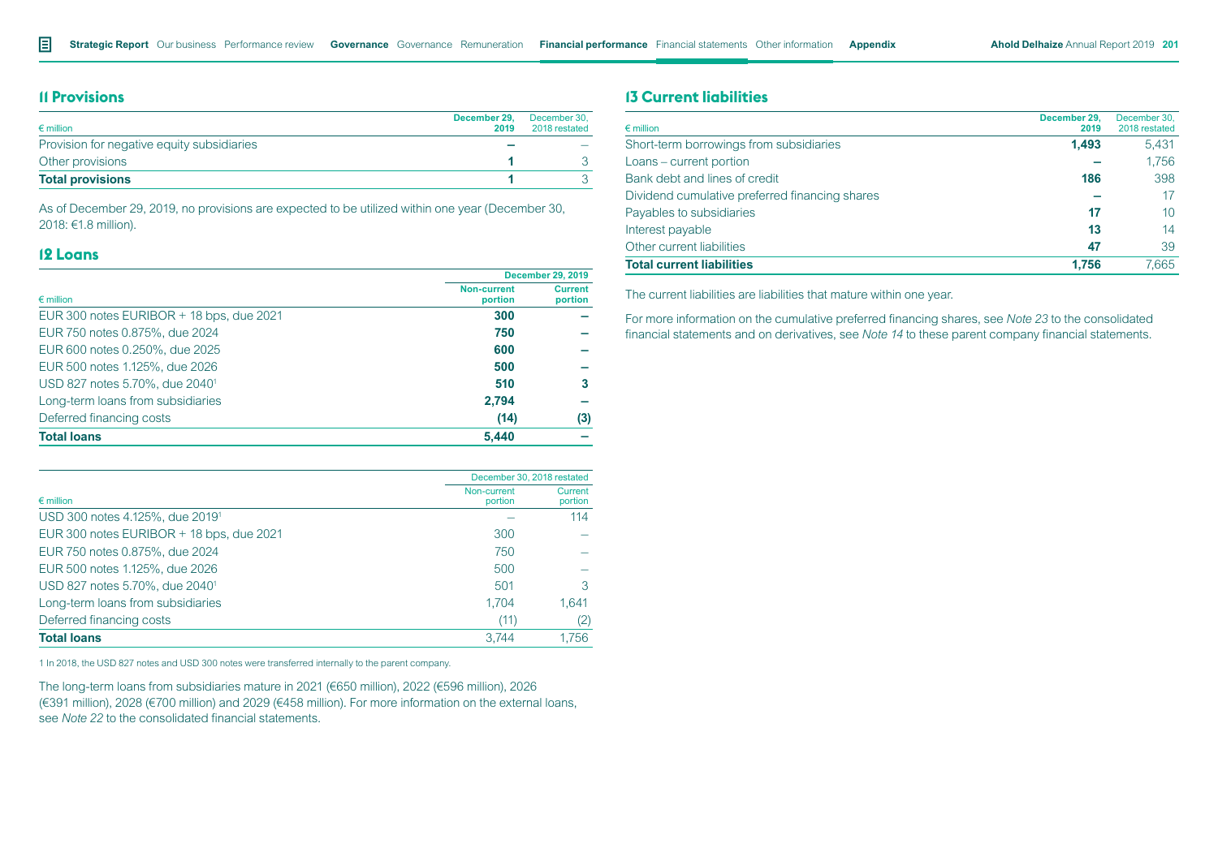## 11 Provisions

| € million | December 29, 2019 | December 30, 2018 restated |
|---|---|---|
| Provision for negative equity subsidiaries | – | – |
| Other provisions | 1 | 3 |
| **Total provisions** | **1** | 3 |

As of December 29, 2019, no provisions are expected to be utilized within one year (December 30, 2018: €1.8 million).

## 12 Loans

| € million | December 29, 2019 | |
|---|---|---|
| | Non-current portion | Current portion |
| EUR 300 notes EURIBOR + 18 bps, due 2021 | 300 | – |
| EUR 750 notes 0.875%, due 2024 | 750 | – |
| EUR 600 notes 0.250%, due 2025 | 600 | – |
| EUR 500 notes 1.125%, due 2026 | 500 | – |
| USD 827 notes 5.70%, due 2040[1] | 510 | 3 |
| Long-term loans from subsidiaries | 2,794 | – |
| Deferred financing costs | (14) | (3) |
| **Total loans** | **5,440** | **–** |

| € million | December 30, 2018 restated | |
|---|---|---|
| | Non-current portion | Current portion |
| USD 300 notes 4.125%, due 2019[1] | – | 114 |
| EUR 300 notes EURIBOR + 18 bps, due 2021 | 300 | – |
| EUR 750 notes 0.875%, due 2024 | 750 | – |
| EUR 500 notes 1.125%, due 2026 | 500 | – |
| USD 827 notes 5.70%, due 2040[1] | 501 | 3 |
| Long-term loans from subsidiaries | 1,704 | 1,641 |
| Deferred financing costs | (11) | (2) |
| **Total loans** | 3,744 | 1,756 |

1 In 2018, the USD 827 notes and USD 300 notes were transferred internally to the parent company.

The long-term loans from subsidiaries mature in 2021 (€650 million), 2022 (€596 million), 2026 (€391 million), 2028 (€700 million) and 2029 (€458 million). For more information on the external loans, see *Note 22* to the consolidated financial statements.

## 13 Current liabilities

| € million | December 29, 2019 | December 30, 2018 restated |
|---|---|---|
| Short-term borrowings from subsidiaries | 1,493 | 5,431 |
| Loans – current portion | – | 1,756 |
| Bank debt and lines of credit | 186 | 398 |
| Dividend cumulative preferred financing shares | – | 17 |
| Payables to subsidiaries | 17 | 10 |
| Interest payable | 13 | 14 |
| Other current liabilities | 47 | 39 |
| **Total current liabilities** | **1,756** | 7,665 |

The current liabilities are liabilities that mature within one year.

For more information on the cumulative preferred financing shares, see *Note 23* to the consolidated financial statements and on derivatives, see *Note 14* to these parent company financial statements.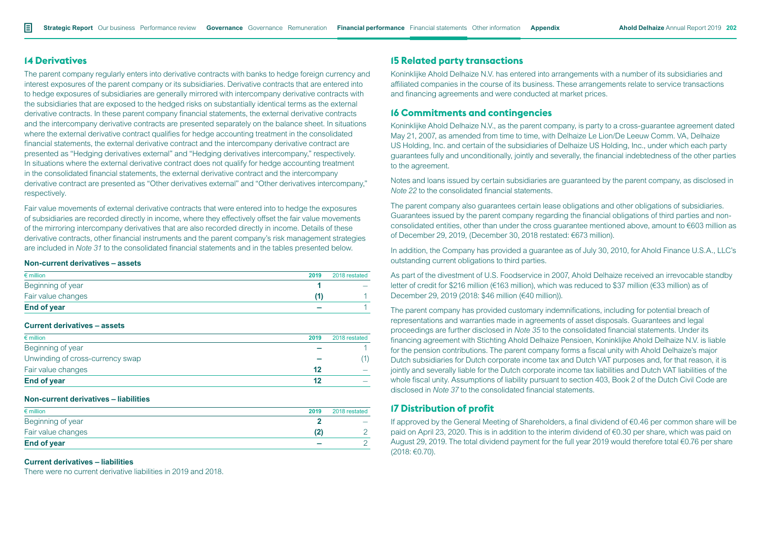## 14 Derivatives

The parent company regularly enters into derivative contracts with banks to hedge foreign currency and interest exposures of the parent company or its subsidiaries. Derivative contracts that are entered into to hedge exposures of subsidiaries are generally mirrored with intercompany derivative contracts with the subsidiaries that are exposed to the hedged risks on substantially identical terms as the external derivative contracts. In these parent company financial statements, the external derivative contracts and the intercompany derivative contracts are presented separately on the balance sheet. In situations where the external derivative contract qualifies for hedge accounting treatment in the consolidated financial statements, the external derivative contract and the intercompany derivative contract are presented as "Hedging derivatives external" and "Hedging derivatives intercompany," respectively. In situations where the external derivative contract does not qualify for hedge accounting treatment in the consolidated financial statements, the external derivative contract and the intercompany derivative contract are presented as "Other derivatives external" and "Other derivatives intercompany," respectively.

Fair value movements of external derivative contracts that were entered into to hedge the exposures of subsidiaries are recorded directly in income, where they effectively offset the fair value movements of the mirroring intercompany derivatives that are also recorded directly in income. Details of these derivative contracts, other financial instruments and the parent company's risk management strategies are included in *Note 31* to the consolidated financial statements and in the tables presented below.

**Non-current derivatives – assets**

| € million | 2019 | 2018 restated |
|---|---|---|
| Beginning of year | 1 | – |
| Fair value changes | (1) | 1 |
| **End of year** | – | 1 |

**Current derivatives – assets**

| € million | 2019 | 2018 restated |
|---|---|---|
| Beginning of year | – | 1 |
| Unwinding of cross-currency swap | – | (1) |
| Fair value changes | 12 | – |
| **End of year** | 12 | – |

**Non-current derivatives – liabilities**

| € million | 2019 | 2018 restated |
|---|---|---|
| Beginning of year | 2 | – |
| Fair value changes | (2) | 2 |
| **End of year** | – | 2 |

**Current derivatives – liabilities**

There were no current derivative liabilities in 2019 and 2018.

## 15 Related party transactions

Koninklijke Ahold Delhaize N.V. has entered into arrangements with a number of its subsidiaries and affiliated companies in the course of its business. These arrangements relate to service transactions and financing agreements and were conducted at market prices.

## 16 Commitments and contingencies

Koninklijke Ahold Delhaize N.V., as the parent company, is party to a cross-guarantee agreement dated May 21, 2007, as amended from time to time, with Delhaize Le Lion/De Leeuw Comm. VA, Delhaize US Holding, Inc. and certain of the subsidiaries of Delhaize US Holding, Inc., under which each party guarantees fully and unconditionally, jointly and severally, the financial indebtedness of the other parties to the agreement.

Notes and loans issued by certain subsidiaries are guaranteed by the parent company, as disclosed in *Note 22* to the consolidated financial statements.

The parent company also guarantees certain lease obligations and other obligations of subsidiaries. Guarantees issued by the parent company regarding the financial obligations of third parties and non-consolidated entities, other than under the cross guarantee mentioned above, amount to €603 million as of December 29, 2019, (December 30, 2018 restated: €673 million).

In addition, the Company has provided a guarantee as of July 30, 2010, for Ahold Finance U.S.A., LLC's outstanding current obligations to third parties.

As part of the divestment of U.S. Foodservice in 2007, Ahold Delhaize received an irrevocable standby letter of credit for $216 million (€163 million), which was reduced to $37 million (€33 million) as of December 29, 2019 (2018: $46 million (€40 million)).

The parent company has provided customary indemnifications, including for potential breach of representations and warranties made in agreements of asset disposals. Guarantees and legal proceedings are further disclosed in *Note 35* to the consolidated financial statements. Under its financing agreement with Stichting Ahold Delhaize Pensioen, Koninklijke Ahold Delhaize N.V. is liable for the pension contributions. The parent company forms a fiscal unity with Ahold Delhaize's major Dutch subsidiaries for Dutch corporate income tax and Dutch VAT purposes and, for that reason, it is jointly and severally liable for the Dutch corporate income tax liabilities and Dutch VAT liabilities of the whole fiscal unity. Assumptions of liability pursuant to section 403, Book 2 of the Dutch Civil Code are disclosed in *Note 37* to the consolidated financial statements.

## 17 Distribution of profit

If approved by the General Meeting of Shareholders, a final dividend of €0.46 per common share will be paid on April 23, 2020. This is in addition to the interim dividend of €0.30 per share, which was paid on August 29, 2019. The total dividend payment for the full year 2019 would therefore total €0.76 per share (2018: €0.70).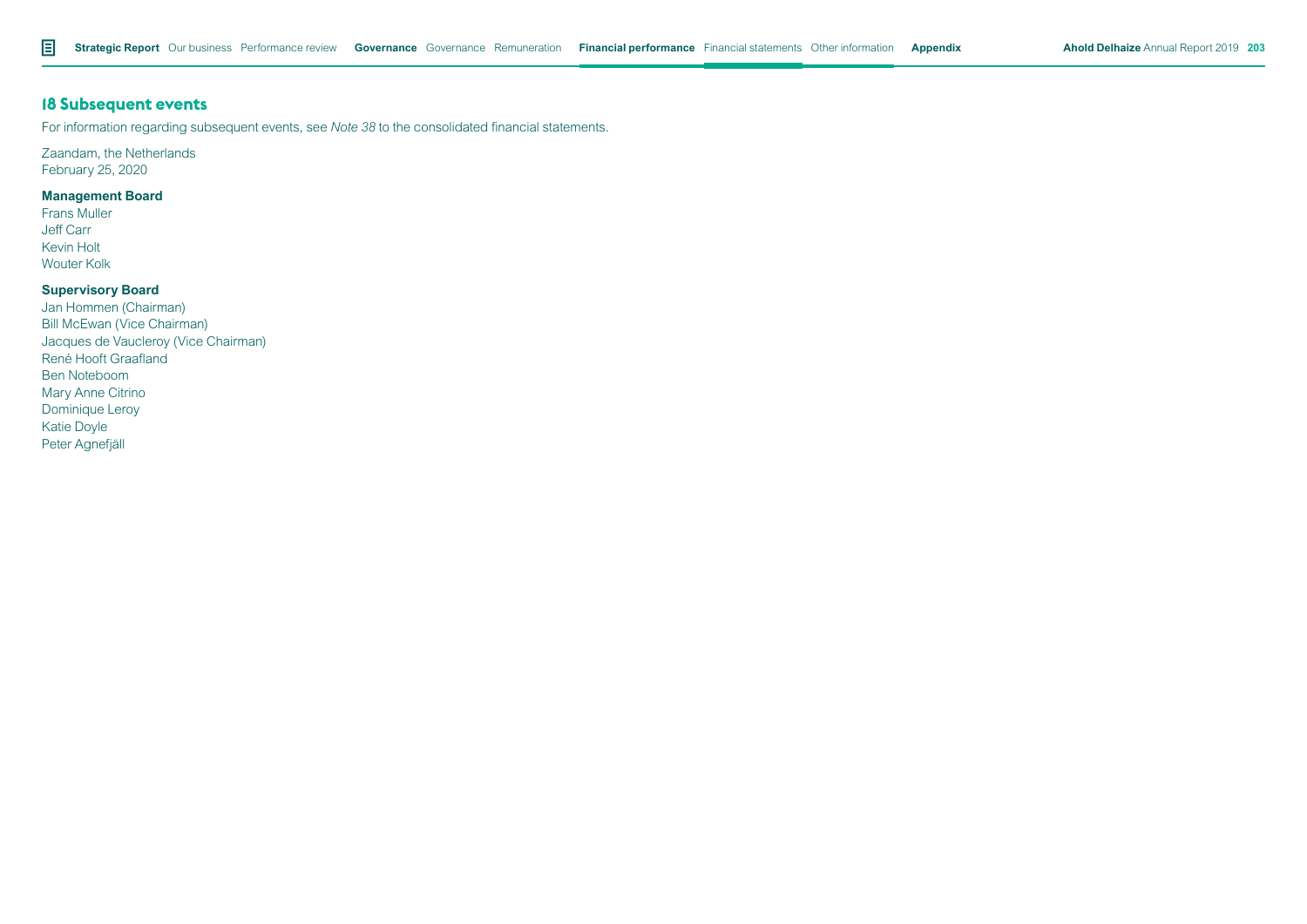## 18 Subsequent events

For information regarding subsequent events, see *Note 38* to the consolidated financial statements.

Zaandam, the Netherlands
February 25, 2020

**Management Board**

Frans Muller
Jeff Carr
Kevin Holt
Wouter Kolk

**Supervisory Board**

Jan Hommen (Chairman)
Bill McEwan (Vice Chairman)
Jacques de Vaucleroy (Vice Chairman)
René Hooft Graafland
Ben Noteboom
Mary Anne Citrino
Dominique Leroy
Katie Doyle
Peter Agnefjäll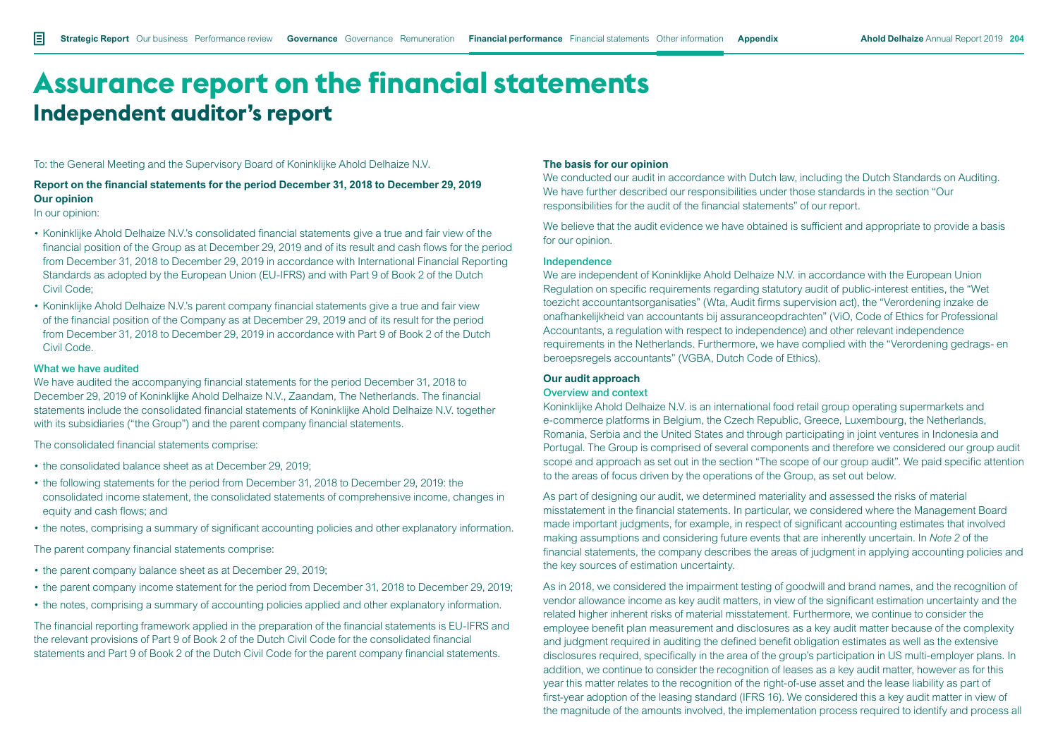# Assurance report on the financial statements

## Independent auditor's report

To: the General Meeting and the Supervisory Board of Koninklijke Ahold Delhaize N.V.

**Report on the financial statements for the period December 31, 2018 to December 29, 2019**
**Our opinion**

In our opinion:

- Koninklijke Ahold Delhaize N.V.'s consolidated financial statements give a true and fair view of the financial position of the Group as at December 29, 2019 and of its result and cash flows for the period from December 31, 2018 to December 29, 2019 in accordance with International Financial Reporting Standards as adopted by the European Union (EU-IFRS) and with Part 9 of Book 2 of the Dutch Civil Code;
- Koninklijke Ahold Delhaize N.V.'s parent company financial statements give a true and fair view of the financial position of the Company as at December 29, 2019 and of its result for the period from December 31, 2018 to December 29, 2019 in accordance with Part 9 of Book 2 of the Dutch Civil Code.

**What we have audited**

We have audited the accompanying financial statements for the period December 31, 2018 to December 29, 2019 of Koninklijke Ahold Delhaize N.V., Zaandam, The Netherlands. The financial statements include the consolidated financial statements of Koninklijke Ahold Delhaize N.V. together with its subsidiaries ("the Group") and the parent company financial statements.

The consolidated financial statements comprise:

- the consolidated balance sheet as at December 29, 2019;
- the following statements for the period from December 31, 2018 to December 29, 2019: the consolidated income statement, the consolidated statements of comprehensive income, changes in equity and cash flows; and
- the notes, comprising a summary of significant accounting policies and other explanatory information.

The parent company financial statements comprise:

- the parent company balance sheet as at December 29, 2019;
- the parent company income statement for the period from December 31, 2018 to December 29, 2019;
- the notes, comprising a summary of accounting policies applied and other explanatory information.

The financial reporting framework applied in the preparation of the financial statements is EU-IFRS and the relevant provisions of Part 9 of Book 2 of the Dutch Civil Code for the consolidated financial statements and Part 9 of Book 2 of the Dutch Civil Code for the parent company financial statements.

**The basis for our opinion**

We conducted our audit in accordance with Dutch law, including the Dutch Standards on Auditing. We have further described our responsibilities under those standards in the section "Our responsibilities for the audit of the financial statements" of our report.

We believe that the audit evidence we have obtained is sufficient and appropriate to provide a basis for our opinion.

**Independence**

We are independent of Koninklijke Ahold Delhaize N.V. in accordance with the European Union Regulation on specific requirements regarding statutory audit of public-interest entities, the "Wet toezicht accountantsorganisaties" (Wta, Audit firms supervision act), the "Verordening inzake de onafhankelijkheid van accountants bij assuranceopdrachten" (ViO, Code of Ethics for Professional Accountants, a regulation with respect to independence) and other relevant independence requirements in the Netherlands. Furthermore, we have complied with the "Verordening gedrags- en beroepsregels accountants" (VGBA, Dutch Code of Ethics).

**Our audit approach**

**Overview and context**

Koninklijke Ahold Delhaize N.V. is an international food retail group operating supermarkets and e-commerce platforms in Belgium, the Czech Republic, Greece, Luxembourg, the Netherlands, Romania, Serbia and the United States and through participating in joint ventures in Indonesia and Portugal. The Group is comprised of several components and therefore we considered our group audit scope and approach as set out in the section "The scope of our group audit". We paid specific attention to the areas of focus driven by the operations of the Group, as set out below.

As part of designing our audit, we determined materiality and assessed the risks of material misstatement in the financial statements. In particular, we considered where the Management Board made important judgments, for example, in respect of significant accounting estimates that involved making assumptions and considering future events that are inherently uncertain. In *Note 2* of the financial statements, the company describes the areas of judgment in applying accounting policies and the key sources of estimation uncertainty.

As in 2018, we considered the impairment testing of goodwill and brand names, and the recognition of vendor allowance income as key audit matters, in view of the significant estimation uncertainty and the related higher inherent risks of material misstatement. Furthermore, we continue to consider the employee benefit plan measurement and disclosures as a key audit matter because of the complexity and judgment required in auditing the defined benefit obligation estimates as well as the extensive disclosures required, specifically in the area of the group's participation in US multi-employer plans. In addition, we continue to consider the recognition of leases as a key audit matter, however as for this year this matter relates to the recognition of the right-of-use asset and the lease liability as part of first-year adoption of the leasing standard (IFRS 16). We considered this a key audit matter in view of the magnitude of the amounts involved, the implementation process required to identify and process all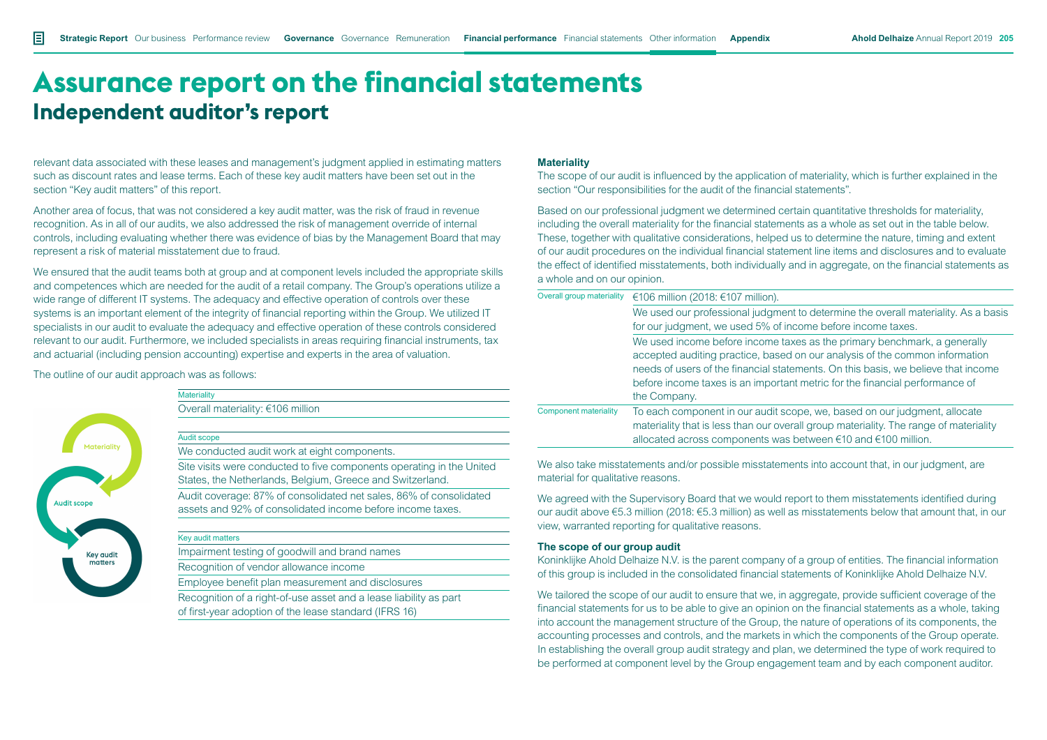# Assurance report on the financial statements

## Independent auditor's report

relevant data associated with these leases and management's judgment applied in estimating matters such as discount rates and lease terms. Each of these key audit matters have been set out in the section "Key audit matters" of this report.

Another area of focus, that was not considered a key audit matter, was the risk of fraud in revenue recognition. As in all of our audits, we also addressed the risk of management override of internal controls, including evaluating whether there was evidence of bias by the Management Board that may represent a risk of material misstatement due to fraud.

We ensured that the audit teams both at group and at component levels included the appropriate skills and competences which are needed for the audit of a retail company. The Group's operations utilize a wide range of different IT systems. The adequacy and effective operation of controls over these systems is an important element of the integrity of financial reporting within the Group. We utilized IT specialists in our audit to evaluate the adequacy and effective operation of these controls considered relevant to our audit. Furthermore, we included specialists in areas requiring financial instruments, tax and actuarial (including pension accounting) expertise and experts in the area of valuation.

The outline of our audit approach was as follows:

Materiality / Audit scope / Key audit matters

| Materiality |
|---|
| Overall materiality: €106 million |

| Audit scope |
|---|
| We conducted audit work at eight components. |
| Site visits were conducted to five components operating in the United States, the Netherlands, Belgium, Greece and Switzerland. |
| Audit coverage: 87% of consolidated net sales, 86% of consolidated assets and 92% of consolidated income before income taxes. |

| Key audit matters |
|---|
| Impairment testing of goodwill and brand names |
| Recognition of vendor allowance income |
| Employee benefit plan measurement and disclosures |
| Recognition of a right-of-use asset and a lease liability as part of first-year adoption of the lease standard (IFRS 16) |

**Materiality**

The scope of our audit is influenced by the application of materiality, which is further explained in the section "Our responsibilities for the audit of the financial statements".

Based on our professional judgment we determined certain quantitative thresholds for materiality, including the overall materiality for the financial statements as a whole as set out in the table below. These, together with qualitative considerations, helped us to determine the nature, timing and extent of our audit procedures on the individual financial statement line items and disclosures and to evaluate the effect of identified misstatements, both individually and in aggregate, on the financial statements as a whole and on our opinion.

| | |
|---|---|
| Overall group materiality | €106 million (2018: €107 million). |
| | We used our professional judgment to determine the overall materiality. As a basis for our judgment, we used 5% of income before income taxes. |
| | We used income before income taxes as the primary benchmark, a generally accepted auditing practice, based on our analysis of the common information needs of users of the financial statements. On this basis, we believe that income before income taxes is an important metric for the financial performance of the Company. |
| Component materiality | To each component in our audit scope, we, based on our judgment, allocate materiality that is less than our overall group materiality. The range of materiality allocated across components was between €10 and €100 million. |

We also take misstatements and/or possible misstatements into account that, in our judgment, are material for qualitative reasons.

We agreed with the Supervisory Board that we would report to them misstatements identified during our audit above €5.3 million (2018: €5.3 million) as well as misstatements below that amount that, in our view, warranted reporting for qualitative reasons.

**The scope of our group audit**

Koninklijke Ahold Delhaize N.V. is the parent company of a group of entities. The financial information of this group is included in the consolidated financial statements of Koninklijke Ahold Delhaize N.V.

We tailored the scope of our audit to ensure that we, in aggregate, provide sufficient coverage of the financial statements for us to be able to give an opinion on the financial statements as a whole, taking into account the management structure of the Group, the nature of operations of its components, the accounting processes and controls, and the markets in which the components of the Group operate. In establishing the overall group audit strategy and plan, we determined the type of work required to be performed at component level by the Group engagement team and by each component auditor.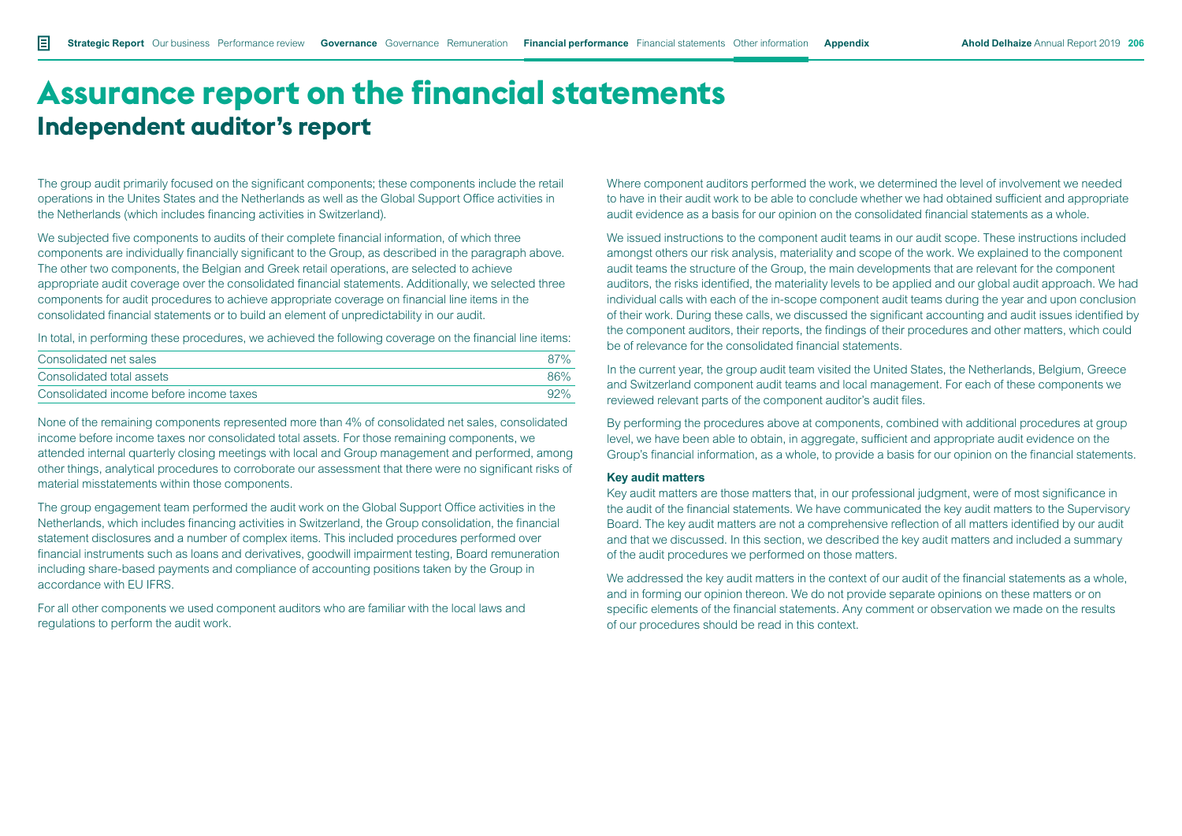# Assurance report on the financial statements

## Independent auditor's report

The group audit primarily focused on the significant components; these components include the retail operations in the Unites States and the Netherlands as well as the Global Support Office activities in the Netherlands (which includes financing activities in Switzerland).

We subjected five components to audits of their complete financial information, of which three components are individually financially significant to the Group, as described in the paragraph above. The other two components, the Belgian and Greek retail operations, are selected to achieve appropriate audit coverage over the consolidated financial statements. Additionally, we selected three components for audit procedures to achieve appropriate coverage on financial line items in the consolidated financial statements or to build an element of unpredictability in our audit.

In total, in performing these procedures, we achieved the following coverage on the financial line items:

| | |
|---|---|
| Consolidated net sales | 87% |
| Consolidated total assets | 86% |
| Consolidated income before income taxes | 92% |

None of the remaining components represented more than 4% of consolidated net sales, consolidated income before income taxes nor consolidated total assets. For those remaining components, we attended internal quarterly closing meetings with local and Group management and performed, among other things, analytical procedures to corroborate our assessment that there were no significant risks of material misstatements within those components.

The group engagement team performed the audit work on the Global Support Office activities in the Netherlands, which includes financing activities in Switzerland, the Group consolidation, the financial statement disclosures and a number of complex items. This included procedures performed over financial instruments such as loans and derivatives, goodwill impairment testing, Board remuneration including share-based payments and compliance of accounting positions taken by the Group in accordance with EU IFRS.

For all other components we used component auditors who are familiar with the local laws and regulations to perform the audit work.

Where component auditors performed the work, we determined the level of involvement we needed to have in their audit work to be able to conclude whether we had obtained sufficient and appropriate audit evidence as a basis for our opinion on the consolidated financial statements as a whole.

We issued instructions to the component audit teams in our audit scope. These instructions included amongst others our risk analysis, materiality and scope of the work. We explained to the component audit teams the structure of the Group, the main developments that are relevant for the component auditors, the risks identified, the materiality levels to be applied and our global audit approach. We had individual calls with each of the in-scope component audit teams during the year and upon conclusion of their work. During these calls, we discussed the significant accounting and audit issues identified by the component auditors, their reports, the findings of their procedures and other matters, which could be of relevance for the consolidated financial statements.

In the current year, the group audit team visited the United States, the Netherlands, Belgium, Greece and Switzerland component audit teams and local management. For each of these components we reviewed relevant parts of the component auditor's audit files.

By performing the procedures above at components, combined with additional procedures at group level, we have been able to obtain, in aggregate, sufficient and appropriate audit evidence on the Group's financial information, as a whole, to provide a basis for our opinion on the financial statements.

**Key audit matters**

Key audit matters are those matters that, in our professional judgment, were of most significance in the audit of the financial statements. We have communicated the key audit matters to the Supervisory Board. The key audit matters are not a comprehensive reflection of all matters identified by our audit and that we discussed. In this section, we described the key audit matters and included a summary of the audit procedures we performed on those matters.

We addressed the key audit matters in the context of our audit of the financial statements as a whole, and in forming our opinion thereon. We do not provide separate opinions on these matters or on specific elements of the financial statements. Any comment or observation we made on the results of our procedures should be read in this context.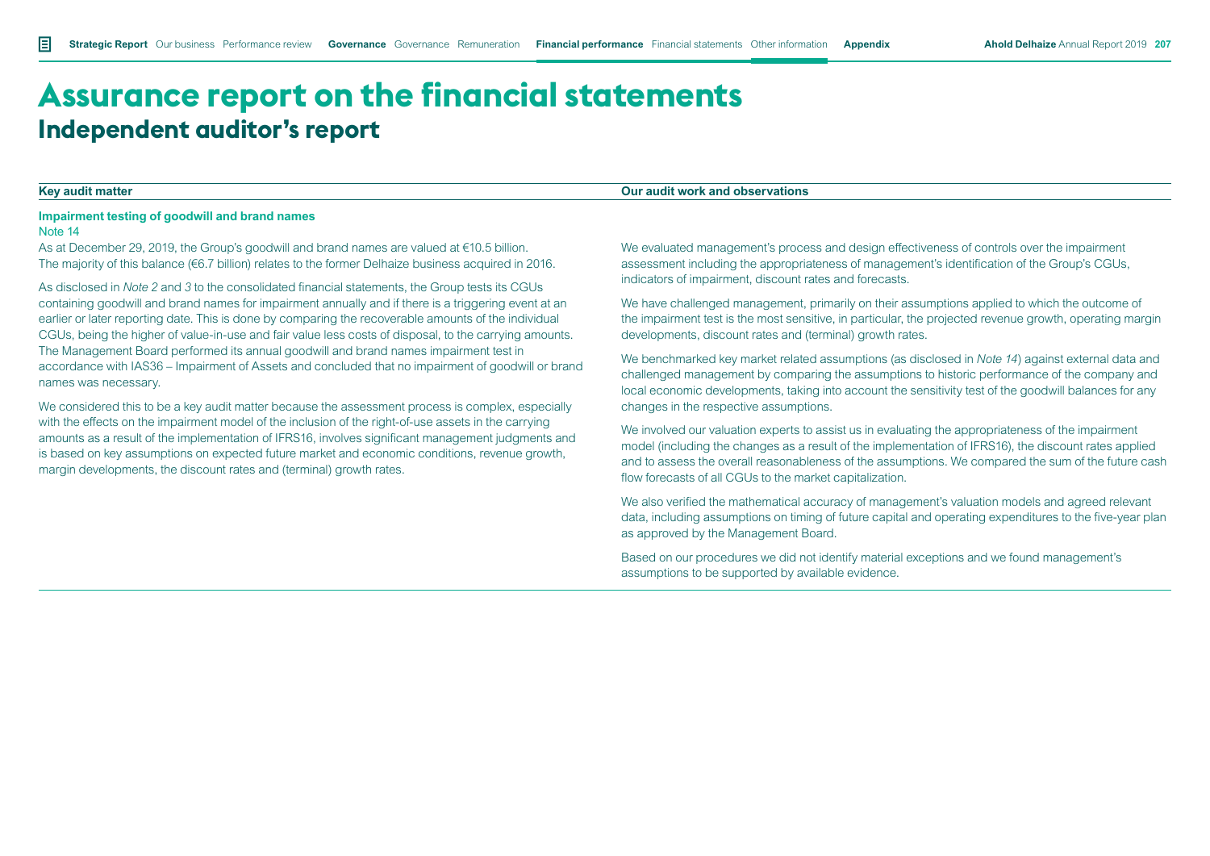# Assurance report on the financial statements

## Independent auditor's report

| Key audit matter | Our audit work and observations |
|---|---|
| **Impairment testing of goodwill and brand names**<br>Note 14<br>As at December 29, 2019, the Group's goodwill and brand names are valued at €10.5 billion. The majority of this balance (€6.7 billion) relates to the former Delhaize business acquired in 2016.<br><br>As disclosed in *Note 2* and *3* to the consolidated financial statements, the Group tests its CGUs containing goodwill and brand names for impairment annually and if there is a triggering event at an earlier or later reporting date. This is done by comparing the recoverable amounts of the individual CGUs, being the higher of value-in-use and fair value less costs of disposal, to the carrying amounts. The Management Board performed its annual goodwill and brand names impairment test in accordance with IAS36 – Impairment of Assets and concluded that no impairment of goodwill or brand names was necessary.<br><br>We considered this to be a key audit matter because the assessment process is complex, especially with the effects on the impairment model of the inclusion of the right-of-use assets in the carrying amounts as a result of the implementation of IFRS16, involves significant management judgments and is based on key assumptions on expected future market and economic conditions, revenue growth, margin developments, the discount rates and (terminal) growth rates. | We evaluated management's process and design effectiveness of controls over the impairment assessment including the appropriateness of management's identification of the Group's CGUs, indicators of impairment, discount rates and forecasts.<br><br>We have challenged management, primarily on their assumptions applied to which the outcome of the impairment test is the most sensitive, in particular, the projected revenue growth, operating margin developments, discount rates and (terminal) growth rates.<br><br>We benchmarked key market related assumptions (as disclosed in *Note 14*) against external data and challenged management by comparing the assumptions to historic performance of the company and local economic developments, taking into account the sensitivity test of the goodwill balances for any changes in the respective assumptions.<br><br>We involved our valuation experts to assist us in evaluating the appropriateness of the impairment model (including the changes as a result of the implementation of IFRS16), the discount rates applied and to assess the overall reasonableness of the assumptions. We compared the sum of the future cash flow forecasts of all CGUs to the market capitalization.<br><br>We also verified the mathematical accuracy of management's valuation models and agreed relevant data, including assumptions on timing of future capital and operating expenditures to the five-year plan as approved by the Management Board.<br><br>Based on our procedures we did not identify material exceptions and we found management's assumptions to be supported by available evidence. |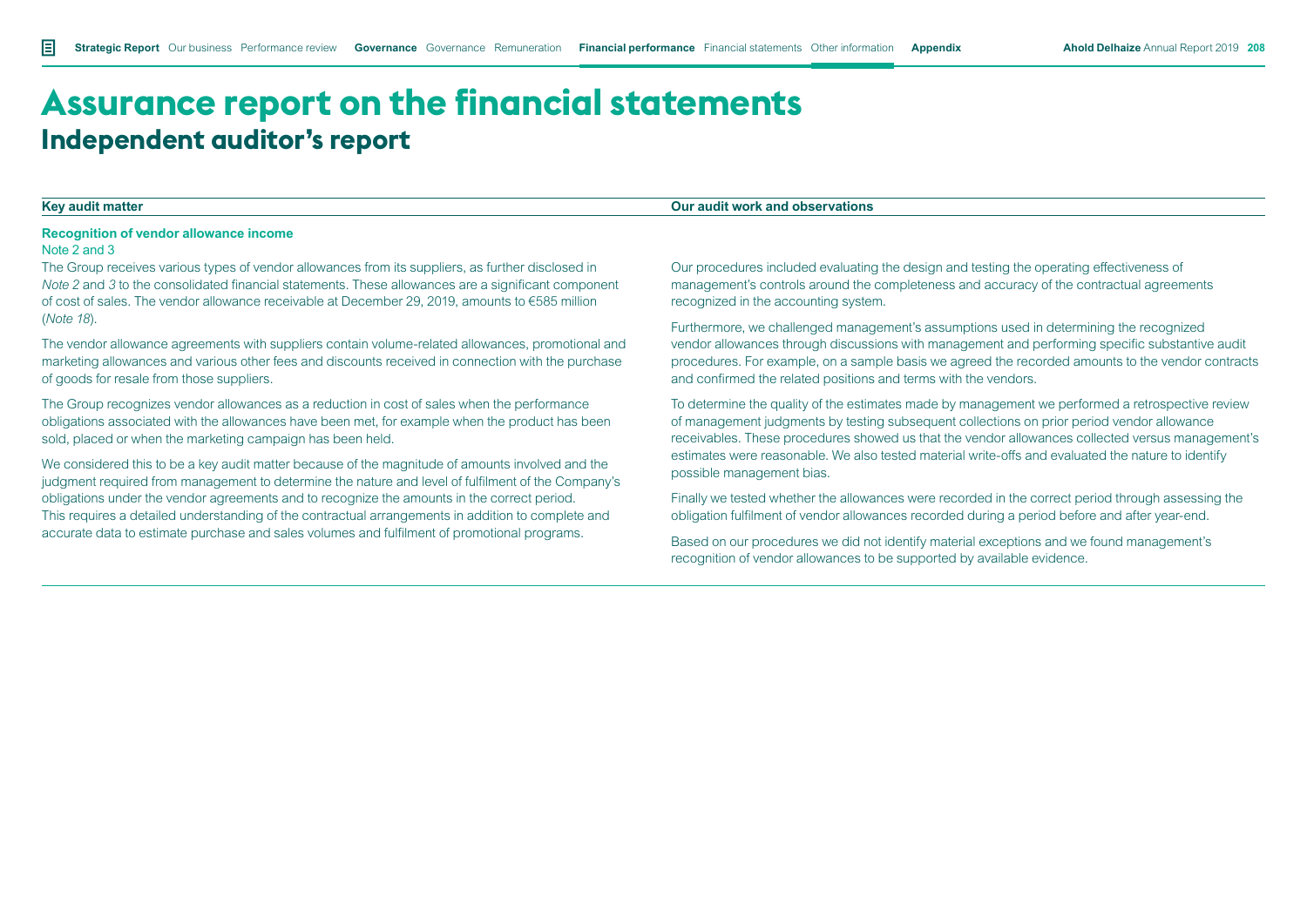# Assurance report on the financial statements

## Independent auditor's report

| Key audit matter | Our audit work and observations |
|---|---|
| **Recognition of vendor allowance income**<br>Note 2 and 3<br>The Group receives various types of vendor allowances from its suppliers, as further disclosed in *Note 2* and *3* to the consolidated financial statements. These allowances are a significant component of cost of sales. The vendor allowance receivable at December 29, 2019, amounts to €585 million (*Note 18*).<br><br>The vendor allowance agreements with suppliers contain volume-related allowances, promotional and marketing allowances and various other fees and discounts received in connection with the purchase of goods for resale from those suppliers.<br><br>The Group recognizes vendor allowances as a reduction in cost of sales when the performance obligations associated with the allowances have been met, for example when the product has been sold, placed or when the marketing campaign has been held.<br><br>We considered this to be a key audit matter because of the magnitude of amounts involved and the judgment required from management to determine the nature and level of fulfilment of the Company's obligations under the vendor agreements and to recognize the amounts in the correct period. This requires a detailed understanding of the contractual arrangements in addition to complete and accurate data to estimate purchase and sales volumes and fulfilment of promotional programs. | Our procedures included evaluating the design and testing the operating effectiveness of management's controls around the completeness and accuracy of the contractual agreements recognized in the accounting system.<br><br>Furthermore, we challenged management's assumptions used in determining the recognized vendor allowances through discussions with management and performing specific substantive audit procedures. For example, on a sample basis we agreed the recorded amounts to the vendor contracts and confirmed the related positions and terms with the vendors.<br><br>To determine the quality of the estimates made by management we performed a retrospective review of management judgments by testing subsequent collections on prior period vendor allowance receivables. These procedures showed us that the vendor allowances collected versus management's estimates were reasonable. We also tested material write-offs and evaluated the nature to identify possible management bias.<br><br>Finally we tested whether the allowances were recorded in the correct period through assessing the obligation fulfilment of vendor allowances recorded during a period before and after year-end.<br><br>Based on our procedures we did not identify material exceptions and we found management's recognition of vendor allowances to be supported by available evidence. |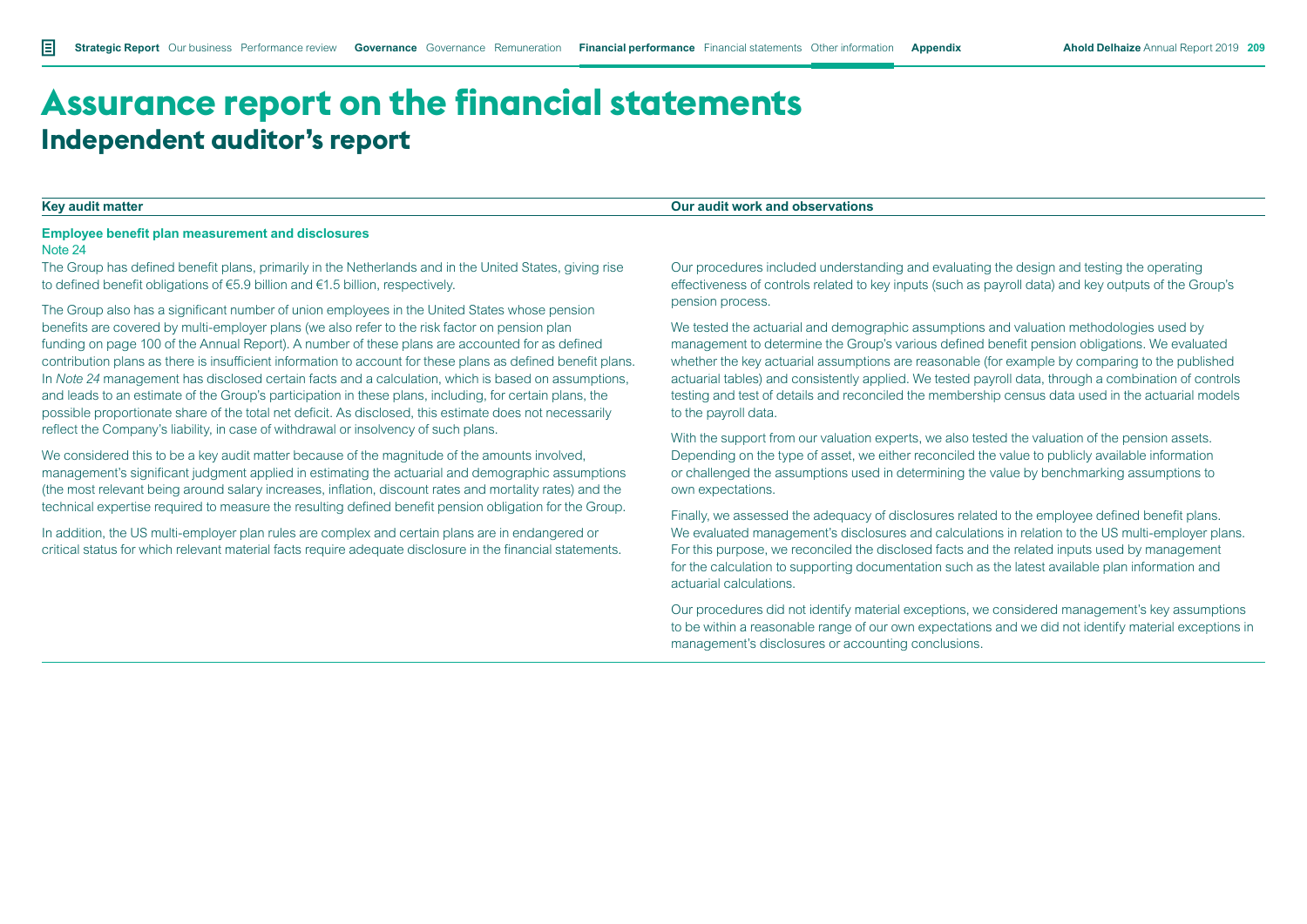# Assurance report on the financial statements

## Independent auditor's report

| Key audit matter | Our audit work and observations |
|---|---|
| **Employee benefit plan measurement and disclosures**<br>Note 24<br><br>The Group has defined benefit plans, primarily in the Netherlands and in the United States, giving rise to defined benefit obligations of €5.9 billion and €1.5 billion, respectively.<br><br>The Group also has a significant number of union employees in the United States whose pension benefits are covered by multi-employer plans (we also refer to the risk factor on pension plan funding on page 100 of the Annual Report). A number of these plans are accounted for as defined contribution plans as there is insufficient information to account for these plans as defined benefit plans. In *Note 24* management has disclosed certain facts and a calculation, which is based on assumptions, and leads to an estimate of the Group's participation in these plans, including, for certain plans, the possible proportionate share of the total net deficit. As disclosed, this estimate does not necessarily reflect the Company's liability, in case of withdrawal or insolvency of such plans.<br><br>We considered this to be a key audit matter because of the magnitude of the amounts involved, management's significant judgment applied in estimating the actuarial and demographic assumptions (the most relevant being around salary increases, inflation, discount rates and mortality rates) and the technical expertise required to measure the resulting defined benefit pension obligation for the Group.<br><br>In addition, the US multi-employer plan rules are complex and certain plans are in endangered or critical status for which relevant material facts require adequate disclosure in the financial statements. | Our procedures included understanding and evaluating the design and testing the operating effectiveness of controls related to key inputs (such as payroll data) and key outputs of the Group's pension process.<br><br>We tested the actuarial and demographic assumptions and valuation methodologies used by management to determine the Group's various defined benefit pension obligations. We evaluated whether the key actuarial assumptions are reasonable (for example by comparing to the published actuarial tables) and consistently applied. We tested payroll data, through a combination of controls testing and test of details and reconciled the membership census data used in the actuarial models to the payroll data.<br><br>With the support from our valuation experts, we also tested the valuation of the pension assets. Depending on the type of asset, we either reconciled the value to publicly available information or challenged the assumptions used in determining the value by benchmarking assumptions to own expectations.<br><br>Finally, we assessed the adequacy of disclosures related to the employee defined benefit plans. We evaluated management's disclosures and calculations in relation to the US multi-employer plans. For this purpose, we reconciled the disclosed facts and the related inputs used by management for the calculation to supporting documentation such as the latest available plan information and actuarial calculations.<br><br>Our procedures did not identify material exceptions, we considered management's key assumptions to be within a reasonable range of our own expectations and we did not identify material exceptions in management's disclosures or accounting conclusions. |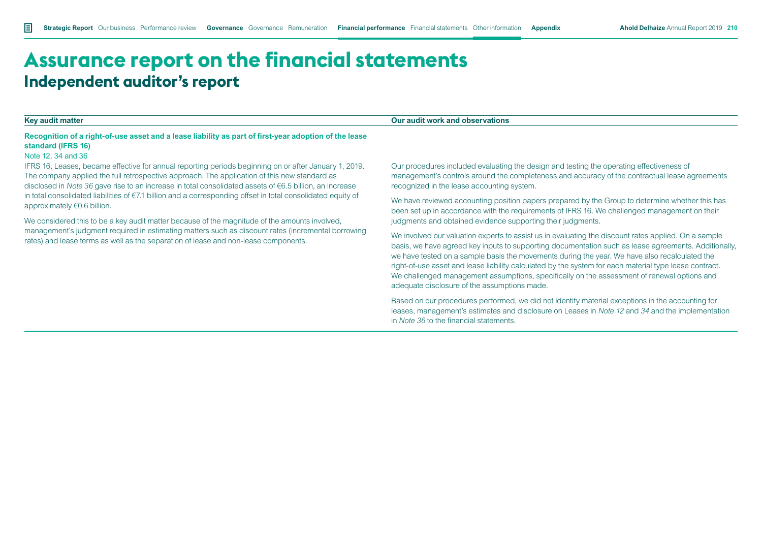# Assurance report on the financial statements

## Independent auditor's report

| Key audit matter | Our audit work and observations |
|---|---|
| **Recognition of a right-of-use asset and a lease liability as part of first-year adoption of the lease standard (IFRS 16)**<br>Note 12, 34 and 36<br>IFRS 16, Leases, became effective for annual reporting periods beginning on or after January 1, 2019. The company applied the full retrospective approach. The application of this new standard as disclosed in *Note 36* gave rise to an increase in total consolidated assets of €6.5 billion, an increase in total consolidated liabilities of €7.1 billion and a corresponding offset in total consolidated equity of approximately €0.6 billion.<br>We considered this to be a key audit matter because of the magnitude of the amounts involved, management's judgment required in estimating matters such as discount rates (incremental borrowing rates) and lease terms as well as the separation of lease and non-lease components. | Our procedures included evaluating the design and testing the operating effectiveness of management's controls around the completeness and accuracy of the contractual lease agreements recognized in the lease accounting system.<br>We have reviewed accounting position papers prepared by the Group to determine whether this has been set up in accordance with the requirements of IFRS 16. We challenged management on their judgments and obtained evidence supporting their judgments.<br>We involved our valuation experts to assist us in evaluating the discount rates applied. On a sample basis, we have agreed key inputs to supporting documentation such as lease agreements. Additionally, we have tested on a sample basis the movements during the year. We have also recalculated the right-of-use asset and lease liability calculated by the system for each material type lease contract. We challenged management assumptions, specifically on the assessment of renewal options and adequate disclosure of the assumptions made.<br>Based on our procedures performed, we did not identify material exceptions in the accounting for leases, management's estimates and disclosure on Leases in *Note 12* and *34* and the implementation in *Note 36* to the financial statements. |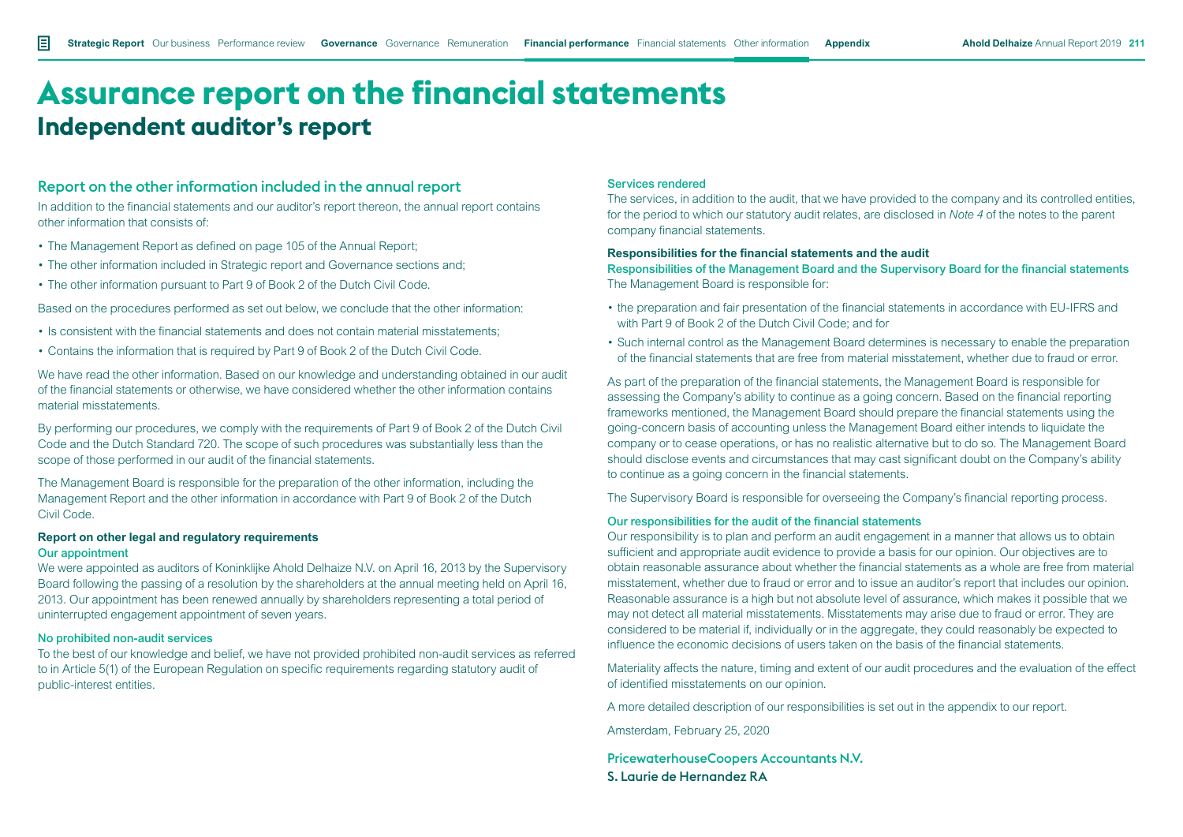# Assurance report on the financial statements

## Independent auditor's report

### Report on the other information included in the annual report

In addition to the financial statements and our auditor's report thereon, the annual report contains other information that consists of:

- The Management Report as defined on page 105 of the Annual Report;
- The other information included in Strategic report and Governance sections and;
- The other information pursuant to Part 9 of Book 2 of the Dutch Civil Code.

Based on the procedures performed as set out below, we conclude that the other information:

- Is consistent with the financial statements and does not contain material misstatements;
- Contains the information that is required by Part 9 of Book 2 of the Dutch Civil Code.

We have read the other information. Based on our knowledge and understanding obtained in our audit of the financial statements or otherwise, we have considered whether the other information contains material misstatements.

By performing our procedures, we comply with the requirements of Part 9 of Book 2 of the Dutch Civil Code and the Dutch Standard 720. The scope of such procedures was substantially less than the scope of those performed in our audit of the financial statements.

The Management Board is responsible for the preparation of the other information, including the Management Report and the other information in accordance with Part 9 of Book 2 of the Dutch Civil Code.

**Report on other legal and regulatory requirements**

#### Our appointment

We were appointed as auditors of Koninklijke Ahold Delhaize N.V. on April 16, 2013 by the Supervisory Board following the passing of a resolution by the shareholders at the annual meeting held on April 16, 2013. Our appointment has been renewed annually by shareholders representing a total period of uninterrupted engagement appointment of seven years.

#### No prohibited non-audit services

To the best of our knowledge and belief, we have not provided prohibited non-audit services as referred to in Article 5(1) of the European Regulation on specific requirements regarding statutory audit of public-interest entities.

#### Services rendered

The services, in addition to the audit, that we have provided to the company and its controlled entities, for the period to which our statutory audit relates, are disclosed in *Note 4* of the notes to the parent company financial statements.

**Responsibilities for the financial statements and the audit**

#### Responsibilities of the Management Board and the Supervisory Board for the financial statements

The Management Board is responsible for:

- the preparation and fair presentation of the financial statements in accordance with EU-IFRS and with Part 9 of Book 2 of the Dutch Civil Code; and for
- Such internal control as the Management Board determines is necessary to enable the preparation of the financial statements that are free from material misstatement, whether due to fraud or error.

As part of the preparation of the financial statements, the Management Board is responsible for assessing the Company's ability to continue as a going concern. Based on the financial reporting frameworks mentioned, the Management Board should prepare the financial statements using the going-concern basis of accounting unless the Management Board either intends to liquidate the company or to cease operations, or has no realistic alternative but to do so. The Management Board should disclose events and circumstances that may cast significant doubt on the Company's ability to continue as a going concern in the financial statements.

The Supervisory Board is responsible for overseeing the Company's financial reporting process.

#### Our responsibilities for the audit of the financial statements

Our responsibility is to plan and perform an audit engagement in a manner that allows us to obtain sufficient and appropriate audit evidence to provide a basis for our opinion. Our objectives are to obtain reasonable assurance about whether the financial statements as a whole are free from material misstatement, whether due to fraud or error and to issue an auditor's report that includes our opinion. Reasonable assurance is a high but not absolute level of assurance, which makes it possible that we may not detect all material misstatements. Misstatements may arise due to fraud or error. They are considered to be material if, individually or in the aggregate, they could reasonably be expected to influence the economic decisions of users taken on the basis of the financial statements.

Materiality affects the nature, timing and extent of our audit procedures and the evaluation of the effect of identified misstatements on our opinion.

A more detailed description of our responsibilities is set out in the appendix to our report.

Amsterdam, February 25, 2020

PricewaterhouseCoopers Accountants N.V.
S. Laurie de Hernandez RA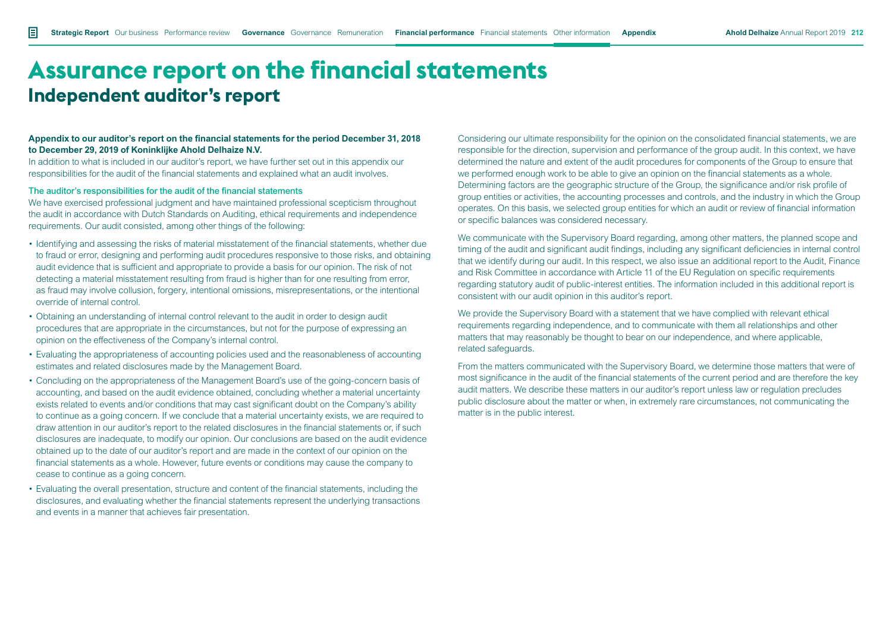# Assurance report on the financial statements

## Independent auditor's report

**Appendix to our auditor's report on the financial statements for the period December 31, 2018 to December 29, 2019 of Koninklijke Ahold Delhaize N.V.**

In addition to what is included in our auditor's report, we have further set out in this appendix our responsibilities for the audit of the financial statements and explained what an audit involves.

### The auditor's responsibilities for the audit of the financial statements

We have exercised professional judgment and have maintained professional scepticism throughout the audit in accordance with Dutch Standards on Auditing, ethical requirements and independence requirements. Our audit consisted, among other things of the following:

- Identifying and assessing the risks of material misstatement of the financial statements, whether due to fraud or error, designing and performing audit procedures responsive to those risks, and obtaining audit evidence that is sufficient and appropriate to provide a basis for our opinion. The risk of not detecting a material misstatement resulting from fraud is higher than for one resulting from error, as fraud may involve collusion, forgery, intentional omissions, misrepresentations, or the intentional override of internal control.
- Obtaining an understanding of internal control relevant to the audit in order to design audit procedures that are appropriate in the circumstances, but not for the purpose of expressing an opinion on the effectiveness of the Company's internal control.
- Evaluating the appropriateness of accounting policies used and the reasonableness of accounting estimates and related disclosures made by the Management Board.
- Concluding on the appropriateness of the Management Board's use of the going-concern basis of accounting, and based on the audit evidence obtained, concluding whether a material uncertainty exists related to events and/or conditions that may cast significant doubt on the Company's ability to continue as a going concern. If we conclude that a material uncertainty exists, we are required to draw attention in our auditor's report to the related disclosures in the financial statements or, if such disclosures are inadequate, to modify our opinion. Our conclusions are based on the audit evidence obtained up to the date of our auditor's report and are made in the context of our opinion on the financial statements as a whole. However, future events or conditions may cause the company to cease to continue as a going concern.
- Evaluating the overall presentation, structure and content of the financial statements, including the disclosures, and evaluating whether the financial statements represent the underlying transactions and events in a manner that achieves fair presentation.

Considering our ultimate responsibility for the opinion on the consolidated financial statements, we are responsible for the direction, supervision and performance of the group audit. In this context, we have determined the nature and extent of the audit procedures for components of the Group to ensure that we performed enough work to be able to give an opinion on the financial statements as a whole. Determining factors are the geographic structure of the Group, the significance and/or risk profile of group entities or activities, the accounting processes and controls, and the industry in which the Group operates. On this basis, we selected group entities for which an audit or review of financial information or specific balances was considered necessary.

We communicate with the Supervisory Board regarding, among other matters, the planned scope and timing of the audit and significant audit findings, including any significant deficiencies in internal control that we identify during our audit. In this respect, we also issue an additional report to the Audit, Finance and Risk Committee in accordance with Article 11 of the EU Regulation on specific requirements regarding statutory audit of public-interest entities. The information included in this additional report is consistent with our audit opinion in this auditor's report.

We provide the Supervisory Board with a statement that we have complied with relevant ethical requirements regarding independence, and to communicate with them all relationships and other matters that may reasonably be thought to bear on our independence, and where applicable, related safeguards.

From the matters communicated with the Supervisory Board, we determine those matters that were of most significance in the audit of the financial statements of the current period and are therefore the key audit matters. We describe these matters in our auditor's report unless law or regulation precludes public disclosure about the matter or when, in extremely rare circumstances, not communicating the matter is in the public interest.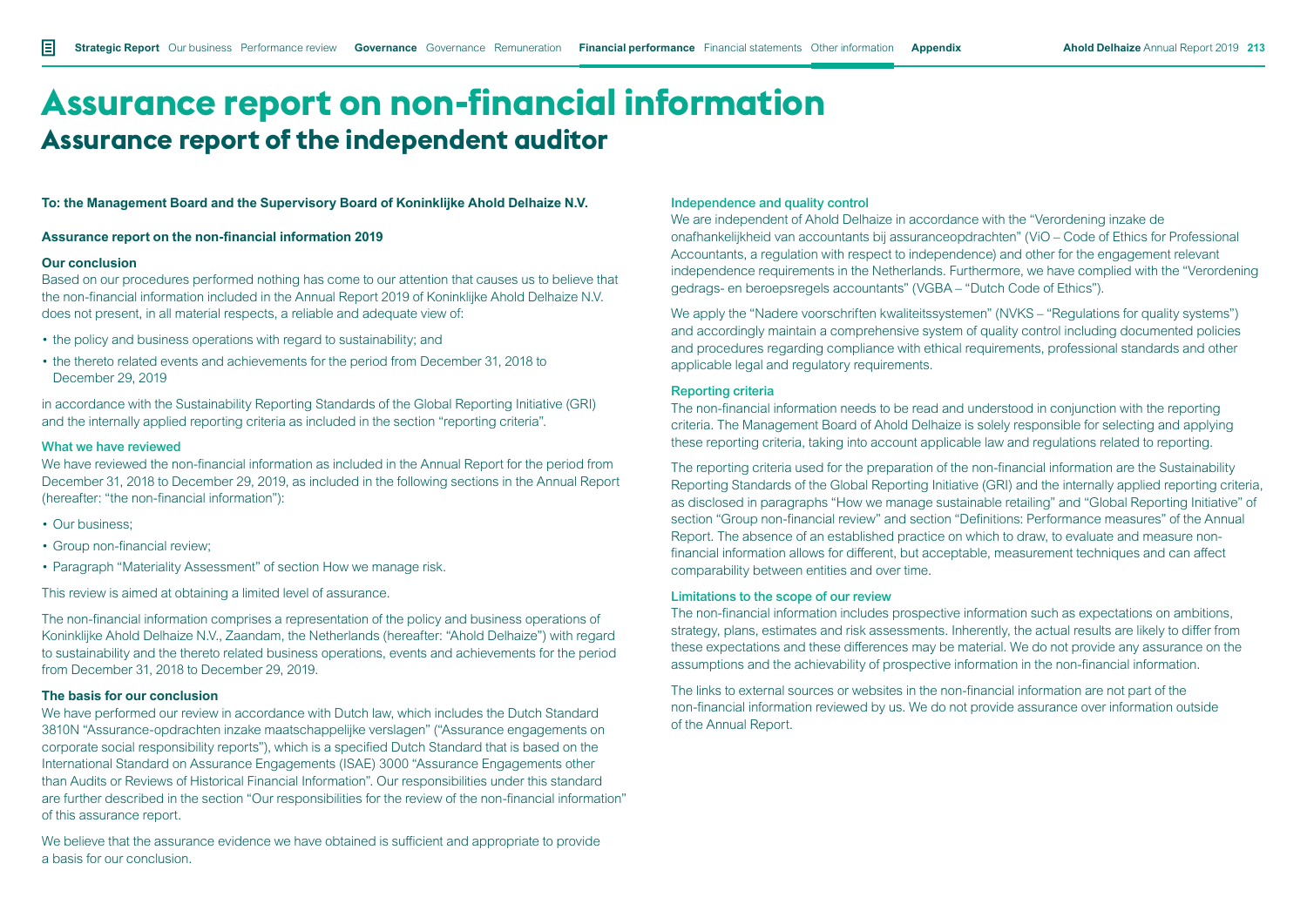# Assurance report on non-financial information

## Assurance report of the independent auditor

**To: the Management Board and the Supervisory Board of Koninklijke Ahold Delhaize N.V.**

**Assurance report on the non-financial information 2019**

### Our conclusion

Based on our procedures performed nothing has come to our attention that causes us to believe that the non-financial information included in the Annual Report 2019 of Koninklijke Ahold Delhaize N.V. does not present, in all material respects, a reliable and adequate view of:

- the policy and business operations with regard to sustainability; and
- the thereto related events and achievements for the period from December 31, 2018 to December 29, 2019

in accordance with the Sustainability Reporting Standards of the Global Reporting Initiative (GRI) and the internally applied reporting criteria as included in the section "reporting criteria".

### What we have reviewed

We have reviewed the non-financial information as included in the Annual Report for the period from December 31, 2018 to December 29, 2019, as included in the following sections in the Annual Report (hereafter: "the non-financial information"):

- Our business;
- Group non-financial review;
- Paragraph "Materiality Assessment" of section How we manage risk.

This review is aimed at obtaining a limited level of assurance.

The non-financial information comprises a representation of the policy and business operations of Koninklijke Ahold Delhaize N.V., Zaandam, the Netherlands (hereafter: "Ahold Delhaize") with regard to sustainability and the thereto related business operations, events and achievements for the period from December 31, 2018 to December 29, 2019.

### The basis for our conclusion

We have performed our review in accordance with Dutch law, which includes the Dutch Standard 3810N "Assurance-opdrachten inzake maatschappelijke verslagen" ("Assurance engagements on corporate social responsibility reports"), which is a specified Dutch Standard that is based on the International Standard on Assurance Engagements (ISAE) 3000 "Assurance Engagements other than Audits or Reviews of Historical Financial Information". Our responsibilities under this standard are further described in the section "Our responsibilities for the review of the non-financial information" of this assurance report.

We believe that the assurance evidence we have obtained is sufficient and appropriate to provide a basis for our conclusion.

### Independence and quality control

We are independent of Ahold Delhaize in accordance with the "Verordening inzake de onafhankelijkheid van accountants bij assuranceopdrachten" (ViO – Code of Ethics for Professional Accountants, a regulation with respect to independence) and other for the engagement relevant independence requirements in the Netherlands. Furthermore, we have complied with the "Verordening gedrags- en beroepsregels accountants" (VGBA – "Dutch Code of Ethics").

We apply the "Nadere voorschriften kwaliteitssystemen" (NVKS – "Regulations for quality systems") and accordingly maintain a comprehensive system of quality control including documented policies and procedures regarding compliance with ethical requirements, professional standards and other applicable legal and regulatory requirements.

### Reporting criteria

The non-financial information needs to be read and understood in conjunction with the reporting criteria. The Management Board of Ahold Delhaize is solely responsible for selecting and applying these reporting criteria, taking into account applicable law and regulations related to reporting.

The reporting criteria used for the preparation of the non-financial information are the Sustainability Reporting Standards of the Global Reporting Initiative (GRI) and the internally applied reporting criteria, as disclosed in paragraphs "How we manage sustainable retailing" and "Global Reporting Initiative" of section "Group non-financial review" and section "Definitions: Performance measures" of the Annual Report. The absence of an established practice on which to draw, to evaluate and measure non-financial information allows for different, but acceptable, measurement techniques and can affect comparability between entities and over time.

### Limitations to the scope of our review

The non-financial information includes prospective information such as expectations on ambitions, strategy, plans, estimates and risk assessments. Inherently, the actual results are likely to differ from these expectations and these differences may be material. We do not provide any assurance on the assumptions and the achievability of prospective information in the non-financial information.

The links to external sources or websites in the non-financial information are not part of the non-financial information reviewed by us. We do not provide assurance over information outside of the Annual Report.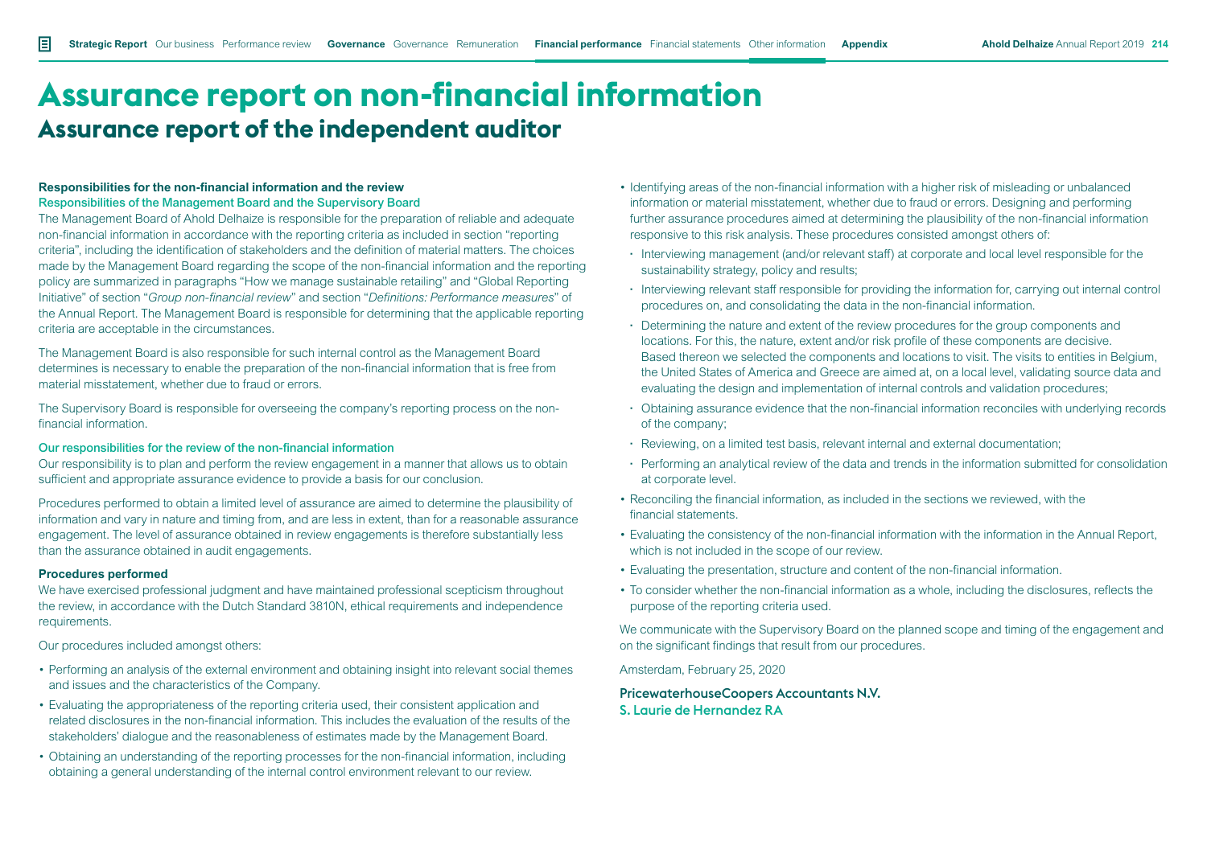# Assurance report on non-financial information

## Assurance report of the independent auditor

### Responsibilities for the non-financial information and the review

#### Responsibilities of the Management Board and the Supervisory Board

The Management Board of Ahold Delhaize is responsible for the preparation of reliable and adequate non-financial information in accordance with the reporting criteria as included in section "reporting criteria", including the identification of stakeholders and the definition of material matters. The choices made by the Management Board regarding the scope of the non-financial information and the reporting policy are summarized in paragraphs "How we manage sustainable retailing" and "Global Reporting Initiative" of section "*Group non-financial review*" and section "*Definitions: Performance measures*" of the Annual Report. The Management Board is responsible for determining that the applicable reporting criteria are acceptable in the circumstances.

The Management Board is also responsible for such internal control as the Management Board determines is necessary to enable the preparation of the non-financial information that is free from material misstatement, whether due to fraud or errors.

The Supervisory Board is responsible for overseeing the company's reporting process on the non-financial information.

#### Our responsibilities for the review of the non-financial information

Our responsibility is to plan and perform the review engagement in a manner that allows us to obtain sufficient and appropriate assurance evidence to provide a basis for our conclusion.

Procedures performed to obtain a limited level of assurance are aimed to determine the plausibility of information and vary in nature and timing from, and are less in extent, than for a reasonable assurance engagement. The level of assurance obtained in review engagements is therefore substantially less than the assurance obtained in audit engagements.

### Procedures performed

We have exercised professional judgment and have maintained professional scepticism throughout the review, in accordance with the Dutch Standard 3810N, ethical requirements and independence requirements.

Our procedures included amongst others:

- Performing an analysis of the external environment and obtaining insight into relevant social themes and issues and the characteristics of the Company.
- Evaluating the appropriateness of the reporting criteria used, their consistent application and related disclosures in the non-financial information. This includes the evaluation of the results of the stakeholders' dialogue and the reasonableness of estimates made by the Management Board.
- Obtaining an understanding of the reporting processes for the non-financial information, including obtaining a general understanding of the internal control environment relevant to our review.
- Identifying areas of the non-financial information with a higher risk of misleading or unbalanced information or material misstatement, whether due to fraud or errors. Designing and performing further assurance procedures aimed at determining the plausibility of the non-financial information responsive to this risk analysis. These procedures consisted amongst others of:
  - Interviewing management (and/or relevant staff) at corporate and local level responsible for the sustainability strategy, policy and results;
  - Interviewing relevant staff responsible for providing the information for, carrying out internal control procedures on, and consolidating the data in the non-financial information.
  - Determining the nature and extent of the review procedures for the group components and locations. For this, the nature, extent and/or risk profile of these components are decisive. Based thereon we selected the components and locations to visit. The visits to entities in Belgium, the United States of America and Greece are aimed at, on a local level, validating source data and evaluating the design and implementation of internal controls and validation procedures;
  - Obtaining assurance evidence that the non-financial information reconciles with underlying records of the company;
  - Reviewing, on a limited test basis, relevant internal and external documentation;
  - Performing an analytical review of the data and trends in the information submitted for consolidation at corporate level.
- Reconciling the financial information, as included in the sections we reviewed, with the financial statements.
- Evaluating the consistency of the non-financial information with the information in the Annual Report, which is not included in the scope of our review.
- Evaluating the presentation, structure and content of the non-financial information.
- To consider whether the non-financial information as a whole, including the disclosures, reflects the purpose of the reporting criteria used.

We communicate with the Supervisory Board on the planned scope and timing of the engagement and on the significant findings that result from our procedures.

Amsterdam, February 25, 2020

**PricewaterhouseCoopers Accountants N.V.**
S. Laurie de Hernandez RA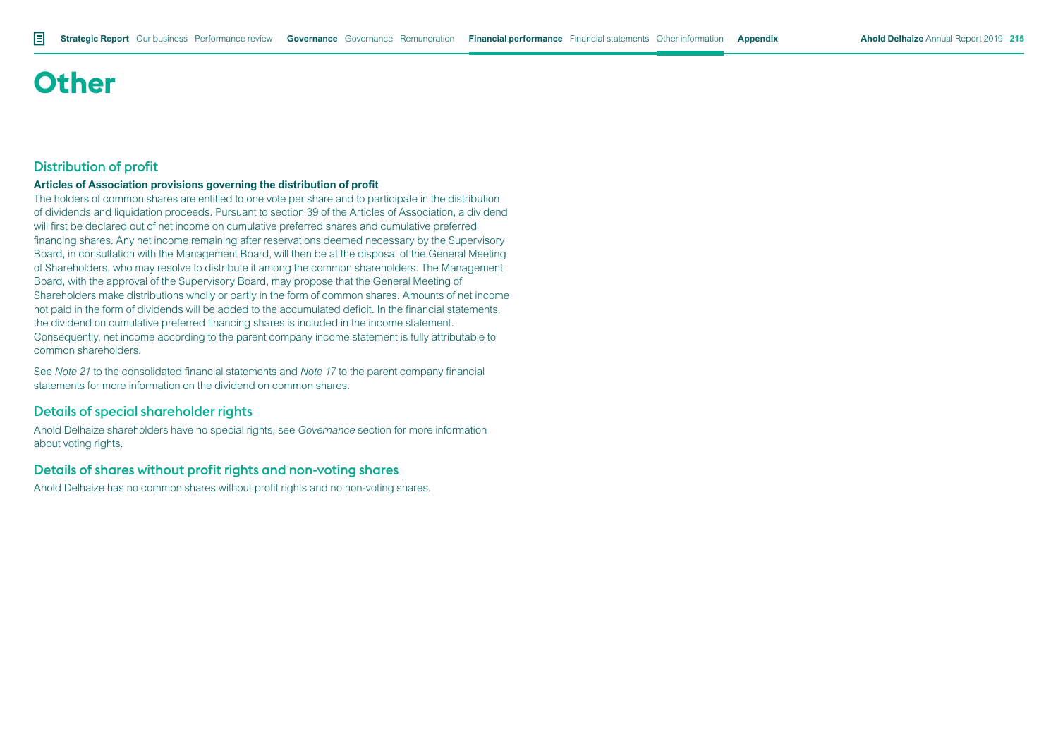# Other

## Distribution of profit

**Articles of Association provisions governing the distribution of profit**

The holders of common shares are entitled to one vote per share and to participate in the distribution of dividends and liquidation proceeds. Pursuant to section 39 of the Articles of Association, a dividend will first be declared out of net income on cumulative preferred shares and cumulative preferred financing shares. Any net income remaining after reservations deemed necessary by the Supervisory Board, in consultation with the Management Board, will then be at the disposal of the General Meeting of Shareholders, who may resolve to distribute it among the common shareholders. The Management Board, with the approval of the Supervisory Board, may propose that the General Meeting of Shareholders make distributions wholly or partly in the form of common shares. Amounts of net income not paid in the form of dividends will be added to the accumulated deficit. In the financial statements, the dividend on cumulative preferred financing shares is included in the income statement. Consequently, net income according to the parent company income statement is fully attributable to common shareholders.

See *Note 21* to the consolidated financial statements and *Note 17* to the parent company financial statements for more information on the dividend on common shares.

## Details of special shareholder rights

Ahold Delhaize shareholders have no special rights, see *Governance* section for more information about voting rights.

## Details of shares without profit rights and non-voting shares

Ahold Delhaize has no common shares without profit rights and no non-voting shares.